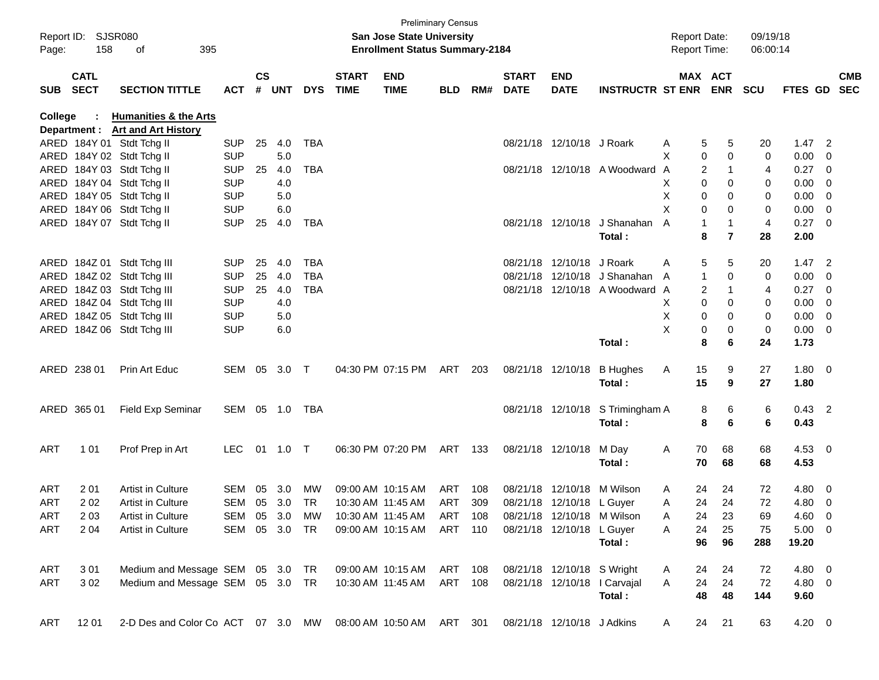Preliminary Census

Report ID: SJSR080

**San Jose State University**

**Enrollment Status Summary-2184**

Report Date: 09/19/18
Report Time: 06:00:14

**College : Humanities & the Arts**
**Department : Art and Art History**

| SUB | CATL SECT | SECTION TITTLE | ACT | CS # | UNT | DYS | START TIME | END TIME | BLD | RM# | START DATE | END DATE | INSTRUCTR | ST | MAX ENR | ACT ENR | SCU | FTES | GD | CMB SEC |
|---|---|---|---|---|---|---|---|---|---|---|---|---|---|---|---|---|---|---|---|---|
| ARED | 184Y 01 | Stdt Tchg II | SUP | 25 | 4.0 | TBA | | | | | 08/21/18 | 12/10/18 | J Roark | A | 5 | 5 | 20 | 1.47 | 2 | |
| ARED | 184Y 02 | Stdt Tchg II | SUP | | 5.0 | | | | | | | | | X | 0 | 0 | 0 | 0.00 | 0 | |
| ARED | 184Y 03 | Stdt Tchg II | SUP | 25 | 4.0 | TBA | | | | | 08/21/18 | 12/10/18 | A Woodward | A | 2 | 1 | 4 | 0.27 | 0 | |
| ARED | 184Y 04 | Stdt Tchg II | SUP | | 4.0 | | | | | | | | | X | 0 | 0 | 0 | 0.00 | 0 | |
| ARED | 184Y 05 | Stdt Tchg II | SUP | | 5.0 | | | | | | | | | X | 0 | 0 | 0 | 0.00 | 0 | |
| ARED | 184Y 06 | Stdt Tchg II | SUP | | 6.0 | | | | | | | | | X | 0 | 0 | 0 | 0.00 | 0 | |
| ARED | 184Y 07 | Stdt Tchg II | SUP | 25 | 4.0 | TBA | | | | | 08/21/18 | 12/10/18 | J Shanahan | A | 1 | 1 | 4 | 0.27 | 0 | |
| | | | | | | | | | | | | | **Total :** | | **8** | **7** | **28** | **2.00** | | |
| ARED | 184Z 01 | Stdt Tchg III | SUP | 25 | 4.0 | TBA | | | | | 08/21/18 | 12/10/18 | J Roark | A | 5 | 5 | 20 | 1.47 | 2 | |
| ARED | 184Z 02 | Stdt Tchg III | SUP | 25 | 4.0 | TBA | | | | | 08/21/18 | 12/10/18 | J Shanahan | A | 1 | 0 | 0 | 0.00 | 0 | |
| ARED | 184Z 03 | Stdt Tchg III | SUP | 25 | 4.0 | TBA | | | | | 08/21/18 | 12/10/18 | A Woodward | A | 2 | 1 | 4 | 0.27 | 0 | |
| ARED | 184Z 04 | Stdt Tchg III | SUP | | 4.0 | | | | | | | | | X | 0 | 0 | 0 | 0.00 | 0 | |
| ARED | 184Z 05 | Stdt Tchg III | SUP | | 5.0 | | | | | | | | | X | 0 | 0 | 0 | 0.00 | 0 | |
| ARED | 184Z 06 | Stdt Tchg III | SUP | | 6.0 | | | | | | | | | X | 0 | 0 | 0 | 0.00 | 0 | |
| | | | | | | | | | | | | | **Total :** | | **8** | **6** | **24** | **1.73** | | |
| ARED | 238 01 | Prin Art Educ | SEM | 05 | 3.0 | T | 04:30 PM | 07:15 PM | ART | 203 | 08/21/18 | 12/10/18 | B Hughes | A | 15 | 9 | 27 | 1.80 | 0 | |
| | | | | | | | | | | | | | **Total :** | | **15** | **9** | **27** | **1.80** | | |
| ARED | 365 01 | Field Exp Seminar | SEM | 05 | 1.0 | TBA | | | | | 08/21/18 | 12/10/18 | S Trimingham | A | 8 | 6 | 6 | 0.43 | 2 | |
| | | | | | | | | | | | | | **Total :** | | **8** | **6** | **6** | **0.43** | | |
| ART | 1 01 | Prof Prep in Art | LEC | 01 | 1.0 | T | 06:30 PM | 07:20 PM | ART | 133 | 08/21/18 | 12/10/18 | M Day | A | 70 | 68 | 68 | 4.53 | 0 | |
| | | | | | | | | | | | | | **Total :** | | **70** | **68** | **68** | **4.53** | | |
| ART | 2 01 | Artist in Culture | SEM | 05 | 3.0 | MW | 09:00 AM | 10:15 AM | ART | 108 | 08/21/18 | 12/10/18 | M Wilson | A | 24 | 24 | 72 | 4.80 | 0 | |
| ART | 2 02 | Artist in Culture | SEM | 05 | 3.0 | TR | 10:30 AM | 11:45 AM | ART | 309 | 08/21/18 | 12/10/18 | L Guyer | A | 24 | 24 | 72 | 4.80 | 0 | |
| ART | 2 03 | Artist in Culture | SEM | 05 | 3.0 | MW | 10:30 AM | 11:45 AM | ART | 108 | 08/21/18 | 12/10/18 | M Wilson | A | 24 | 23 | 69 | 4.60 | 0 | |
| ART | 2 04 | Artist in Culture | SEM | 05 | 3.0 | TR | 09:00 AM | 10:15 AM | ART | 110 | 08/21/18 | 12/10/18 | L Guyer | A | 24 | 25 | 75 | 5.00 | 0 | |
| | | | | | | | | | | | | | **Total :** | | **96** | **96** | **288** | **19.20** | | |
| ART | 3 01 | Medium and Message | SEM | 05 | 3.0 | TR | 09:00 AM | 10:15 AM | ART | 108 | 08/21/18 | 12/10/18 | S Wright | A | 24 | 24 | 72 | 4.80 | 0 | |
| ART | 3 02 | Medium and Message | SEM | 05 | 3.0 | TR | 10:30 AM | 11:45 AM | ART | 108 | 08/21/18 | 12/10/18 | I Carvajal | A | 24 | 24 | 72 | 4.80 | 0 | |
| | | | | | | | | | | | | | **Total :** | | **48** | **48** | **144** | **9.60** | | |
| ART | 12 01 | 2-D Des and Color Co | ACT | 07 | 3.0 | MW | 08:00 AM | 10:50 AM | ART | 301 | 08/21/18 | 12/10/18 | J Adkins | A | 24 | 21 | 63 | 4.20 | 0 | |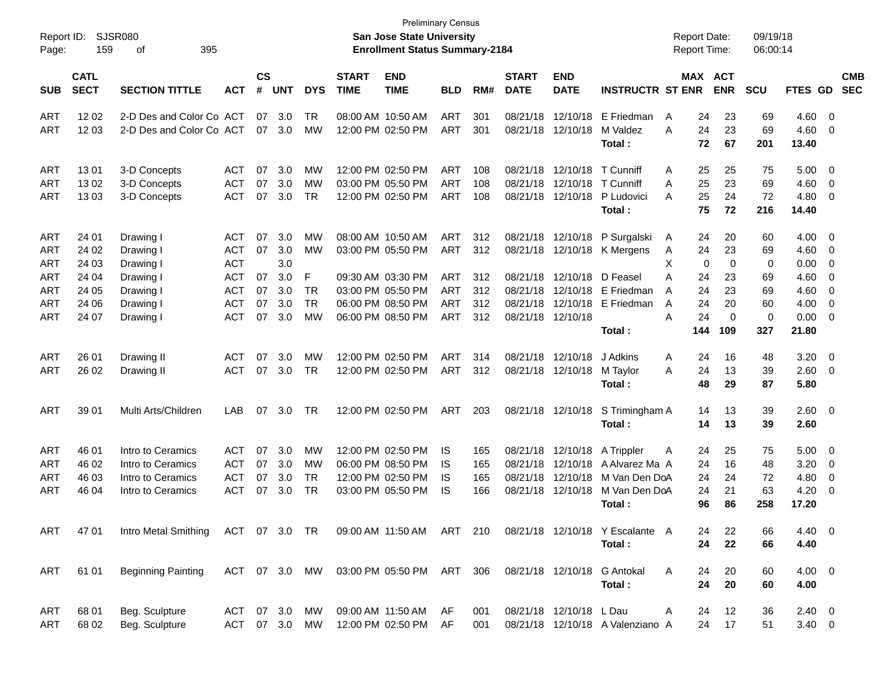Preliminary Census

Report ID: SJSR080

**San Jose State University**

**Enrollment Status Summary-2184**

Report Date: 09/19/18

Report Time: 06:00:14

| SUB | CATL SECT | SECTION TITTLE | ACT | CS # | UNT | DYS | START TIME | END TIME | BLD | RM# | START DATE | END DATE | INSTRUCTR | ST | MAX ENR | ACT ENR | SCU | FTES | GD | CMB SEC |
|---|---|---|---|---|---|---|---|---|---|---|---|---|---|---|---|---|---|---|---|---|
| ART | 12 02 | 2-D Des and Color Co | ACT | 07 | 3.0 | TR | 08:00 AM | 10:50 AM | ART | 301 | 08/21/18 | 12/10/18 | E Friedman | A | 24 | 23 | 69 | 4.60 | 0 | |
| ART | 12 03 | 2-D Des and Color Co | ACT | 07 | 3.0 | MW | 12:00 PM | 02:50 PM | ART | 301 | 08/21/18 | 12/10/18 | M Valdez | A | 24 | 23 | 69 | 4.60 | 0 | |
| | | | | | | | | | | | | | **Total :** | | **72** | **67** | **201** | **13.40** | | |
| ART | 13 01 | 3-D Concepts | ACT | 07 | 3.0 | MW | 12:00 PM | 02:50 PM | ART | 108 | 08/21/18 | 12/10/18 | T Cunniff | A | 25 | 25 | 75 | 5.00 | 0 | |
| ART | 13 02 | 3-D Concepts | ACT | 07 | 3.0 | MW | 03:00 PM | 05:50 PM | ART | 108 | 08/21/18 | 12/10/18 | T Cunniff | A | 25 | 23 | 69 | 4.60 | 0 | |
| ART | 13 03 | 3-D Concepts | ACT | 07 | 3.0 | TR | 12:00 PM | 02:50 PM | ART | 108 | 08/21/18 | 12/10/18 | P Ludovici | A | 25 | 24 | 72 | 4.80 | 0 | |
| | | | | | | | | | | | | | **Total :** | | **75** | **72** | **216** | **14.40** | | |
| ART | 24 01 | Drawing I | ACT | 07 | 3.0 | MW | 08:00 AM | 10:50 AM | ART | 312 | 08/21/18 | 12/10/18 | P Surgalski | A | 24 | 20 | 60 | 4.00 | 0 | |
| ART | 24 02 | Drawing I | ACT | 07 | 3.0 | MW | 03:00 PM | 05:50 PM | ART | 312 | 08/21/18 | 12/10/18 | K Mergens | A | 24 | 23 | 69 | 4.60 | 0 | |
| ART | 24 03 | Drawing I | ACT | | 3.0 | | | | | | | | | X | 0 | 0 | 0 | 0.00 | 0 | |
| ART | 24 04 | Drawing I | ACT | 07 | 3.0 | F | 09:30 AM | 03:30 PM | ART | 312 | 08/21/18 | 12/10/18 | D Feasel | A | 24 | 23 | 69 | 4.60 | 0 | |
| ART | 24 05 | Drawing I | ACT | 07 | 3.0 | TR | 03:00 PM | 05:50 PM | ART | 312 | 08/21/18 | 12/10/18 | E Friedman | A | 24 | 23 | 69 | 4.60 | 0 | |
| ART | 24 06 | Drawing I | ACT | 07 | 3.0 | TR | 06:00 PM | 08:50 PM | ART | 312 | 08/21/18 | 12/10/18 | E Friedman | A | 24 | 20 | 60 | 4.00 | 0 | |
| ART | 24 07 | Drawing I | ACT | 07 | 3.0 | MW | 06:00 PM | 08:50 PM | ART | 312 | 08/21/18 | 12/10/18 | | A | 24 | 0 | 0 | 0.00 | 0 | |
| | | | | | | | | | | | | | **Total :** | | **144** | **109** | **327** | **21.80** | | |
| ART | 26 01 | Drawing II | ACT | 07 | 3.0 | MW | 12:00 PM | 02:50 PM | ART | 314 | 08/21/18 | 12/10/18 | J Adkins | A | 24 | 16 | 48 | 3.20 | 0 | |
| ART | 26 02 | Drawing II | ACT | 07 | 3.0 | TR | 12:00 PM | 02:50 PM | ART | 312 | 08/21/18 | 12/10/18 | M Taylor | A | 24 | 13 | 39 | 2.60 | 0 | |
| | | | | | | | | | | | | | **Total :** | | **48** | **29** | **87** | **5.80** | | |
| ART | 39 01 | Multi Arts/Children | LAB | 07 | 3.0 | TR | 12:00 PM | 02:50 PM | ART | 203 | 08/21/18 | 12/10/18 | S Trimingham | A | 14 | 13 | 39 | 2.60 | 0 | |
| | | | | | | | | | | | | | **Total :** | | **14** | **13** | **39** | **2.60** | | |
| ART | 46 01 | Intro to Ceramics | ACT | 07 | 3.0 | MW | 12:00 PM | 02:50 PM | IS | 165 | 08/21/18 | 12/10/18 | A Trippler | A | 24 | 25 | 75 | 5.00 | 0 | |
| ART | 46 02 | Intro to Ceramics | ACT | 07 | 3.0 | MW | 06:00 PM | 08:50 PM | IS | 165 | 08/21/18 | 12/10/18 | A Alvarez Ma | A | 24 | 16 | 48 | 3.20 | 0 | |
| ART | 46 03 | Intro to Ceramics | ACT | 07 | 3.0 | TR | 12:00 PM | 02:50 PM | IS | 165 | 08/21/18 | 12/10/18 | M Van Den Do | A | 24 | 24 | 72 | 4.80 | 0 | |
| ART | 46 04 | Intro to Ceramics | ACT | 07 | 3.0 | TR | 03:00 PM | 05:50 PM | IS | 166 | 08/21/18 | 12/10/18 | M Van Den Do | A | 24 | 21 | 63 | 4.20 | 0 | |
| | | | | | | | | | | | | | **Total :** | | **96** | **86** | **258** | **17.20** | | |
| ART | 47 01 | Intro Metal Smithing | ACT | 07 | 3.0 | TR | 09:00 AM | 11:50 AM | ART | 210 | 08/21/18 | 12/10/18 | Y Escalante | A | 24 | 22 | 66 | 4.40 | 0 | |
| | | | | | | | | | | | | | **Total :** | | **24** | **22** | **66** | **4.40** | | |
| ART | 61 01 | Beginning Painting | ACT | 07 | 3.0 | MW | 03:00 PM | 05:50 PM | ART | 306 | 08/21/18 | 12/10/18 | G Antokal | A | 24 | 20 | 60 | 4.00 | 0 | |
| | | | | | | | | | | | | | **Total :** | | **24** | **20** | **60** | **4.00** | | |
| ART | 68 01 | Beg. Sculpture | ACT | 07 | 3.0 | MW | 09:00 AM | 11:50 AM | AF | 001 | 08/21/18 | 12/10/18 | L Dau | A | 24 | 12 | 36 | 2.40 | 0 | |
| ART | 68 02 | Beg. Sculpture | ACT | 07 | 3.0 | MW | 12:00 PM | 02:50 PM | AF | 001 | 08/21/18 | 12/10/18 | A Valenziano | A | 24 | 17 | 51 | 3.40 | 0 | |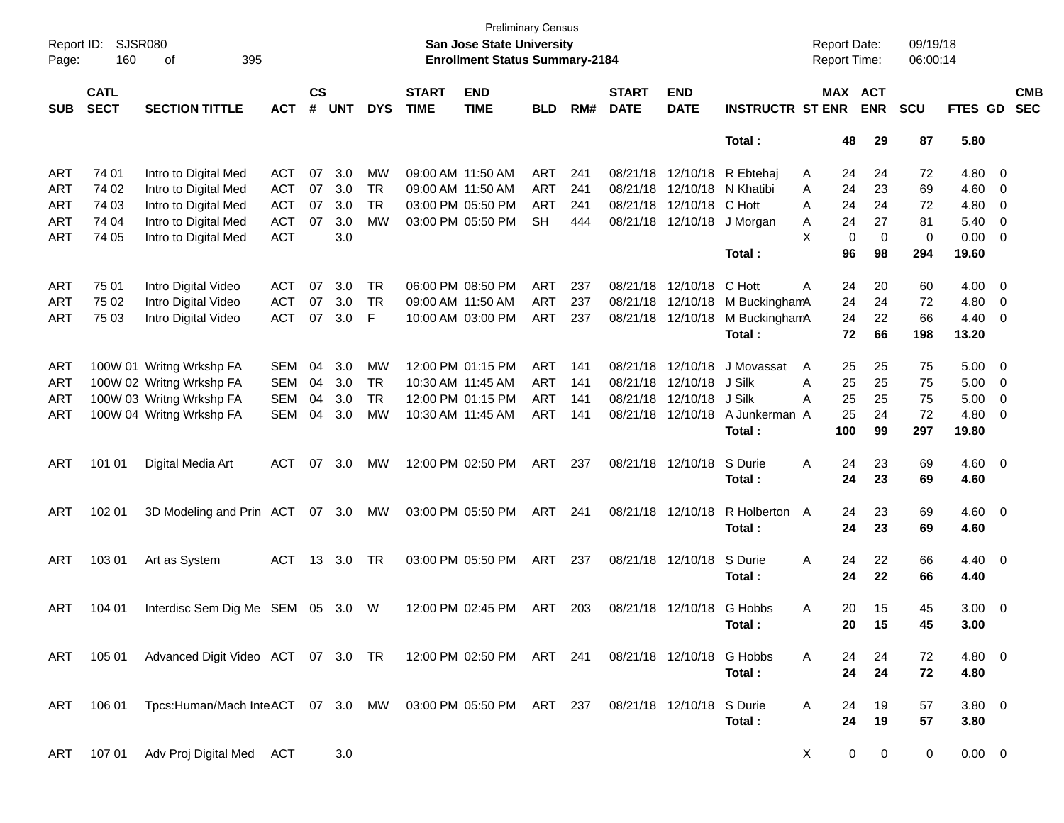Preliminary Census

**San Jose State University**

**Enrollment Status Summary-2184**

Report ID: SJSR080

Report Date: 09/19/18

Report Time: 06:00:14

| SUB | CATL SECT | SECTION TITTLE | ACT | CS # | UNT | DYS | START TIME | END TIME | BLD | RM# | START DATE | END DATE | INSTRUCTR | ST | MAX ENR | ACT ENR | SCU | FTES | GD | CMB SEC |
|---|---|---|---|---|---|---|---|---|---|---|---|---|---|---|---|---|---|---|---|---|
| | | | | | | | | | | | | | **Total :** | | **48** | **29** | **87** | **5.80** | | |
| ART | 74 01 | Intro to Digital Med | ACT | 07 | 3.0 | MW | 09:00 AM | 11:50 AM | ART | 241 | 08/21/18 | 12/10/18 | R Ebtehaj | A | 24 | 24 | 72 | 4.80 | 0 | |
| ART | 74 02 | Intro to Digital Med | ACT | 07 | 3.0 | TR | 09:00 AM | 11:50 AM | ART | 241 | 08/21/18 | 12/10/18 | N Khatibi | A | 24 | 23 | 69 | 4.60 | 0 | |
| ART | 74 03 | Intro to Digital Med | ACT | 07 | 3.0 | TR | 03:00 PM | 05:50 PM | ART | 241 | 08/21/18 | 12/10/18 | C Hott | A | 24 | 24 | 72 | 4.80 | 0 | |
| ART | 74 04 | Intro to Digital Med | ACT | 07 | 3.0 | MW | 03:00 PM | 05:50 PM | SH | 444 | 08/21/18 | 12/10/18 | J Morgan | A | 24 | 27 | 81 | 5.40 | 0 | |
| ART | 74 05 | Intro to Digital Med | ACT | | 3.0 | | | | | | | | | X | 0 | 0 | 0 | 0.00 | 0 | |
| | | | | | | | | | | | | | **Total :** | | **96** | **98** | **294** | **19.60** | | |
| ART | 75 01 | Intro Digital Video | ACT | 07 | 3.0 | TR | 06:00 PM | 08:50 PM | ART | 237 | 08/21/18 | 12/10/18 | C Hott | A | 24 | 20 | 60 | 4.00 | 0 | |
| ART | 75 02 | Intro Digital Video | ACT | 07 | 3.0 | TR | 09:00 AM | 11:50 AM | ART | 237 | 08/21/18 | 12/10/18 | M Buckingham | A | 24 | 24 | 72 | 4.80 | 0 | |
| ART | 75 03 | Intro Digital Video | ACT | 07 | 3.0 | F | 10:00 AM | 03:00 PM | ART | 237 | 08/21/18 | 12/10/18 | M Buckingham | A | 24 | 22 | 66 | 4.40 | 0 | |
| | | | | | | | | | | | | | **Total :** | | **72** | **66** | **198** | **13.20** | | |
| ART | 100W 01 | Writng Wrkshp FA | SEM | 04 | 3.0 | MW | 12:00 PM | 01:15 PM | ART | 141 | 08/21/18 | 12/10/18 | J Movassat | A | 25 | 25 | 75 | 5.00 | 0 | |
| ART | 100W 02 | Writng Wrkshp FA | SEM | 04 | 3.0 | TR | 10:30 AM | 11:45 AM | ART | 141 | 08/21/18 | 12/10/18 | J Silk | A | 25 | 25 | 75 | 5.00 | 0 | |
| ART | 100W 03 | Writng Wrkshp FA | SEM | 04 | 3.0 | TR | 12:00 PM | 01:15 PM | ART | 141 | 08/21/18 | 12/10/18 | J Silk | A | 25 | 25 | 75 | 5.00 | 0 | |
| ART | 100W 04 | Writng Wrkshp FA | SEM | 04 | 3.0 | MW | 10:30 AM | 11:45 AM | ART | 141 | 08/21/18 | 12/10/18 | A Junkerman | A | 25 | 24 | 72 | 4.80 | 0 | |
| | | | | | | | | | | | | | **Total :** | | **100** | **99** | **297** | **19.80** | | |
| ART | 101 01 | Digital Media Art | ACT | 07 | 3.0 | MW | 12:00 PM | 02:50 PM | ART | 237 | 08/21/18 | 12/10/18 | S Durie | A | 24 | 23 | 69 | 4.60 | 0 | |
| | | | | | | | | | | | | | **Total :** | | **24** | **23** | **69** | **4.60** | | |
| ART | 102 01 | 3D Modeling and Prin | ACT | 07 | 3.0 | MW | 03:00 PM | 05:50 PM | ART | 241 | 08/21/18 | 12/10/18 | R Holberton | A | 24 | 23 | 69 | 4.60 | 0 | |
| | | | | | | | | | | | | | **Total :** | | **24** | **23** | **69** | **4.60** | | |
| ART | 103 01 | Art as System | ACT | 13 | 3.0 | TR | 03:00 PM | 05:50 PM | ART | 237 | 08/21/18 | 12/10/18 | S Durie | A | 24 | 22 | 66 | 4.40 | 0 | |
| | | | | | | | | | | | | | **Total :** | | **24** | **22** | **66** | **4.40** | | |
| ART | 104 01 | Interdisc Sem Dig Me | SEM | 05 | 3.0 | W | 12:00 PM | 02:45 PM | ART | 203 | 08/21/18 | 12/10/18 | G Hobbs | A | 20 | 15 | 45 | 3.00 | 0 | |
| | | | | | | | | | | | | | **Total :** | | **20** | **15** | **45** | **3.00** | | |
| ART | 105 01 | Advanced Digit Video | ACT | 07 | 3.0 | TR | 12:00 PM | 02:50 PM | ART | 241 | 08/21/18 | 12/10/18 | G Hobbs | A | 24 | 24 | 72 | 4.80 | 0 | |
| | | | | | | | | | | | | | **Total :** | | **24** | **24** | **72** | **4.80** | | |
| ART | 106 01 | Tpcs:Human/Mach Inte | ACT | 07 | 3.0 | MW | 03:00 PM | 05:50 PM | ART | 237 | 08/21/18 | 12/10/18 | S Durie | A | 24 | 19 | 57 | 3.80 | 0 | |
| | | | | | | | | | | | | | **Total :** | | **24** | **19** | **57** | **3.80** | | |
| ART | 107 01 | Adv Proj Digital Med | ACT | | 3.0 | | | | | | | | | X | 0 | 0 | 0 | 0.00 | 0 | |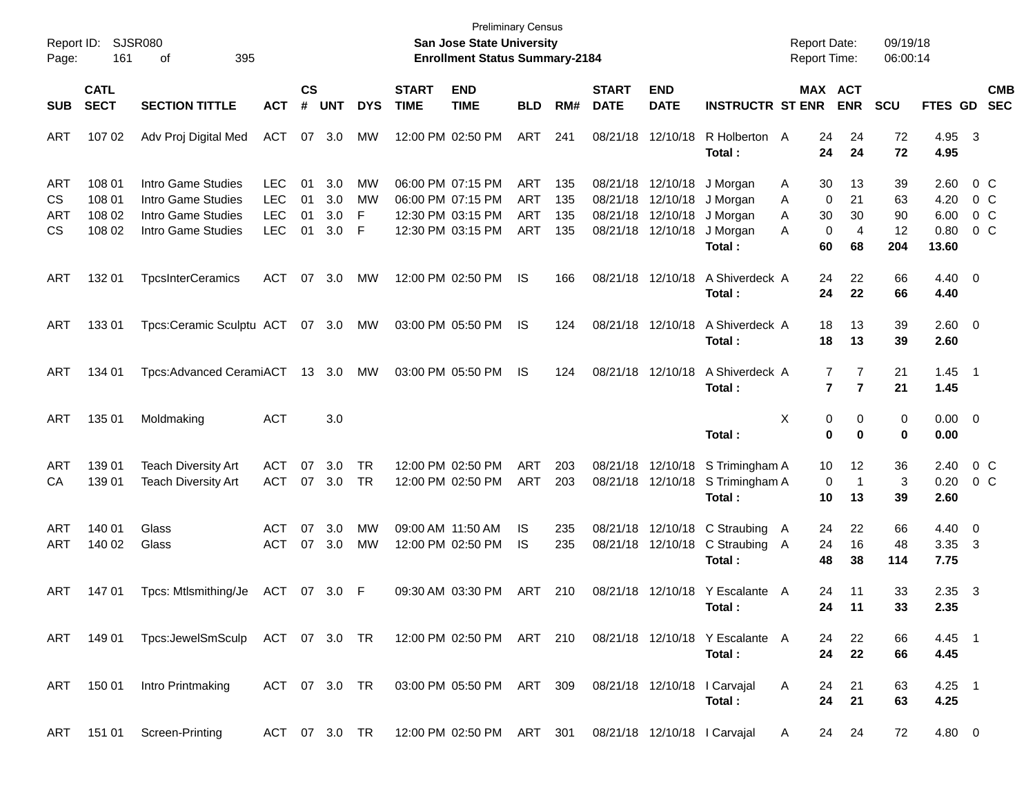Preliminary Census

**San Jose State University**

**Enrollment Status Summary-2184**

Report ID: SJSR080

Report Date: 09/19/18
Report Time: 06:00:14

| SUB | CATL SECT | SECTION TITTLE | ACT | CS # | UNT | DYS | START TIME | END TIME | BLD | RM# | START DATE | END DATE | INSTRUCTR | ST | MAX ENR | ACT ENR | SCU | FTES | GD | CMB SEC |
|---|---|---|---|---|---|---|---|---|---|---|---|---|---|---|---|---|---|---|---|---|
| ART | 107 02 | Adv Proj Digital Med | ACT | 07 | 3.0 | MW | 12:00 PM | 02:50 PM | ART | 241 | 08/21/18 | 12/10/18 | R Holberton | A | 24 | 24 | 72 | 4.95 | 3 | |
| | | | | | | | | | | | | | **Total :** | | **24** | **24** | **72** | **4.95** | | |
| ART | 108 01 | Intro Game Studies | LEC | 01 | 3.0 | MW | 06:00 PM | 07:15 PM | ART | 135 | 08/21/18 | 12/10/18 | J Morgan | A | 30 | 13 | 39 | 2.60 | 0 | C |
| CS | 108 01 | Intro Game Studies | LEC | 01 | 3.0 | MW | 06:00 PM | 07:15 PM | ART | 135 | 08/21/18 | 12/10/18 | J Morgan | A | 0 | 21 | 63 | 4.20 | 0 | C |
| ART | 108 02 | Intro Game Studies | LEC | 01 | 3.0 | F | 12:30 PM | 03:15 PM | ART | 135 | 08/21/18 | 12/10/18 | J Morgan | A | 30 | 30 | 90 | 6.00 | 0 | C |
| CS | 108 02 | Intro Game Studies | LEC | 01 | 3.0 | F | 12:30 PM | 03:15 PM | ART | 135 | 08/21/18 | 12/10/18 | J Morgan | A | 0 | 4 | 12 | 0.80 | 0 | C |
| | | | | | | | | | | | | | **Total :** | | **60** | **68** | **204** | **13.60** | | |
| ART | 132 01 | TpcsInterCeramics | ACT | 07 | 3.0 | MW | 12:00 PM | 02:50 PM | IS | 166 | 08/21/18 | 12/10/18 | A Shiverdeck | A | 24 | 22 | 66 | 4.40 | 0 | |
| | | | | | | | | | | | | | **Total :** | | **24** | **22** | **66** | **4.40** | | |
| ART | 133 01 | Tpcs:Ceramic Sculptu | ACT | 07 | 3.0 | MW | 03:00 PM | 05:50 PM | IS | 124 | 08/21/18 | 12/10/18 | A Shiverdeck | A | 18 | 13 | 39 | 2.60 | 0 | |
| | | | | | | | | | | | | | **Total :** | | **18** | **13** | **39** | **2.60** | | |
| ART | 134 01 | Tpcs:Advanced Cerami | ACT | 13 | 3.0 | MW | 03:00 PM | 05:50 PM | IS | 124 | 08/21/18 | 12/10/18 | A Shiverdeck | A | 7 | 7 | 21 | 1.45 | 1 | |
| | | | | | | | | | | | | | **Total :** | | **7** | **7** | **21** | **1.45** | | |
| ART | 135 01 | Moldmaking | ACT | | 3.0 | | | | | | | | | X | 0 | 0 | 0 | 0.00 | 0 | |
| | | | | | | | | | | | | | **Total :** | | **0** | **0** | **0** | **0.00** | | |
| ART | 139 01 | Teach Diversity Art | ACT | 07 | 3.0 | TR | 12:00 PM | 02:50 PM | ART | 203 | 08/21/18 | 12/10/18 | S Trimingham | A | 10 | 12 | 36 | 2.40 | 0 | C |
| CA | 139 01 | Teach Diversity Art | ACT | 07 | 3.0 | TR | 12:00 PM | 02:50 PM | ART | 203 | 08/21/18 | 12/10/18 | S Trimingham | A | 0 | 1 | 3 | 0.20 | 0 | C |
| | | | | | | | | | | | | | **Total :** | | **10** | **13** | **39** | **2.60** | | |
| ART | 140 01 | Glass | ACT | 07 | 3.0 | MW | 09:00 AM | 11:50 AM | IS | 235 | 08/21/18 | 12/10/18 | C Straubing | A | 24 | 22 | 66 | 4.40 | 0 | |
| ART | 140 02 | Glass | ACT | 07 | 3.0 | MW | 12:00 PM | 02:50 PM | IS | 235 | 08/21/18 | 12/10/18 | C Straubing | A | 24 | 16 | 48 | 3.35 | 3 | |
| | | | | | | | | | | | | | **Total :** | | **48** | **38** | **114** | **7.75** | | |
| ART | 147 01 | Tpcs: Mtlsmithing/Je | ACT | 07 | 3.0 | F | 09:30 AM | 03:30 PM | ART | 210 | 08/21/18 | 12/10/18 | Y Escalante | A | 24 | 11 | 33 | 2.35 | 3 | |
| | | | | | | | | | | | | | **Total :** | | **24** | **11** | **33** | **2.35** | | |
| ART | 149 01 | Tpcs:JewelSmSculp | ACT | 07 | 3.0 | TR | 12:00 PM | 02:50 PM | ART | 210 | 08/21/18 | 12/10/18 | Y Escalante | A | 24 | 22 | 66 | 4.45 | 1 | |
| | | | | | | | | | | | | | **Total :** | | **24** | **22** | **66** | **4.45** | | |
| ART | 150 01 | Intro Printmaking | ACT | 07 | 3.0 | TR | 03:00 PM | 05:50 PM | ART | 309 | 08/21/18 | 12/10/18 | I Carvajal | A | 24 | 21 | 63 | 4.25 | 1 | |
| | | | | | | | | | | | | | **Total :** | | **24** | **21** | **63** | **4.25** | | |
| ART | 151 01 | Screen-Printing | ACT | 07 | 3.0 | TR | 12:00 PM | 02:50 PM | ART | 301 | 08/21/18 | 12/10/18 | I Carvajal | A | 24 | 24 | 72 | 4.80 | 0 | |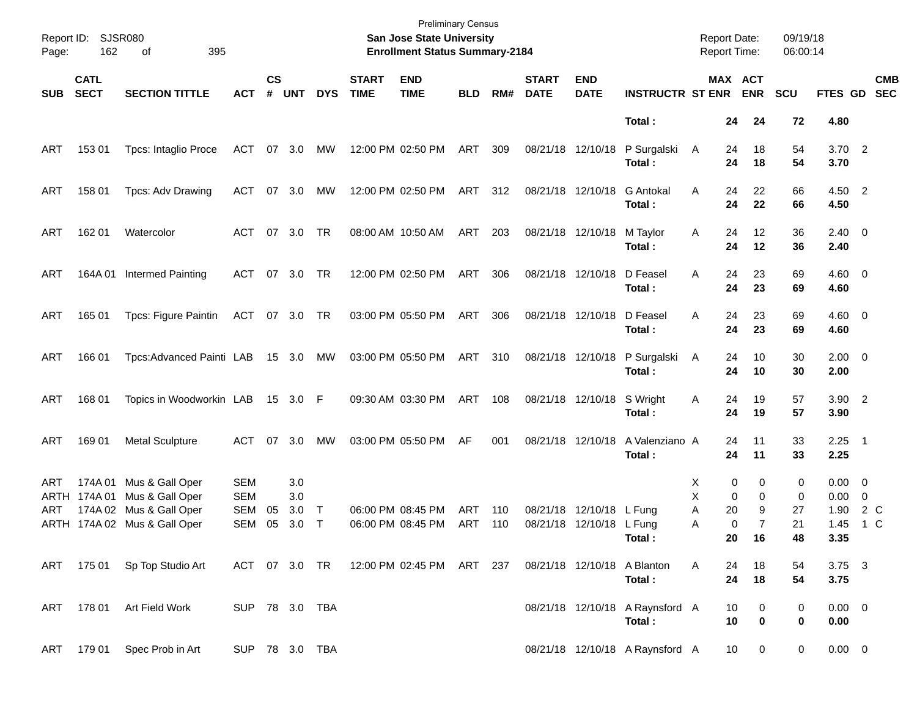Preliminary Census

**San Jose State University**

**Enrollment Status Summary-2184**

Report ID: SJSR080

Report Date: 09/19/18

Report Time: 06:00:14

| SUB | CATL SECT | SECTION TITTLE | ACT | CS # | UNT | DYS | START TIME | END TIME | BLD | RM# | START DATE | END DATE | INSTRUCTR | ST | MAX ENR | ACT ENR | SCU | FTES | GD | CMB SEC |
|---|---|---|---|---|---|---|---|---|---|---|---|---|---|---|---|---|---|---|---|---|
| | | | | | | | | | | | | | **Total :** | | **24** | **24** | **72** | **4.80** | | |
| ART | 153 01 | Tpcs: Intaglio Proce | ACT | 07 | 3.0 | MW | 12:00 PM | 02:50 PM | ART | 309 | 08/21/18 | 12/10/18 | P Surgalski | A | 24 | 18 | 54 | 3.70 | 2 | |
| | | | | | | | | | | | | | **Total :** | | **24** | **18** | **54** | **3.70** | | |
| ART | 158 01 | Tpcs: Adv Drawing | ACT | 07 | 3.0 | MW | 12:00 PM | 02:50 PM | ART | 312 | 08/21/18 | 12/10/18 | G Antokal | A | 24 | 22 | 66 | 4.50 | 2 | |
| | | | | | | | | | | | | | **Total :** | | **24** | **22** | **66** | **4.50** | | |
| ART | 162 01 | Watercolor | ACT | 07 | 3.0 | TR | 08:00 AM | 10:50 AM | ART | 203 | 08/21/18 | 12/10/18 | M Taylor | A | 24 | 12 | 36 | 2.40 | 0 | |
| | | | | | | | | | | | | | **Total :** | | **24** | **12** | **36** | **2.40** | | |
| ART | 164A 01 | Intermed Painting | ACT | 07 | 3.0 | TR | 12:00 PM | 02:50 PM | ART | 306 | 08/21/18 | 12/10/18 | D Feasel | A | 24 | 23 | 69 | 4.60 | 0 | |
| | | | | | | | | | | | | | **Total :** | | **24** | **23** | **69** | **4.60** | | |
| ART | 165 01 | Tpcs: Figure Paintin | ACT | 07 | 3.0 | TR | 03:00 PM | 05:50 PM | ART | 306 | 08/21/18 | 12/10/18 | D Feasel | A | 24 | 23 | 69 | 4.60 | 0 | |
| | | | | | | | | | | | | | **Total :** | | **24** | **23** | **69** | **4.60** | | |
| ART | 166 01 | Tpcs:Advanced Painti | LAB | 15 | 3.0 | MW | 03:00 PM | 05:50 PM | ART | 310 | 08/21/18 | 12/10/18 | P Surgalski | A | 24 | 10 | 30 | 2.00 | 0 | |
| | | | | | | | | | | | | | **Total :** | | **24** | **10** | **30** | **2.00** | | |
| ART | 168 01 | Topics in Woodworkin | LAB | 15 | 3.0 | F | 09:30 AM | 03:30 PM | ART | 108 | 08/21/18 | 12/10/18 | S Wright | A | 24 | 19 | 57 | 3.90 | 2 | |
| | | | | | | | | | | | | | **Total :** | | **24** | **19** | **57** | **3.90** | | |
| ART | 169 01 | Metal Sculpture | ACT | 07 | 3.0 | MW | 03:00 PM | 05:50 PM | AF | 001 | 08/21/18 | 12/10/18 | A Valenziano | A | 24 | 11 | 33 | 2.25 | 1 | |
| | | | | | | | | | | | | | **Total :** | | **24** | **11** | **33** | **2.25** | | |
| ART | 174A 01 | Mus & Gall Oper | SEM | | 3.0 | | | | | | | | | X | 0 | 0 | 0 | 0.00 | 0 | |
| ARTH | 174A 01 | Mus & Gall Oper | SEM | | 3.0 | | | | | | | | | X | 0 | 0 | 0 | 0.00 | 0 | |
| ART | 174A 02 | Mus & Gall Oper | SEM | 05 | 3.0 | T | 06:00 PM | 08:45 PM | ART | 110 | 08/21/18 | 12/10/18 | L Fung | A | 20 | 9 | 27 | 1.90 | 2 | C |
| ARTH | 174A 02 | Mus & Gall Oper | SEM | 05 | 3.0 | T | 06:00 PM | 08:45 PM | ART | 110 | 08/21/18 | 12/10/18 | L Fung | A | 0 | 7 | 21 | 1.45 | 1 | C |
| | | | | | | | | | | | | | **Total :** | | **20** | **16** | **48** | **3.35** | | |
| ART | 175 01 | Sp Top Studio Art | ACT | 07 | 3.0 | TR | 12:00 PM | 02:45 PM | ART | 237 | 08/21/18 | 12/10/18 | A Blanton | A | 24 | 18 | 54 | 3.75 | 3 | |
| | | | | | | | | | | | | | **Total :** | | **24** | **18** | **54** | **3.75** | | |
| ART | 178 01 | Art Field Work | SUP | 78 | 3.0 | TBA | | | | | 08/21/18 | 12/10/18 | A Raynsford | A | 10 | 0 | 0 | 0.00 | 0 | |
| | | | | | | | | | | | | | **Total :** | | **10** | **0** | **0** | **0.00** | | |
| ART | 179 01 | Spec Prob in Art | SUP | 78 | 3.0 | TBA | | | | | 08/21/18 | 12/10/18 | A Raynsford | A | 10 | 0 | 0 | 0.00 | 0 | |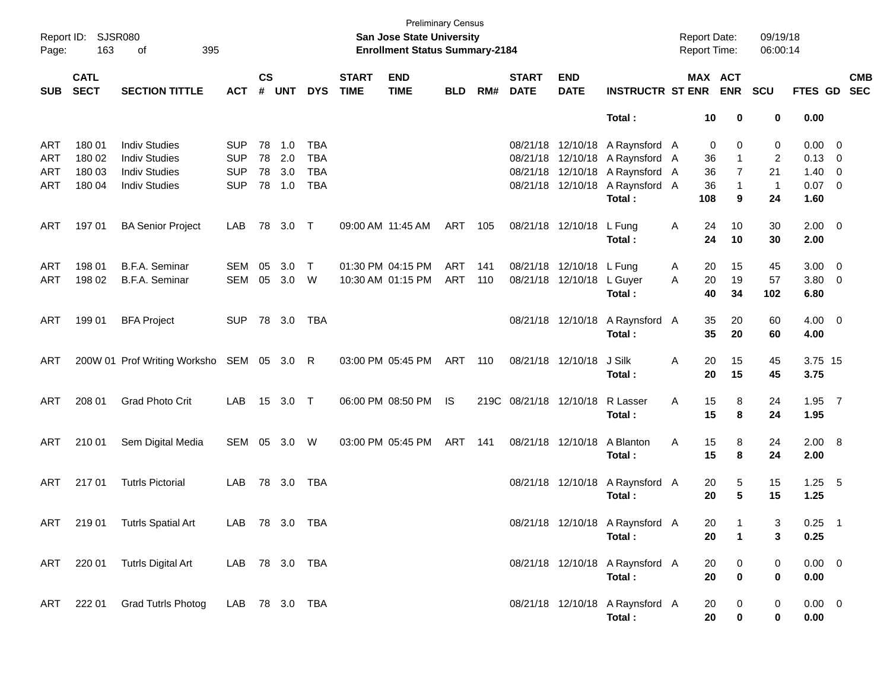Preliminary Census
**San Jose State University**
**Enrollment Status Summary-2184**

Report ID: SJSR080
Report Date: 09/19/18
Report Time: 06:00:14

| SUB | CATL SECT | SECTION TITTLE | ACT | CS # | UNT | DYS | START TIME | END TIME | BLD | RM# | START DATE | END DATE | INSTRUCTR | ST | MAX ENR | ACT ENR | SCU | FTES | GD | CMB SEC |
|---|---|---|---|---|---|---|---|---|---|---|---|---|---|---|---|---|---|---|---|---|
| | | | | | | | | | | | | | **Total :** | | **10** | **0** | **0** | **0.00** | | |
| ART | 180 01 | Indiv Studies | SUP | 78 | 1.0 | TBA | | | | | 08/21/18 | 12/10/18 | A Raynsford | A | 0 | 0 | 0 | 0.00 | 0 | |
| ART | 180 02 | Indiv Studies | SUP | 78 | 2.0 | TBA | | | | | 08/21/18 | 12/10/18 | A Raynsford | A | 36 | 1 | 2 | 0.13 | 0 | |
| ART | 180 03 | Indiv Studies | SUP | 78 | 3.0 | TBA | | | | | 08/21/18 | 12/10/18 | A Raynsford | A | 36 | 7 | 21 | 1.40 | 0 | |
| ART | 180 04 | Indiv Studies | SUP | 78 | 1.0 | TBA | | | | | 08/21/18 | 12/10/18 | A Raynsford | A | 36 | 1 | 1 | 0.07 | 0 | |
| | | | | | | | | | | | | | **Total :** | | **108** | **9** | **24** | **1.60** | | |
| ART | 197 01 | BA Senior Project | LAB | 78 | 3.0 | T | 09:00 AM | 11:45 AM | ART | 105 | 08/21/18 | 12/10/18 | L Fung | A | 24 | 10 | 30 | 2.00 | 0 | |
| | | | | | | | | | | | | | **Total :** | | **24** | **10** | **30** | **2.00** | | |
| ART | 198 01 | B.F.A. Seminar | SEM | 05 | 3.0 | T | 01:30 PM | 04:15 PM | ART | 141 | 08/21/18 | 12/10/18 | L Fung | A | 20 | 15 | 45 | 3.00 | 0 | |
| ART | 198 02 | B.F.A. Seminar | SEM | 05 | 3.0 | W | 10:30 AM | 01:15 PM | ART | 110 | 08/21/18 | 12/10/18 | L Guyer | A | 20 | 19 | 57 | 3.80 | 0 | |
| | | | | | | | | | | | | | **Total :** | | **40** | **34** | **102** | **6.80** | | |
| ART | 199 01 | BFA Project | SUP | 78 | 3.0 | TBA | | | | | 08/21/18 | 12/10/18 | A Raynsford | A | 35 | 20 | 60 | 4.00 | 0 | |
| | | | | | | | | | | | | | **Total :** | | **35** | **20** | **60** | **4.00** | | |
| ART | 200W 01 | Prof Writing Worksho | SEM | 05 | 3.0 | R | 03:00 PM | 05:45 PM | ART | 110 | 08/21/18 | 12/10/18 | J Silk | A | 20 | 15 | 45 | 3.75 | 15 | |
| | | | | | | | | | | | | | **Total :** | | **20** | **15** | **45** | **3.75** | | |
| ART | 208 01 | Grad Photo Crit | LAB | 15 | 3.0 | T | 06:00 PM | 08:50 PM | IS | 219C | 08/21/18 | 12/10/18 | R Lasser | A | 15 | 8 | 24 | 1.95 | 7 | |
| | | | | | | | | | | | | | **Total :** | | **15** | **8** | **24** | **1.95** | | |
| ART | 210 01 | Sem Digital Media | SEM | 05 | 3.0 | W | 03:00 PM | 05:45 PM | ART | 141 | 08/21/18 | 12/10/18 | A Blanton | A | 15 | 8 | 24 | 2.00 | 8 | |
| | | | | | | | | | | | | | **Total :** | | **15** | **8** | **24** | **2.00** | | |
| ART | 217 01 | Tutrls Pictorial | LAB | 78 | 3.0 | TBA | | | | | 08/21/18 | 12/10/18 | A Raynsford | A | 20 | 5 | 15 | 1.25 | 5 | |
| | | | | | | | | | | | | | **Total :** | | **20** | **5** | **15** | **1.25** | | |
| ART | 219 01 | Tutrls Spatial Art | LAB | 78 | 3.0 | TBA | | | | | 08/21/18 | 12/10/18 | A Raynsford | A | 20 | 1 | 3 | 0.25 | 1 | |
| | | | | | | | | | | | | | **Total :** | | **20** | **1** | **3** | **0.25** | | |
| ART | 220 01 | Tutrls Digital Art | LAB | 78 | 3.0 | TBA | | | | | 08/21/18 | 12/10/18 | A Raynsford | A | 20 | 0 | 0 | 0.00 | 0 | |
| | | | | | | | | | | | | | **Total :** | | **20** | **0** | **0** | **0.00** | | |
| ART | 222 01 | Grad Tutrls Photog | LAB | 78 | 3.0 | TBA | | | | | 08/21/18 | 12/10/18 | A Raynsford | A | 20 | 0 | 0 | 0.00 | 0 | |
| | | | | | | | | | | | | | **Total :** | | **20** | **0** | **0** | **0.00** | | |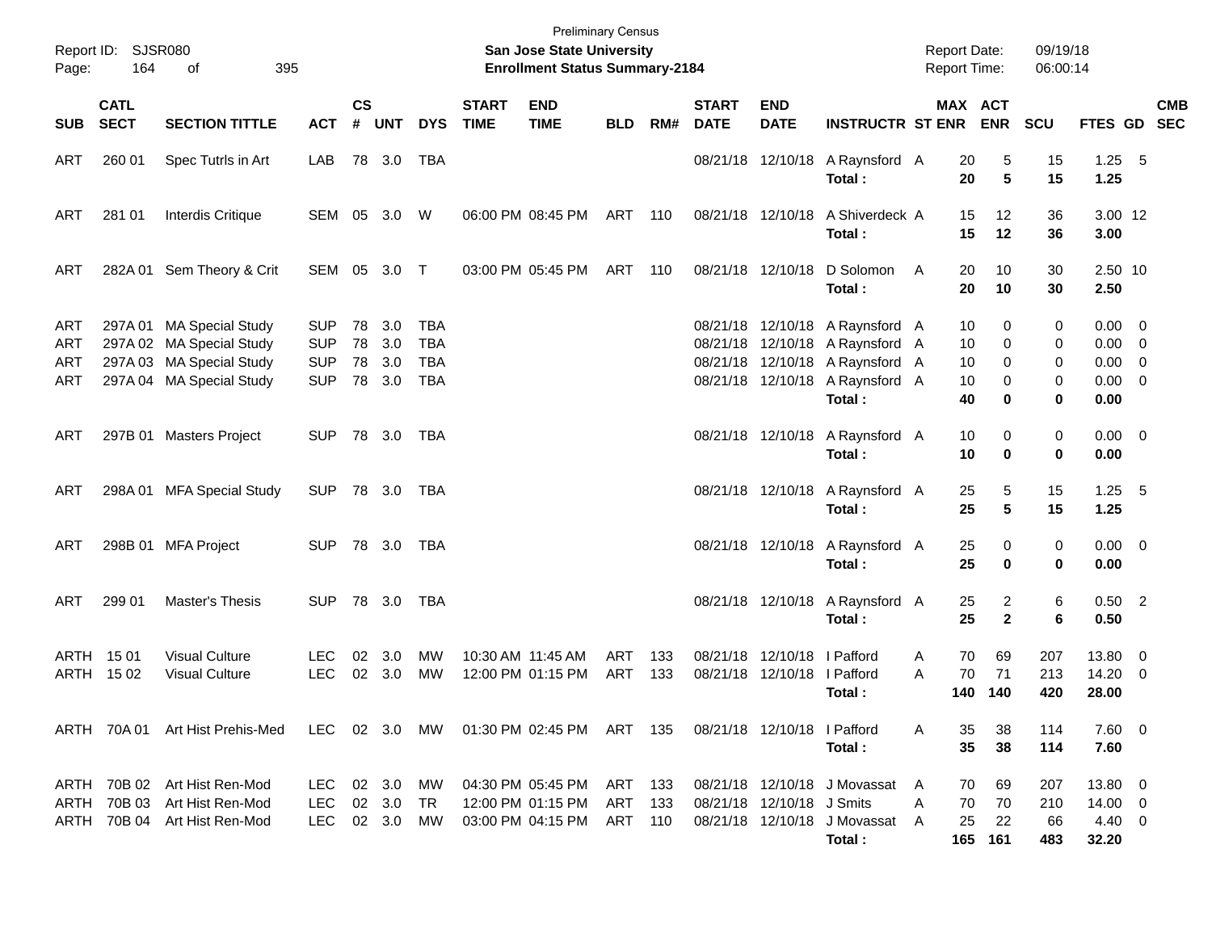Preliminary Census

**San Jose State University**

**Enrollment Status Summary-2184**

Report ID: SJSR080

Report Date: 09/19/18

Report Time: 06:00:14

| SUB | CATL SECT | SECTION TITTLE | ACT | CS # | UNT | DYS | START TIME | END TIME | BLD | RM# | START DATE | END DATE | INSTRUCTR | ST | MAX ENR | ACT ENR | SCU | FTES | GD | CMB SEC |
|---|---|---|---|---|---|---|---|---|---|---|---|---|---|---|---|---|---|---|---|---|
| ART | 260 01 | Spec Tutrls in Art | LAB | 78 | 3.0 | TBA | | | | | 08/21/18 | 12/10/18 | A Raynsford | A | 20 | 5 | 15 | 1.25 | 5 | |
| | | | | | | | | | | | | | **Total :** | | **20** | **5** | **15** | **1.25** | | |
| ART | 281 01 | Interdis Critique | SEM | 05 | 3.0 | W | 06:00 PM | 08:45 PM | ART | 110 | 08/21/18 | 12/10/18 | A Shiverdeck | A | 15 | 12 | 36 | 3.00 | 12 | |
| | | | | | | | | | | | | | **Total :** | | **15** | **12** | **36** | **3.00** | | |
| ART | 282A 01 | Sem Theory & Crit | SEM | 05 | 3.0 | T | 03:00 PM | 05:45 PM | ART | 110 | 08/21/18 | 12/10/18 | D Solomon | A | 20 | 10 | 30 | 2.50 | 10 | |
| | | | | | | | | | | | | | **Total :** | | **20** | **10** | **30** | **2.50** | | |
| ART | 297A 01 | MA Special Study | SUP | 78 | 3.0 | TBA | | | | | 08/21/18 | 12/10/18 | A Raynsford | A | 10 | 0 | 0 | 0.00 | 0 | |
| ART | 297A 02 | MA Special Study | SUP | 78 | 3.0 | TBA | | | | | 08/21/18 | 12/10/18 | A Raynsford | A | 10 | 0 | 0 | 0.00 | 0 | |
| ART | 297A 03 | MA Special Study | SUP | 78 | 3.0 | TBA | | | | | 08/21/18 | 12/10/18 | A Raynsford | A | 10 | 0 | 0 | 0.00 | 0 | |
| ART | 297A 04 | MA Special Study | SUP | 78 | 3.0 | TBA | | | | | 08/21/18 | 12/10/18 | A Raynsford | A | 10 | 0 | 0 | 0.00 | 0 | |
| | | | | | | | | | | | | | **Total :** | | **40** | **0** | **0** | **0.00** | | |
| ART | 297B 01 | Masters Project | SUP | 78 | 3.0 | TBA | | | | | 08/21/18 | 12/10/18 | A Raynsford | A | 10 | 0 | 0 | 0.00 | 0 | |
| | | | | | | | | | | | | | **Total :** | | **10** | **0** | **0** | **0.00** | | |
| ART | 298A 01 | MFA Special Study | SUP | 78 | 3.0 | TBA | | | | | 08/21/18 | 12/10/18 | A Raynsford | A | 25 | 5 | 15 | 1.25 | 5 | |
| | | | | | | | | | | | | | **Total :** | | **25** | **5** | **15** | **1.25** | | |
| ART | 298B 01 | MFA Project | SUP | 78 | 3.0 | TBA | | | | | 08/21/18 | 12/10/18 | A Raynsford | A | 25 | 0 | 0 | 0.00 | 0 | |
| | | | | | | | | | | | | | **Total :** | | **25** | **0** | **0** | **0.00** | | |
| ART | 299 01 | Master's Thesis | SUP | 78 | 3.0 | TBA | | | | | 08/21/18 | 12/10/18 | A Raynsford | A | 25 | 2 | 6 | 0.50 | 2 | |
| | | | | | | | | | | | | | **Total :** | | **25** | **2** | **6** | **0.50** | | |
| ARTH | 15 01 | Visual Culture | LEC | 02 | 3.0 | MW | 10:30 AM | 11:45 AM | ART | 133 | 08/21/18 | 12/10/18 | I Pafford | A | 70 | 69 | 207 | 13.80 | 0 | |
| ARTH | 15 02 | Visual Culture | LEC | 02 | 3.0 | MW | 12:00 PM | 01:15 PM | ART | 133 | 08/21/18 | 12/10/18 | I Pafford | A | 70 | 71 | 213 | 14.20 | 0 | |
| | | | | | | | | | | | | | **Total :** | | **140** | **140** | **420** | **28.00** | | |
| ARTH | 70A 01 | Art Hist Prehis-Med | LEC | 02 | 3.0 | MW | 01:30 PM | 02:45 PM | ART | 135 | 08/21/18 | 12/10/18 | I Pafford | A | 35 | 38 | 114 | 7.60 | 0 | |
| | | | | | | | | | | | | | **Total :** | | **35** | **38** | **114** | **7.60** | | |
| ARTH | 70B 02 | Art Hist Ren-Mod | LEC | 02 | 3.0 | MW | 04:30 PM | 05:45 PM | ART | 133 | 08/21/18 | 12/10/18 | J Movassat | A | 70 | 69 | 207 | 13.80 | 0 | |
| ARTH | 70B 03 | Art Hist Ren-Mod | LEC | 02 | 3.0 | TR | 12:00 PM | 01:15 PM | ART | 133 | 08/21/18 | 12/10/18 | J Smits | A | 70 | 70 | 210 | 14.00 | 0 | |
| ARTH | 70B 04 | Art Hist Ren-Mod | LEC | 02 | 3.0 | MW | 03:00 PM | 04:15 PM | ART | 110 | 08/21/18 | 12/10/18 | J Movassat | A | 25 | 22 | 66 | 4.40 | 0 | |
| | | | | | | | | | | | | | **Total :** | | **165** | **161** | **483** | **32.20** | | |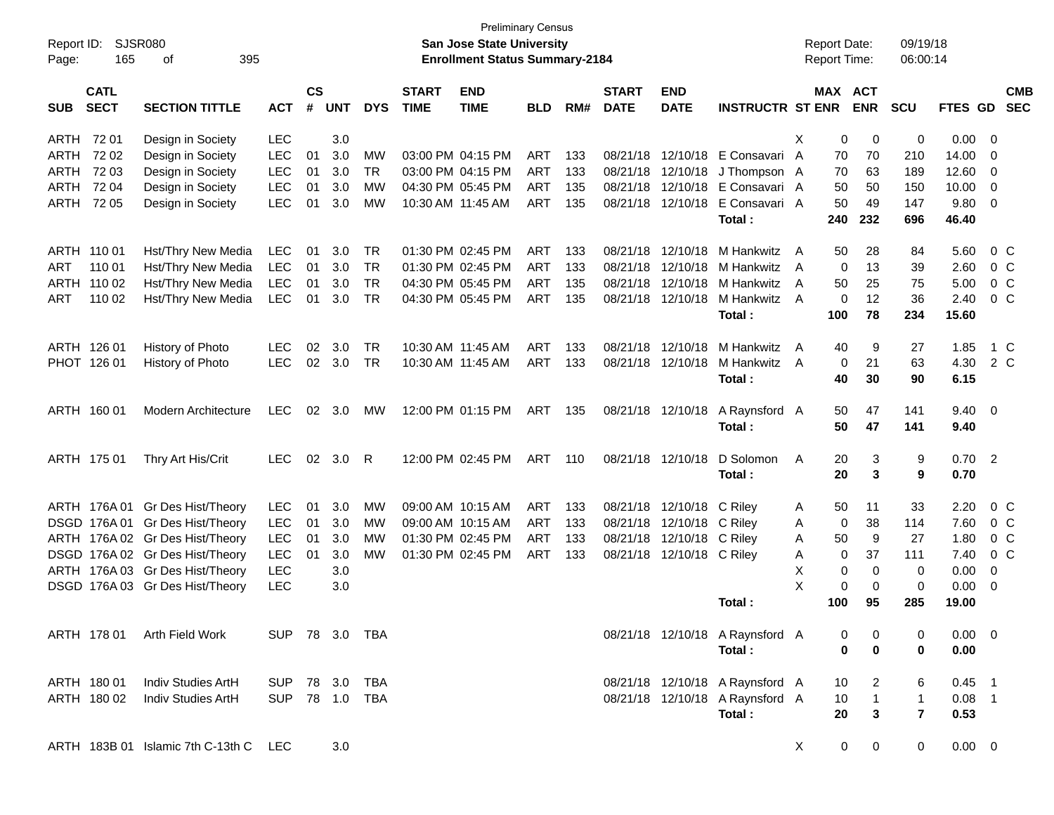Preliminary Census

Report ID: SJSR080 **San Jose State University** Report Date: 09/19/18

**Enrollment Status Summary-2184** Report Time: 06:00:14

| SUB | CATL SECT | SECTION TITTLE | ACT | CS # | UNT | DYS | START TIME | END TIME | BLD | RM# | START DATE | END DATE | INSTRUCTR | ST | MAX ENR | ACT ENR | SCU | FTES | GD | CMB SEC |
|---|---|---|---|---|---|---|---|---|---|---|---|---|---|---|---|---|---|---|---|---|
| ARTH | 72 01 | Design in Society | LEC | | 3.0 | | | | | | | | | X | 0 | 0 | 0 | 0.00 | 0 | |
| ARTH | 72 02 | Design in Society | LEC | 01 | 3.0 | MW | 03:00 PM | 04:15 PM | ART | 133 | 08/21/18 | 12/10/18 | E Consavari | A | 70 | 70 | 210 | 14.00 | 0 | |
| ARTH | 72 03 | Design in Society | LEC | 01 | 3.0 | TR | 03:00 PM | 04:15 PM | ART | 133 | 08/21/18 | 12/10/18 | J Thompson | A | 70 | 63 | 189 | 12.60 | 0 | |
| ARTH | 72 04 | Design in Society | LEC | 01 | 3.0 | MW | 04:30 PM | 05:45 PM | ART | 135 | 08/21/18 | 12/10/18 | E Consavari | A | 50 | 50 | 150 | 10.00 | 0 | |
| ARTH | 72 05 | Design in Society | LEC | 01 | 3.0 | MW | 10:30 AM | 11:45 AM | ART | 135 | 08/21/18 | 12/10/18 | E Consavari | A | 50 | 49 | 147 | 9.80 | 0 | |
| | | | | | | | | | | | | | **Total :** | | **240** | **232** | **696** | **46.40** | | |
| ARTH | 110 01 | Hst/Thry New Media | LEC | 01 | 3.0 | TR | 01:30 PM | 02:45 PM | ART | 133 | 08/21/18 | 12/10/18 | M Hankwitz | A | 50 | 28 | 84 | 5.60 | 0 | C |
| ART | 110 01 | Hst/Thry New Media | LEC | 01 | 3.0 | TR | 01:30 PM | 02:45 PM | ART | 133 | 08/21/18 | 12/10/18 | M Hankwitz | A | 0 | 13 | 39 | 2.60 | 0 | C |
| ARTH | 110 02 | Hst/Thry New Media | LEC | 01 | 3.0 | TR | 04:30 PM | 05:45 PM | ART | 135 | 08/21/18 | 12/10/18 | M Hankwitz | A | 50 | 25 | 75 | 5.00 | 0 | C |
| ART | 110 02 | Hst/Thry New Media | LEC | 01 | 3.0 | TR | 04:30 PM | 05:45 PM | ART | 135 | 08/21/18 | 12/10/18 | M Hankwitz | A | 0 | 12 | 36 | 2.40 | 0 | C |
| | | | | | | | | | | | | | **Total :** | | **100** | **78** | **234** | **15.60** | | |
| ARTH | 126 01 | History of Photo | LEC | 02 | 3.0 | TR | 10:30 AM | 11:45 AM | ART | 133 | 08/21/18 | 12/10/18 | M Hankwitz | A | 40 | 9 | 27 | 1.85 | 1 | C |
| PHOT | 126 01 | History of Photo | LEC | 02 | 3.0 | TR | 10:30 AM | 11:45 AM | ART | 133 | 08/21/18 | 12/10/18 | M Hankwitz | A | 0 | 21 | 63 | 4.30 | 2 | C |
| | | | | | | | | | | | | | **Total :** | | **40** | **30** | **90** | **6.15** | | |
| ARTH | 160 01 | Modern Architecture | LEC | 02 | 3.0 | MW | 12:00 PM | 01:15 PM | ART | 135 | 08/21/18 | 12/10/18 | A Raynsford | A | 50 | 47 | 141 | 9.40 | 0 | |
| | | | | | | | | | | | | | **Total :** | | **50** | **47** | **141** | **9.40** | | |
| ARTH | 175 01 | Thry Art His/Crit | LEC | 02 | 3.0 | R | 12:00 PM | 02:45 PM | ART | 110 | 08/21/18 | 12/10/18 | D Solomon | A | 20 | 3 | 9 | 0.70 | 2 | |
| | | | | | | | | | | | | | **Total :** | | **20** | **3** | **9** | **0.70** | | |
| ARTH | 176A 01 | Gr Des Hist/Theory | LEC | 01 | 3.0 | MW | 09:00 AM | 10:15 AM | ART | 133 | 08/21/18 | 12/10/18 | C Riley | A | 50 | 11 | 33 | 2.20 | 0 | C |
| DSGD | 176A 01 | Gr Des Hist/Theory | LEC | 01 | 3.0 | MW | 09:00 AM | 10:15 AM | ART | 133 | 08/21/18 | 12/10/18 | C Riley | A | 0 | 38 | 114 | 7.60 | 0 | C |
| ARTH | 176A 02 | Gr Des Hist/Theory | LEC | 01 | 3.0 | MW | 01:30 PM | 02:45 PM | ART | 133 | 08/21/18 | 12/10/18 | C Riley | A | 50 | 9 | 27 | 1.80 | 0 | C |
| DSGD | 176A 02 | Gr Des Hist/Theory | LEC | 01 | 3.0 | MW | 01:30 PM | 02:45 PM | ART | 133 | 08/21/18 | 12/10/18 | C Riley | A | 0 | 37 | 111 | 7.40 | 0 | C |
| ARTH | 176A 03 | Gr Des Hist/Theory | LEC | | 3.0 | | | | | | | | | X | 0 | 0 | 0 | 0.00 | 0 | |
| DSGD | 176A 03 | Gr Des Hist/Theory | LEC | | 3.0 | | | | | | | | | X | 0 | 0 | 0 | 0.00 | 0 | |
| | | | | | | | | | | | | | **Total :** | | **100** | **95** | **285** | **19.00** | | |
| ARTH | 178 01 | Arth Field Work | SUP | 78 | 3.0 | TBA | | | | | 08/21/18 | 12/10/18 | A Raynsford | A | 0 | 0 | 0 | 0.00 | 0 | |
| | | | | | | | | | | | | | **Total :** | | **0** | **0** | **0** | **0.00** | | |
| ARTH | 180 01 | Indiv Studies ArtH | SUP | 78 | 3.0 | TBA | | | | | 08/21/18 | 12/10/18 | A Raynsford | A | 10 | 2 | 6 | 0.45 | 1 | |
| ARTH | 180 02 | Indiv Studies ArtH | SUP | 78 | 1.0 | TBA | | | | | 08/21/18 | 12/10/18 | A Raynsford | A | 10 | 1 | 1 | 0.08 | 1 | |
| | | | | | | | | | | | | | **Total :** | | **20** | **3** | **7** | **0.53** | | |
| ARTH | 183B 01 | Islamic 7th C-13th C | LEC | | 3.0 | | | | | | | | | X | 0 | 0 | 0 | 0.00 | 0 | |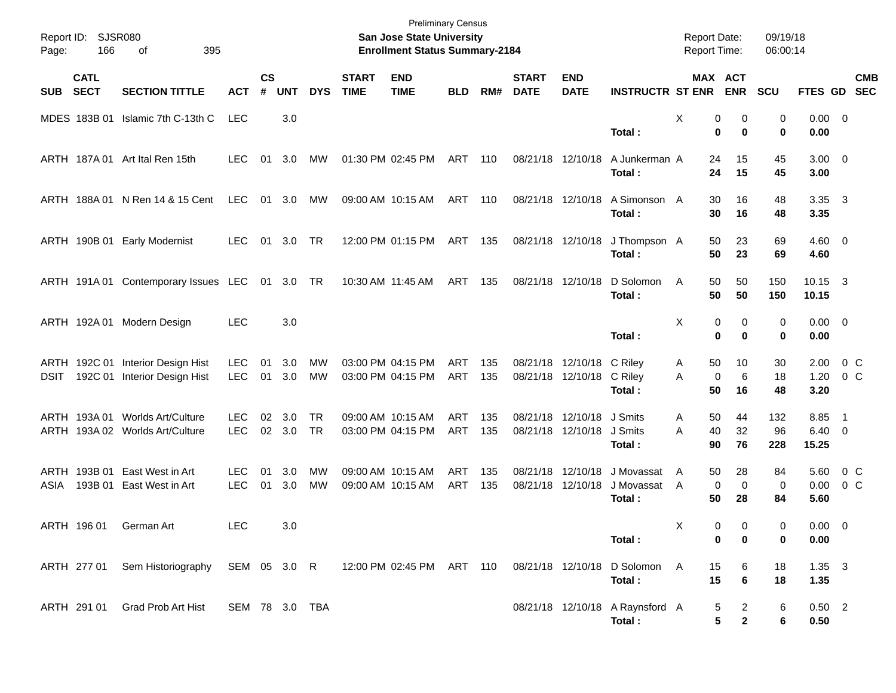Preliminary Census

Report ID: SJSR080

**San Jose State University**

**Enrollment Status Summary-2184**

Report Date: 09/19/18
Report Time: 06:00:14

| SUB | CATL SECT | SECTION TITTLE | ACT | CS # | UNT | DYS | START TIME | END TIME | BLD | RM# | START DATE | END DATE | INSTRUCTR | ST | MAX ENR | ACT ENR | SCU | FTES | GD | CMB SEC |
|---|---|---|---|---|---|---|---|---|---|---|---|---|---|---|---|---|---|---|---|---|
| MDES | 183B 01 | Islamic 7th C-13th C | LEC | | 3.0 | | | | | | | | | X | 0 | 0 | 0 | 0.00 | 0 | |
| | | | | | | | | | | | | | **Total :** | | **0** | **0** | **0** | **0.00** | | |
| ARTH | 187A 01 | Art Ital Ren 15th | LEC | 01 | 3.0 | MW | 01:30 PM | 02:45 PM | ART | 110 | 08/21/18 | 12/10/18 | A Junkerman | A | 24 | 15 | 45 | 3.00 | 0 | |
| | | | | | | | | | | | | | **Total :** | | **24** | **15** | **45** | **3.00** | | |
| ARTH | 188A 01 | N Ren 14 & 15 Cent | LEC | 01 | 3.0 | MW | 09:00 AM | 10:15 AM | ART | 110 | 08/21/18 | 12/10/18 | A Simonson | A | 30 | 16 | 48 | 3.35 | 3 | |
| | | | | | | | | | | | | | **Total :** | | **30** | **16** | **48** | **3.35** | | |
| ARTH | 190B 01 | Early Modernist | LEC | 01 | 3.0 | TR | 12:00 PM | 01:15 PM | ART | 135 | 08/21/18 | 12/10/18 | J Thompson | A | 50 | 23 | 69 | 4.60 | 0 | |
| | | | | | | | | | | | | | **Total :** | | **50** | **23** | **69** | **4.60** | | |
| ARTH | 191A 01 | Contemporary Issues | LEC | 01 | 3.0 | TR | 10:30 AM | 11:45 AM | ART | 135 | 08/21/18 | 12/10/18 | D Solomon | A | 50 | 50 | 150 | 10.15 | 3 | |
| | | | | | | | | | | | | | **Total :** | | **50** | **50** | **150** | **10.15** | | |
| ARTH | 192A 01 | Modern Design | LEC | | 3.0 | | | | | | | | | X | 0 | 0 | 0 | 0.00 | 0 | |
| | | | | | | | | | | | | | **Total :** | | **0** | **0** | **0** | **0.00** | | |
| ARTH | 192C 01 | Interior Design Hist | LEC | 01 | 3.0 | MW | 03:00 PM | 04:15 PM | ART | 135 | 08/21/18 | 12/10/18 | C Riley | A | 50 | 10 | 30 | 2.00 | 0 | C |
| DSIT | 192C 01 | Interior Design Hist | LEC | 01 | 3.0 | MW | 03:00 PM | 04:15 PM | ART | 135 | 08/21/18 | 12/10/18 | C Riley | A | 0 | 6 | 18 | 1.20 | 0 | C |
| | | | | | | | | | | | | | **Total :** | | **50** | **16** | **48** | **3.20** | | |
| ARTH | 193A 01 | Worlds Art/Culture | LEC | 02 | 3.0 | TR | 09:00 AM | 10:15 AM | ART | 135 | 08/21/18 | 12/10/18 | J Smits | A | 50 | 44 | 132 | 8.85 | 1 | |
| ARTH | 193A 02 | Worlds Art/Culture | LEC | 02 | 3.0 | TR | 03:00 PM | 04:15 PM | ART | 135 | 08/21/18 | 12/10/18 | J Smits | A | 40 | 32 | 96 | 6.40 | 0 | |
| | | | | | | | | | | | | | **Total :** | | **90** | **76** | **228** | **15.25** | | |
| ARTH | 193B 01 | East West in Art | LEC | 01 | 3.0 | MW | 09:00 AM | 10:15 AM | ART | 135 | 08/21/18 | 12/10/18 | J Movassat | A | 50 | 28 | 84 | 5.60 | 0 | C |
| ASIA | 193B 01 | East West in Art | LEC | 01 | 3.0 | MW | 09:00 AM | 10:15 AM | ART | 135 | 08/21/18 | 12/10/18 | J Movassat | A | 0 | 0 | 0 | 0.00 | 0 | C |
| | | | | | | | | | | | | | **Total :** | | **50** | **28** | **84** | **5.60** | | |
| ARTH | 196 01 | German Art | LEC | | 3.0 | | | | | | | | | X | 0 | 0 | 0 | 0.00 | 0 | |
| | | | | | | | | | | | | | **Total :** | | **0** | **0** | **0** | **0.00** | | |
| ARTH | 277 01 | Sem Historiography | SEM | 05 | 3.0 | R | 12:00 PM | 02:45 PM | ART | 110 | 08/21/18 | 12/10/18 | D Solomon | A | 15 | 6 | 18 | 1.35 | 3 | |
| | | | | | | | | | | | | | **Total :** | | **15** | **6** | **18** | **1.35** | | |
| ARTH | 291 01 | Grad Prob Art Hist | SEM | 78 | 3.0 | TBA | | | | | 08/21/18 | 12/10/18 | A Raynsford | A | 5 | 2 | 6 | 0.50 | 2 | |
| | | | | | | | | | | | | | **Total :** | | **5** | **2** | **6** | **0.50** | | |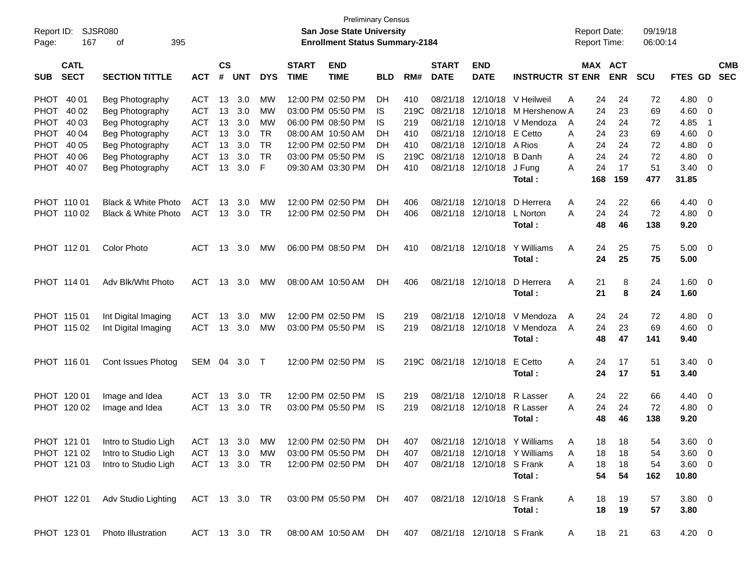Preliminary Census

**San Jose State University**

**Enrollment Status Summary-2184**

Report ID: SJSR080

Report Date: 09/19/18
Report Time: 06:00:14

| SUB | CATL SECT | SECTION TITTLE | ACT | CS # | UNT | DYS | START TIME | END TIME | BLD | RM# | START DATE | END DATE | INSTRUCTR | ST | MAX ENR | ACT ENR | SCU | FTES | GD | CMB SEC |
|---|---|---|---|---|---|---|---|---|---|---|---|---|---|---|---|---|---|---|---|---|
| PHOT | 40 01 | Beg Photography | ACT | 13 | 3.0 | MW | 12:00 PM | 02:50 PM | DH | 410 | 08/21/18 | 12/10/18 | V Heilweil | A | 24 | 24 | 72 | 4.80 | 0 | |
| PHOT | 40 02 | Beg Photography | ACT | 13 | 3.0 | MW | 03:00 PM | 05:50 PM | IS | 219C | 08/21/18 | 12/10/18 | M Hershenow | A | 24 | 23 | 69 | 4.60 | 0 | |
| PHOT | 40 03 | Beg Photography | ACT | 13 | 3.0 | MW | 06:00 PM | 08:50 PM | IS | 219 | 08/21/18 | 12/10/18 | V Mendoza | A | 24 | 24 | 72 | 4.85 | 1 | |
| PHOT | 40 04 | Beg Photography | ACT | 13 | 3.0 | TR | 08:00 AM | 10:50 AM | DH | 410 | 08/21/18 | 12/10/18 | E Cetto | A | 24 | 23 | 69 | 4.60 | 0 | |
| PHOT | 40 05 | Beg Photography | ACT | 13 | 3.0 | TR | 12:00 PM | 02:50 PM | DH | 410 | 08/21/18 | 12/10/18 | A Rios | A | 24 | 24 | 72 | 4.80 | 0 | |
| PHOT | 40 06 | Beg Photography | ACT | 13 | 3.0 | TR | 03:00 PM | 05:50 PM | IS | 219C | 08/21/18 | 12/10/18 | B Danh | A | 24 | 24 | 72 | 4.80 | 0 | |
| PHOT | 40 07 | Beg Photography | ACT | 13 | 3.0 | F | 09:30 AM | 03:30 PM | DH | 410 | 08/21/18 | 12/10/18 | J Fung | A | 24 | 17 | 51 | 3.40 | 0 | |
| | | | | | | | | | | | | | **Total :** | | **168** | **159** | **477** | **31.85** | | |
| PHOT | 110 01 | Black & White Photo | ACT | 13 | 3.0 | MW | 12:00 PM | 02:50 PM | DH | 406 | 08/21/18 | 12/10/18 | D Herrera | A | 24 | 22 | 66 | 4.40 | 0 | |
| PHOT | 110 02 | Black & White Photo | ACT | 13 | 3.0 | TR | 12:00 PM | 02:50 PM | DH | 406 | 08/21/18 | 12/10/18 | L Norton | A | 24 | 24 | 72 | 4.80 | 0 | |
| | | | | | | | | | | | | | **Total :** | | **48** | **46** | **138** | **9.20** | | |
| PHOT | 112 01 | Color Photo | ACT | 13 | 3.0 | MW | 06:00 PM | 08:50 PM | DH | 410 | 08/21/18 | 12/10/18 | Y Williams | A | 24 | 25 | 75 | 5.00 | 0 | |
| | | | | | | | | | | | | | **Total :** | | **24** | **25** | **75** | **5.00** | | |
| PHOT | 114 01 | Adv Blk/Wht Photo | ACT | 13 | 3.0 | MW | 08:00 AM | 10:50 AM | DH | 406 | 08/21/18 | 12/10/18 | D Herrera | A | 21 | 8 | 24 | 1.60 | 0 | |
| | | | | | | | | | | | | | **Total :** | | **21** | **8** | **24** | **1.60** | | |
| PHOT | 115 01 | Int Digital Imaging | ACT | 13 | 3.0 | MW | 12:00 PM | 02:50 PM | IS | 219 | 08/21/18 | 12/10/18 | V Mendoza | A | 24 | 24 | 72 | 4.80 | 0 | |
| PHOT | 115 02 | Int Digital Imaging | ACT | 13 | 3.0 | MW | 03:00 PM | 05:50 PM | IS | 219 | 08/21/18 | 12/10/18 | V Mendoza | A | 24 | 23 | 69 | 4.60 | 0 | |
| | | | | | | | | | | | | | **Total :** | | **48** | **47** | **141** | **9.40** | | |
| PHOT | 116 01 | Cont Issues Photog | SEM | 04 | 3.0 | T | 12:00 PM | 02:50 PM | IS | 219C | 08/21/18 | 12/10/18 | E Cetto | A | 24 | 17 | 51 | 3.40 | 0 | |
| | | | | | | | | | | | | | **Total :** | | **24** | **17** | **51** | **3.40** | | |
| PHOT | 120 01 | Image and Idea | ACT | 13 | 3.0 | TR | 12:00 PM | 02:50 PM | IS | 219 | 08/21/18 | 12/10/18 | R Lasser | A | 24 | 22 | 66 | 4.40 | 0 | |
| PHOT | 120 02 | Image and Idea | ACT | 13 | 3.0 | TR | 03:00 PM | 05:50 PM | IS | 219 | 08/21/18 | 12/10/18 | R Lasser | A | 24 | 24 | 72 | 4.80 | 0 | |
| | | | | | | | | | | | | | **Total :** | | **48** | **46** | **138** | **9.20** | | |
| PHOT | 121 01 | Intro to Studio Ligh | ACT | 13 | 3.0 | MW | 12:00 PM | 02:50 PM | DH | 407 | 08/21/18 | 12/10/18 | Y Williams | A | 18 | 18 | 54 | 3.60 | 0 | |
| PHOT | 121 02 | Intro to Studio Ligh | ACT | 13 | 3.0 | MW | 03:00 PM | 05:50 PM | DH | 407 | 08/21/18 | 12/10/18 | Y Williams | A | 18 | 18 | 54 | 3.60 | 0 | |
| PHOT | 121 03 | Intro to Studio Ligh | ACT | 13 | 3.0 | TR | 12:00 PM | 02:50 PM | DH | 407 | 08/21/18 | 12/10/18 | S Frank | A | 18 | 18 | 54 | 3.60 | 0 | |
| | | | | | | | | | | | | | **Total :** | | **54** | **54** | **162** | **10.80** | | |
| PHOT | 122 01 | Adv Studio Lighting | ACT | 13 | 3.0 | TR | 03:00 PM | 05:50 PM | DH | 407 | 08/21/18 | 12/10/18 | S Frank | A | 18 | 19 | 57 | 3.80 | 0 | |
| | | | | | | | | | | | | | **Total :** | | **18** | **19** | **57** | **3.80** | | |
| PHOT | 123 01 | Photo Illustration | ACT | 13 | 3.0 | TR | 08:00 AM | 10:50 AM | DH | 407 | 08/21/18 | 12/10/18 | S Frank | A | 18 | 21 | 63 | 4.20 | 0 | |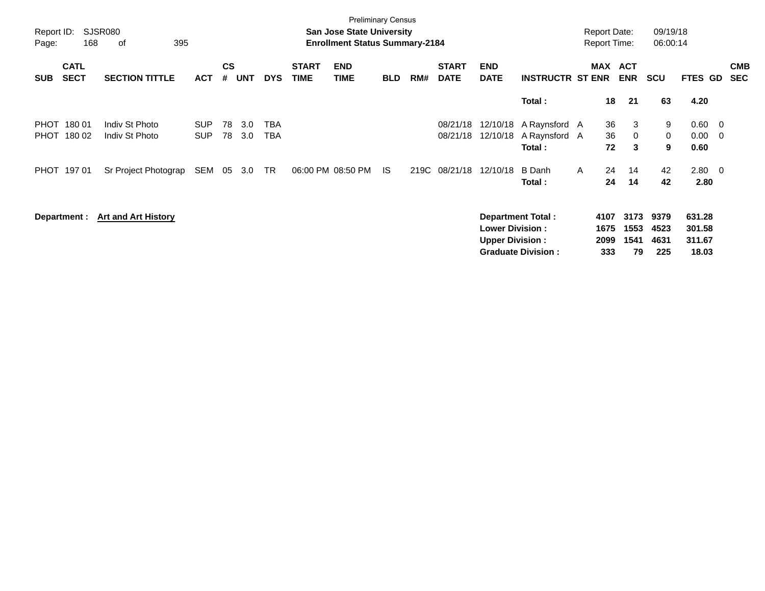Preliminary Census

Report ID: SJSR080 | **San Jose State University** | Report Date: 09/19/18
Page: 168 of 395 | **Enrollment Status Summary-2184** | Report Time: 06:00:14

| SUB | CATL SECT | SECTION TITTLE | ACT | CS # | UNT | DYS | START TIME | END TIME | BLD | RM# | START DATE | END DATE | INSTRUCTR | ST | MAX ENR | ACT ENR | SCU | FTES | GD | CMB SEC |
|---|---|---|---|---|---|---|---|---|---|---|---|---|---|---|---|---|---|---|---|---|
| | | | | | | | | | | | | | **Total :** | | **18** | **21** | **63** | **4.20** | | |
| PHOT | 180 01 | Indiv St Photo | SUP | 78 | 3.0 | TBA | | | | | 08/21/18 | 12/10/18 | A Raynsford | A | 36 | 3 | 9 | 0.60 | 0 | |
| PHOT | 180 02 | Indiv St Photo | SUP | 78 | 3.0 | TBA | | | | | 08/21/18 | 12/10/18 | A Raynsford | A | 36 | 0 | 0 | 0.00 | 0 | |
| | | | | | | | | | | | | | **Total :** | | **72** | **3** | **9** | **0.60** | | |
| PHOT | 197 01 | Sr Project Photograp | SEM | 05 | 3.0 | TR | 06:00 PM | 08:50 PM | IS | 219C | 08/21/18 | 12/10/18 | B Danh | A | 24 | 14 | 42 | 2.80 | 0 | |
| | | | | | | | | | | | | | **Total :** | | **24** | **14** | **42** | **2.80** | | |

**Department :** **Art and Art History**

| | MAX ENR | ACT ENR | SCU | FTES |
|---|---|---|---|---|
| **Department Total :** | **4107** | **3173** | **9379** | **631.28** |
| **Lower Division :** | **1675** | **1553** | **4523** | **301.58** |
| **Upper Division :** | **2099** | **1541** | **4631** | **311.67** |
| **Graduate Division :** | **333** | **79** | **225** | **18.03** |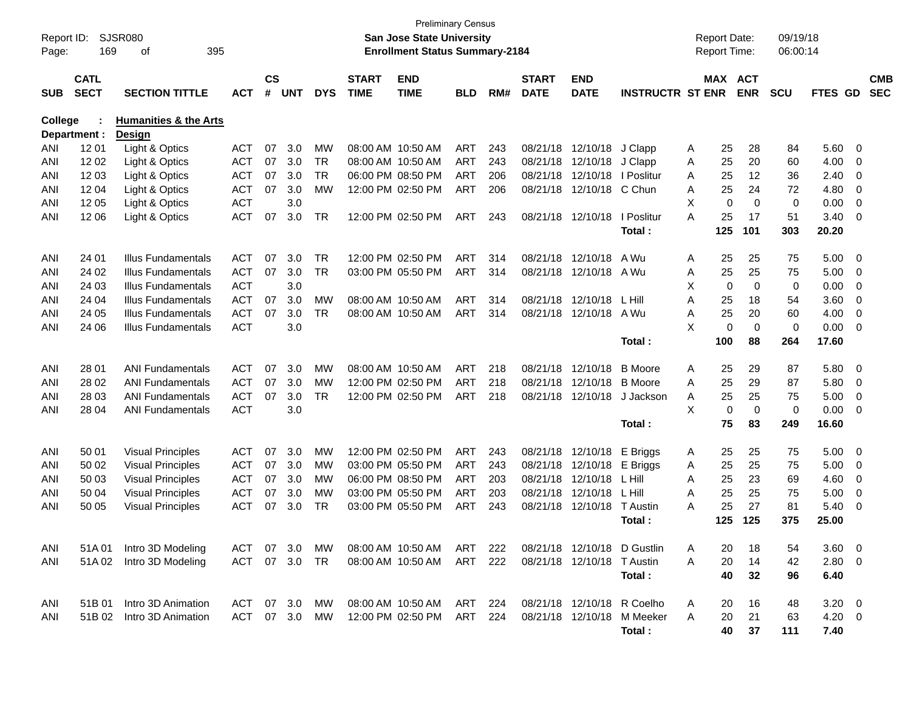Preliminary Census

**San Jose State University**

**Enrollment Status Summary-2184**

Report ID: SJSR080
Report Date: 09/19/18
Report Time: 06:00:14

**College : Humanities & the Arts**
**Department : Design**

| SUB | CATL SECT | SECTION TITTLE | ACT | CS # | UNT | DYS | START TIME | END TIME | BLD | RM# | START DATE | END DATE | INSTRUCTR | ST | MAX ENR | ACT ENR | SCU | FTES | GD | CMB SEC |
|---|---|---|---|---|---|---|---|---|---|---|---|---|---|---|---|---|---|---|---|---|
| ANI | 12 01 | Light & Optics | ACT | 07 | 3.0 | MW | 08:00 AM | 10:50 AM | ART | 243 | 08/21/18 | 12/10/18 | J Clapp | A | 25 | 28 | 84 | 5.60 | 0 | |
| ANI | 12 02 | Light & Optics | ACT | 07 | 3.0 | TR | 08:00 AM | 10:50 AM | ART | 243 | 08/21/18 | 12/10/18 | J Clapp | A | 25 | 20 | 60 | 4.00 | 0 | |
| ANI | 12 03 | Light & Optics | ACT | 07 | 3.0 | TR | 06:00 PM | 08:50 PM | ART | 206 | 08/21/18 | 12/10/18 | I Poslitur | A | 25 | 12 | 36 | 2.40 | 0 | |
| ANI | 12 04 | Light & Optics | ACT | 07 | 3.0 | MW | 12:00 PM | 02:50 PM | ART | 206 | 08/21/18 | 12/10/18 | C Chun | A | 25 | 24 | 72 | 4.80 | 0 | |
| ANI | 12 05 | Light & Optics | ACT | | 3.0 | | | | | | | | | X | 0 | 0 | 0 | 0.00 | 0 | |
| ANI | 12 06 | Light & Optics | ACT | 07 | 3.0 | TR | 12:00 PM | 02:50 PM | ART | 243 | 08/21/18 | 12/10/18 | I Poslitur | A | 25 | 17 | 51 | 3.40 | 0 | |
| | | | | | | | | | | | | | **Total :** | | **125** | **101** | **303** | **20.20** | | |
| ANI | 24 01 | Illus Fundamentals | ACT | 07 | 3.0 | TR | 12:00 PM | 02:50 PM | ART | 314 | 08/21/18 | 12/10/18 | A Wu | A | 25 | 25 | 75 | 5.00 | 0 | |
| ANI | 24 02 | Illus Fundamentals | ACT | 07 | 3.0 | TR | 03:00 PM | 05:50 PM | ART | 314 | 08/21/18 | 12/10/18 | A Wu | A | 25 | 25 | 75 | 5.00 | 0 | |
| ANI | 24 03 | Illus Fundamentals | ACT | | 3.0 | | | | | | | | | X | 0 | 0 | 0 | 0.00 | 0 | |
| ANI | 24 04 | Illus Fundamentals | ACT | 07 | 3.0 | MW | 08:00 AM | 10:50 AM | ART | 314 | 08/21/18 | 12/10/18 | L Hill | A | 25 | 18 | 54 | 3.60 | 0 | |
| ANI | 24 05 | Illus Fundamentals | ACT | 07 | 3.0 | TR | 08:00 AM | 10:50 AM | ART | 314 | 08/21/18 | 12/10/18 | A Wu | A | 25 | 20 | 60 | 4.00 | 0 | |
| ANI | 24 06 | Illus Fundamentals | ACT | | 3.0 | | | | | | | | | X | 0 | 0 | 0 | 0.00 | 0 | |
| | | | | | | | | | | | | | **Total :** | | **100** | **88** | **264** | **17.60** | | |
| ANI | 28 01 | ANI Fundamentals | ACT | 07 | 3.0 | MW | 08:00 AM | 10:50 AM | ART | 218 | 08/21/18 | 12/10/18 | B Moore | A | 25 | 29 | 87 | 5.80 | 0 | |
| ANI | 28 02 | ANI Fundamentals | ACT | 07 | 3.0 | MW | 12:00 PM | 02:50 PM | ART | 218 | 08/21/18 | 12/10/18 | B Moore | A | 25 | 29 | 87 | 5.80 | 0 | |
| ANI | 28 03 | ANI Fundamentals | ACT | 07 | 3.0 | TR | 12:00 PM | 02:50 PM | ART | 218 | 08/21/18 | 12/10/18 | J Jackson | A | 25 | 25 | 75 | 5.00 | 0 | |
| ANI | 28 04 | ANI Fundamentals | ACT | | 3.0 | | | | | | | | | X | 0 | 0 | 0 | 0.00 | 0 | |
| | | | | | | | | | | | | | **Total :** | | **75** | **83** | **249** | **16.60** | | |
| ANI | 50 01 | Visual Principles | ACT | 07 | 3.0 | MW | 12:00 PM | 02:50 PM | ART | 243 | 08/21/18 | 12/10/18 | E Briggs | A | 25 | 25 | 75 | 5.00 | 0 | |
| ANI | 50 02 | Visual Principles | ACT | 07 | 3.0 | MW | 03:00 PM | 05:50 PM | ART | 243 | 08/21/18 | 12/10/18 | E Briggs | A | 25 | 25 | 75 | 5.00 | 0 | |
| ANI | 50 03 | Visual Principles | ACT | 07 | 3.0 | MW | 06:00 PM | 08:50 PM | ART | 203 | 08/21/18 | 12/10/18 | L Hill | A | 25 | 23 | 69 | 4.60 | 0 | |
| ANI | 50 04 | Visual Principles | ACT | 07 | 3.0 | MW | 03:00 PM | 05:50 PM | ART | 203 | 08/21/18 | 12/10/18 | L Hill | A | 25 | 25 | 75 | 5.00 | 0 | |
| ANI | 50 05 | Visual Principles | ACT | 07 | 3.0 | TR | 03:00 PM | 05:50 PM | ART | 243 | 08/21/18 | 12/10/18 | T Austin | A | 25 | 27 | 81 | 5.40 | 0 | |
| | | | | | | | | | | | | | **Total :** | | **125** | **125** | **375** | **25.00** | | |
| ANI | 51A 01 | Intro 3D Modeling | ACT | 07 | 3.0 | MW | 08:00 AM | 10:50 AM | ART | 222 | 08/21/18 | 12/10/18 | D Gustlin | A | 20 | 18 | 54 | 3.60 | 0 | |
| ANI | 51A 02 | Intro 3D Modeling | ACT | 07 | 3.0 | TR | 08:00 AM | 10:50 AM | ART | 222 | 08/21/18 | 12/10/18 | T Austin | A | 20 | 14 | 42 | 2.80 | 0 | |
| | | | | | | | | | | | | | **Total :** | | **40** | **32** | **96** | **6.40** | | |
| ANI | 51B 01 | Intro 3D Animation | ACT | 07 | 3.0 | MW | 08:00 AM | 10:50 AM | ART | 224 | 08/21/18 | 12/10/18 | R Coelho | A | 20 | 16 | 48 | 3.20 | 0 | |
| ANI | 51B 02 | Intro 3D Animation | ACT | 07 | 3.0 | MW | 12:00 PM | 02:50 PM | ART | 224 | 08/21/18 | 12/10/18 | M Meeker | A | 20 | 21 | 63 | 4.20 | 0 | |
| | | | | | | | | | | | | | **Total :** | | **40** | **37** | **111** | **7.40** | | |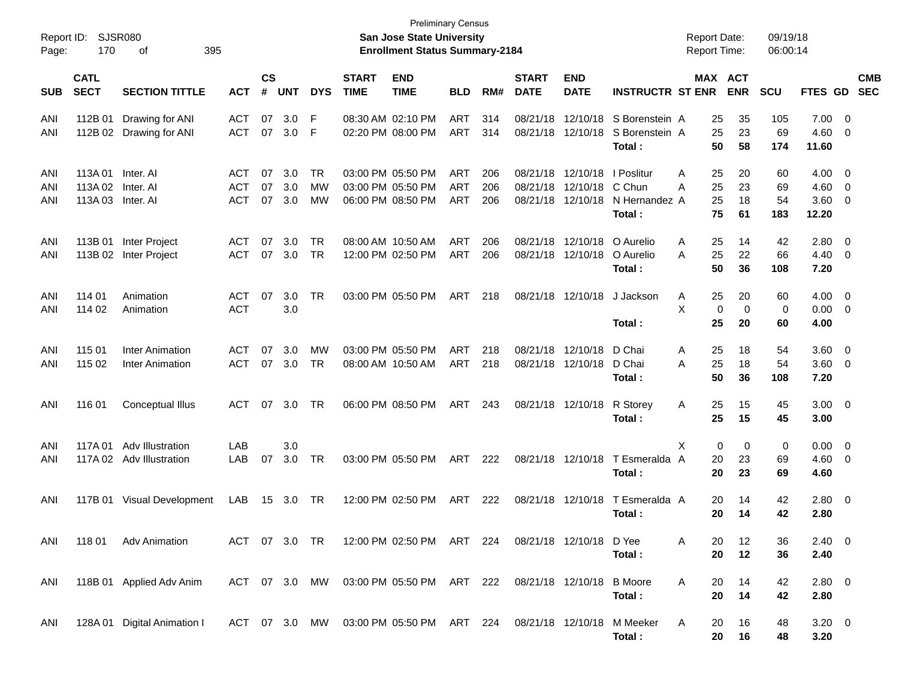Preliminary Census

**San Jose State University**

**Enrollment Status Summary-2184**

Report ID: SJSR080

Report Date: 09/19/18

Report Time: 06:00:14

| SUB | CATL SECT | SECTION TITTLE | ACT | CS # | UNT | DYS | START TIME | END TIME | BLD | RM# | START DATE | END DATE | INSTRUCTR | ST | MAX ENR | ACT ENR | SCU | FTES | GD | CMB SEC |
|---|---|---|---|---|---|---|---|---|---|---|---|---|---|---|---|---|---|---|---|---|
| ANI | 112B 01 | Drawing for ANI | ACT | 07 | 3.0 | F | 08:30 AM | 02:10 PM | ART | 314 | 08/21/18 | 12/10/18 | S Borenstein | A | 25 | 35 | 105 | 7.00 | 0 | |
| ANI | 112B 02 | Drawing for ANI | ACT | 07 | 3.0 | F | 02:20 PM | 08:00 PM | ART | 314 | 08/21/18 | 12/10/18 | S Borenstein | A | 25 | 23 | 69 | 4.60 | 0 | |
| | | | | | | | | | | | | | **Total :** | | **50** | **58** | **174** | **11.60** | | |
| ANI | 113A 01 | Inter. AI | ACT | 07 | 3.0 | TR | 03:00 PM | 05:50 PM | ART | 206 | 08/21/18 | 12/10/18 | I Poslitur | A | 25 | 20 | 60 | 4.00 | 0 | |
| ANI | 113A 02 | Inter. AI | ACT | 07 | 3.0 | MW | 03:00 PM | 05:50 PM | ART | 206 | 08/21/18 | 12/10/18 | C Chun | A | 25 | 23 | 69 | 4.60 | 0 | |
| ANI | 113A 03 | Inter. AI | ACT | 07 | 3.0 | MW | 06:00 PM | 08:50 PM | ART | 206 | 08/21/18 | 12/10/18 | N Hernandez | A | 25 | 18 | 54 | 3.60 | 0 | |
| | | | | | | | | | | | | | **Total :** | | **75** | **61** | **183** | **12.20** | | |
| ANI | 113B 01 | Inter Project | ACT | 07 | 3.0 | TR | 08:00 AM | 10:50 AM | ART | 206 | 08/21/18 | 12/10/18 | O Aurelio | A | 25 | 14 | 42 | 2.80 | 0 | |
| ANI | 113B 02 | Inter Project | ACT | 07 | 3.0 | TR | 12:00 PM | 02:50 PM | ART | 206 | 08/21/18 | 12/10/18 | O Aurelio | A | 25 | 22 | 66 | 4.40 | 0 | |
| | | | | | | | | | | | | | **Total :** | | **50** | **36** | **108** | **7.20** | | |
| ANI | 114 01 | Animation | ACT | 07 | 3.0 | TR | 03:00 PM | 05:50 PM | ART | 218 | 08/21/18 | 12/10/18 | J Jackson | A | 25 | 20 | 60 | 4.00 | 0 | |
| ANI | 114 02 | Animation | ACT | | 3.0 | | | | | | | | | X | 0 | 0 | 0 | 0.00 | 0 | |
| | | | | | | | | | | | | | **Total :** | | **25** | **20** | **60** | **4.00** | | |
| ANI | 115 01 | Inter Animation | ACT | 07 | 3.0 | MW | 03:00 PM | 05:50 PM | ART | 218 | 08/21/18 | 12/10/18 | D Chai | A | 25 | 18 | 54 | 3.60 | 0 | |
| ANI | 115 02 | Inter Animation | ACT | 07 | 3.0 | TR | 08:00 AM | 10:50 AM | ART | 218 | 08/21/18 | 12/10/18 | D Chai | A | 25 | 18 | 54 | 3.60 | 0 | |
| | | | | | | | | | | | | | **Total :** | | **50** | **36** | **108** | **7.20** | | |
| ANI | 116 01 | Conceptual Illus | ACT | 07 | 3.0 | TR | 06:00 PM | 08:50 PM | ART | 243 | 08/21/18 | 12/10/18 | R Storey | A | 25 | 15 | 45 | 3.00 | 0 | |
| | | | | | | | | | | | | | **Total :** | | **25** | **15** | **45** | **3.00** | | |
| ANI | 117A 01 | Adv Illustration | LAB | | 3.0 | | | | | | | | | X | 0 | 0 | 0 | 0.00 | 0 | |
| ANI | 117A 02 | Adv Illustration | LAB | 07 | 3.0 | TR | 03:00 PM | 05:50 PM | ART | 222 | 08/21/18 | 12/10/18 | T Esmeralda | A | 20 | 23 | 69 | 4.60 | 0 | |
| | | | | | | | | | | | | | **Total :** | | **20** | **23** | **69** | **4.60** | | |
| ANI | 117B 01 | Visual Development | LAB | 15 | 3.0 | TR | 12:00 PM | 02:50 PM | ART | 222 | 08/21/18 | 12/10/18 | T Esmeralda | A | 20 | 14 | 42 | 2.80 | 0 | |
| | | | | | | | | | | | | | **Total :** | | **20** | **14** | **42** | **2.80** | | |
| ANI | 118 01 | Adv Animation | ACT | 07 | 3.0 | TR | 12:00 PM | 02:50 PM | ART | 224 | 08/21/18 | 12/10/18 | D Yee | A | 20 | 12 | 36 | 2.40 | 0 | |
| | | | | | | | | | | | | | **Total :** | | **20** | **12** | **36** | **2.40** | | |
| ANI | 118B 01 | Applied Adv Anim | ACT | 07 | 3.0 | MW | 03:00 PM | 05:50 PM | ART | 222 | 08/21/18 | 12/10/18 | B Moore | A | 20 | 14 | 42 | 2.80 | 0 | |
| | | | | | | | | | | | | | **Total :** | | **20** | **14** | **42** | **2.80** | | |
| ANI | 128A 01 | Digital Animation I | ACT | 07 | 3.0 | MW | 03:00 PM | 05:50 PM | ART | 224 | 08/21/18 | 12/10/18 | M Meeker | A | 20 | 16 | 48 | 3.20 | 0 | |
| | | | | | | | | | | | | | **Total :** | | **20** | **16** | **48** | **3.20** | | |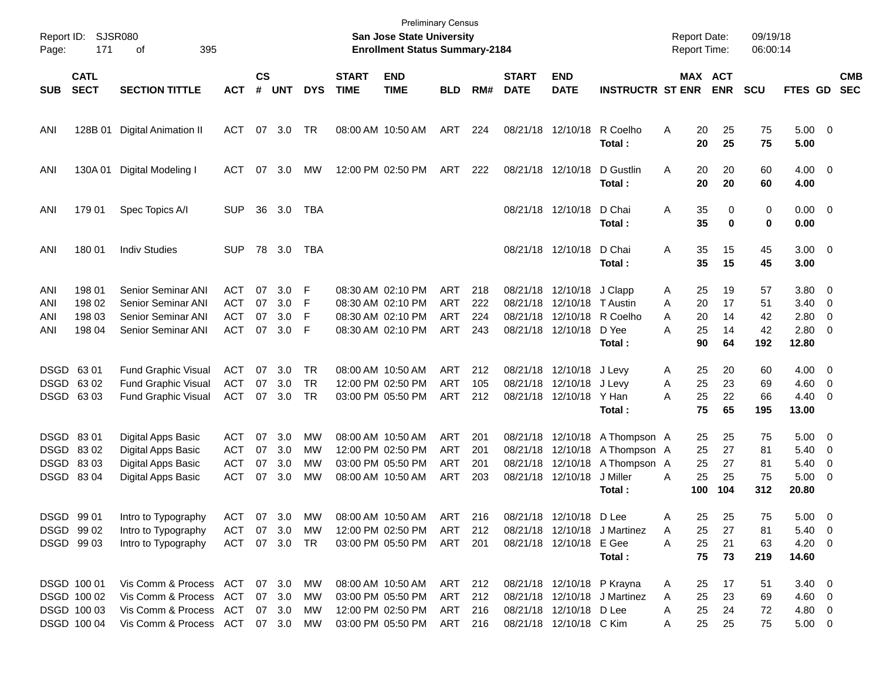Preliminary Census

**San Jose State University**

**Enrollment Status Summary-2184**

Report ID: SJSR080

Report Date: 09/19/18

Report Time: 06:00:14

| SUB | CATL SECT | SECTION TITTLE | ACT | CS # | UNT | DYS | START TIME | END TIME | BLD | RM# | START DATE | END DATE | INSTRUCTR | ST | MAX ENR | ACT ENR | SCU | FTES | GD | CMB SEC |
|---|---|---|---|---|---|---|---|---|---|---|---|---|---|---|---|---|---|---|---|---|
| ANI | 128B 01 | Digital Animation II | ACT | 07 | 3.0 | TR | 08:00 AM | 10:50 AM | ART | 224 | 08/21/18 | 12/10/18 | R Coelho | A | 20 | 25 | 75 | 5.00 | 0 | |
| | | | | | | | | | | | | | **Total :** | | **20** | **25** | **75** | **5.00** | | |
| ANI | 130A 01 | Digital Modeling I | ACT | 07 | 3.0 | MW | 12:00 PM | 02:50 PM | ART | 222 | 08/21/18 | 12/10/18 | D Gustlin | A | 20 | 20 | 60 | 4.00 | 0 | |
| | | | | | | | | | | | | | **Total :** | | **20** | **20** | **60** | **4.00** | | |
| ANI | 179 01 | Spec Topics A/I | SUP | 36 | 3.0 | TBA | | | | | 08/21/18 | 12/10/18 | D Chai | A | 35 | 0 | 0 | 0.00 | 0 | |
| | | | | | | | | | | | | | **Total :** | | **35** | **0** | **0** | **0.00** | | |
| ANI | 180 01 | Indiv Studies | SUP | 78 | 3.0 | TBA | | | | | 08/21/18 | 12/10/18 | D Chai | A | 35 | 15 | 45 | 3.00 | 0 | |
| | | | | | | | | | | | | | **Total :** | | **35** | **15** | **45** | **3.00** | | |
| ANI | 198 01 | Senior Seminar ANI | ACT | 07 | 3.0 | F | 08:30 AM | 02:10 PM | ART | 218 | 08/21/18 | 12/10/18 | J Clapp | A | 25 | 19 | 57 | 3.80 | 0 | |
| ANI | 198 02 | Senior Seminar ANI | ACT | 07 | 3.0 | F | 08:30 AM | 02:10 PM | ART | 222 | 08/21/18 | 12/10/18 | T Austin | A | 20 | 17 | 51 | 3.40 | 0 | |
| ANI | 198 03 | Senior Seminar ANI | ACT | 07 | 3.0 | F | 08:30 AM | 02:10 PM | ART | 224 | 08/21/18 | 12/10/18 | R Coelho | A | 20 | 14 | 42 | 2.80 | 0 | |
| ANI | 198 04 | Senior Seminar ANI | ACT | 07 | 3.0 | F | 08:30 AM | 02:10 PM | ART | 243 | 08/21/18 | 12/10/18 | D Yee | A | 25 | 14 | 42 | 2.80 | 0 | |
| | | | | | | | | | | | | | **Total :** | | **90** | **64** | **192** | **12.80** | | |
| DSGD | 63 01 | Fund Graphic Visual | ACT | 07 | 3.0 | TR | 08:00 AM | 10:50 AM | ART | 212 | 08/21/18 | 12/10/18 | J Levy | A | 25 | 20 | 60 | 4.00 | 0 | |
| DSGD | 63 02 | Fund Graphic Visual | ACT | 07 | 3.0 | TR | 12:00 PM | 02:50 PM | ART | 105 | 08/21/18 | 12/10/18 | J Levy | A | 25 | 23 | 69 | 4.60 | 0 | |
| DSGD | 63 03 | Fund Graphic Visual | ACT | 07 | 3.0 | TR | 03:00 PM | 05:50 PM | ART | 212 | 08/21/18 | 12/10/18 | Y Han | A | 25 | 22 | 66 | 4.40 | 0 | |
| | | | | | | | | | | | | | **Total :** | | **75** | **65** | **195** | **13.00** | | |
| DSGD | 83 01 | Digital Apps Basic | ACT | 07 | 3.0 | MW | 08:00 AM | 10:50 AM | ART | 201 | 08/21/18 | 12/10/18 | A Thompson | A | 25 | 25 | 75 | 5.00 | 0 | |
| DSGD | 83 02 | Digital Apps Basic | ACT | 07 | 3.0 | MW | 12:00 PM | 02:50 PM | ART | 201 | 08/21/18 | 12/10/18 | A Thompson | A | 25 | 27 | 81 | 5.40 | 0 | |
| DSGD | 83 03 | Digital Apps Basic | ACT | 07 | 3.0 | MW | 03:00 PM | 05:50 PM | ART | 201 | 08/21/18 | 12/10/18 | A Thompson | A | 25 | 27 | 81 | 5.40 | 0 | |
| DSGD | 83 04 | Digital Apps Basic | ACT | 07 | 3.0 | MW | 08:00 AM | 10:50 AM | ART | 203 | 08/21/18 | 12/10/18 | J Miller | A | 25 | 25 | 75 | 5.00 | 0 | |
| | | | | | | | | | | | | | **Total :** | | **100** | **104** | **312** | **20.80** | | |
| DSGD | 99 01 | Intro to Typography | ACT | 07 | 3.0 | MW | 08:00 AM | 10:50 AM | ART | 216 | 08/21/18 | 12/10/18 | D Lee | A | 25 | 25 | 75 | 5.00 | 0 | |
| DSGD | 99 02 | Intro to Typography | ACT | 07 | 3.0 | MW | 12:00 PM | 02:50 PM | ART | 212 | 08/21/18 | 12/10/18 | J Martinez | A | 25 | 27 | 81 | 5.40 | 0 | |
| DSGD | 99 03 | Intro to Typography | ACT | 07 | 3.0 | TR | 03:00 PM | 05:50 PM | ART | 201 | 08/21/18 | 12/10/18 | E Gee | A | 25 | 21 | 63 | 4.20 | 0 | |
| | | | | | | | | | | | | | **Total :** | | **75** | **73** | **219** | **14.60** | | |
| DSGD | 100 01 | Vis Comm & Process | ACT | 07 | 3.0 | MW | 08:00 AM | 10:50 AM | ART | 212 | 08/21/18 | 12/10/18 | P Krayna | A | 25 | 17 | 51 | 3.40 | 0 | |
| DSGD | 100 02 | Vis Comm & Process | ACT | 07 | 3.0 | MW | 03:00 PM | 05:50 PM | ART | 212 | 08/21/18 | 12/10/18 | J Martinez | A | 25 | 23 | 69 | 4.60 | 0 | |
| DSGD | 100 03 | Vis Comm & Process | ACT | 07 | 3.0 | MW | 12:00 PM | 02:50 PM | ART | 216 | 08/21/18 | 12/10/18 | D Lee | A | 25 | 24 | 72 | 4.80 | 0 | |
| DSGD | 100 04 | Vis Comm & Process | ACT | 07 | 3.0 | MW | 03:00 PM | 05:50 PM | ART | 216 | 08/21/18 | 12/10/18 | C Kim | A | 25 | 25 | 75 | 5.00 | 0 | |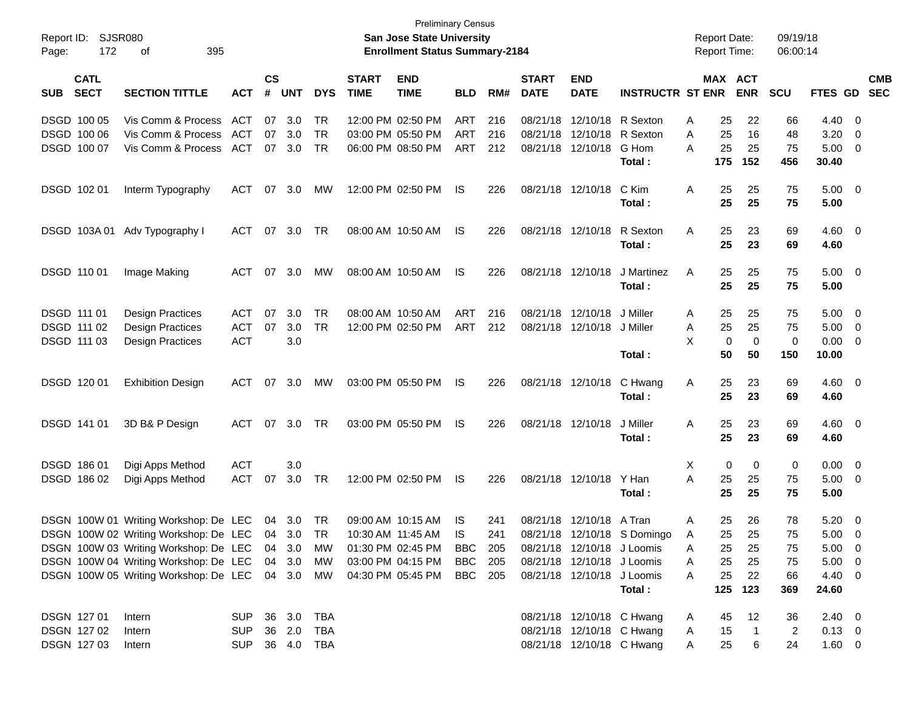Preliminary Census

**San Jose State University**

**Enrollment Status Summary-2184**

Report ID: SJSR080

Report Date: 09/19/18
Report Time: 06:00:14

| SUB | CATL SECT | SECTION TITTLE | ACT | CS # | UNT | DYS | START TIME | END TIME | BLD | RM# | START DATE | END DATE | INSTRUCTR | ST | MAX ENR | ACT ENR | SCU | FTES | GD | CMB SEC |
|---|---|---|---|---|---|---|---|---|---|---|---|---|---|---|---|---|---|---|---|---|
| DSGD | 100 05 | Vis Comm & Process | ACT | 07 | 3.0 | TR | 12:00 PM | 02:50 PM | ART | 216 | 08/21/18 | 12/10/18 | R Sexton | A | 25 | 22 | 66 | 4.40 | 0 | |
| DSGD | 100 06 | Vis Comm & Process | ACT | 07 | 3.0 | TR | 03:00 PM | 05:50 PM | ART | 216 | 08/21/18 | 12/10/18 | R Sexton | A | 25 | 16 | 48 | 3.20 | 0 | |
| DSGD | 100 07 | Vis Comm & Process | ACT | 07 | 3.0 | TR | 06:00 PM | 08:50 PM | ART | 212 | 08/21/18 | 12/10/18 | G Hom | A | 25 | 25 | 75 | 5.00 | 0 | |
| | | | | | | | | | | | | | **Total :** | | **175** | **152** | **456** | **30.40** | | |
| DSGD | 102 01 | Interm Typography | ACT | 07 | 3.0 | MW | 12:00 PM | 02:50 PM | IS | 226 | 08/21/18 | 12/10/18 | C Kim | A | 25 | 25 | 75 | 5.00 | 0 | |
| | | | | | | | | | | | | | **Total :** | | **25** | **25** | **75** | **5.00** | | |
| DSGD | 103A 01 | Adv Typography I | ACT | 07 | 3.0 | TR | 08:00 AM | 10:50 AM | IS | 226 | 08/21/18 | 12/10/18 | R Sexton | A | 25 | 23 | 69 | 4.60 | 0 | |
| | | | | | | | | | | | | | **Total :** | | **25** | **23** | **69** | **4.60** | | |
| DSGD | 110 01 | Image Making | ACT | 07 | 3.0 | MW | 08:00 AM | 10:50 AM | IS | 226 | 08/21/18 | 12/10/18 | J Martinez | A | 25 | 25 | 75 | 5.00 | 0 | |
| | | | | | | | | | | | | | **Total :** | | **25** | **25** | **75** | **5.00** | | |
| DSGD | 111 01 | Design Practices | ACT | 07 | 3.0 | TR | 08:00 AM | 10:50 AM | ART | 216 | 08/21/18 | 12/10/18 | J Miller | A | 25 | 25 | 75 | 5.00 | 0 | |
| DSGD | 111 02 | Design Practices | ACT | 07 | 3.0 | TR | 12:00 PM | 02:50 PM | ART | 212 | 08/21/18 | 12/10/18 | J Miller | A | 25 | 25 | 75 | 5.00 | 0 | |
| DSGD | 111 03 | Design Practices | ACT | | 3.0 | | | | | | | | | X | 0 | 0 | 0 | 0.00 | 0 | |
| | | | | | | | | | | | | | **Total :** | | **50** | **50** | **150** | **10.00** | | |
| DSGD | 120 01 | Exhibition Design | ACT | 07 | 3.0 | MW | 03:00 PM | 05:50 PM | IS | 226 | 08/21/18 | 12/10/18 | C Hwang | A | 25 | 23 | 69 | 4.60 | 0 | |
| | | | | | | | | | | | | | **Total :** | | **25** | **23** | **69** | **4.60** | | |
| DSGD | 141 01 | 3D B& P Design | ACT | 07 | 3.0 | TR | 03:00 PM | 05:50 PM | IS | 226 | 08/21/18 | 12/10/18 | J Miller | A | 25 | 23 | 69 | 4.60 | 0 | |
| | | | | | | | | | | | | | **Total :** | | **25** | **23** | **69** | **4.60** | | |
| DSGD | 186 01 | Digi Apps Method | ACT | | 3.0 | | | | | | | | | X | 0 | 0 | 0 | 0.00 | 0 | |
| DSGD | 186 02 | Digi Apps Method | ACT | 07 | 3.0 | TR | 12:00 PM | 02:50 PM | IS | 226 | 08/21/18 | 12/10/18 | Y Han | A | 25 | 25 | 75 | 5.00 | 0 | |
| | | | | | | | | | | | | | **Total :** | | **25** | **25** | **75** | **5.00** | | |
| DSGN | 100W 01 | Writing Workshop: De | LEC | 04 | 3.0 | TR | 09:00 AM | 10:15 AM | IS | 241 | 08/21/18 | 12/10/18 | A Tran | A | 25 | 26 | 78 | 5.20 | 0 | |
| DSGN | 100W 02 | Writing Workshop: De | LEC | 04 | 3.0 | TR | 10:30 AM | 11:45 AM | IS | 241 | 08/21/18 | 12/10/18 | S Domingo | A | 25 | 25 | 75 | 5.00 | 0 | |
| DSGN | 100W 03 | Writing Workshop: De | LEC | 04 | 3.0 | MW | 01:30 PM | 02:45 PM | BBC | 205 | 08/21/18 | 12/10/18 | J Loomis | A | 25 | 25 | 75 | 5.00 | 0 | |
| DSGN | 100W 04 | Writing Workshop: De | LEC | 04 | 3.0 | MW | 03:00 PM | 04:15 PM | BBC | 205 | 08/21/18 | 12/10/18 | J Loomis | A | 25 | 25 | 75 | 5.00 | 0 | |
| DSGN | 100W 05 | Writing Workshop: De | LEC | 04 | 3.0 | MW | 04:30 PM | 05:45 PM | BBC | 205 | 08/21/18 | 12/10/18 | J Loomis | A | 25 | 22 | 66 | 4.40 | 0 | |
| | | | | | | | | | | | | | **Total :** | | **125** | **123** | **369** | **24.60** | | |
| DSGN | 127 01 | Intern | SUP | 36 | 3.0 | TBA | | | | | 08/21/18 | 12/10/18 | C Hwang | A | 45 | 12 | 36 | 2.40 | 0 | |
| DSGN | 127 02 | Intern | SUP | 36 | 2.0 | TBA | | | | | 08/21/18 | 12/10/18 | C Hwang | A | 15 | 1 | 2 | 0.13 | 0 | |
| DSGN | 127 03 | Intern | SUP | 36 | 4.0 | TBA | | | | | 08/21/18 | 12/10/18 | C Hwang | A | 25 | 6 | 24 | 1.60 | 0 | |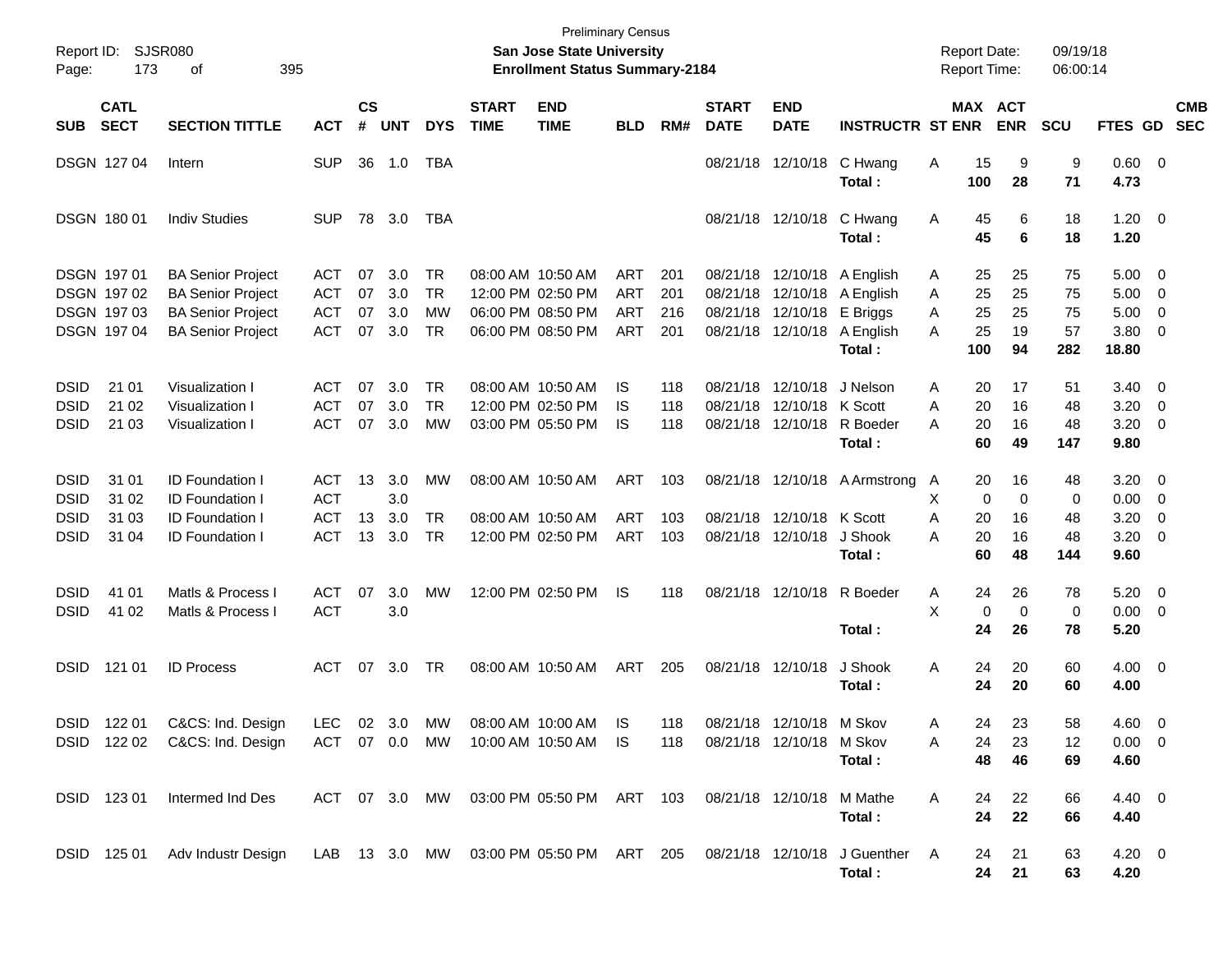Preliminary Census

**San Jose State University**
**Enrollment Status Summary-2184**

Report ID: SJSR080
Report Date: 09/19/18
Report Time: 06:00:14

| SUB | CATL SECT | SECTION TITTLE | ACT | CS # | UNT | DYS | START TIME | END TIME | BLD | RM# | START DATE | END DATE | INSTRUCTR | ST | MAX ENR | ACT ENR | SCU | FTES | GD | CMB SEC |
|---|---|---|---|---|---|---|---|---|---|---|---|---|---|---|---|---|---|---|---|---|
| DSGN | 127 04 | Intern | SUP | 36 | 1.0 | TBA | | | | | 08/21/18 | 12/10/18 | C Hwang | A | 15 | 9 | 9 | 0.60 | 0 | |
| | | | | | | | | | | | | | **Total :** | | **100** | **28** | **71** | **4.73** | | |
| DSGN | 180 01 | Indiv Studies | SUP | 78 | 3.0 | TBA | | | | | 08/21/18 | 12/10/18 | C Hwang | A | 45 | 6 | 18 | 1.20 | 0 | |
| | | | | | | | | | | | | | **Total :** | | **45** | **6** | **18** | **1.20** | | |
| DSGN | 197 01 | BA Senior Project | ACT | 07 | 3.0 | TR | 08:00 AM | 10:50 AM | ART | 201 | 08/21/18 | 12/10/18 | A English | A | 25 | 25 | 75 | 5.00 | 0 | |
| DSGN | 197 02 | BA Senior Project | ACT | 07 | 3.0 | TR | 12:00 PM | 02:50 PM | ART | 201 | 08/21/18 | 12/10/18 | A English | A | 25 | 25 | 75 | 5.00 | 0 | |
| DSGN | 197 03 | BA Senior Project | ACT | 07 | 3.0 | MW | 06:00 PM | 08:50 PM | ART | 216 | 08/21/18 | 12/10/18 | E Briggs | A | 25 | 25 | 75 | 5.00 | 0 | |
| DSGN | 197 04 | BA Senior Project | ACT | 07 | 3.0 | TR | 06:00 PM | 08:50 PM | ART | 201 | 08/21/18 | 12/10/18 | A English | A | 25 | 19 | 57 | 3.80 | 0 | |
| | | | | | | | | | | | | | **Total :** | | **100** | **94** | **282** | **18.80** | | |
| DSID | 21 01 | Visualization I | ACT | 07 | 3.0 | TR | 08:00 AM | 10:50 AM | IS | 118 | 08/21/18 | 12/10/18 | J Nelson | A | 20 | 17 | 51 | 3.40 | 0 | |
| DSID | 21 02 | Visualization I | ACT | 07 | 3.0 | TR | 12:00 PM | 02:50 PM | IS | 118 | 08/21/18 | 12/10/18 | K Scott | A | 20 | 16 | 48 | 3.20 | 0 | |
| DSID | 21 03 | Visualization I | ACT | 07 | 3.0 | MW | 03:00 PM | 05:50 PM | IS | 118 | 08/21/18 | 12/10/18 | R Boeder | A | 20 | 16 | 48 | 3.20 | 0 | |
| | | | | | | | | | | | | | **Total :** | | **60** | **49** | **147** | **9.80** | | |
| DSID | 31 01 | ID Foundation I | ACT | 13 | 3.0 | MW | 08:00 AM | 10:50 AM | ART | 103 | 08/21/18 | 12/10/18 | A Armstrong | A | 20 | 16 | 48 | 3.20 | 0 | |
| DSID | 31 02 | ID Foundation I | ACT | | 3.0 | | | | | | | | | X | 0 | 0 | 0 | 0.00 | 0 | |
| DSID | 31 03 | ID Foundation I | ACT | 13 | 3.0 | TR | 08:00 AM | 10:50 AM | ART | 103 | 08/21/18 | 12/10/18 | K Scott | A | 20 | 16 | 48 | 3.20 | 0 | |
| DSID | 31 04 | ID Foundation I | ACT | 13 | 3.0 | TR | 12:00 PM | 02:50 PM | ART | 103 | 08/21/18 | 12/10/18 | J Shook | A | 20 | 16 | 48 | 3.20 | 0 | |
| | | | | | | | | | | | | | **Total :** | | **60** | **48** | **144** | **9.60** | | |
| DSID | 41 01 | Matls & Process I | ACT | 07 | 3.0 | MW | 12:00 PM | 02:50 PM | IS | 118 | 08/21/18 | 12/10/18 | R Boeder | A | 24 | 26 | 78 | 5.20 | 0 | |
| DSID | 41 02 | Matls & Process I | ACT | | 3.0 | | | | | | | | | X | 0 | 0 | 0 | 0.00 | 0 | |
| | | | | | | | | | | | | | **Total :** | | **24** | **26** | **78** | **5.20** | | |
| DSID | 121 01 | ID Process | ACT | 07 | 3.0 | TR | 08:00 AM | 10:50 AM | ART | 205 | 08/21/18 | 12/10/18 | J Shook | A | 24 | 20 | 60 | 4.00 | 0 | |
| | | | | | | | | | | | | | **Total :** | | **24** | **20** | **60** | **4.00** | | |
| DSID | 122 01 | C&CS: Ind. Design | LEC | 02 | 3.0 | MW | 08:00 AM | 10:00 AM | IS | 118 | 08/21/18 | 12/10/18 | M Skov | A | 24 | 23 | 58 | 4.60 | 0 | |
| DSID | 122 02 | C&CS: Ind. Design | ACT | 07 | 0.0 | MW | 10:00 AM | 10:50 AM | IS | 118 | 08/21/18 | 12/10/18 | M Skov | A | 24 | 23 | 12 | 0.00 | 0 | |
| | | | | | | | | | | | | | **Total :** | | **48** | **46** | **69** | **4.60** | | |
| DSID | 123 01 | Intermed Ind Des | ACT | 07 | 3.0 | MW | 03:00 PM | 05:50 PM | ART | 103 | 08/21/18 | 12/10/18 | M Mathe | A | 24 | 22 | 66 | 4.40 | 0 | |
| | | | | | | | | | | | | | **Total :** | | **24** | **22** | **66** | **4.40** | | |
| DSID | 125 01 | Adv Industr Design | LAB | 13 | 3.0 | MW | 03:00 PM | 05:50 PM | ART | 205 | 08/21/18 | 12/10/18 | J Guenther | A | 24 | 21 | 63 | 4.20 | 0 | |
| | | | | | | | | | | | | | **Total :** | | **24** | **21** | **63** | **4.20** | | |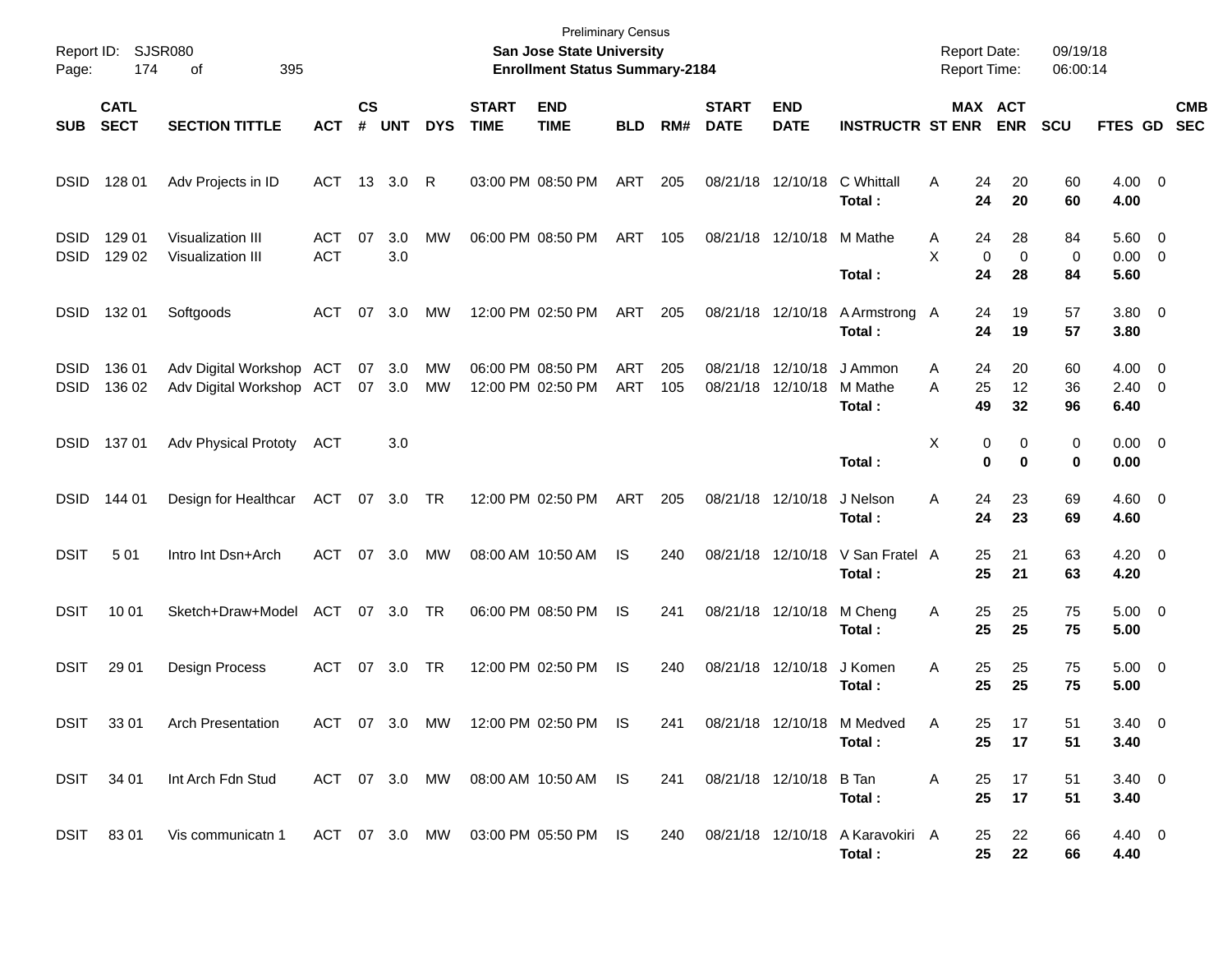Preliminary Census

**San Jose State University**

**Enrollment Status Summary-2184**

Report ID: SJSR080

Report Date: 09/19/18

Report Time: 06:00:14

| SUB | CATL SECT | SECTION TITTLE | ACT | CS # | UNT | DYS | START TIME | END TIME | BLD | RM# | START DATE | END DATE | INSTRUCTR | ST | MAX ENR | ACT ENR | SCU | FTES | GD | CMB SEC |
|---|---|---|---|---|---|---|---|---|---|---|---|---|---|---|---|---|---|---|---|---|
| DSID | 128 01 | Adv Projects in ID | ACT | 13 | 3.0 | R | 03:00 PM | 08:50 PM | ART | 205 | 08/21/18 | 12/10/18 | C Whittall | A | 24 | 20 | 60 | 4.00 | 0 | |
| | | | | | | | | | | | | | **Total :** | | **24** | **20** | **60** | **4.00** | | |
| DSID | 129 01 | Visualization III | ACT | 07 | 3.0 | MW | 06:00 PM | 08:50 PM | ART | 105 | 08/21/18 | 12/10/18 | M Mathe | A | 24 | 28 | 84 | 5.60 | 0 | |
| DSID | 129 02 | Visualization III | ACT | | 3.0 | | | | | | | | | X | 0 | 0 | 0 | 0.00 | 0 | |
| | | | | | | | | | | | | | **Total :** | | **24** | **28** | **84** | **5.60** | | |
| DSID | 132 01 | Softgoods | ACT | 07 | 3.0 | MW | 12:00 PM | 02:50 PM | ART | 205 | 08/21/18 | 12/10/18 | A Armstrong | A | 24 | 19 | 57 | 3.80 | 0 | |
| | | | | | | | | | | | | | **Total :** | | **24** | **19** | **57** | **3.80** | | |
| DSID | 136 01 | Adv Digital Workshop | ACT | 07 | 3.0 | MW | 06:00 PM | 08:50 PM | ART | 205 | 08/21/18 | 12/10/18 | J Ammon | A | 24 | 20 | 60 | 4.00 | 0 | |
| DSID | 136 02 | Adv Digital Workshop | ACT | 07 | 3.0 | MW | 12:00 PM | 02:50 PM | ART | 105 | 08/21/18 | 12/10/18 | M Mathe | A | 25 | 12 | 36 | 2.40 | 0 | |
| | | | | | | | | | | | | | **Total :** | | **49** | **32** | **96** | **6.40** | | |
| DSID | 137 01 | Adv Physical Prototy | ACT | | 3.0 | | | | | | | | | X | 0 | 0 | 0 | 0.00 | 0 | |
| | | | | | | | | | | | | | **Total :** | | **0** | **0** | **0** | **0.00** | | |
| DSID | 144 01 | Design for Healthcar | ACT | 07 | 3.0 | TR | 12:00 PM | 02:50 PM | ART | 205 | 08/21/18 | 12/10/18 | J Nelson | A | 24 | 23 | 69 | 4.60 | 0 | |
| | | | | | | | | | | | | | **Total :** | | **24** | **23** | **69** | **4.60** | | |
| DSIT | 5 01 | Intro Int Dsn+Arch | ACT | 07 | 3.0 | MW | 08:00 AM | 10:50 AM | IS | 240 | 08/21/18 | 12/10/18 | V San Fratel | A | 25 | 21 | 63 | 4.20 | 0 | |
| | | | | | | | | | | | | | **Total :** | | **25** | **21** | **63** | **4.20** | | |
| DSIT | 10 01 | Sketch+Draw+Model | ACT | 07 | 3.0 | TR | 06:00 PM | 08:50 PM | IS | 241 | 08/21/18 | 12/10/18 | M Cheng | A | 25 | 25 | 75 | 5.00 | 0 | |
| | | | | | | | | | | | | | **Total :** | | **25** | **25** | **75** | **5.00** | | |
| DSIT | 29 01 | Design Process | ACT | 07 | 3.0 | TR | 12:00 PM | 02:50 PM | IS | 240 | 08/21/18 | 12/10/18 | J Komen | A | 25 | 25 | 75 | 5.00 | 0 | |
| | | | | | | | | | | | | | **Total :** | | **25** | **25** | **75** | **5.00** | | |
| DSIT | 33 01 | Arch Presentation | ACT | 07 | 3.0 | MW | 12:00 PM | 02:50 PM | IS | 241 | 08/21/18 | 12/10/18 | M Medved | A | 25 | 17 | 51 | 3.40 | 0 | |
| | | | | | | | | | | | | | **Total :** | | **25** | **17** | **51** | **3.40** | | |
| DSIT | 34 01 | Int Arch Fdn Stud | ACT | 07 | 3.0 | MW | 08:00 AM | 10:50 AM | IS | 241 | 08/21/18 | 12/10/18 | B Tan | A | 25 | 17 | 51 | 3.40 | 0 | |
| | | | | | | | | | | | | | **Total :** | | **25** | **17** | **51** | **3.40** | | |
| DSIT | 83 01 | Vis communicatn 1 | ACT | 07 | 3.0 | MW | 03:00 PM | 05:50 PM | IS | 240 | 08/21/18 | 12/10/18 | A Karavokiri | A | 25 | 22 | 66 | 4.40 | 0 | |
| | | | | | | | | | | | | | **Total :** | | **25** | **22** | **66** | **4.40** | | |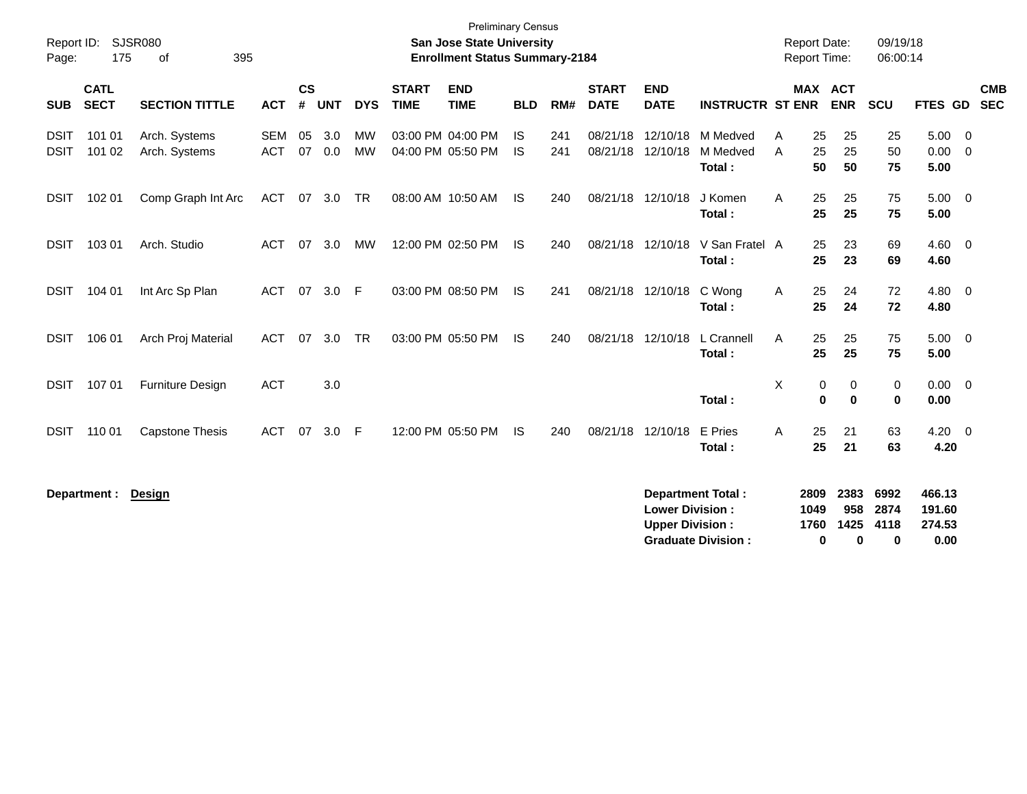Preliminary Census

**San Jose State University**
**Enrollment Status Summary-2184**

Report ID: SJSR080
Report Date: 09/19/18
Report Time: 06:00:14

| SUB | CATL SECT | SECTION TITTLE | ACT | CS # | UNT | DYS | START TIME | END TIME | BLD | RM# | START DATE | END DATE | INSTRUCTR | ST | MAX ENR | ACT ENR | SCU | FTES | GD | CMB SEC |
|---|---|---|---|---|---|---|---|---|---|---|---|---|---|---|---|---|---|---|---|---|
| DSIT | 101 01 | Arch. Systems | SEM | 05 | 3.0 | MW | 03:00 PM | 04:00 PM | IS | 241 | 08/21/18 | 12/10/18 | M Medved | A | 25 | 25 | 25 | 5.00 | 0 | |
| DSIT | 101 02 | Arch. Systems | ACT | 07 | 0.0 | MW | 04:00 PM | 05:50 PM | IS | 241 | 08/21/18 | 12/10/18 | M Medved | A | 25 | 25 | 50 | 0.00 | 0 | |
| | | | | | | | | | | | | | **Total :** | | **50** | **50** | **75** | **5.00** | | |
| DSIT | 102 01 | Comp Graph Int Arc | ACT | 07 | 3.0 | TR | 08:00 AM | 10:50 AM | IS | 240 | 08/21/18 | 12/10/18 | J Komen | A | 25 | 25 | 75 | 5.00 | 0 | |
| | | | | | | | | | | | | | **Total :** | | **25** | **25** | **75** | **5.00** | | |
| DSIT | 103 01 | Arch. Studio | ACT | 07 | 3.0 | MW | 12:00 PM | 02:50 PM | IS | 240 | 08/21/18 | 12/10/18 | V San Fratel | A | 25 | 23 | 69 | 4.60 | 0 | |
| | | | | | | | | | | | | | **Total :** | | **25** | **23** | **69** | **4.60** | | |
| DSIT | 104 01 | Int Arc Sp Plan | ACT | 07 | 3.0 | F | 03:00 PM | 08:50 PM | IS | 241 | 08/21/18 | 12/10/18 | C Wong | A | 25 | 24 | 72 | 4.80 | 0 | |
| | | | | | | | | | | | | | **Total :** | | **25** | **24** | **72** | **4.80** | | |
| DSIT | 106 01 | Arch Proj Material | ACT | 07 | 3.0 | TR | 03:00 PM | 05:50 PM | IS | 240 | 08/21/18 | 12/10/18 | L Crannell | A | 25 | 25 | 75 | 5.00 | 0 | |
| | | | | | | | | | | | | | **Total :** | | **25** | **25** | **75** | **5.00** | | |
| DSIT | 107 01 | Furniture Design | ACT | | 3.0 | | | | | | | | | X | 0 | 0 | 0 | 0.00 | 0 | |
| | | | | | | | | | | | | | **Total :** | | **0** | **0** | **0** | **0.00** | | |
| DSIT | 110 01 | Capstone Thesis | ACT | 07 | 3.0 | F | 12:00 PM | 05:50 PM | IS | 240 | 08/21/18 | 12/10/18 | E Pries | A | 25 | 21 | 63 | 4.20 | 0 | |
| | | | | | | | | | | | | | **Total :** | | **25** | **21** | **63** | **4.20** | | |

**Department :** **Design**

| | MAX ENR | ACT ENR | SCU | FTES |
|---|---|---|---|---|
| **Department Total :** | **2809** | **2383** | **6992** | **466.13** |
| **Lower Division :** | **1049** | **958** | **2874** | **191.60** |
| **Upper Division :** | **1760** | **1425** | **4118** | **274.53** |
| **Graduate Division :** | **0** | **0** | **0** | **0.00** |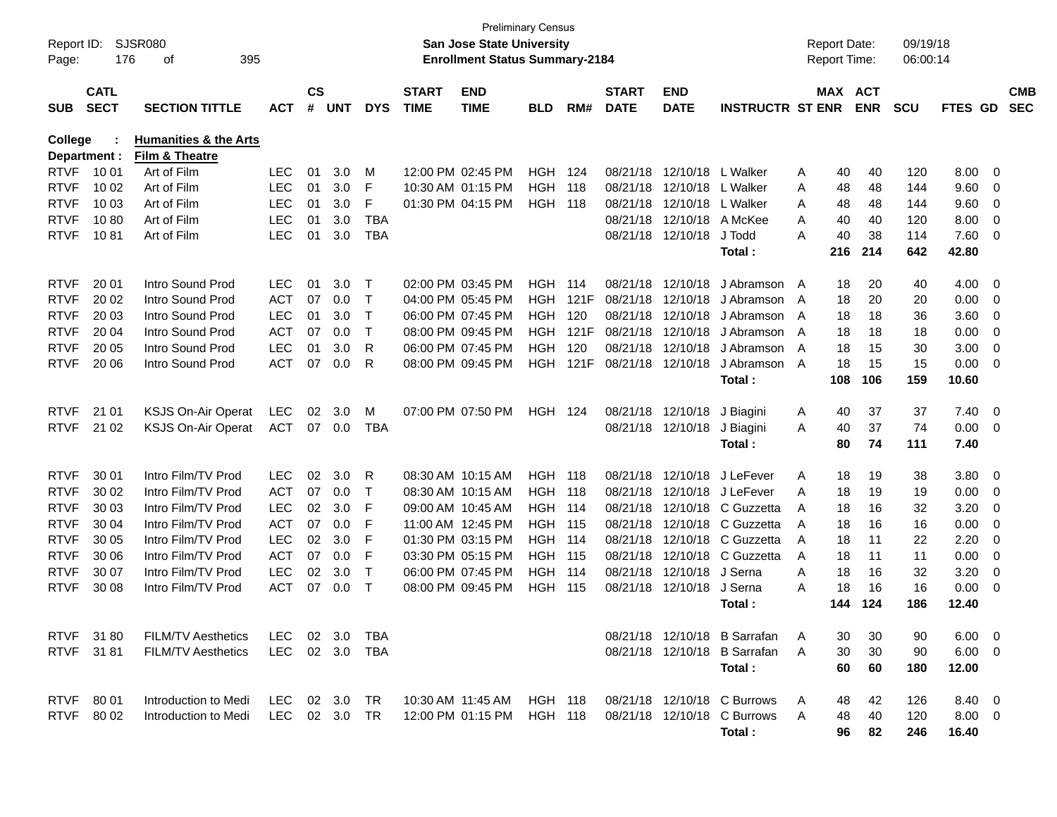Preliminary Census
**San Jose State University**
**Enrollment Status Summary-2184**

Report ID: SJSR080
Report Date: 09/19/18
Report Time: 06:00:14

| SUB | CATL SECT | SECTION TITTLE | ACT | CS # | UNT | DYS | START TIME | END TIME | BLD | RM# | START DATE | END DATE | INSTRUCTR | ST | MAX ENR | ACT ENR | SCU | FTES | GD | CMB SEC |
|---|---|---|---|---|---|---|---|---|---|---|---|---|---|---|---|---|---|---|---|---|
| College : | | **Humanities & the Arts** | | | | | | | | | | | | | | | | | | |
| Department : | | **Film & Theatre** | | | | | | | | | | | | | | | | | | |
| RTVF | 10 01 | Art of Film | LEC | 01 | 3.0 | M | 12:00 PM | 02:45 PM | HGH | 124 | 08/21/18 | 12/10/18 | L Walker | A | 40 | 40 | 120 | 8.00 | 0 | |
| RTVF | 10 02 | Art of Film | LEC | 01 | 3.0 | F | 10:30 AM | 01:15 PM | HGH | 118 | 08/21/18 | 12/10/18 | L Walker | A | 48 | 48 | 144 | 9.60 | 0 | |
| RTVF | 10 03 | Art of Film | LEC | 01 | 3.0 | F | 01:30 PM | 04:15 PM | HGH | 118 | 08/21/18 | 12/10/18 | L Walker | A | 48 | 48 | 144 | 9.60 | 0 | |
| RTVF | 10 80 | Art of Film | LEC | 01 | 3.0 | TBA | | | | | 08/21/18 | 12/10/18 | A McKee | A | 40 | 40 | 120 | 8.00 | 0 | |
| RTVF | 10 81 | Art of Film | LEC | 01 | 3.0 | TBA | | | | | 08/21/18 | 12/10/18 | J Todd | A | 40 | 38 | 114 | 7.60 | 0 | |
| | | | | | | | | | | | | | **Total :** | | **216** | **214** | **642** | **42.80** | | |
| RTVF | 20 01 | Intro Sound Prod | LEC | 01 | 3.0 | T | 02:00 PM | 03:45 PM | HGH | 114 | 08/21/18 | 12/10/18 | J Abramson | A | 18 | 20 | 40 | 4.00 | 0 | |
| RTVF | 20 02 | Intro Sound Prod | ACT | 07 | 0.0 | T | 04:00 PM | 05:45 PM | HGH | 121F | 08/21/18 | 12/10/18 | J Abramson | A | 18 | 20 | 20 | 0.00 | 0 | |
| RTVF | 20 03 | Intro Sound Prod | LEC | 01 | 3.0 | T | 06:00 PM | 07:45 PM | HGH | 120 | 08/21/18 | 12/10/18 | J Abramson | A | 18 | 18 | 36 | 3.60 | 0 | |
| RTVF | 20 04 | Intro Sound Prod | ACT | 07 | 0.0 | T | 08:00 PM | 09:45 PM | HGH | 121F | 08/21/18 | 12/10/18 | J Abramson | A | 18 | 18 | 18 | 0.00 | 0 | |
| RTVF | 20 05 | Intro Sound Prod | LEC | 01 | 3.0 | R | 06:00 PM | 07:45 PM | HGH | 120 | 08/21/18 | 12/10/18 | J Abramson | A | 18 | 15 | 30 | 3.00 | 0 | |
| RTVF | 20 06 | Intro Sound Prod | ACT | 07 | 0.0 | R | 08:00 PM | 09:45 PM | HGH | 121F | 08/21/18 | 12/10/18 | J Abramson | A | 18 | 15 | 15 | 0.00 | 0 | |
| | | | | | | | | | | | | | **Total :** | | **108** | **106** | **159** | **10.60** | | |
| RTVF | 21 01 | KSJS On-Air Operat | LEC | 02 | 3.0 | M | 07:00 PM | 07:50 PM | HGH | 124 | 08/21/18 | 12/10/18 | J Biagini | A | 40 | 37 | 37 | 7.40 | 0 | |
| RTVF | 21 02 | KSJS On-Air Operat | ACT | 07 | 0.0 | TBA | | | | | 08/21/18 | 12/10/18 | J Biagini | A | 40 | 37 | 74 | 0.00 | 0 | |
| | | | | | | | | | | | | | **Total :** | | **80** | **74** | **111** | **7.40** | | |
| RTVF | 30 01 | Intro Film/TV Prod | LEC | 02 | 3.0 | R | 08:30 AM | 10:15 AM | HGH | 118 | 08/21/18 | 12/10/18 | J LeFever | A | 18 | 19 | 38 | 3.80 | 0 | |
| RTVF | 30 02 | Intro Film/TV Prod | ACT | 07 | 0.0 | T | 08:30 AM | 10:15 AM | HGH | 118 | 08/21/18 | 12/10/18 | J LeFever | A | 18 | 19 | 19 | 0.00 | 0 | |
| RTVF | 30 03 | Intro Film/TV Prod | LEC | 02 | 3.0 | F | 09:00 AM | 10:45 AM | HGH | 114 | 08/21/18 | 12/10/18 | C Guzzetta | A | 18 | 16 | 32 | 3.20 | 0 | |
| RTVF | 30 04 | Intro Film/TV Prod | ACT | 07 | 0.0 | F | 11:00 AM | 12:45 PM | HGH | 115 | 08/21/18 | 12/10/18 | C Guzzetta | A | 18 | 16 | 16 | 0.00 | 0 | |
| RTVF | 30 05 | Intro Film/TV Prod | LEC | 02 | 3.0 | F | 01:30 PM | 03:15 PM | HGH | 114 | 08/21/18 | 12/10/18 | C Guzzetta | A | 18 | 11 | 22 | 2.20 | 0 | |
| RTVF | 30 06 | Intro Film/TV Prod | ACT | 07 | 0.0 | F | 03:30 PM | 05:15 PM | HGH | 115 | 08/21/18 | 12/10/18 | C Guzzetta | A | 18 | 11 | 11 | 0.00 | 0 | |
| RTVF | 30 07 | Intro Film/TV Prod | LEC | 02 | 3.0 | T | 06:00 PM | 07:45 PM | HGH | 114 | 08/21/18 | 12/10/18 | J Serna | A | 18 | 16 | 32 | 3.20 | 0 | |
| RTVF | 30 08 | Intro Film/TV Prod | ACT | 07 | 0.0 | T | 08:00 PM | 09:45 PM | HGH | 115 | 08/21/18 | 12/10/18 | J Serna | A | 18 | 16 | 16 | 0.00 | 0 | |
| | | | | | | | | | | | | | **Total :** | | **144** | **124** | **186** | **12.40** | | |
| RTVF | 31 80 | FILM/TV Aesthetics | LEC | 02 | 3.0 | TBA | | | | | 08/21/18 | 12/10/18 | B Sarrafan | A | 30 | 30 | 90 | 6.00 | 0 | |
| RTVF | 31 81 | FILM/TV Aesthetics | LEC | 02 | 3.0 | TBA | | | | | 08/21/18 | 12/10/18 | B Sarrafan | A | 30 | 30 | 90 | 6.00 | 0 | |
| | | | | | | | | | | | | | **Total :** | | **60** | **60** | **180** | **12.00** | | |
| RTVF | 80 01 | Introduction to Medi | LEC | 02 | 3.0 | TR | 10:30 AM | 11:45 AM | HGH | 118 | 08/21/18 | 12/10/18 | C Burrows | A | 48 | 42 | 126 | 8.40 | 0 | |
| RTVF | 80 02 | Introduction to Medi | LEC | 02 | 3.0 | TR | 12:00 PM | 01:15 PM | HGH | 118 | 08/21/18 | 12/10/18 | C Burrows | A | 48 | 40 | 120 | 8.00 | 0 | |
| | | | | | | | | | | | | | **Total :** | | **96** | **82** | **246** | **16.40** | | |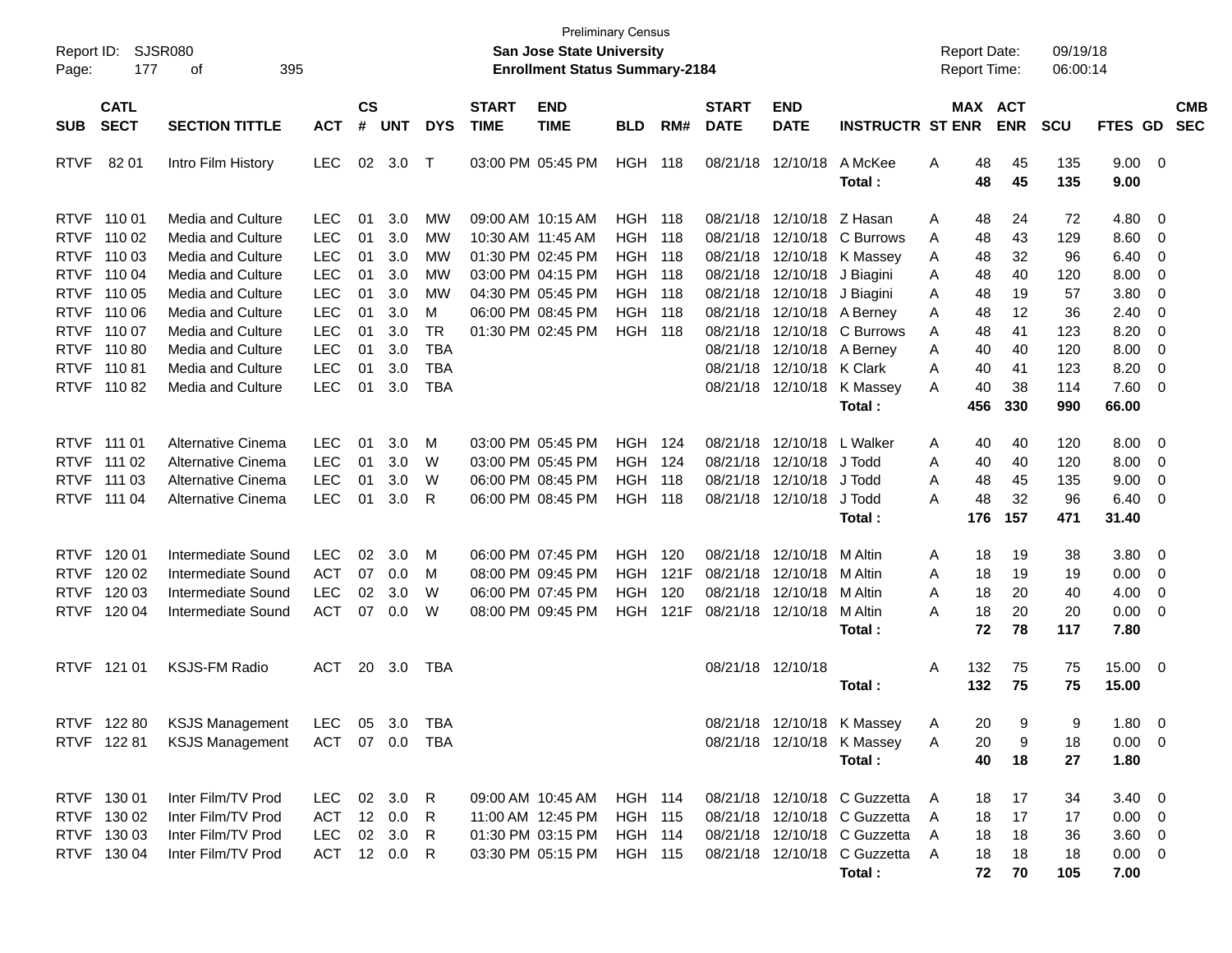Preliminary Census

Report ID: SJSR080
San Jose State University
Enrollment Status Summary-2184

Report Date: 09/19/18
Report Time: 06:00:14

| SUB | CATL SECT | SECTION TITTLE | ACT | CS # | UNT | DYS | START TIME | END TIME | BLD | RM# | START DATE | END DATE | INSTRUCTR | ST | MAX ENR | ACT ENR | SCU | FTES | GD | CMB SEC |
|---|---|---|---|---|---|---|---|---|---|---|---|---|---|---|---|---|---|---|---|---|
| RTVF | 82 01 | Intro Film History | LEC | 02 | 3.0 | T | 03:00 PM | 05:45 PM | HGH | 118 | 08/21/18 | 12/10/18 | A McKee | A | 48 | 45 | 135 | 9.00 | 0 | |
| | | | | | | | | | | | | | **Total :** | | **48** | **45** | **135** | **9.00** | | |
| RTVF | 110 01 | Media and Culture | LEC | 01 | 3.0 | MW | 09:00 AM | 10:15 AM | HGH | 118 | 08/21/18 | 12/10/18 | Z Hasan | A | 48 | 24 | 72 | 4.80 | 0 | |
| RTVF | 110 02 | Media and Culture | LEC | 01 | 3.0 | MW | 10:30 AM | 11:45 AM | HGH | 118 | 08/21/18 | 12/10/18 | C Burrows | A | 48 | 43 | 129 | 8.60 | 0 | |
| RTVF | 110 03 | Media and Culture | LEC | 01 | 3.0 | MW | 01:30 PM | 02:45 PM | HGH | 118 | 08/21/18 | 12/10/18 | K Massey | A | 48 | 32 | 96 | 6.40 | 0 | |
| RTVF | 110 04 | Media and Culture | LEC | 01 | 3.0 | MW | 03:00 PM | 04:15 PM | HGH | 118 | 08/21/18 | 12/10/18 | J Biagini | A | 48 | 40 | 120 | 8.00 | 0 | |
| RTVF | 110 05 | Media and Culture | LEC | 01 | 3.0 | MW | 04:30 PM | 05:45 PM | HGH | 118 | 08/21/18 | 12/10/18 | J Biagini | A | 48 | 19 | 57 | 3.80 | 0 | |
| RTVF | 110 06 | Media and Culture | LEC | 01 | 3.0 | M | 06:00 PM | 08:45 PM | HGH | 118 | 08/21/18 | 12/10/18 | A Berney | A | 48 | 12 | 36 | 2.40 | 0 | |
| RTVF | 110 07 | Media and Culture | LEC | 01 | 3.0 | TR | 01:30 PM | 02:45 PM | HGH | 118 | 08/21/18 | 12/10/18 | C Burrows | A | 48 | 41 | 123 | 8.20 | 0 | |
| RTVF | 110 80 | Media and Culture | LEC | 01 | 3.0 | TBA | | | | | 08/21/18 | 12/10/18 | A Berney | A | 40 | 40 | 120 | 8.00 | 0 | |
| RTVF | 110 81 | Media and Culture | LEC | 01 | 3.0 | TBA | | | | | 08/21/18 | 12/10/18 | K Clark | A | 40 | 41 | 123 | 8.20 | 0 | |
| RTVF | 110 82 | Media and Culture | LEC | 01 | 3.0 | TBA | | | | | 08/21/18 | 12/10/18 | K Massey | A | 40 | 38 | 114 | 7.60 | 0 | |
| | | | | | | | | | | | | | **Total :** | | **456** | **330** | **990** | **66.00** | | |
| RTVF | 111 01 | Alternative Cinema | LEC | 01 | 3.0 | M | 03:00 PM | 05:45 PM | HGH | 124 | 08/21/18 | 12/10/18 | L Walker | A | 40 | 40 | 120 | 8.00 | 0 | |
| RTVF | 111 02 | Alternative Cinema | LEC | 01 | 3.0 | W | 03:00 PM | 05:45 PM | HGH | 124 | 08/21/18 | 12/10/18 | J Todd | A | 40 | 40 | 120 | 8.00 | 0 | |
| RTVF | 111 03 | Alternative Cinema | LEC | 01 | 3.0 | W | 06:00 PM | 08:45 PM | HGH | 118 | 08/21/18 | 12/10/18 | J Todd | A | 48 | 45 | 135 | 9.00 | 0 | |
| RTVF | 111 04 | Alternative Cinema | LEC | 01 | 3.0 | R | 06:00 PM | 08:45 PM | HGH | 118 | 08/21/18 | 12/10/18 | J Todd | A | 48 | 32 | 96 | 6.40 | 0 | |
| | | | | | | | | | | | | | **Total :** | | **176** | **157** | **471** | **31.40** | | |
| RTVF | 120 01 | Intermediate Sound | LEC | 02 | 3.0 | M | 06:00 PM | 07:45 PM | HGH | 120 | 08/21/18 | 12/10/18 | M Altin | A | 18 | 19 | 38 | 3.80 | 0 | |
| RTVF | 120 02 | Intermediate Sound | ACT | 07 | 0.0 | M | 08:00 PM | 09:45 PM | HGH | 121F | 08/21/18 | 12/10/18 | M Altin | A | 18 | 19 | 19 | 0.00 | 0 | |
| RTVF | 120 03 | Intermediate Sound | LEC | 02 | 3.0 | W | 06:00 PM | 07:45 PM | HGH | 120 | 08/21/18 | 12/10/18 | M Altin | A | 18 | 20 | 40 | 4.00 | 0 | |
| RTVF | 120 04 | Intermediate Sound | ACT | 07 | 0.0 | W | 08:00 PM | 09:45 PM | HGH | 121F | 08/21/18 | 12/10/18 | M Altin | A | 18 | 20 | 20 | 0.00 | 0 | |
| | | | | | | | | | | | | | **Total :** | | **72** | **78** | **117** | **7.80** | | |
| RTVF | 121 01 | KSJS-FM Radio | ACT | 20 | 3.0 | TBA | | | | | 08/21/18 | 12/10/18 | | A | 132 | 75 | 75 | 15.00 | 0 | |
| | | | | | | | | | | | | | **Total :** | | **132** | **75** | **75** | **15.00** | | |
| RTVF | 122 80 | KSJS Management | LEC | 05 | 3.0 | TBA | | | | | 08/21/18 | 12/10/18 | K Massey | A | 20 | 9 | 9 | 1.80 | 0 | |
| RTVF | 122 81 | KSJS Management | ACT | 07 | 0.0 | TBA | | | | | 08/21/18 | 12/10/18 | K Massey | A | 20 | 9 | 18 | 0.00 | 0 | |
| | | | | | | | | | | | | | **Total :** | | **40** | **18** | **27** | **1.80** | | |
| RTVF | 130 01 | Inter Film/TV Prod | LEC | 02 | 3.0 | R | 09:00 AM | 10:45 AM | HGH | 114 | 08/21/18 | 12/10/18 | C Guzzetta | A | 18 | 17 | 34 | 3.40 | 0 | |
| RTVF | 130 02 | Inter Film/TV Prod | ACT | 12 | 0.0 | R | 11:00 AM | 12:45 PM | HGH | 115 | 08/21/18 | 12/10/18 | C Guzzetta | A | 18 | 17 | 17 | 0.00 | 0 | |
| RTVF | 130 03 | Inter Film/TV Prod | LEC | 02 | 3.0 | R | 01:30 PM | 03:15 PM | HGH | 114 | 08/21/18 | 12/10/18 | C Guzzetta | A | 18 | 18 | 36 | 3.60 | 0 | |
| RTVF | 130 04 | Inter Film/TV Prod | ACT | 12 | 0.0 | R | 03:30 PM | 05:15 PM | HGH | 115 | 08/21/18 | 12/10/18 | C Guzzetta | A | 18 | 18 | 18 | 0.00 | 0 | |
| | | | | | | | | | | | | | **Total :** | | **72** | **70** | **105** | **7.00** | | |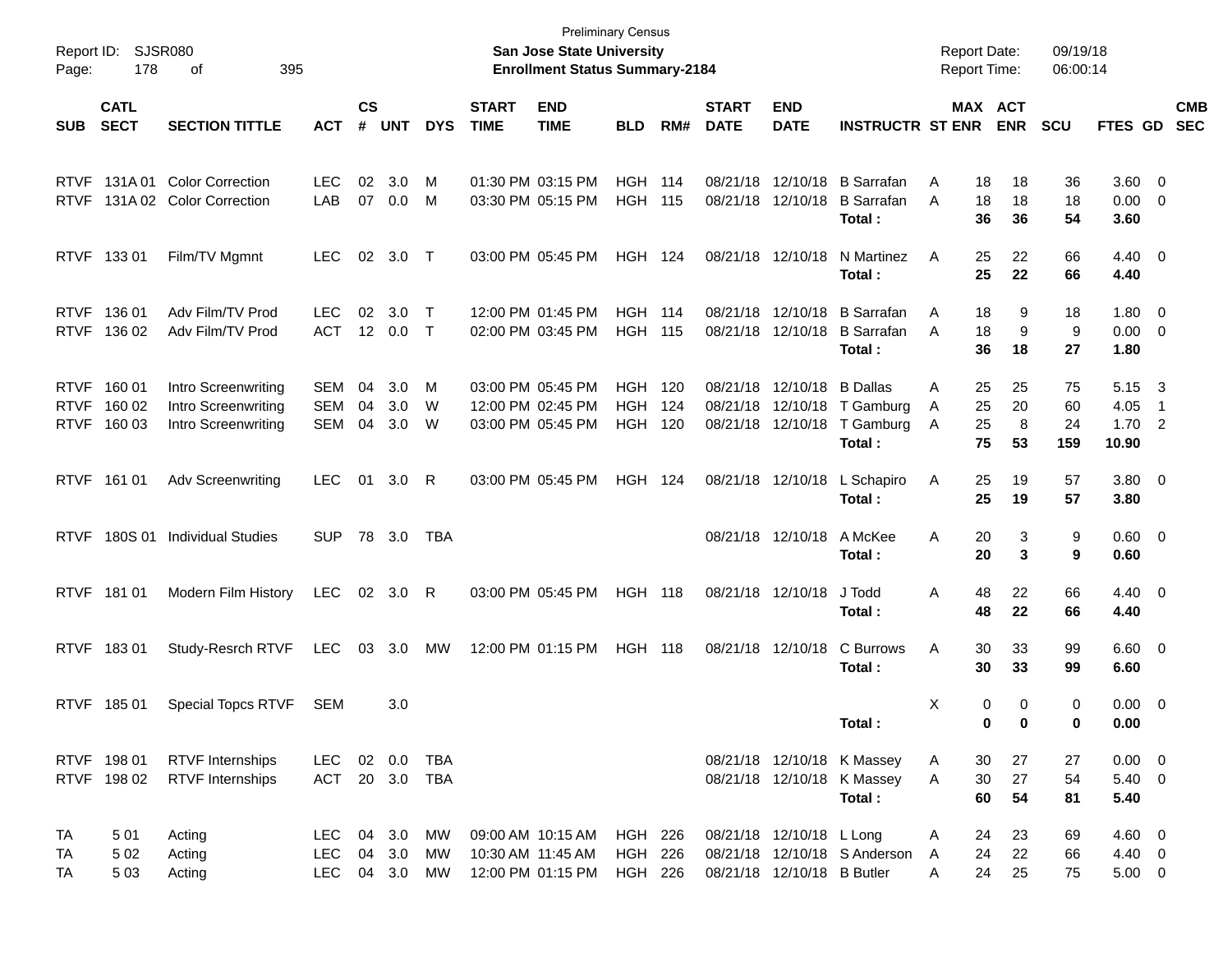Preliminary Census
**San Jose State University**
**Enrollment Status Summary-2184**

Report ID: SJSR080
Report Date: 09/19/18
Report Time: 06:00:14

| SUB | CATL SECT | SECTION TITTLE | ACT | CS # | UNT | DYS | START TIME | END TIME | BLD | RM# | START DATE | END DATE | INSTRUCTR | ST | MAX ENR | ACT ENR | SCU | FTES | GD | CMB SEC |
|---|---|---|---|---|---|---|---|---|---|---|---|---|---|---|---|---|---|---|---|---|
| RTVF | 131A 01 | Color Correction | LEC | 02 | 3.0 | M | 01:30 PM | 03:15 PM | HGH | 114 | 08/21/18 | 12/10/18 | B Sarrafan | A | 18 | 18 | 36 | 3.60 | 0 | |
| RTVF | 131A 02 | Color Correction | LAB | 07 | 0.0 | M | 03:30 PM | 05:15 PM | HGH | 115 | 08/21/18 | 12/10/18 | B Sarrafan | A | 18 | 18 | 18 | 0.00 | 0 | |
| | | | | | | | | | | | | | **Total :** | | **36** | **36** | **54** | **3.60** | | |
| RTVF | 133 01 | Film/TV Mgmnt | LEC | 02 | 3.0 | T | 03:00 PM | 05:45 PM | HGH | 124 | 08/21/18 | 12/10/18 | N Martinez | A | 25 | 22 | 66 | 4.40 | 0 | |
| | | | | | | | | | | | | | **Total :** | | **25** | **22** | **66** | **4.40** | | |
| RTVF | 136 01 | Adv Film/TV Prod | LEC | 02 | 3.0 | T | 12:00 PM | 01:45 PM | HGH | 114 | 08/21/18 | 12/10/18 | B Sarrafan | A | 18 | 9 | 18 | 1.80 | 0 | |
| RTVF | 136 02 | Adv Film/TV Prod | ACT | 12 | 0.0 | T | 02:00 PM | 03:45 PM | HGH | 115 | 08/21/18 | 12/10/18 | B Sarrafan | A | 18 | 9 | 9 | 0.00 | 0 | |
| | | | | | | | | | | | | | **Total :** | | **36** | **18** | **27** | **1.80** | | |
| RTVF | 160 01 | Intro Screenwriting | SEM | 04 | 3.0 | M | 03:00 PM | 05:45 PM | HGH | 120 | 08/21/18 | 12/10/18 | B Dallas | A | 25 | 25 | 75 | 5.15 | 3 | |
| RTVF | 160 02 | Intro Screenwriting | SEM | 04 | 3.0 | W | 12:00 PM | 02:45 PM | HGH | 124 | 08/21/18 | 12/10/18 | T Gamburg | A | 25 | 20 | 60 | 4.05 | 1 | |
| RTVF | 160 03 | Intro Screenwriting | SEM | 04 | 3.0 | W | 03:00 PM | 05:45 PM | HGH | 120 | 08/21/18 | 12/10/18 | T Gamburg | A | 25 | 8 | 24 | 1.70 | 2 | |
| | | | | | | | | | | | | | **Total :** | | **75** | **53** | **159** | **10.90** | | |
| RTVF | 161 01 | Adv Screenwriting | LEC | 01 | 3.0 | R | 03:00 PM | 05:45 PM | HGH | 124 | 08/21/18 | 12/10/18 | L Schapiro | A | 25 | 19 | 57 | 3.80 | 0 | |
| | | | | | | | | | | | | | **Total :** | | **25** | **19** | **57** | **3.80** | | |
| RTVF | 180S 01 | Individual Studies | SUP | 78 | 3.0 | TBA | | | | | 08/21/18 | 12/10/18 | A McKee | A | 20 | 3 | 9 | 0.60 | 0 | |
| | | | | | | | | | | | | | **Total :** | | **20** | **3** | **9** | **0.60** | | |
| RTVF | 181 01 | Modern Film History | LEC | 02 | 3.0 | R | 03:00 PM | 05:45 PM | HGH | 118 | 08/21/18 | 12/10/18 | J Todd | A | 48 | 22 | 66 | 4.40 | 0 | |
| | | | | | | | | | | | | | **Total :** | | **48** | **22** | **66** | **4.40** | | |
| RTVF | 183 01 | Study-Resrch RTVF | LEC | 03 | 3.0 | MW | 12:00 PM | 01:15 PM | HGH | 118 | 08/21/18 | 12/10/18 | C Burrows | A | 30 | 33 | 99 | 6.60 | 0 | |
| | | | | | | | | | | | | | **Total :** | | **30** | **33** | **99** | **6.60** | | |
| RTVF | 185 01 | Special Topcs RTVF | SEM | | 3.0 | | | | | | | | | X | 0 | 0 | 0 | 0.00 | 0 | |
| | | | | | | | | | | | | | **Total :** | | **0** | **0** | **0** | **0.00** | | |
| RTVF | 198 01 | RTVF Internships | LEC | 02 | 0.0 | TBA | | | | | 08/21/18 | 12/10/18 | K Massey | A | 30 | 27 | 27 | 0.00 | 0 | |
| RTVF | 198 02 | RTVF Internships | ACT | 20 | 3.0 | TBA | | | | | 08/21/18 | 12/10/18 | K Massey | A | 30 | 27 | 54 | 5.40 | 0 | |
| | | | | | | | | | | | | | **Total :** | | **60** | **54** | **81** | **5.40** | | |
| TA | 5 01 | Acting | LEC | 04 | 3.0 | MW | 09:00 AM | 10:15 AM | HGH | 226 | 08/21/18 | 12/10/18 | L Long | A | 24 | 23 | 69 | 4.60 | 0 | |
| TA | 5 02 | Acting | LEC | 04 | 3.0 | MW | 10:30 AM | 11:45 AM | HGH | 226 | 08/21/18 | 12/10/18 | S Anderson | A | 24 | 22 | 66 | 4.40 | 0 | |
| TA | 5 03 | Acting | LEC | 04 | 3.0 | MW | 12:00 PM | 01:15 PM | HGH | 226 | 08/21/18 | 12/10/18 | B Butler | A | 24 | 25 | 75 | 5.00 | 0 | |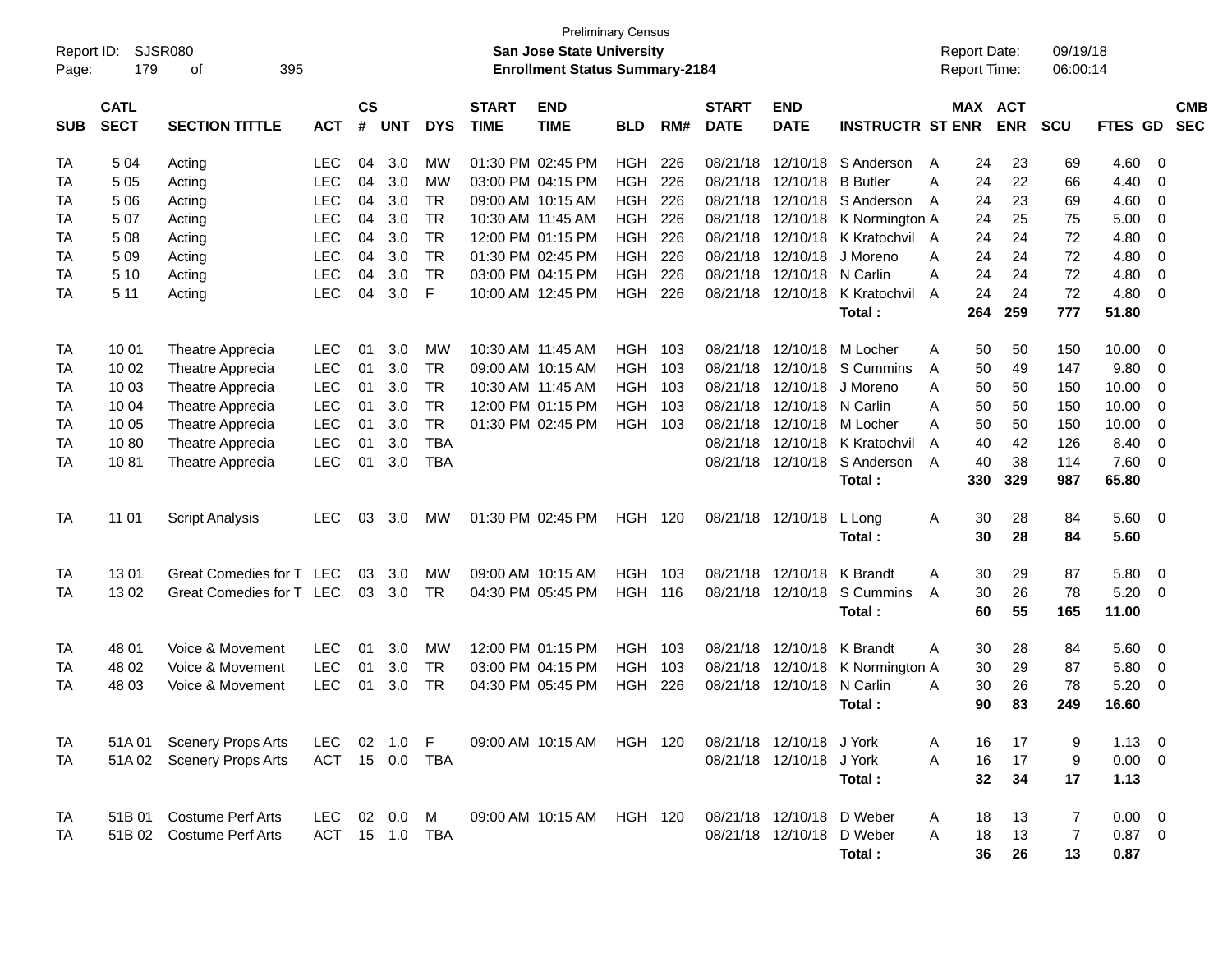Preliminary Census
**San Jose State University**
**Enrollment Status Summary-2184**

Report ID: SJSR080
Report Date: 09/19/18
Report Time: 06:00:14

| SUB | CATL SECT | SECTION TITTLE | ACT | CS # | UNT | DYS | START TIME | END TIME | BLD | RM# | START DATE | END DATE | INSTRUCTR | ST | MAX ENR | ACT ENR | SCU | FTES | GD | CMB SEC |
|---|---|---|---|---|---|---|---|---|---|---|---|---|---|---|---|---|---|---|---|---|
| TA | 5 04 | Acting | LEC | 04 | 3.0 | MW | 01:30 PM | 02:45 PM | HGH | 226 | 08/21/18 | 12/10/18 | S Anderson | A | 24 | 23 | 69 | 4.60 | 0 | |
| TA | 5 05 | Acting | LEC | 04 | 3.0 | MW | 03:00 PM | 04:15 PM | HGH | 226 | 08/21/18 | 12/10/18 | B Butler | A | 24 | 22 | 66 | 4.40 | 0 | |
| TA | 5 06 | Acting | LEC | 04 | 3.0 | TR | 09:00 AM | 10:15 AM | HGH | 226 | 08/21/18 | 12/10/18 | S Anderson | A | 24 | 23 | 69 | 4.60 | 0 | |
| TA | 5 07 | Acting | LEC | 04 | 3.0 | TR | 10:30 AM | 11:45 AM | HGH | 226 | 08/21/18 | 12/10/18 | K Normington | A | 24 | 25 | 75 | 5.00 | 0 | |
| TA | 5 08 | Acting | LEC | 04 | 3.0 | TR | 12:00 PM | 01:15 PM | HGH | 226 | 08/21/18 | 12/10/18 | K Kratochvil | A | 24 | 24 | 72 | 4.80 | 0 | |
| TA | 5 09 | Acting | LEC | 04 | 3.0 | TR | 01:30 PM | 02:45 PM | HGH | 226 | 08/21/18 | 12/10/18 | J Moreno | A | 24 | 24 | 72 | 4.80 | 0 | |
| TA | 5 10 | Acting | LEC | 04 | 3.0 | TR | 03:00 PM | 04:15 PM | HGH | 226 | 08/21/18 | 12/10/18 | N Carlin | A | 24 | 24 | 72 | 4.80 | 0 | |
| TA | 5 11 | Acting | LEC | 04 | 3.0 | F | 10:00 AM | 12:45 PM | HGH | 226 | 08/21/18 | 12/10/18 | K Kratochvil | A | 24 | 24 | 72 | 4.80 | 0 | |
| | | | | | | | | | | | | | **Total :** | | **264** | **259** | **777** | **51.80** | | |
| TA | 10 01 | Theatre Apprecia | LEC | 01 | 3.0 | MW | 10:30 AM | 11:45 AM | HGH | 103 | 08/21/18 | 12/10/18 | M Locher | A | 50 | 50 | 150 | 10.00 | 0 | |
| TA | 10 02 | Theatre Apprecia | LEC | 01 | 3.0 | TR | 09:00 AM | 10:15 AM | HGH | 103 | 08/21/18 | 12/10/18 | S Cummins | A | 50 | 49 | 147 | 9.80 | 0 | |
| TA | 10 03 | Theatre Apprecia | LEC | 01 | 3.0 | TR | 10:30 AM | 11:45 AM | HGH | 103 | 08/21/18 | 12/10/18 | J Moreno | A | 50 | 50 | 150 | 10.00 | 0 | |
| TA | 10 04 | Theatre Apprecia | LEC | 01 | 3.0 | TR | 12:00 PM | 01:15 PM | HGH | 103 | 08/21/18 | 12/10/18 | N Carlin | A | 50 | 50 | 150 | 10.00 | 0 | |
| TA | 10 05 | Theatre Apprecia | LEC | 01 | 3.0 | TR | 01:30 PM | 02:45 PM | HGH | 103 | 08/21/18 | 12/10/18 | M Locher | A | 50 | 50 | 150 | 10.00 | 0 | |
| TA | 10 80 | Theatre Apprecia | LEC | 01 | 3.0 | TBA | | | | | 08/21/18 | 12/10/18 | K Kratochvil | A | 40 | 42 | 126 | 8.40 | 0 | |
| TA | 10 81 | Theatre Apprecia | LEC | 01 | 3.0 | TBA | | | | | 08/21/18 | 12/10/18 | S Anderson | A | 40 | 38 | 114 | 7.60 | 0 | |
| | | | | | | | | | | | | | **Total :** | | **330** | **329** | **987** | **65.80** | | |
| TA | 11 01 | Script Analysis | LEC | 03 | 3.0 | MW | 01:30 PM | 02:45 PM | HGH | 120 | 08/21/18 | 12/10/18 | L Long | A | 30 | 28 | 84 | 5.60 | 0 | |
| | | | | | | | | | | | | | **Total :** | | **30** | **28** | **84** | **5.60** | | |
| TA | 13 01 | Great Comedies for T | LEC | 03 | 3.0 | MW | 09:00 AM | 10:15 AM | HGH | 103 | 08/21/18 | 12/10/18 | K Brandt | A | 30 | 29 | 87 | 5.80 | 0 | |
| TA | 13 02 | Great Comedies for T | LEC | 03 | 3.0 | TR | 04:30 PM | 05:45 PM | HGH | 116 | 08/21/18 | 12/10/18 | S Cummins | A | 30 | 26 | 78 | 5.20 | 0 | |
| | | | | | | | | | | | | | **Total :** | | **60** | **55** | **165** | **11.00** | | |
| TA | 48 01 | Voice & Movement | LEC | 01 | 3.0 | MW | 12:00 PM | 01:15 PM | HGH | 103 | 08/21/18 | 12/10/18 | K Brandt | A | 30 | 28 | 84 | 5.60 | 0 | |
| TA | 48 02 | Voice & Movement | LEC | 01 | 3.0 | TR | 03:00 PM | 04:15 PM | HGH | 103 | 08/21/18 | 12/10/18 | K Normington | A | 30 | 29 | 87 | 5.80 | 0 | |
| TA | 48 03 | Voice & Movement | LEC | 01 | 3.0 | TR | 04:30 PM | 05:45 PM | HGH | 226 | 08/21/18 | 12/10/18 | N Carlin | A | 30 | 26 | 78 | 5.20 | 0 | |
| | | | | | | | | | | | | | **Total :** | | **90** | **83** | **249** | **16.60** | | |
| TA | 51A 01 | Scenery Props Arts | LEC | 02 | 1.0 | F | 09:00 AM | 10:15 AM | HGH | 120 | 08/21/18 | 12/10/18 | J York | A | 16 | 17 | 9 | 1.13 | 0 | |
| TA | 51A 02 | Scenery Props Arts | ACT | 15 | 0.0 | TBA | | | | | 08/21/18 | 12/10/18 | J York | A | 16 | 17 | 9 | 0.00 | 0 | |
| | | | | | | | | | | | | | **Total :** | | **32** | **34** | **17** | **1.13** | | |
| TA | 51B 01 | Costume Perf Arts | LEC | 02 | 0.0 | M | 09:00 AM | 10:15 AM | HGH | 120 | 08/21/18 | 12/10/18 | D Weber | A | 18 | 13 | 7 | 0.00 | 0 | |
| TA | 51B 02 | Costume Perf Arts | ACT | 15 | 1.0 | TBA | | | | | 08/21/18 | 12/10/18 | D Weber | A | 18 | 13 | 7 | 0.87 | 0 | |
| | | | | | | | | | | | | | **Total :** | | **36** | **26** | **13** | **0.87** | | |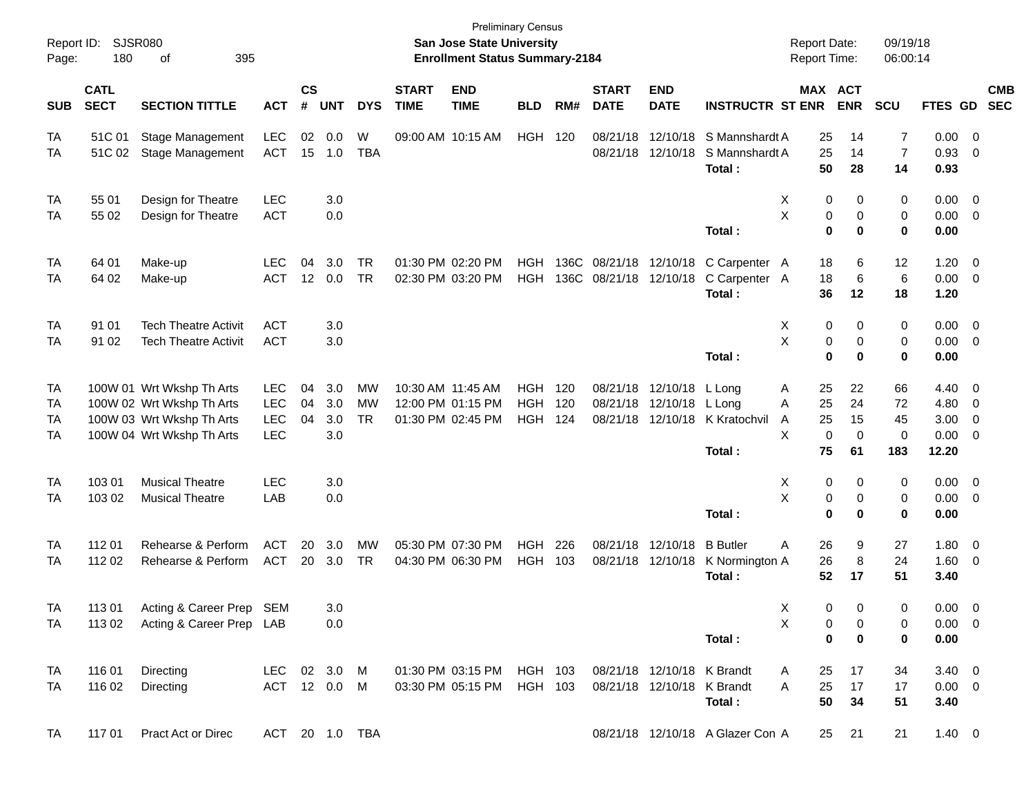Preliminary Census
**San Jose State University**
**Enrollment Status Summary-2184**

Report ID: SJSR080
Report Date: 09/19/18
Report Time: 06:00:14

| SUB | CATL SECT | SECTION TITTLE | ACT | CS # | UNT | DYS | START TIME | END TIME | BLD | RM# | START DATE | END DATE | INSTRUCTR | ST | MAX ENR | ACT ENR | SCU | FTES | GD | CMB SEC |
|---|---|---|---|---|---|---|---|---|---|---|---|---|---|---|---|---|---|---|---|---|
| TA | 51C 01 | Stage Management | LEC | 02 | 0.0 | W | 09:00 AM | 10:15 AM | HGH | 120 | 08/21/18 | 12/10/18 | S Mannshardt | A | 25 | 14 | 7 | 0.00 | 0 | |
| TA | 51C 02 | Stage Management | ACT | 15 | 1.0 | TBA | | | | | 08/21/18 | 12/10/18 | S Mannshardt | A | 25 | 14 | 7 | 0.93 | 0 | |
| | | | | | | | | | | | | | **Total :** | | **50** | **28** | **14** | **0.93** | | |
| TA | 55 01 | Design for Theatre | LEC | | 3.0 | | | | | | | | | X | 0 | 0 | 0 | 0.00 | 0 | |
| TA | 55 02 | Design for Theatre | ACT | | 0.0 | | | | | | | | | X | 0 | 0 | 0 | 0.00 | 0 | |
| | | | | | | | | | | | | | **Total :** | | **0** | **0** | **0** | **0.00** | | |
| TA | 64 01 | Make-up | LEC | 04 | 3.0 | TR | 01:30 PM | 02:20 PM | HGH | 136C | 08/21/18 | 12/10/18 | C Carpenter | A | 18 | 6 | 12 | 1.20 | 0 | |
| TA | 64 02 | Make-up | ACT | 12 | 0.0 | TR | 02:30 PM | 03:20 PM | HGH | 136C | 08/21/18 | 12/10/18 | C Carpenter | A | 18 | 6 | 6 | 0.00 | 0 | |
| | | | | | | | | | | | | | **Total :** | | **36** | **12** | **18** | **1.20** | | |
| TA | 91 01 | Tech Theatre Activit | ACT | | 3.0 | | | | | | | | | X | 0 | 0 | 0 | 0.00 | 0 | |
| TA | 91 02 | Tech Theatre Activit | ACT | | 3.0 | | | | | | | | | X | 0 | 0 | 0 | 0.00 | 0 | |
| | | | | | | | | | | | | | **Total :** | | **0** | **0** | **0** | **0.00** | | |
| TA | 100W 01 | Wrt Wkshp Th Arts | LEC | 04 | 3.0 | MW | 10:30 AM | 11:45 AM | HGH | 120 | 08/21/18 | 12/10/18 | L Long | A | 25 | 22 | 66 | 4.40 | 0 | |
| TA | 100W 02 | Wrt Wkshp Th Arts | LEC | 04 | 3.0 | MW | 12:00 PM | 01:15 PM | HGH | 120 | 08/21/18 | 12/10/18 | L Long | A | 25 | 24 | 72 | 4.80 | 0 | |
| TA | 100W 03 | Wrt Wkshp Th Arts | LEC | 04 | 3.0 | TR | 01:30 PM | 02:45 PM | HGH | 124 | 08/21/18 | 12/10/18 | K Kratochvil | A | 25 | 15 | 45 | 3.00 | 0 | |
| TA | 100W 04 | Wrt Wkshp Th Arts | LEC | | 3.0 | | | | | | | | | X | 0 | 0 | 0 | 0.00 | 0 | |
| | | | | | | | | | | | | | **Total :** | | **75** | **61** | **183** | **12.20** | | |
| TA | 103 01 | Musical Theatre | LEC | | 3.0 | | | | | | | | | X | 0 | 0 | 0 | 0.00 | 0 | |
| TA | 103 02 | Musical Theatre | LAB | | 0.0 | | | | | | | | | X | 0 | 0 | 0 | 0.00 | 0 | |
| | | | | | | | | | | | | | **Total :** | | **0** | **0** | **0** | **0.00** | | |
| TA | 112 01 | Rehearse & Perform | ACT | 20 | 3.0 | MW | 05:30 PM | 07:30 PM | HGH | 226 | 08/21/18 | 12/10/18 | B Butler | A | 26 | 9 | 27 | 1.80 | 0 | |
| TA | 112 02 | Rehearse & Perform | ACT | 20 | 3.0 | TR | 04:30 PM | 06:30 PM | HGH | 103 | 08/21/18 | 12/10/18 | K Normington | A | 26 | 8 | 24 | 1.60 | 0 | |
| | | | | | | | | | | | | | **Total :** | | **52** | **17** | **51** | **3.40** | | |
| TA | 113 01 | Acting & Career Prep | SEM | | 3.0 | | | | | | | | | X | 0 | 0 | 0 | 0.00 | 0 | |
| TA | 113 02 | Acting & Career Prep | LAB | | 0.0 | | | | | | | | | X | 0 | 0 | 0 | 0.00 | 0 | |
| | | | | | | | | | | | | | **Total :** | | **0** | **0** | **0** | **0.00** | | |
| TA | 116 01 | Directing | LEC | 02 | 3.0 | M | 01:30 PM | 03:15 PM | HGH | 103 | 08/21/18 | 12/10/18 | K Brandt | A | 25 | 17 | 34 | 3.40 | 0 | |
| TA | 116 02 | Directing | ACT | 12 | 0.0 | M | 03:30 PM | 05:15 PM | HGH | 103 | 08/21/18 | 12/10/18 | K Brandt | A | 25 | 17 | 17 | 0.00 | 0 | |
| | | | | | | | | | | | | | **Total :** | | **50** | **34** | **51** | **3.40** | | |
| TA | 117 01 | Pract Act or Direc | ACT | 20 | 1.0 | TBA | | | | | 08/21/18 | 12/10/18 | A Glazer Con | A | 25 | 21 | 21 | 1.40 | 0 | |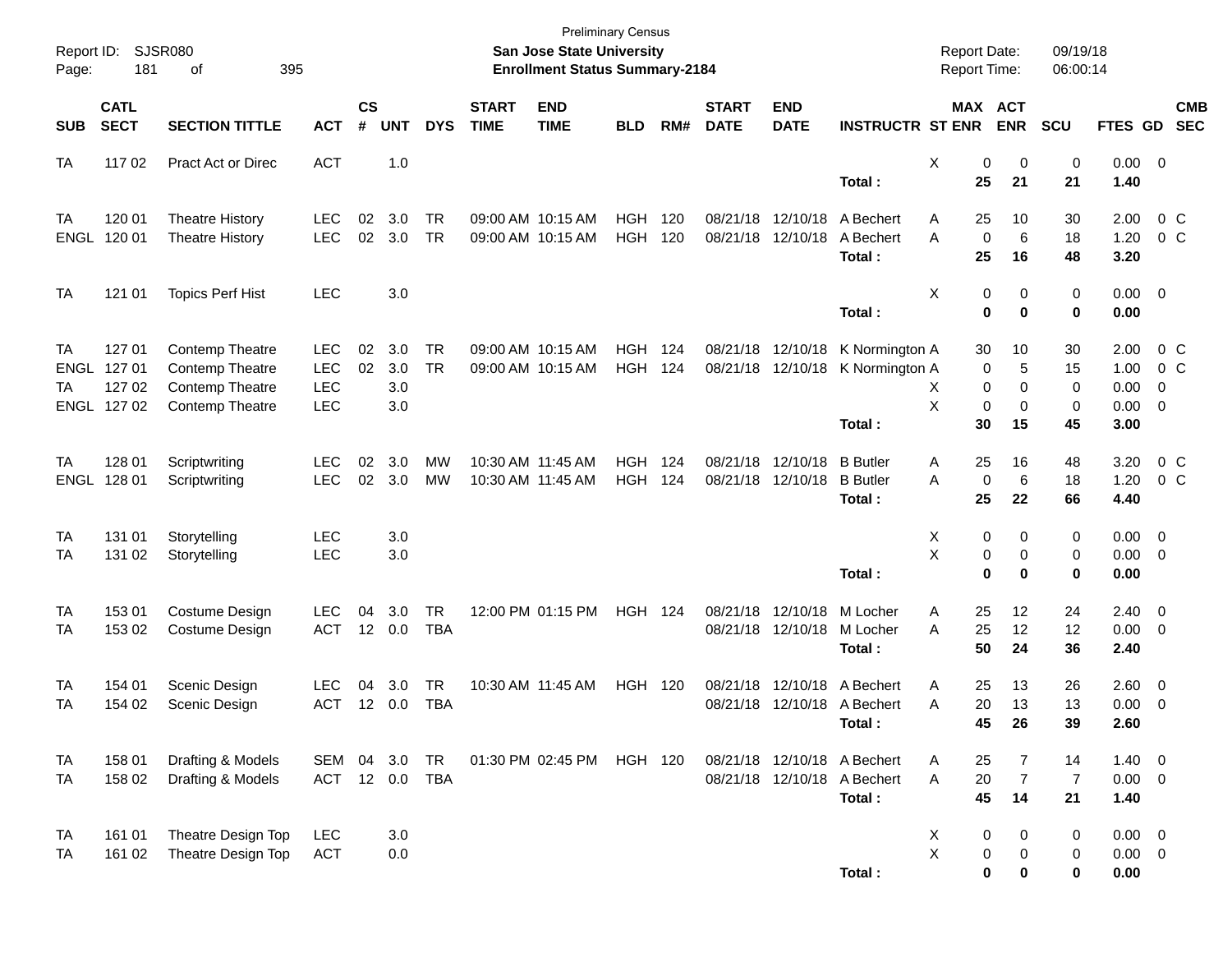Preliminary Census

**San Jose State University**

**Enrollment Status Summary-2184**

Report ID: SJSR080

Report Date: 09/19/18

Report Time: 06:00:14

| SUB | CATL SECT | SECTION TITTLE | ACT | CS # | UNT | DYS | START TIME | END TIME | BLD | RM# | START DATE | END DATE | INSTRUCTR | ST | MAX ENR | ACT ENR | SCU | FTES | GD | CMB SEC |
|---|---|---|---|---|---|---|---|---|---|---|---|---|---|---|---|---|---|---|---|---|
| TA | 117 02 | Pract Act or Direc | ACT | | 1.0 | | | | | | | | | X | 0 | 0 | 0 | 0.00 | 0 | |
| | | | | | | | | | | | | | **Total :** | | **25** | **21** | **21** | **1.40** | | |
| TA | 120 01 | Theatre History | LEC | 02 | 3.0 | TR | 09:00 AM | 10:15 AM | HGH | 120 | 08/21/18 | 12/10/18 | A Bechert | A | 25 | 10 | 30 | 2.00 | 0 | C |
| ENGL | 120 01 | Theatre History | LEC | 02 | 3.0 | TR | 09:00 AM | 10:15 AM | HGH | 120 | 08/21/18 | 12/10/18 | A Bechert | A | 0 | 6 | 18 | 1.20 | 0 | C |
| | | | | | | | | | | | | | **Total :** | | **25** | **16** | **48** | **3.20** | | |
| TA | 121 01 | Topics Perf Hist | LEC | | 3.0 | | | | | | | | | X | 0 | 0 | 0 | 0.00 | 0 | |
| | | | | | | | | | | | | | **Total :** | | **0** | **0** | **0** | **0.00** | | |
| TA | 127 01 | Contemp Theatre | LEC | 02 | 3.0 | TR | 09:00 AM | 10:15 AM | HGH | 124 | 08/21/18 | 12/10/18 | K Normington | A | 30 | 10 | 30 | 2.00 | 0 | C |
| ENGL | 127 01 | Contemp Theatre | LEC | 02 | 3.0 | TR | 09:00 AM | 10:15 AM | HGH | 124 | 08/21/18 | 12/10/18 | K Normington | A | 0 | 5 | 15 | 1.00 | 0 | C |
| TA | 127 02 | Contemp Theatre | LEC | | 3.0 | | | | | | | | | X | 0 | 0 | 0 | 0.00 | 0 | |
| ENGL | 127 02 | Contemp Theatre | LEC | | 3.0 | | | | | | | | | X | 0 | 0 | 0 | 0.00 | 0 | |
| | | | | | | | | | | | | | **Total :** | | **30** | **15** | **45** | **3.00** | | |
| TA | 128 01 | Scriptwriting | LEC | 02 | 3.0 | MW | 10:30 AM | 11:45 AM | HGH | 124 | 08/21/18 | 12/10/18 | B Butler | A | 25 | 16 | 48 | 3.20 | 0 | C |
| ENGL | 128 01 | Scriptwriting | LEC | 02 | 3.0 | MW | 10:30 AM | 11:45 AM | HGH | 124 | 08/21/18 | 12/10/18 | B Butler | A | 0 | 6 | 18 | 1.20 | 0 | C |
| | | | | | | | | | | | | | **Total :** | | **25** | **22** | **66** | **4.40** | | |
| TA | 131 01 | Storytelling | LEC | | 3.0 | | | | | | | | | X | 0 | 0 | 0 | 0.00 | 0 | |
| TA | 131 02 | Storytelling | LEC | | 3.0 | | | | | | | | | X | 0 | 0 | 0 | 0.00 | 0 | |
| | | | | | | | | | | | | | **Total :** | | **0** | **0** | **0** | **0.00** | | |
| TA | 153 01 | Costume Design | LEC | 04 | 3.0 | TR | 12:00 PM | 01:15 PM | HGH | 124 | 08/21/18 | 12/10/18 | M Locher | A | 25 | 12 | 24 | 2.40 | 0 | |
| TA | 153 02 | Costume Design | ACT | 12 | 0.0 | TBA | | | | | 08/21/18 | 12/10/18 | M Locher | A | 25 | 12 | 12 | 0.00 | 0 | |
| | | | | | | | | | | | | | **Total :** | | **50** | **24** | **36** | **2.40** | | |
| TA | 154 01 | Scenic Design | LEC | 04 | 3.0 | TR | 10:30 AM | 11:45 AM | HGH | 120 | 08/21/18 | 12/10/18 | A Bechert | A | 25 | 13 | 26 | 2.60 | 0 | |
| TA | 154 02 | Scenic Design | ACT | 12 | 0.0 | TBA | | | | | 08/21/18 | 12/10/18 | A Bechert | A | 20 | 13 | 13 | 0.00 | 0 | |
| | | | | | | | | | | | | | **Total :** | | **45** | **26** | **39** | **2.60** | | |
| TA | 158 01 | Drafting & Models | SEM | 04 | 3.0 | TR | 01:30 PM | 02:45 PM | HGH | 120 | 08/21/18 | 12/10/18 | A Bechert | A | 25 | 7 | 14 | 1.40 | 0 | |
| TA | 158 02 | Drafting & Models | ACT | 12 | 0.0 | TBA | | | | | 08/21/18 | 12/10/18 | A Bechert | A | 20 | 7 | 7 | 0.00 | 0 | |
| | | | | | | | | | | | | | **Total :** | | **45** | **14** | **21** | **1.40** | | |
| TA | 161 01 | Theatre Design Top | LEC | | 3.0 | | | | | | | | | X | 0 | 0 | 0 | 0.00 | 0 | |
| TA | 161 02 | Theatre Design Top | ACT | | 0.0 | | | | | | | | | X | 0 | 0 | 0 | 0.00 | 0 | |
| | | | | | | | | | | | | | **Total :** | | **0** | **0** | **0** | **0.00** | | |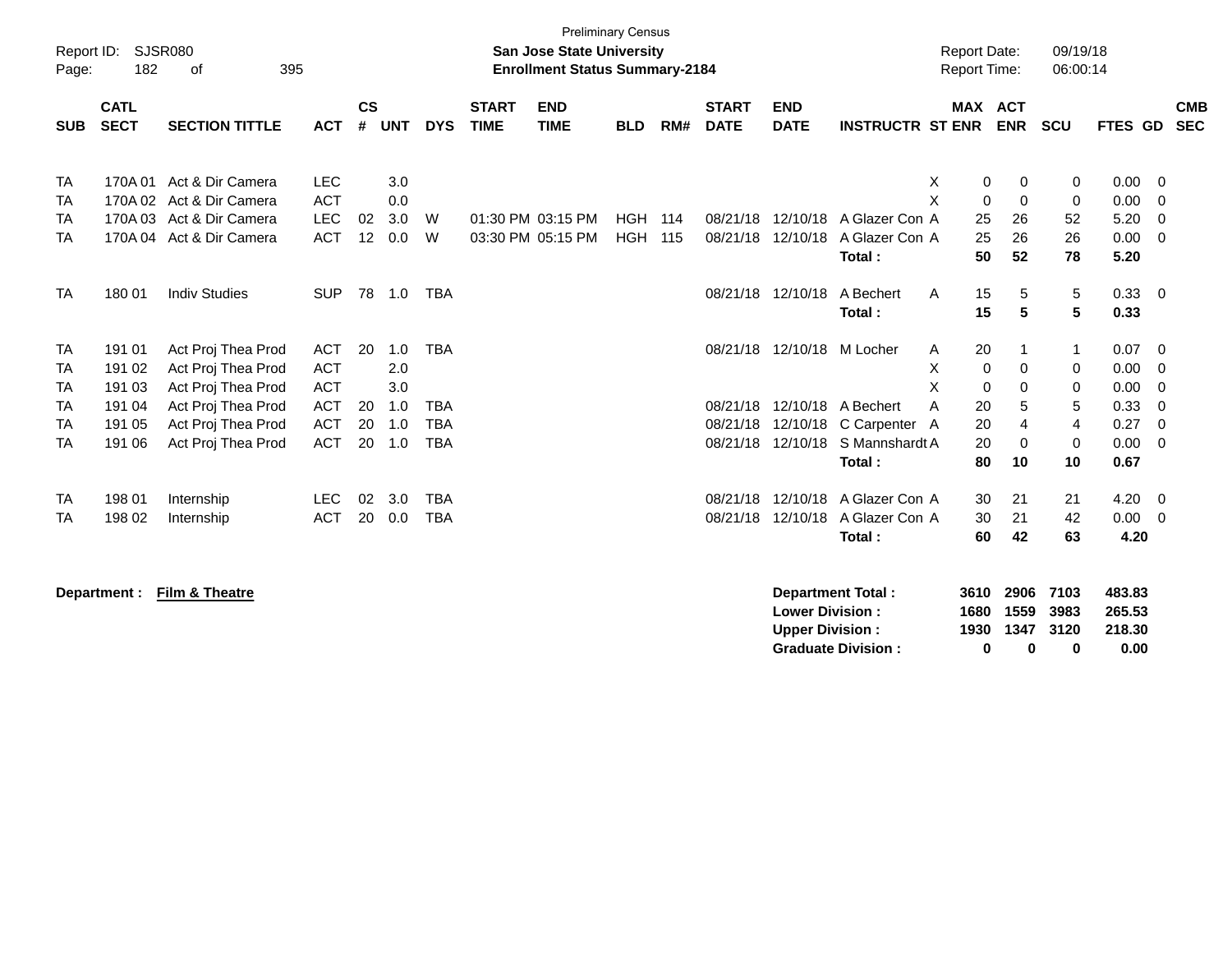Preliminary Census

Report ID: SJSR080

**San Jose State University**

**Enrollment Status Summary-2184**

Report Date: 09/19/18

Report Time: 06:00:14

| SUB | CATL SECT | SECTION TITTLE | ACT | CS # | UNT | DYS | START TIME | END TIME | BLD | RM# | START DATE | END DATE | INSTRUCTR | ST | MAX ENR | ACT ENR | SCU | FTES | GD | CMB SEC |
|---|---|---|---|---|---|---|---|---|---|---|---|---|---|---|---|---|---|---|---|---|
| TA | 170A 01 | Act & Dir Camera | LEC | | 3.0 | | | | | | | | | X | 0 | 0 | 0 | 0.00 | 0 | |
| TA | 170A 02 | Act & Dir Camera | ACT | | 0.0 | | | | | | | | | X | 0 | 0 | 0 | 0.00 | 0 | |
| TA | 170A 03 | Act & Dir Camera | LEC | 02 | 3.0 | W | 01:30 PM | 03:15 PM | HGH | 114 | 08/21/18 | 12/10/18 | A Glazer Con | A | 25 | 26 | 52 | 5.20 | 0 | |
| TA | 170A 04 | Act & Dir Camera | ACT | 12 | 0.0 | W | 03:30 PM | 05:15 PM | HGH | 115 | 08/21/18 | 12/10/18 | A Glazer Con | A | 25 | 26 | 26 | 0.00 | 0 | |
| | | | | | | | | | | | | | **Total :** | | **50** | **52** | **78** | **5.20** | | |
| TA | 180 01 | Indiv Studies | SUP | 78 | 1.0 | TBA | | | | | 08/21/18 | 12/10/18 | A Bechert | A | 15 | 5 | 5 | 0.33 | 0 | |
| | | | | | | | | | | | | | **Total :** | | **15** | **5** | **5** | **0.33** | | |
| TA | 191 01 | Act Proj Thea Prod | ACT | 20 | 1.0 | TBA | | | | | 08/21/18 | 12/10/18 | M Locher | A | 20 | 1 | 1 | 0.07 | 0 | |
| TA | 191 02 | Act Proj Thea Prod | ACT | | 2.0 | | | | | | | | | X | 0 | 0 | 0 | 0.00 | 0 | |
| TA | 191 03 | Act Proj Thea Prod | ACT | | 3.0 | | | | | | | | | X | 0 | 0 | 0 | 0.00 | 0 | |
| TA | 191 04 | Act Proj Thea Prod | ACT | 20 | 1.0 | TBA | | | | | 08/21/18 | 12/10/18 | A Bechert | A | 20 | 5 | 5 | 0.33 | 0 | |
| TA | 191 05 | Act Proj Thea Prod | ACT | 20 | 1.0 | TBA | | | | | 08/21/18 | 12/10/18 | C Carpenter | A | 20 | 4 | 4 | 0.27 | 0 | |
| TA | 191 06 | Act Proj Thea Prod | ACT | 20 | 1.0 | TBA | | | | | 08/21/18 | 12/10/18 | S Mannshardt | A | 20 | 0 | 0 | 0.00 | 0 | |
| | | | | | | | | | | | | | **Total :** | | **80** | **10** | **10** | **0.67** | | |
| TA | 198 01 | Internship | LEC | 02 | 3.0 | TBA | | | | | 08/21/18 | 12/10/18 | A Glazer Con | A | 30 | 21 | 21 | 4.20 | 0 | |
| TA | 198 02 | Internship | ACT | 20 | 0.0 | TBA | | | | | 08/21/18 | 12/10/18 | A Glazer Con | A | 30 | 21 | 42 | 0.00 | 0 | |
| | | | | | | | | | | | | | **Total :** | | **60** | **42** | **63** | **4.20** | | |

**Department :** **Film & Theatre**

| | MAX ENR | ACT ENR | SCU | FTES |
|---|---|---|---|---|
| **Department Total :** | **3610** | **2906** | **7103** | **483.83** |
| **Lower Division :** | **1680** | **1559** | **3983** | **265.53** |
| **Upper Division :** | **1930** | **1347** | **3120** | **218.30** |
| **Graduate Division :** | **0** | **0** | **0** | **0.00** |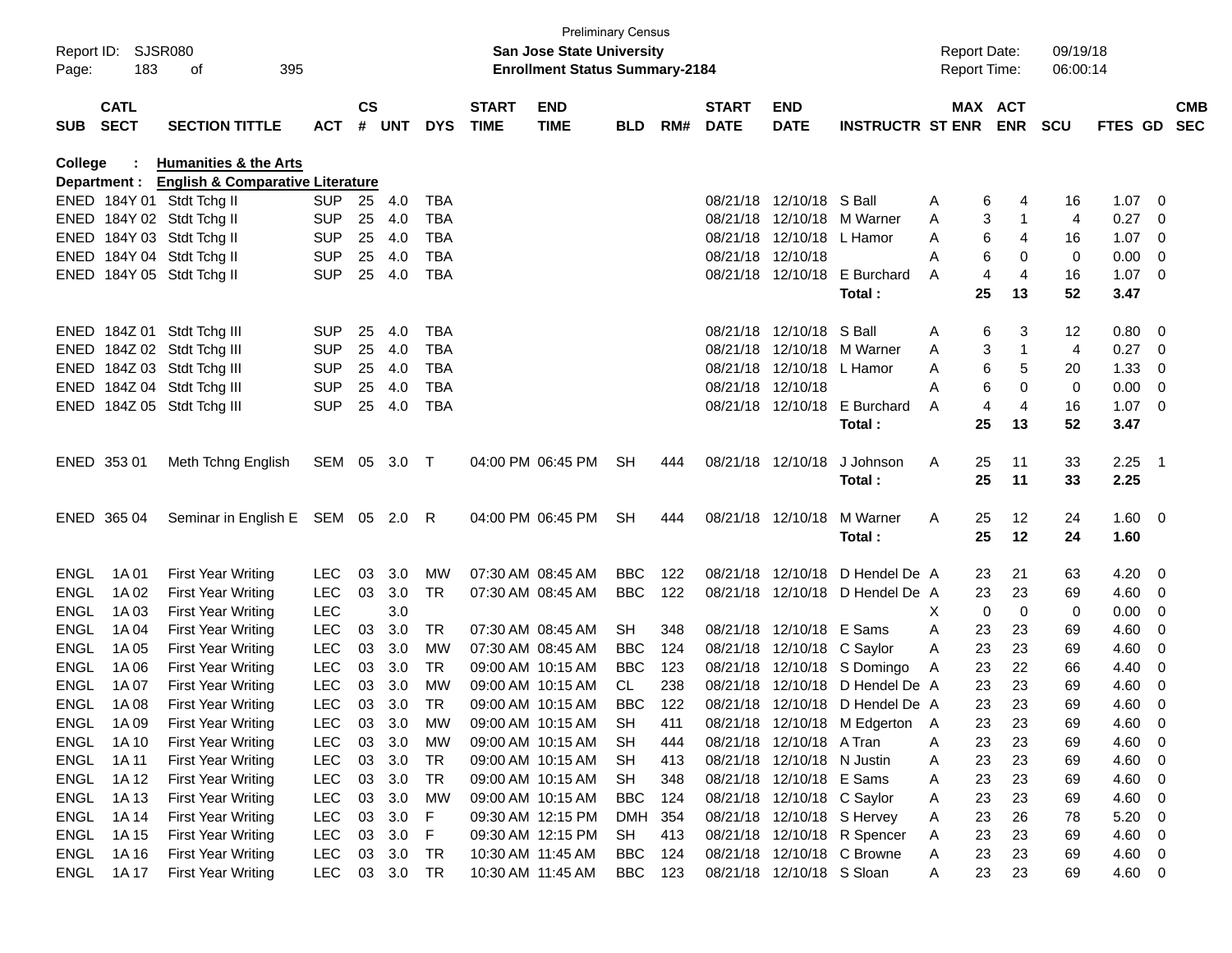Preliminary Census

Report ID: SJSR080 | **San Jose State University** | Report Date: 09/19/18

**Enrollment Status Summary-2184** | Report Time: 06:00:14

**College : Humanities & the Arts**

**Department : English & Comparative Literature**

| SUB | CATL SECT | SECTION TITTLE | ACT | CS # | UNT | DYS | START TIME | END TIME | BLD | RM# | START DATE | END DATE | INSTRUCTR | ST | MAX ENR | ACT ENR | SCU | FTES | GD | CMB SEC |
|---|---|---|---|---|---|---|---|---|---|---|---|---|---|---|---|---|---|---|---|---|
| ENED | 184Y 01 | Stdt Tchg II | SUP | 25 | 4.0 | TBA | | | | | 08/21/18 | 12/10/18 | S Ball | A | 6 | 4 | 16 | 1.07 | 0 | |
| ENED | 184Y 02 | Stdt Tchg II | SUP | 25 | 4.0 | TBA | | | | | 08/21/18 | 12/10/18 | M Warner | A | 3 | 1 | 4 | 0.27 | 0 | |
| ENED | 184Y 03 | Stdt Tchg II | SUP | 25 | 4.0 | TBA | | | | | 08/21/18 | 12/10/18 | L Hamor | A | 6 | 4 | 16 | 1.07 | 0 | |
| ENED | 184Y 04 | Stdt Tchg II | SUP | 25 | 4.0 | TBA | | | | | 08/21/18 | 12/10/18 | | A | 6 | 0 | 0 | 0.00 | 0 | |
| ENED | 184Y 05 | Stdt Tchg II | SUP | 25 | 4.0 | TBA | | | | | 08/21/18 | 12/10/18 | E Burchard | A | 4 | 4 | 16 | 1.07 | 0 | |
| | | | | | | | | | | | | | **Total :** | | **25** | **13** | **52** | **3.47** | | |
| ENED | 184Z 01 | Stdt Tchg III | SUP | 25 | 4.0 | TBA | | | | | 08/21/18 | 12/10/18 | S Ball | A | 6 | 3 | 12 | 0.80 | 0 | |
| ENED | 184Z 02 | Stdt Tchg III | SUP | 25 | 4.0 | TBA | | | | | 08/21/18 | 12/10/18 | M Warner | A | 3 | 1 | 4 | 0.27 | 0 | |
| ENED | 184Z 03 | Stdt Tchg III | SUP | 25 | 4.0 | TBA | | | | | 08/21/18 | 12/10/18 | L Hamor | A | 6 | 5 | 20 | 1.33 | 0 | |
| ENED | 184Z 04 | Stdt Tchg III | SUP | 25 | 4.0 | TBA | | | | | 08/21/18 | 12/10/18 | | A | 6 | 0 | 0 | 0.00 | 0 | |
| ENED | 184Z 05 | Stdt Tchg III | SUP | 25 | 4.0 | TBA | | | | | 08/21/18 | 12/10/18 | E Burchard | A | 4 | 4 | 16 | 1.07 | 0 | |
| | | | | | | | | | | | | | **Total :** | | **25** | **13** | **52** | **3.47** | | |
| ENED | 353 01 | Meth Tchng English | SEM | 05 | 3.0 | T | 04:00 PM | 06:45 PM | SH | 444 | 08/21/18 | 12/10/18 | J Johnson | A | 25 | 11 | 33 | 2.25 | 1 | |
| | | | | | | | | | | | | | **Total :** | | **25** | **11** | **33** | **2.25** | | |
| ENED | 365 04 | Seminar in English E | SEM | 05 | 2.0 | R | 04:00 PM | 06:45 PM | SH | 444 | 08/21/18 | 12/10/18 | M Warner | A | 25 | 12 | 24 | 1.60 | 0 | |
| | | | | | | | | | | | | | **Total :** | | **25** | **12** | **24** | **1.60** | | |
| ENGL | 1A 01 | First Year Writing | LEC | 03 | 3.0 | MW | 07:30 AM | 08:45 AM | BBC | 122 | 08/21/18 | 12/10/18 | D Hendel De | A | 23 | 21 | 63 | 4.20 | 0 | |
| ENGL | 1A 02 | First Year Writing | LEC | 03 | 3.0 | TR | 07:30 AM | 08:45 AM | BBC | 122 | 08/21/18 | 12/10/18 | D Hendel De | A | 23 | 23 | 69 | 4.60 | 0 | |
| ENGL | 1A 03 | First Year Writing | LEC | | 3.0 | | | | | | | | | X | 0 | 0 | 0 | 0.00 | 0 | |
| ENGL | 1A 04 | First Year Writing | LEC | 03 | 3.0 | TR | 07:30 AM | 08:45 AM | SH | 348 | 08/21/18 | 12/10/18 | E Sams | A | 23 | 23 | 69 | 4.60 | 0 | |
| ENGL | 1A 05 | First Year Writing | LEC | 03 | 3.0 | MW | 07:30 AM | 08:45 AM | BBC | 124 | 08/21/18 | 12/10/18 | C Saylor | A | 23 | 23 | 69 | 4.60 | 0 | |
| ENGL | 1A 06 | First Year Writing | LEC | 03 | 3.0 | TR | 09:00 AM | 10:15 AM | BBC | 123 | 08/21/18 | 12/10/18 | S Domingo | A | 23 | 22 | 66 | 4.40 | 0 | |
| ENGL | 1A 07 | First Year Writing | LEC | 03 | 3.0 | MW | 09:00 AM | 10:15 AM | CL | 238 | 08/21/18 | 12/10/18 | D Hendel De | A | 23 | 23 | 69 | 4.60 | 0 | |
| ENGL | 1A 08 | First Year Writing | LEC | 03 | 3.0 | TR | 09:00 AM | 10:15 AM | BBC | 122 | 08/21/18 | 12/10/18 | D Hendel De | A | 23 | 23 | 69 | 4.60 | 0 | |
| ENGL | 1A 09 | First Year Writing | LEC | 03 | 3.0 | MW | 09:00 AM | 10:15 AM | SH | 411 | 08/21/18 | 12/10/18 | M Edgerton | A | 23 | 23 | 69 | 4.60 | 0 | |
| ENGL | 1A 10 | First Year Writing | LEC | 03 | 3.0 | MW | 09:00 AM | 10:15 AM | SH | 444 | 08/21/18 | 12/10/18 | A Tran | A | 23 | 23 | 69 | 4.60 | 0 | |
| ENGL | 1A 11 | First Year Writing | LEC | 03 | 3.0 | TR | 09:00 AM | 10:15 AM | SH | 413 | 08/21/18 | 12/10/18 | N Justin | A | 23 | 23 | 69 | 4.60 | 0 | |
| ENGL | 1A 12 | First Year Writing | LEC | 03 | 3.0 | TR | 09:00 AM | 10:15 AM | SH | 348 | 08/21/18 | 12/10/18 | E Sams | A | 23 | 23 | 69 | 4.60 | 0 | |
| ENGL | 1A 13 | First Year Writing | LEC | 03 | 3.0 | MW | 09:00 AM | 10:15 AM | BBC | 124 | 08/21/18 | 12/10/18 | C Saylor | A | 23 | 23 | 69 | 4.60 | 0 | |
| ENGL | 1A 14 | First Year Writing | LEC | 03 | 3.0 | F | 09:30 AM | 12:15 PM | DMH | 354 | 08/21/18 | 12/10/18 | S Hervey | A | 23 | 26 | 78 | 5.20 | 0 | |
| ENGL | 1A 15 | First Year Writing | LEC | 03 | 3.0 | F | 09:30 AM | 12:15 PM | SH | 413 | 08/21/18 | 12/10/18 | R Spencer | A | 23 | 23 | 69 | 4.60 | 0 | |
| ENGL | 1A 16 | First Year Writing | LEC | 03 | 3.0 | TR | 10:30 AM | 11:45 AM | BBC | 124 | 08/21/18 | 12/10/18 | C Browne | A | 23 | 23 | 69 | 4.60 | 0 | |
| ENGL | 1A 17 | First Year Writing | LEC | 03 | 3.0 | TR | 10:30 AM | 11:45 AM | BBC | 123 | 08/21/18 | 12/10/18 | S Sloan | A | 23 | 23 | 69 | 4.60 | 0 | |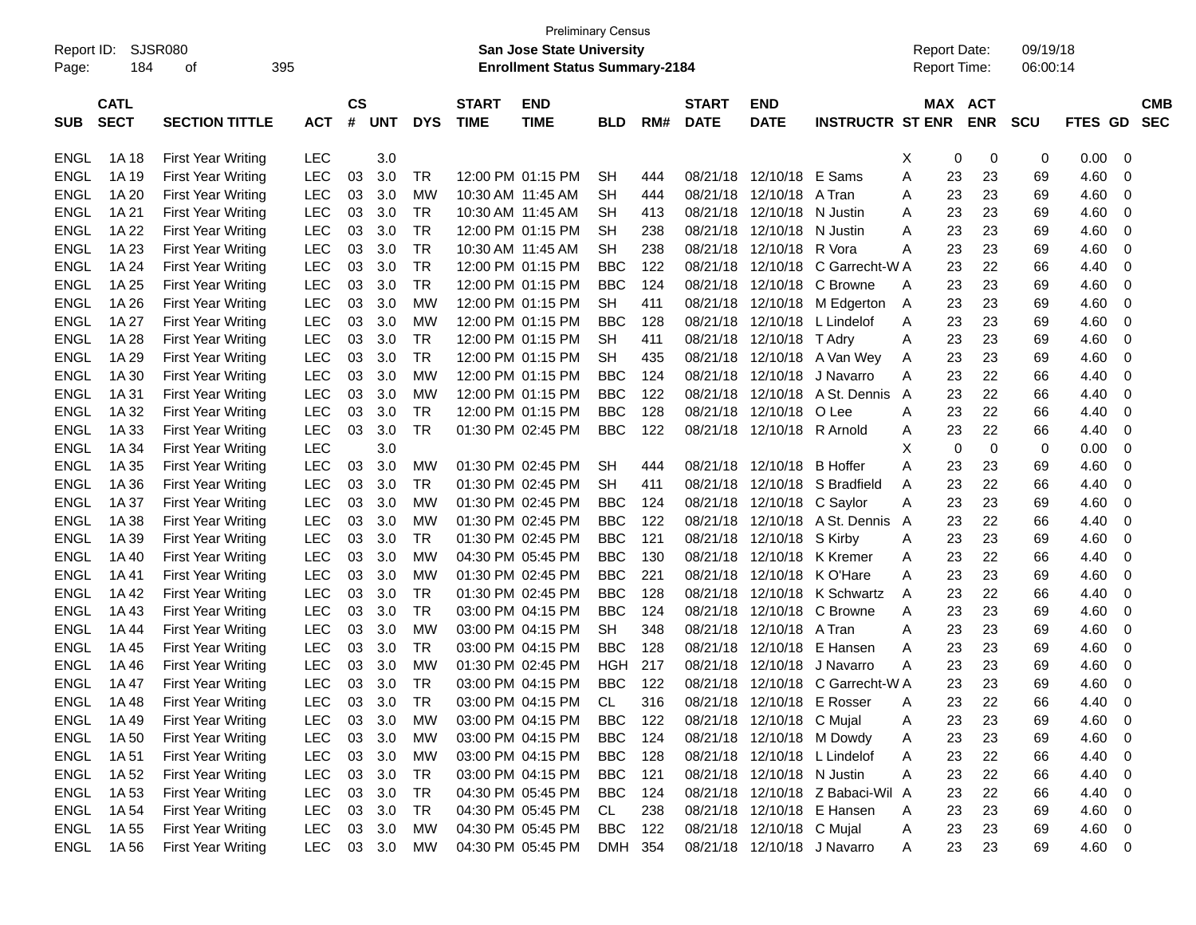Preliminary Census

Report ID: SJSR080

**San Jose State University**

**Enrollment Status Summary-2184**

Report Date: 09/19/18

Report Time: 06:00:14

| SUB | CATL SECT | SECTION TITTLE | ACT | CS # | UNT | DYS | START TIME | END TIME | BLD | RM# | START DATE | END DATE | INSTRUCTR | ST | MAX ENR | ACT ENR | SCU | FTES | GD | CMB SEC |
|---|---|---|---|---|---|---|---|---|---|---|---|---|---|---|---|---|---|---|---|---|
| ENGL | 1A 18 | First Year Writing | LEC | | 3.0 | | | | | | | | | X | 0 | 0 | 0 | 0.00 | 0 | |
| ENGL | 1A 19 | First Year Writing | LEC | 03 | 3.0 | TR | 12:00 PM | 01:15 PM | SH | 444 | 08/21/18 | 12/10/18 | E Sams | A | 23 | 23 | 69 | 4.60 | 0 | |
| ENGL | 1A 20 | First Year Writing | LEC | 03 | 3.0 | MW | 10:30 AM | 11:45 AM | SH | 444 | 08/21/18 | 12/10/18 | A Tran | A | 23 | 23 | 69 | 4.60 | 0 | |
| ENGL | 1A 21 | First Year Writing | LEC | 03 | 3.0 | TR | 10:30 AM | 11:45 AM | SH | 413 | 08/21/18 | 12/10/18 | N Justin | A | 23 | 23 | 69 | 4.60 | 0 | |
| ENGL | 1A 22 | First Year Writing | LEC | 03 | 3.0 | TR | 12:00 PM | 01:15 PM | SH | 238 | 08/21/18 | 12/10/18 | N Justin | A | 23 | 23 | 69 | 4.60 | 0 | |
| ENGL | 1A 23 | First Year Writing | LEC | 03 | 3.0 | TR | 10:30 AM | 11:45 AM | SH | 238 | 08/21/18 | 12/10/18 | R Vora | A | 23 | 23 | 69 | 4.60 | 0 | |
| ENGL | 1A 24 | First Year Writing | LEC | 03 | 3.0 | TR | 12:00 PM | 01:15 PM | BBC | 122 | 08/21/18 | 12/10/18 | C Garrecht-W | A | 23 | 22 | 66 | 4.40 | 0 | |
| ENGL | 1A 25 | First Year Writing | LEC | 03 | 3.0 | TR | 12:00 PM | 01:15 PM | BBC | 124 | 08/21/18 | 12/10/18 | C Browne | A | 23 | 23 | 69 | 4.60 | 0 | |
| ENGL | 1A 26 | First Year Writing | LEC | 03 | 3.0 | MW | 12:00 PM | 01:15 PM | SH | 411 | 08/21/18 | 12/10/18 | M Edgerton | A | 23 | 23 | 69 | 4.60 | 0 | |
| ENGL | 1A 27 | First Year Writing | LEC | 03 | 3.0 | MW | 12:00 PM | 01:15 PM | BBC | 128 | 08/21/18 | 12/10/18 | L Lindelof | A | 23 | 23 | 69 | 4.60 | 0 | |
| ENGL | 1A 28 | First Year Writing | LEC | 03 | 3.0 | TR | 12:00 PM | 01:15 PM | SH | 411 | 08/21/18 | 12/10/18 | T Adry | A | 23 | 23 | 69 | 4.60 | 0 | |
| ENGL | 1A 29 | First Year Writing | LEC | 03 | 3.0 | TR | 12:00 PM | 01:15 PM | SH | 435 | 08/21/18 | 12/10/18 | A Van Wey | A | 23 | 23 | 69 | 4.60 | 0 | |
| ENGL | 1A 30 | First Year Writing | LEC | 03 | 3.0 | MW | 12:00 PM | 01:15 PM | BBC | 124 | 08/21/18 | 12/10/18 | J Navarro | A | 23 | 22 | 66 | 4.40 | 0 | |
| ENGL | 1A 31 | First Year Writing | LEC | 03 | 3.0 | MW | 12:00 PM | 01:15 PM | BBC | 122 | 08/21/18 | 12/10/18 | A St. Dennis | A | 23 | 22 | 66 | 4.40 | 0 | |
| ENGL | 1A 32 | First Year Writing | LEC | 03 | 3.0 | TR | 12:00 PM | 01:15 PM | BBC | 128 | 08/21/18 | 12/10/18 | O Lee | A | 23 | 22 | 66 | 4.40 | 0 | |
| ENGL | 1A 33 | First Year Writing | LEC | 03 | 3.0 | TR | 01:30 PM | 02:45 PM | BBC | 122 | 08/21/18 | 12/10/18 | R Arnold | A | 23 | 22 | 66 | 4.40 | 0 | |
| ENGL | 1A 34 | First Year Writing | LEC | | 3.0 | | | | | | | | | X | 0 | 0 | 0 | 0.00 | 0 | |
| ENGL | 1A 35 | First Year Writing | LEC | 03 | 3.0 | MW | 01:30 PM | 02:45 PM | SH | 444 | 08/21/18 | 12/10/18 | B Hoffer | A | 23 | 23 | 69 | 4.60 | 0 | |
| ENGL | 1A 36 | First Year Writing | LEC | 03 | 3.0 | TR | 01:30 PM | 02:45 PM | SH | 411 | 08/21/18 | 12/10/18 | S Bradfield | A | 23 | 22 | 66 | 4.40 | 0 | |
| ENGL | 1A 37 | First Year Writing | LEC | 03 | 3.0 | MW | 01:30 PM | 02:45 PM | BBC | 124 | 08/21/18 | 12/10/18 | C Saylor | A | 23 | 23 | 69 | 4.60 | 0 | |
| ENGL | 1A 38 | First Year Writing | LEC | 03 | 3.0 | MW | 01:30 PM | 02:45 PM | BBC | 122 | 08/21/18 | 12/10/18 | A St. Dennis | A | 23 | 22 | 66 | 4.40 | 0 | |
| ENGL | 1A 39 | First Year Writing | LEC | 03 | 3.0 | TR | 01:30 PM | 02:45 PM | BBC | 121 | 08/21/18 | 12/10/18 | S Kirby | A | 23 | 23 | 69 | 4.60 | 0 | |
| ENGL | 1A 40 | First Year Writing | LEC | 03 | 3.0 | MW | 04:30 PM | 05:45 PM | BBC | 130 | 08/21/18 | 12/10/18 | K Kremer | A | 23 | 22 | 66 | 4.40 | 0 | |
| ENGL | 1A 41 | First Year Writing | LEC | 03 | 3.0 | MW | 01:30 PM | 02:45 PM | BBC | 221 | 08/21/18 | 12/10/18 | K O'Hare | A | 23 | 23 | 69 | 4.60 | 0 | |
| ENGL | 1A 42 | First Year Writing | LEC | 03 | 3.0 | TR | 01:30 PM | 02:45 PM | BBC | 128 | 08/21/18 | 12/10/18 | K Schwartz | A | 23 | 22 | 66 | 4.40 | 0 | |
| ENGL | 1A 43 | First Year Writing | LEC | 03 | 3.0 | TR | 03:00 PM | 04:15 PM | BBC | 124 | 08/21/18 | 12/10/18 | C Browne | A | 23 | 23 | 69 | 4.60 | 0 | |
| ENGL | 1A 44 | First Year Writing | LEC | 03 | 3.0 | MW | 03:00 PM | 04:15 PM | SH | 348 | 08/21/18 | 12/10/18 | A Tran | A | 23 | 23 | 69 | 4.60 | 0 | |
| ENGL | 1A 45 | First Year Writing | LEC | 03 | 3.0 | TR | 03:00 PM | 04:15 PM | BBC | 128 | 08/21/18 | 12/10/18 | E Hansen | A | 23 | 23 | 69 | 4.60 | 0 | |
| ENGL | 1A 46 | First Year Writing | LEC | 03 | 3.0 | MW | 01:30 PM | 02:45 PM | HGH | 217 | 08/21/18 | 12/10/18 | J Navarro | A | 23 | 23 | 69 | 4.60 | 0 | |
| ENGL | 1A 47 | First Year Writing | LEC | 03 | 3.0 | TR | 03:00 PM | 04:15 PM | BBC | 122 | 08/21/18 | 12/10/18 | C Garrecht-W | A | 23 | 23 | 69 | 4.60 | 0 | |
| ENGL | 1A 48 | First Year Writing | LEC | 03 | 3.0 | TR | 03:00 PM | 04:15 PM | CL | 316 | 08/21/18 | 12/10/18 | E Rosser | A | 23 | 22 | 66 | 4.40 | 0 | |
| ENGL | 1A 49 | First Year Writing | LEC | 03 | 3.0 | MW | 03:00 PM | 04:15 PM | BBC | 122 | 08/21/18 | 12/10/18 | C Mujal | A | 23 | 23 | 69 | 4.60 | 0 | |
| ENGL | 1A 50 | First Year Writing | LEC | 03 | 3.0 | MW | 03:00 PM | 04:15 PM | BBC | 124 | 08/21/18 | 12/10/18 | M Dowdy | A | 23 | 23 | 69 | 4.60 | 0 | |
| ENGL | 1A 51 | First Year Writing | LEC | 03 | 3.0 | MW | 03:00 PM | 04:15 PM | BBC | 128 | 08/21/18 | 12/10/18 | L Lindelof | A | 23 | 22 | 66 | 4.40 | 0 | |
| ENGL | 1A 52 | First Year Writing | LEC | 03 | 3.0 | TR | 03:00 PM | 04:15 PM | BBC | 121 | 08/21/18 | 12/10/18 | N Justin | A | 23 | 22 | 66 | 4.40 | 0 | |
| ENGL | 1A 53 | First Year Writing | LEC | 03 | 3.0 | TR | 04:30 PM | 05:45 PM | BBC | 124 | 08/21/18 | 12/10/18 | Z Babaci-Wil | A | 23 | 22 | 66 | 4.40 | 0 | |
| ENGL | 1A 54 | First Year Writing | LEC | 03 | 3.0 | TR | 04:30 PM | 05:45 PM | CL | 238 | 08/21/18 | 12/10/18 | E Hansen | A | 23 | 23 | 69 | 4.60 | 0 | |
| ENGL | 1A 55 | First Year Writing | LEC | 03 | 3.0 | MW | 04:30 PM | 05:45 PM | BBC | 122 | 08/21/18 | 12/10/18 | C Mujal | A | 23 | 23 | 69 | 4.60 | 0 | |
| ENGL | 1A 56 | First Year Writing | LEC | 03 | 3.0 | MW | 04:30 PM | 05:45 PM | DMH | 354 | 08/21/18 | 12/10/18 | J Navarro | A | 23 | 23 | 69 | 4.60 | 0 | |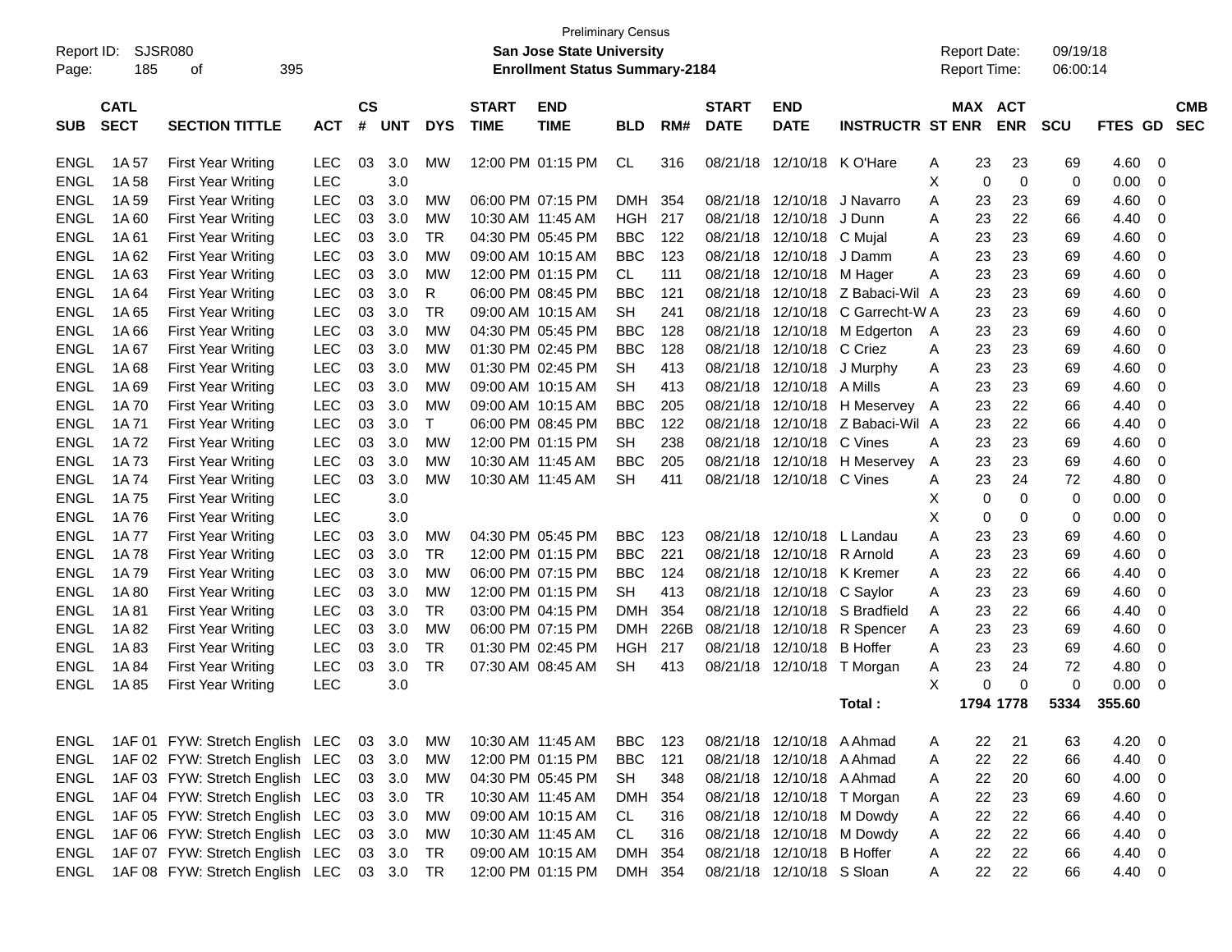Preliminary Census

Report ID: SJSR080

**San Jose State University**

**Enrollment Status Summary-2184**

Report Date: 09/19/18
Report Time: 06:00:14

| SUB | CATL SECT | SECTION TITTLE | ACT | CS # | UNT | DYS | START TIME | END TIME | BLD | RM# | START DATE | END DATE | INSTRUCTR | ST | MAX ENR | ACT ENR | SCU | FTES | GD | CMB SEC |
|---|---|---|---|---|---|---|---|---|---|---|---|---|---|---|---|---|---|---|---|---|
| ENGL | 1A 57 | First Year Writing | LEC | 03 | 3.0 | MW | 12:00 PM | 01:15 PM | CL | 316 | 08/21/18 | 12/10/18 | K O'Hare | A | 23 | 23 | 69 | 4.60 | 0 | |
| ENGL | 1A 58 | First Year Writing | LEC | | 3.0 | | | | | | | | | X | 0 | 0 | 0 | 0.00 | 0 | |
| ENGL | 1A 59 | First Year Writing | LEC | 03 | 3.0 | MW | 06:00 PM | 07:15 PM | DMH | 354 | 08/21/18 | 12/10/18 | J Navarro | A | 23 | 23 | 69 | 4.60 | 0 | |
| ENGL | 1A 60 | First Year Writing | LEC | 03 | 3.0 | MW | 10:30 AM | 11:45 AM | HGH | 217 | 08/21/18 | 12/10/18 | J Dunn | A | 23 | 22 | 66 | 4.40 | 0 | |
| ENGL | 1A 61 | First Year Writing | LEC | 03 | 3.0 | TR | 04:30 PM | 05:45 PM | BBC | 122 | 08/21/18 | 12/10/18 | C Mujal | A | 23 | 23 | 69 | 4.60 | 0 | |
| ENGL | 1A 62 | First Year Writing | LEC | 03 | 3.0 | MW | 09:00 AM | 10:15 AM | BBC | 123 | 08/21/18 | 12/10/18 | J Damm | A | 23 | 23 | 69 | 4.60 | 0 | |
| ENGL | 1A 63 | First Year Writing | LEC | 03 | 3.0 | MW | 12:00 PM | 01:15 PM | CL | 111 | 08/21/18 | 12/10/18 | M Hager | A | 23 | 23 | 69 | 4.60 | 0 | |
| ENGL | 1A 64 | First Year Writing | LEC | 03 | 3.0 | R | 06:00 PM | 08:45 PM | BBC | 121 | 08/21/18 | 12/10/18 | Z Babaci-Wil | A | 23 | 23 | 69 | 4.60 | 0 | |
| ENGL | 1A 65 | First Year Writing | LEC | 03 | 3.0 | TR | 09:00 AM | 10:15 AM | SH | 241 | 08/21/18 | 12/10/18 | C Garrecht-W | A | 23 | 23 | 69 | 4.60 | 0 | |
| ENGL | 1A 66 | First Year Writing | LEC | 03 | 3.0 | MW | 04:30 PM | 05:45 PM | BBC | 128 | 08/21/18 | 12/10/18 | M Edgerton | A | 23 | 23 | 69 | 4.60 | 0 | |
| ENGL | 1A 67 | First Year Writing | LEC | 03 | 3.0 | MW | 01:30 PM | 02:45 PM | BBC | 128 | 08/21/18 | 12/10/18 | C Criez | A | 23 | 23 | 69 | 4.60 | 0 | |
| ENGL | 1A 68 | First Year Writing | LEC | 03 | 3.0 | MW | 01:30 PM | 02:45 PM | SH | 413 | 08/21/18 | 12/10/18 | J Murphy | A | 23 | 23 | 69 | 4.60 | 0 | |
| ENGL | 1A 69 | First Year Writing | LEC | 03 | 3.0 | MW | 09:00 AM | 10:15 AM | SH | 413 | 08/21/18 | 12/10/18 | A Mills | A | 23 | 23 | 69 | 4.60 | 0 | |
| ENGL | 1A 70 | First Year Writing | LEC | 03 | 3.0 | MW | 09:00 AM | 10:15 AM | BBC | 205 | 08/21/18 | 12/10/18 | H Meservey | A | 23 | 22 | 66 | 4.40 | 0 | |
| ENGL | 1A 71 | First Year Writing | LEC | 03 | 3.0 | T | 06:00 PM | 08:45 PM | BBC | 122 | 08/21/18 | 12/10/18 | Z Babaci-Wil | A | 23 | 22 | 66 | 4.40 | 0 | |
| ENGL | 1A 72 | First Year Writing | LEC | 03 | 3.0 | MW | 12:00 PM | 01:15 PM | SH | 238 | 08/21/18 | 12/10/18 | C Vines | A | 23 | 23 | 69 | 4.60 | 0 | |
| ENGL | 1A 73 | First Year Writing | LEC | 03 | 3.0 | MW | 10:30 AM | 11:45 AM | BBC | 205 | 08/21/18 | 12/10/18 | H Meservey | A | 23 | 23 | 69 | 4.60 | 0 | |
| ENGL | 1A 74 | First Year Writing | LEC | 03 | 3.0 | MW | 10:30 AM | 11:45 AM | SH | 411 | 08/21/18 | 12/10/18 | C Vines | A | 23 | 24 | 72 | 4.80 | 0 | |
| ENGL | 1A 75 | First Year Writing | LEC | | 3.0 | | | | | | | | | X | 0 | 0 | 0 | 0.00 | 0 | |
| ENGL | 1A 76 | First Year Writing | LEC | | 3.0 | | | | | | | | | X | 0 | 0 | 0 | 0.00 | 0 | |
| ENGL | 1A 77 | First Year Writing | LEC | 03 | 3.0 | MW | 04:30 PM | 05:45 PM | BBC | 123 | 08/21/18 | 12/10/18 | L Landau | A | 23 | 23 | 69 | 4.60 | 0 | |
| ENGL | 1A 78 | First Year Writing | LEC | 03 | 3.0 | TR | 12:00 PM | 01:15 PM | BBC | 221 | 08/21/18 | 12/10/18 | R Arnold | A | 23 | 23 | 69 | 4.60 | 0 | |
| ENGL | 1A 79 | First Year Writing | LEC | 03 | 3.0 | MW | 06:00 PM | 07:15 PM | BBC | 124 | 08/21/18 | 12/10/18 | K Kremer | A | 23 | 22 | 66 | 4.40 | 0 | |
| ENGL | 1A 80 | First Year Writing | LEC | 03 | 3.0 | MW | 12:00 PM | 01:15 PM | SH | 413 | 08/21/18 | 12/10/18 | C Saylor | A | 23 | 23 | 69 | 4.60 | 0 | |
| ENGL | 1A 81 | First Year Writing | LEC | 03 | 3.0 | TR | 03:00 PM | 04:15 PM | DMH | 354 | 08/21/18 | 12/10/18 | S Bradfield | A | 23 | 22 | 66 | 4.40 | 0 | |
| ENGL | 1A 82 | First Year Writing | LEC | 03 | 3.0 | MW | 06:00 PM | 07:15 PM | DMH | 226B | 08/21/18 | 12/10/18 | R Spencer | A | 23 | 23 | 69 | 4.60 | 0 | |
| ENGL | 1A 83 | First Year Writing | LEC | 03 | 3.0 | TR | 01:30 PM | 02:45 PM | HGH | 217 | 08/21/18 | 12/10/18 | B Hoffer | A | 23 | 23 | 69 | 4.60 | 0 | |
| ENGL | 1A 84 | First Year Writing | LEC | 03 | 3.0 | TR | 07:30 AM | 08:45 AM | SH | 413 | 08/21/18 | 12/10/18 | T Morgan | A | 23 | 24 | 72 | 4.80 | 0 | |
| ENGL | 1A 85 | First Year Writing | LEC | | 3.0 | | | | | | | | | X | 0 | 0 | 0 | 0.00 | 0 | |
| | | | | | | | | | | | | | **Total :** | | **1794** | **1778** | **5334** | **355.60** | | |
| ENGL | 1AF 01 | FYW: Stretch English | LEC | 03 | 3.0 | MW | 10:30 AM | 11:45 AM | BBC | 123 | 08/21/18 | 12/10/18 | A Ahmad | A | 22 | 21 | 63 | 4.20 | 0 | |
| ENGL | 1AF 02 | FYW: Stretch English | LEC | 03 | 3.0 | MW | 12:00 PM | 01:15 PM | BBC | 121 | 08/21/18 | 12/10/18 | A Ahmad | A | 22 | 22 | 66 | 4.40 | 0 | |
| ENGL | 1AF 03 | FYW: Stretch English | LEC | 03 | 3.0 | MW | 04:30 PM | 05:45 PM | SH | 348 | 08/21/18 | 12/10/18 | A Ahmad | A | 22 | 20 | 60 | 4.00 | 0 | |
| ENGL | 1AF 04 | FYW: Stretch English | LEC | 03 | 3.0 | TR | 10:30 AM | 11:45 AM | DMH | 354 | 08/21/18 | 12/10/18 | T Morgan | A | 22 | 23 | 69 | 4.60 | 0 | |
| ENGL | 1AF 05 | FYW: Stretch English | LEC | 03 | 3.0 | MW | 09:00 AM | 10:15 AM | CL | 316 | 08/21/18 | 12/10/18 | M Dowdy | A | 22 | 22 | 66 | 4.40 | 0 | |
| ENGL | 1AF 06 | FYW: Stretch English | LEC | 03 | 3.0 | MW | 10:30 AM | 11:45 AM | CL | 316 | 08/21/18 | 12/10/18 | M Dowdy | A | 22 | 22 | 66 | 4.40 | 0 | |
| ENGL | 1AF 07 | FYW: Stretch English | LEC | 03 | 3.0 | TR | 09:00 AM | 10:15 AM | DMH | 354 | 08/21/18 | 12/10/18 | B Hoffer | A | 22 | 22 | 66 | 4.40 | 0 | |
| ENGL | 1AF 08 | FYW: Stretch English | LEC | 03 | 3.0 | TR | 12:00 PM | 01:15 PM | DMH | 354 | 08/21/18 | 12/10/18 | S Sloan | A | 22 | 22 | 66 | 4.40 | 0 | |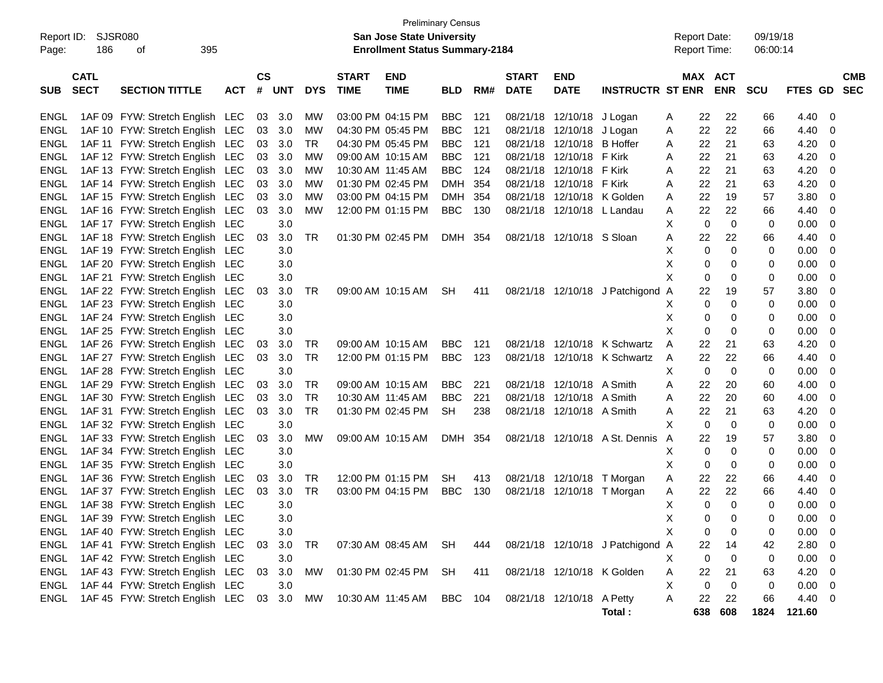Preliminary Census

Report ID: SJSR080 **San Jose State University** Report Date: 09/19/18

**Enrollment Status Summary-2184** Report Time: 06:00:14

| SUB | CATL SECT | SECTION TITTLE | ACT | CS # | UNT | DYS | START TIME | END TIME | BLD | RM# | START DATE | END DATE | INSTRUCTR | ST | MAX ENR | ACT ENR | SCU | FTES | GD | CMB SEC |
|---|---|---|---|---|---|---|---|---|---|---|---|---|---|---|---|---|---|---|---|---|
| ENGL | 1AF 09 | FYW: Stretch English | LEC | 03 | 3.0 | MW | 03:00 PM | 04:15 PM | BBC | 121 | 08/21/18 | 12/10/18 | J Logan | A | 22 | 22 | 66 | 4.40 | 0 | |
| ENGL | 1AF 10 | FYW: Stretch English | LEC | 03 | 3.0 | MW | 04:30 PM | 05:45 PM | BBC | 121 | 08/21/18 | 12/10/18 | J Logan | A | 22 | 22 | 66 | 4.40 | 0 | |
| ENGL | 1AF 11 | FYW: Stretch English | LEC | 03 | 3.0 | TR | 04:30 PM | 05:45 PM | BBC | 121 | 08/21/18 | 12/10/18 | B Hoffer | A | 22 | 21 | 63 | 4.20 | 0 | |
| ENGL | 1AF 12 | FYW: Stretch English | LEC | 03 | 3.0 | MW | 09:00 AM | 10:15 AM | BBC | 121 | 08/21/18 | 12/10/18 | F Kirk | A | 22 | 21 | 63 | 4.20 | 0 | |
| ENGL | 1AF 13 | FYW: Stretch English | LEC | 03 | 3.0 | MW | 10:30 AM | 11:45 AM | BBC | 124 | 08/21/18 | 12/10/18 | F Kirk | A | 22 | 21 | 63 | 4.20 | 0 | |
| ENGL | 1AF 14 | FYW: Stretch English | LEC | 03 | 3.0 | MW | 01:30 PM | 02:45 PM | DMH | 354 | 08/21/18 | 12/10/18 | F Kirk | A | 22 | 21 | 63 | 4.20 | 0 | |
| ENGL | 1AF 15 | FYW: Stretch English | LEC | 03 | 3.0 | MW | 03:00 PM | 04:15 PM | DMH | 354 | 08/21/18 | 12/10/18 | K Golden | A | 22 | 19 | 57 | 3.80 | 0 | |
| ENGL | 1AF 16 | FYW: Stretch English | LEC | 03 | 3.0 | MW | 12:00 PM | 01:15 PM | BBC | 130 | 08/21/18 | 12/10/18 | L Landau | A | 22 | 22 | 66 | 4.40 | 0 | |
| ENGL | 1AF 17 | FYW: Stretch English | LEC | | 3.0 | | | | | | | | | X | 0 | 0 | 0 | 0.00 | 0 | |
| ENGL | 1AF 18 | FYW: Stretch English | LEC | 03 | 3.0 | TR | 01:30 PM | 02:45 PM | DMH | 354 | 08/21/18 | 12/10/18 | S Sloan | A | 22 | 22 | 66 | 4.40 | 0 | |
| ENGL | 1AF 19 | FYW: Stretch English | LEC | | 3.0 | | | | | | | | | X | 0 | 0 | 0 | 0.00 | 0 | |
| ENGL | 1AF 20 | FYW: Stretch English | LEC | | 3.0 | | | | | | | | | X | 0 | 0 | 0 | 0.00 | 0 | |
| ENGL | 1AF 21 | FYW: Stretch English | LEC | | 3.0 | | | | | | | | | X | 0 | 0 | 0 | 0.00 | 0 | |
| ENGL | 1AF 22 | FYW: Stretch English | LEC | 03 | 3.0 | TR | 09:00 AM | 10:15 AM | SH | 411 | 08/21/18 | 12/10/18 | J Patchigond | A | 22 | 19 | 57 | 3.80 | 0 | |
| ENGL | 1AF 23 | FYW: Stretch English | LEC | | 3.0 | | | | | | | | | X | 0 | 0 | 0 | 0.00 | 0 | |
| ENGL | 1AF 24 | FYW: Stretch English | LEC | | 3.0 | | | | | | | | | X | 0 | 0 | 0 | 0.00 | 0 | |
| ENGL | 1AF 25 | FYW: Stretch English | LEC | | 3.0 | | | | | | | | | X | 0 | 0 | 0 | 0.00 | 0 | |
| ENGL | 1AF 26 | FYW: Stretch English | LEC | 03 | 3.0 | TR | 09:00 AM | 10:15 AM | BBC | 121 | 08/21/18 | 12/10/18 | K Schwartz | A | 22 | 21 | 63 | 4.20 | 0 | |
| ENGL | 1AF 27 | FYW: Stretch English | LEC | 03 | 3.0 | TR | 12:00 PM | 01:15 PM | BBC | 123 | 08/21/18 | 12/10/18 | K Schwartz | A | 22 | 22 | 66 | 4.40 | 0 | |
| ENGL | 1AF 28 | FYW: Stretch English | LEC | | 3.0 | | | | | | | | | X | 0 | 0 | 0 | 0.00 | 0 | |
| ENGL | 1AF 29 | FYW: Stretch English | LEC | 03 | 3.0 | TR | 09:00 AM | 10:15 AM | BBC | 221 | 08/21/18 | 12/10/18 | A Smith | A | 22 | 20 | 60 | 4.00 | 0 | |
| ENGL | 1AF 30 | FYW: Stretch English | LEC | 03 | 3.0 | TR | 10:30 AM | 11:45 AM | BBC | 221 | 08/21/18 | 12/10/18 | A Smith | A | 22 | 20 | 60 | 4.00 | 0 | |
| ENGL | 1AF 31 | FYW: Stretch English | LEC | 03 | 3.0 | TR | 01:30 PM | 02:45 PM | SH | 238 | 08/21/18 | 12/10/18 | A Smith | A | 22 | 21 | 63 | 4.20 | 0 | |
| ENGL | 1AF 32 | FYW: Stretch English | LEC | | 3.0 | | | | | | | | | X | 0 | 0 | 0 | 0.00 | 0 | |
| ENGL | 1AF 33 | FYW: Stretch English | LEC | 03 | 3.0 | MW | 09:00 AM | 10:15 AM | DMH | 354 | 08/21/18 | 12/10/18 | A St. Dennis | A | 22 | 19 | 57 | 3.80 | 0 | |
| ENGL | 1AF 34 | FYW: Stretch English | LEC | | 3.0 | | | | | | | | | X | 0 | 0 | 0 | 0.00 | 0 | |
| ENGL | 1AF 35 | FYW: Stretch English | LEC | | 3.0 | | | | | | | | | X | 0 | 0 | 0 | 0.00 | 0 | |
| ENGL | 1AF 36 | FYW: Stretch English | LEC | 03 | 3.0 | TR | 12:00 PM | 01:15 PM | SH | 413 | 08/21/18 | 12/10/18 | T Morgan | A | 22 | 22 | 66 | 4.40 | 0 | |
| ENGL | 1AF 37 | FYW: Stretch English | LEC | 03 | 3.0 | TR | 03:00 PM | 04:15 PM | BBC | 130 | 08/21/18 | 12/10/18 | T Morgan | A | 22 | 22 | 66 | 4.40 | 0 | |
| ENGL | 1AF 38 | FYW: Stretch English | LEC | | 3.0 | | | | | | | | | X | 0 | 0 | 0 | 0.00 | 0 | |
| ENGL | 1AF 39 | FYW: Stretch English | LEC | | 3.0 | | | | | | | | | X | 0 | 0 | 0 | 0.00 | 0 | |
| ENGL | 1AF 40 | FYW: Stretch English | LEC | | 3.0 | | | | | | | | | X | 0 | 0 | 0 | 0.00 | 0 | |
| ENGL | 1AF 41 | FYW: Stretch English | LEC | 03 | 3.0 | TR | 07:30 AM | 08:45 AM | SH | 444 | 08/21/18 | 12/10/18 | J Patchigond | A | 22 | 14 | 42 | 2.80 | 0 | |
| ENGL | 1AF 42 | FYW: Stretch English | LEC | | 3.0 | | | | | | | | | X | 0 | 0 | 0 | 0.00 | 0 | |
| ENGL | 1AF 43 | FYW: Stretch English | LEC | 03 | 3.0 | MW | 01:30 PM | 02:45 PM | SH | 411 | 08/21/18 | 12/10/18 | K Golden | A | 22 | 21 | 63 | 4.20 | 0 | |
| ENGL | 1AF 44 | FYW: Stretch English | LEC | | 3.0 | | | | | | | | | X | 0 | 0 | 0 | 0.00 | 0 | |
| ENGL | 1AF 45 | FYW: Stretch English | LEC | 03 | 3.0 | MW | 10:30 AM | 11:45 AM | BBC | 104 | 08/21/18 | 12/10/18 | A Petty | A | 22 | 22 | 66 | 4.40 | 0 | |
| | | | | | | | | | | | | | **Total :** | | **638** | **608** | **1824** | **121.60** | | |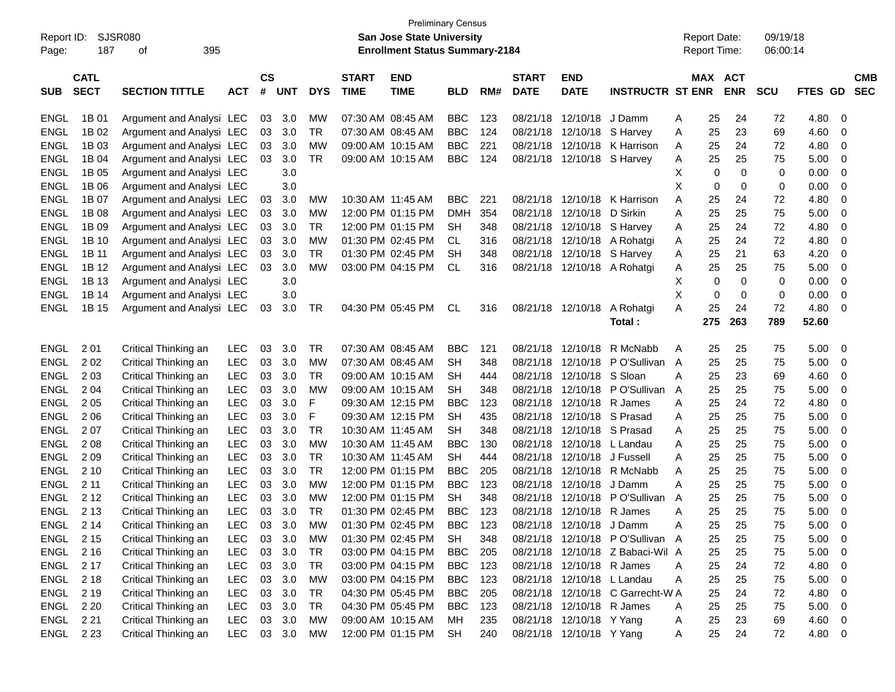Preliminary Census

Report ID: SJSR080

**San Jose State University**

**Enrollment Status Summary-2184**

Report Date: 09/19/18

Report Time: 06:00:14

| SUB | CATL SECT | SECTION TITTLE | ACT | CS # | UNT | DYS | START TIME | END TIME | BLD | RM# | START DATE | END DATE | INSTRUCTR | ST | MAX ENR | ACT ENR | SCU | FTES | GD | CMB SEC |
|---|---|---|---|---|---|---|---|---|---|---|---|---|---|---|---|---|---|---|---|---|
| ENGL | 1B 01 | Argument and Analysi | LEC | 03 | 3.0 | MW | 07:30 AM | 08:45 AM | BBC | 123 | 08/21/18 | 12/10/18 | J Damm | A | 25 | 24 | 72 | 4.80 | 0 | |
| ENGL | 1B 02 | Argument and Analysi | LEC | 03 | 3.0 | TR | 07:30 AM | 08:45 AM | BBC | 124 | 08/21/18 | 12/10/18 | S Harvey | A | 25 | 23 | 69 | 4.60 | 0 | |
| ENGL | 1B 03 | Argument and Analysi | LEC | 03 | 3.0 | MW | 09:00 AM | 10:15 AM | BBC | 221 | 08/21/18 | 12/10/18 | K Harrison | A | 25 | 24 | 72 | 4.80 | 0 | |
| ENGL | 1B 04 | Argument and Analysi | LEC | 03 | 3.0 | TR | 09:00 AM | 10:15 AM | BBC | 124 | 08/21/18 | 12/10/18 | S Harvey | A | 25 | 25 | 75 | 5.00 | 0 | |
| ENGL | 1B 05 | Argument and Analysi | LEC | | 3.0 | | | | | | | | | X | 0 | 0 | 0 | 0.00 | 0 | |
| ENGL | 1B 06 | Argument and Analysi | LEC | | 3.0 | | | | | | | | | X | 0 | 0 | 0 | 0.00 | 0 | |
| ENGL | 1B 07 | Argument and Analysi | LEC | 03 | 3.0 | MW | 10:30 AM | 11:45 AM | BBC | 221 | 08/21/18 | 12/10/18 | K Harrison | A | 25 | 24 | 72 | 4.80 | 0 | |
| ENGL | 1B 08 | Argument and Analysi | LEC | 03 | 3.0 | MW | 12:00 PM | 01:15 PM | DMH | 354 | 08/21/18 | 12/10/18 | D Sirkin | A | 25 | 25 | 75 | 5.00 | 0 | |
| ENGL | 1B 09 | Argument and Analysi | LEC | 03 | 3.0 | TR | 12:00 PM | 01:15 PM | SH | 348 | 08/21/18 | 12/10/18 | S Harvey | A | 25 | 24 | 72 | 4.80 | 0 | |
| ENGL | 1B 10 | Argument and Analysi | LEC | 03 | 3.0 | MW | 01:30 PM | 02:45 PM | CL | 316 | 08/21/18 | 12/10/18 | A Rohatgi | A | 25 | 24 | 72 | 4.80 | 0 | |
| ENGL | 1B 11 | Argument and Analysi | LEC | 03 | 3.0 | TR | 01:30 PM | 02:45 PM | SH | 348 | 08/21/18 | 12/10/18 | S Harvey | A | 25 | 21 | 63 | 4.20 | 0 | |
| ENGL | 1B 12 | Argument and Analysi | LEC | 03 | 3.0 | MW | 03:00 PM | 04:15 PM | CL | 316 | 08/21/18 | 12/10/18 | A Rohatgi | A | 25 | 25 | 75 | 5.00 | 0 | |
| ENGL | 1B 13 | Argument and Analysi | LEC | | 3.0 | | | | | | | | | X | 0 | 0 | 0 | 0.00 | 0 | |
| ENGL | 1B 14 | Argument and Analysi | LEC | | 3.0 | | | | | | | | | X | 0 | 0 | 0 | 0.00 | 0 | |
| ENGL | 1B 15 | Argument and Analysi | LEC | 03 | 3.0 | TR | 04:30 PM | 05:45 PM | CL | 316 | 08/21/18 | 12/10/18 | A Rohatgi | A | 25 | 24 | 72 | 4.80 | 0 | |
| | | | | | | | | | | | | | **Total :** | | **275** | **263** | **789** | **52.60** | | |
| ENGL | 2 01 | Critical Thinking an | LEC | 03 | 3.0 | TR | 07:30 AM | 08:45 AM | BBC | 121 | 08/21/18 | 12/10/18 | R McNabb | A | 25 | 25 | 75 | 5.00 | 0 | |
| ENGL | 2 02 | Critical Thinking an | LEC | 03 | 3.0 | MW | 07:30 AM | 08:45 AM | SH | 348 | 08/21/18 | 12/10/18 | P O'Sullivan | A | 25 | 25 | 75 | 5.00 | 0 | |
| ENGL | 2 03 | Critical Thinking an | LEC | 03 | 3.0 | TR | 09:00 AM | 10:15 AM | SH | 444 | 08/21/18 | 12/10/18 | S Sloan | A | 25 | 23 | 69 | 4.60 | 0 | |
| ENGL | 2 04 | Critical Thinking an | LEC | 03 | 3.0 | MW | 09:00 AM | 10:15 AM | SH | 348 | 08/21/18 | 12/10/18 | P O'Sullivan | A | 25 | 25 | 75 | 5.00 | 0 | |
| ENGL | 2 05 | Critical Thinking an | LEC | 03 | 3.0 | F | 09:30 AM | 12:15 PM | BBC | 123 | 08/21/18 | 12/10/18 | R James | A | 25 | 24 | 72 | 4.80 | 0 | |
| ENGL | 2 06 | Critical Thinking an | LEC | 03 | 3.0 | F | 09:30 AM | 12:15 PM | SH | 435 | 08/21/18 | 12/10/18 | S Prasad | A | 25 | 25 | 75 | 5.00 | 0 | |
| ENGL | 2 07 | Critical Thinking an | LEC | 03 | 3.0 | TR | 10:30 AM | 11:45 AM | SH | 348 | 08/21/18 | 12/10/18 | S Prasad | A | 25 | 25 | 75 | 5.00 | 0 | |
| ENGL | 2 08 | Critical Thinking an | LEC | 03 | 3.0 | MW | 10:30 AM | 11:45 AM | BBC | 130 | 08/21/18 | 12/10/18 | L Landau | A | 25 | 25 | 75 | 5.00 | 0 | |
| ENGL | 2 09 | Critical Thinking an | LEC | 03 | 3.0 | TR | 10:30 AM | 11:45 AM | SH | 444 | 08/21/18 | 12/10/18 | J Fussell | A | 25 | 25 | 75 | 5.00 | 0 | |
| ENGL | 2 10 | Critical Thinking an | LEC | 03 | 3.0 | TR | 12:00 PM | 01:15 PM | BBC | 205 | 08/21/18 | 12/10/18 | R McNabb | A | 25 | 25 | 75 | 5.00 | 0 | |
| ENGL | 2 11 | Critical Thinking an | LEC | 03 | 3.0 | MW | 12:00 PM | 01:15 PM | BBC | 123 | 08/21/18 | 12/10/18 | J Damm | A | 25 | 25 | 75 | 5.00 | 0 | |
| ENGL | 2 12 | Critical Thinking an | LEC | 03 | 3.0 | MW | 12:00 PM | 01:15 PM | SH | 348 | 08/21/18 | 12/10/18 | P O'Sullivan | A | 25 | 25 | 75 | 5.00 | 0 | |
| ENGL | 2 13 | Critical Thinking an | LEC | 03 | 3.0 | TR | 01:30 PM | 02:45 PM | BBC | 123 | 08/21/18 | 12/10/18 | R James | A | 25 | 25 | 75 | 5.00 | 0 | |
| ENGL | 2 14 | Critical Thinking an | LEC | 03 | 3.0 | MW | 01:30 PM | 02:45 PM | BBC | 123 | 08/21/18 | 12/10/18 | J Damm | A | 25 | 25 | 75 | 5.00 | 0 | |
| ENGL | 2 15 | Critical Thinking an | LEC | 03 | 3.0 | MW | 01:30 PM | 02:45 PM | SH | 348 | 08/21/18 | 12/10/18 | P O'Sullivan | A | 25 | 25 | 75 | 5.00 | 0 | |
| ENGL | 2 16 | Critical Thinking an | LEC | 03 | 3.0 | TR | 03:00 PM | 04:15 PM | BBC | 205 | 08/21/18 | 12/10/18 | Z Babaci-Wil | A | 25 | 25 | 75 | 5.00 | 0 | |
| ENGL | 2 17 | Critical Thinking an | LEC | 03 | 3.0 | TR | 03:00 PM | 04:15 PM | BBC | 123 | 08/21/18 | 12/10/18 | R James | A | 25 | 24 | 72 | 4.80 | 0 | |
| ENGL | 2 18 | Critical Thinking an | LEC | 03 | 3.0 | MW | 03:00 PM | 04:15 PM | BBC | 123 | 08/21/18 | 12/10/18 | L Landau | A | 25 | 25 | 75 | 5.00 | 0 | |
| ENGL | 2 19 | Critical Thinking an | LEC | 03 | 3.0 | TR | 04:30 PM | 05:45 PM | BBC | 205 | 08/21/18 | 12/10/18 | C Garrecht-W | A | 25 | 24 | 72 | 4.80 | 0 | |
| ENGL | 2 20 | Critical Thinking an | LEC | 03 | 3.0 | TR | 04:30 PM | 05:45 PM | BBC | 123 | 08/21/18 | 12/10/18 | R James | A | 25 | 25 | 75 | 5.00 | 0 | |
| ENGL | 2 21 | Critical Thinking an | LEC | 03 | 3.0 | MW | 09:00 AM | 10:15 AM | MH | 235 | 08/21/18 | 12/10/18 | Y Yang | A | 25 | 23 | 69 | 4.60 | 0 | |
| ENGL | 2 23 | Critical Thinking an | LEC | 03 | 3.0 | MW | 12:00 PM | 01:15 PM | SH | 240 | 08/21/18 | 12/10/18 | Y Yang | A | 25 | 24 | 72 | 4.80 | 0 | |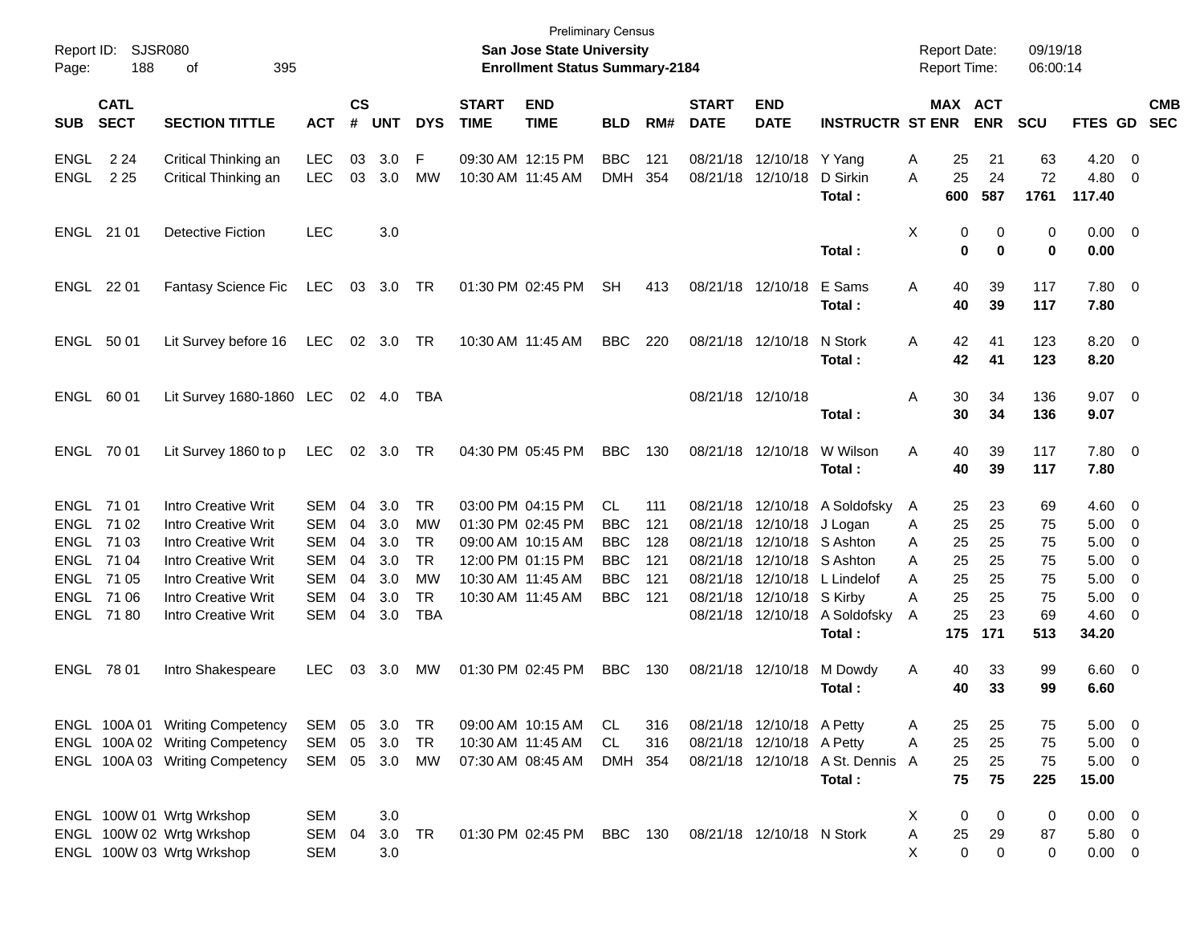Preliminary Census

**San Jose State University**

**Enrollment Status Summary-2184**

Report ID: SJSR080

Report Date: 09/19/18

Report Time: 06:00:14

| SUB | CATL SECT | SECTION TITTLE | ACT | CS # | UNT | DYS | START TIME | END TIME | BLD | RM# | START DATE | END DATE | INSTRUCTR | ST | MAX ENR | ACT ENR | SCU | FTES | GD | CMB SEC |
|---|---|---|---|---|---|---|---|---|---|---|---|---|---|---|---|---|---|---|---|---|
| ENGL | 2 24 | Critical Thinking an | LEC | 03 | 3.0 | F | 09:30 AM | 12:15 PM | BBC | 121 | 08/21/18 | 12/10/18 | Y Yang | A | 25 | 21 | 63 | 4.20 | 0 | |
| ENGL | 2 25 | Critical Thinking an | LEC | 03 | 3.0 | MW | 10:30 AM | 11:45 AM | DMH | 354 | 08/21/18 | 12/10/18 | D Sirkin | A | 25 | 24 | 72 | 4.80 | 0 | |
| | | | | | | | | | | | | | **Total :** | | **600** | **587** | **1761** | **117.40** | | |
| ENGL | 21 01 | Detective Fiction | LEC | | 3.0 | | | | | | | | | X | 0 | 0 | 0 | 0.00 | 0 | |
| | | | | | | | | | | | | | **Total :** | | **0** | **0** | **0** | **0.00** | | |
| ENGL | 22 01 | Fantasy Science Fic | LEC | 03 | 3.0 | TR | 01:30 PM | 02:45 PM | SH | 413 | 08/21/18 | 12/10/18 | E Sams | A | 40 | 39 | 117 | 7.80 | 0 | |
| | | | | | | | | | | | | | **Total :** | | **40** | **39** | **117** | **7.80** | | |
| ENGL | 50 01 | Lit Survey before 16 | LEC | 02 | 3.0 | TR | 10:30 AM | 11:45 AM | BBC | 220 | 08/21/18 | 12/10/18 | N Stork | A | 42 | 41 | 123 | 8.20 | 0 | |
| | | | | | | | | | | | | | **Total :** | | **42** | **41** | **123** | **8.20** | | |
| ENGL | 60 01 | Lit Survey 1680-1860 | LEC | 02 | 4.0 | TBA | | | | | 08/21/18 | 12/10/18 | | A | 30 | 34 | 136 | 9.07 | 0 | |
| | | | | | | | | | | | | | **Total :** | | **30** | **34** | **136** | **9.07** | | |
| ENGL | 70 01 | Lit Survey 1860 to p | LEC | 02 | 3.0 | TR | 04:30 PM | 05:45 PM | BBC | 130 | 08/21/18 | 12/10/18 | W Wilson | A | 40 | 39 | 117 | 7.80 | 0 | |
| | | | | | | | | | | | | | **Total :** | | **40** | **39** | **117** | **7.80** | | |
| ENGL | 71 01 | Intro Creative Writ | SEM | 04 | 3.0 | TR | 03:00 PM | 04:15 PM | CL | 111 | 08/21/18 | 12/10/18 | A Soldofsky | A | 25 | 23 | 69 | 4.60 | 0 | |
| ENGL | 71 02 | Intro Creative Writ | SEM | 04 | 3.0 | MW | 01:30 PM | 02:45 PM | BBC | 121 | 08/21/18 | 12/10/18 | J Logan | A | 25 | 25 | 75 | 5.00 | 0 | |
| ENGL | 71 03 | Intro Creative Writ | SEM | 04 | 3.0 | TR | 09:00 AM | 10:15 AM | BBC | 128 | 08/21/18 | 12/10/18 | S Ashton | A | 25 | 25 | 75 | 5.00 | 0 | |
| ENGL | 71 04 | Intro Creative Writ | SEM | 04 | 3.0 | TR | 12:00 PM | 01:15 PM | BBC | 121 | 08/21/18 | 12/10/18 | S Ashton | A | 25 | 25 | 75 | 5.00 | 0 | |
| ENGL | 71 05 | Intro Creative Writ | SEM | 04 | 3.0 | MW | 10:30 AM | 11:45 AM | BBC | 121 | 08/21/18 | 12/10/18 | L Lindelof | A | 25 | 25 | 75 | 5.00 | 0 | |
| ENGL | 71 06 | Intro Creative Writ | SEM | 04 | 3.0 | TR | 10:30 AM | 11:45 AM | BBC | 121 | 08/21/18 | 12/10/18 | S Kirby | A | 25 | 25 | 75 | 5.00 | 0 | |
| ENGL | 71 80 | Intro Creative Writ | SEM | 04 | 3.0 | TBA | | | | | 08/21/18 | 12/10/18 | A Soldofsky | A | 25 | 23 | 69 | 4.60 | 0 | |
| | | | | | | | | | | | | | **Total :** | | **175** | **171** | **513** | **34.20** | | |
| ENGL | 78 01 | Intro Shakespeare | LEC | 03 | 3.0 | MW | 01:30 PM | 02:45 PM | BBC | 130 | 08/21/18 | 12/10/18 | M Dowdy | A | 40 | 33 | 99 | 6.60 | 0 | |
| | | | | | | | | | | | | | **Total :** | | **40** | **33** | **99** | **6.60** | | |
| ENGL | 100A 01 | Writing Competency | SEM | 05 | 3.0 | TR | 09:00 AM | 10:15 AM | CL | 316 | 08/21/18 | 12/10/18 | A Petty | A | 25 | 25 | 75 | 5.00 | 0 | |
| ENGL | 100A 02 | Writing Competency | SEM | 05 | 3.0 | TR | 10:30 AM | 11:45 AM | CL | 316 | 08/21/18 | 12/10/18 | A Petty | A | 25 | 25 | 75 | 5.00 | 0 | |
| ENGL | 100A 03 | Writing Competency | SEM | 05 | 3.0 | MW | 07:30 AM | 08:45 AM | DMH | 354 | 08/21/18 | 12/10/18 | A St. Dennis | A | 25 | 25 | 75 | 5.00 | 0 | |
| | | | | | | | | | | | | | **Total :** | | **75** | **75** | **225** | **15.00** | | |
| ENGL | 100W 01 | Wrtg Wrkshop | SEM | | 3.0 | | | | | | | | | X | 0 | 0 | 0 | 0.00 | 0 | |
| ENGL | 100W 02 | Wrtg Wrkshop | SEM | 04 | 3.0 | TR | 01:30 PM | 02:45 PM | BBC | 130 | 08/21/18 | 12/10/18 | N Stork | A | 25 | 29 | 87 | 5.80 | 0 | |
| ENGL | 100W 03 | Wrtg Wrkshop | SEM | | 3.0 | | | | | | | | | X | 0 | 0 | 0 | 0.00 | 0 | |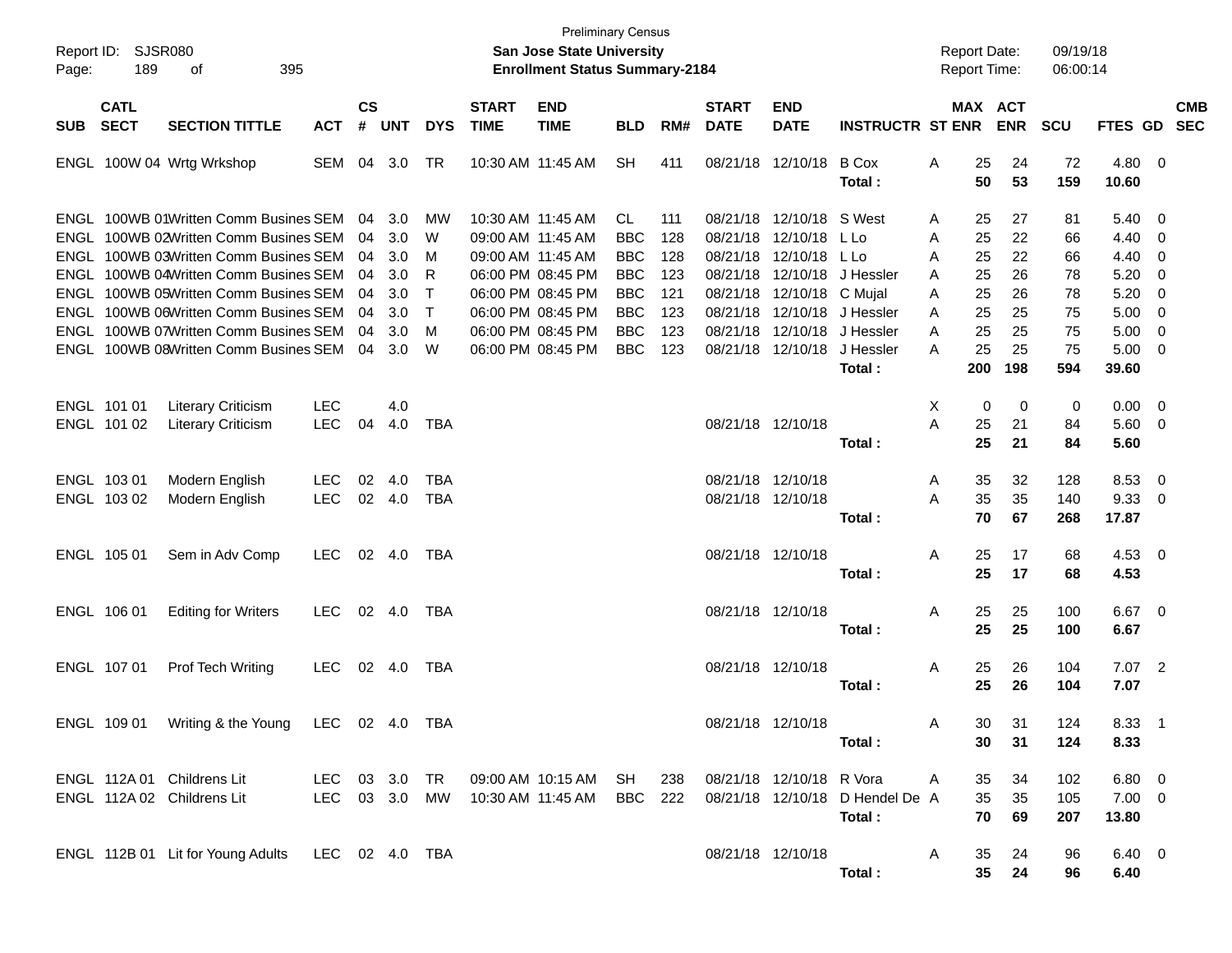Preliminary Census

**San Jose State University**

**Enrollment Status Summary-2184**

Report ID: SJSR080

Report Date: 09/19/18

Report Time: 06:00:14

| SUB | CATL SECT | SECTION TITTLE | ACT | CS # | UNT | DYS | START TIME | END TIME | BLD | RM# | START DATE | END DATE | INSTRUCTR | ST | MAX ENR | ACT ENR | SCU | FTES | GD | CMB SEC |
|---|---|---|---|---|---|---|---|---|---|---|---|---|---|---|---|---|---|---|---|---|
| ENGL | 100W 04 | Wrtg Wrkshop | SEM | 04 | 3.0 | TR | 10:30 AM | 11:45 AM | SH | 411 | 08/21/18 | 12/10/18 | B Cox | A | 25 | 24 | 72 | 4.80 | 0 | |
| | | | | | | | | | | | | | **Total :** | | **50** | **53** | **159** | **10.60** | | |
| ENGL | 100WB 01 | Written Comm Busines | SEM | 04 | 3.0 | MW | 10:30 AM | 11:45 AM | CL | 111 | 08/21/18 | 12/10/18 | S West | A | 25 | 27 | 81 | 5.40 | 0 | |
| ENGL | 100WB 02 | Written Comm Busines | SEM | 04 | 3.0 | W | 09:00 AM | 11:45 AM | BBC | 128 | 08/21/18 | 12/10/18 | L Lo | A | 25 | 22 | 66 | 4.40 | 0 | |
| ENGL | 100WB 03 | Written Comm Busines | SEM | 04 | 3.0 | M | 09:00 AM | 11:45 AM | BBC | 128 | 08/21/18 | 12/10/18 | L Lo | A | 25 | 22 | 66 | 4.40 | 0 | |
| ENGL | 100WB 04 | Written Comm Busines | SEM | 04 | 3.0 | R | 06:00 PM | 08:45 PM | BBC | 123 | 08/21/18 | 12/10/18 | J Hessler | A | 25 | 26 | 78 | 5.20 | 0 | |
| ENGL | 100WB 05 | Written Comm Busines | SEM | 04 | 3.0 | T | 06:00 PM | 08:45 PM | BBC | 121 | 08/21/18 | 12/10/18 | C Mujal | A | 25 | 26 | 78 | 5.20 | 0 | |
| ENGL | 100WB 06 | Written Comm Busines | SEM | 04 | 3.0 | T | 06:00 PM | 08:45 PM | BBC | 123 | 08/21/18 | 12/10/18 | J Hessler | A | 25 | 25 | 75 | 5.00 | 0 | |
| ENGL | 100WB 07 | Written Comm Busines | SEM | 04 | 3.0 | M | 06:00 PM | 08:45 PM | BBC | 123 | 08/21/18 | 12/10/18 | J Hessler | A | 25 | 25 | 75 | 5.00 | 0 | |
| ENGL | 100WB 08 | Written Comm Busines | SEM | 04 | 3.0 | W | 06:00 PM | 08:45 PM | BBC | 123 | 08/21/18 | 12/10/18 | J Hessler | A | 25 | 25 | 75 | 5.00 | 0 | |
| | | | | | | | | | | | | | **Total :** | | **200** | **198** | **594** | **39.60** | | |
| ENGL | 101 01 | Literary Criticism | LEC | | 4.0 | | | | | | | | | X | 0 | 0 | 0 | 0.00 | 0 | |
| ENGL | 101 02 | Literary Criticism | LEC | 04 | 4.0 | TBA | | | | | 08/21/18 | 12/10/18 | | A | 25 | 21 | 84 | 5.60 | 0 | |
| | | | | | | | | | | | | | **Total :** | | **25** | **21** | **84** | **5.60** | | |
| ENGL | 103 01 | Modern English | LEC | 02 | 4.0 | TBA | | | | | 08/21/18 | 12/10/18 | | A | 35 | 32 | 128 | 8.53 | 0 | |
| ENGL | 103 02 | Modern English | LEC | 02 | 4.0 | TBA | | | | | 08/21/18 | 12/10/18 | | A | 35 | 35 | 140 | 9.33 | 0 | |
| | | | | | | | | | | | | | **Total :** | | **70** | **67** | **268** | **17.87** | | |
| ENGL | 105 01 | Sem in Adv Comp | LEC | 02 | 4.0 | TBA | | | | | 08/21/18 | 12/10/18 | | A | 25 | 17 | 68 | 4.53 | 0 | |
| | | | | | | | | | | | | | **Total :** | | **25** | **17** | **68** | **4.53** | | |
| ENGL | 106 01 | Editing for Writers | LEC | 02 | 4.0 | TBA | | | | | 08/21/18 | 12/10/18 | | A | 25 | 25 | 100 | 6.67 | 0 | |
| | | | | | | | | | | | | | **Total :** | | **25** | **25** | **100** | **6.67** | | |
| ENGL | 107 01 | Prof Tech Writing | LEC | 02 | 4.0 | TBA | | | | | 08/21/18 | 12/10/18 | | A | 25 | 26 | 104 | 7.07 | 2 | |
| | | | | | | | | | | | | | **Total :** | | **25** | **26** | **104** | **7.07** | | |
| ENGL | 109 01 | Writing & the Young | LEC | 02 | 4.0 | TBA | | | | | 08/21/18 | 12/10/18 | | A | 30 | 31 | 124 | 8.33 | 1 | |
| | | | | | | | | | | | | | **Total :** | | **30** | **31** | **124** | **8.33** | | |
| ENGL | 112A 01 | Childrens Lit | LEC | 03 | 3.0 | TR | 09:00 AM | 10:15 AM | SH | 238 | 08/21/18 | 12/10/18 | R Vora | A | 35 | 34 | 102 | 6.80 | 0 | |
| ENGL | 112A 02 | Childrens Lit | LEC | 03 | 3.0 | MW | 10:30 AM | 11:45 AM | BBC | 222 | 08/21/18 | 12/10/18 | D Hendel De | A | 35 | 35 | 105 | 7.00 | 0 | |
| | | | | | | | | | | | | | **Total :** | | **70** | **69** | **207** | **13.80** | | |
| ENGL | 112B 01 | Lit for Young Adults | LEC | 02 | 4.0 | TBA | | | | | 08/21/18 | 12/10/18 | | A | 35 | 24 | 96 | 6.40 | 0 | |
| | | | | | | | | | | | | | **Total :** | | **35** | **24** | **96** | **6.40** | | |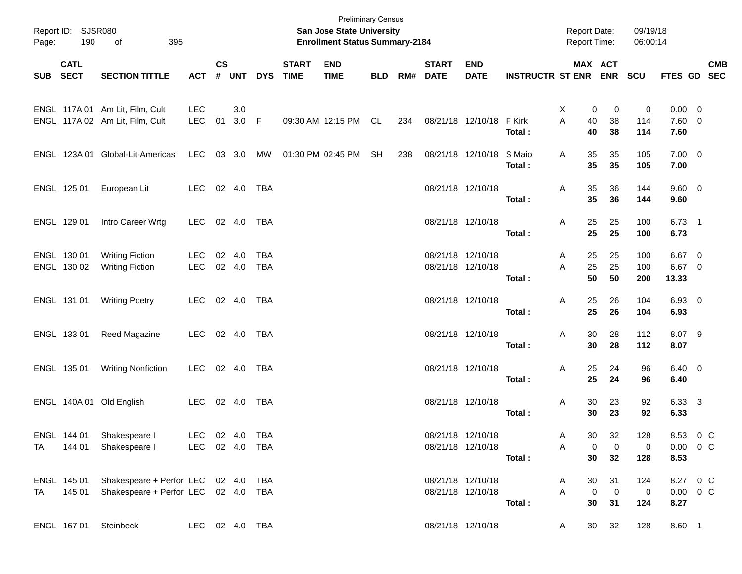Preliminary Census

**San Jose State University**

**Enrollment Status Summary-2184**

Report ID: SJSR080

Report Date: 09/19/18

Report Time: 06:00:14

| SUB | CATL SECT | SECTION TITTLE | ACT | CS # | UNT | DYS | START TIME | END TIME | BLD | RM# | START DATE | END DATE | INSTRUCTR | ST | MAX ENR | ACT ENR | SCU | FTES | GD | CMB SEC |
|---|---|---|---|---|---|---|---|---|---|---|---|---|---|---|---|---|---|---|---|---|
| ENGL | 117A 01 | Am Lit, Film, Cult | LEC | | 3.0 | | | | | | | | | X | 0 | 0 | 0 | 0.00 | 0 | |
| ENGL | 117A 02 | Am Lit, Film, Cult | LEC | 01 | 3.0 | F | 09:30 AM | 12:15 PM | CL | 234 | 08/21/18 | 12/10/18 | F Kirk | A | 40 | 38 | 114 | 7.60 | 0 | |
| | | | | | | | | | | | | | **Total :** | | **40** | **38** | **114** | **7.60** | | |
| ENGL | 123A 01 | Global-Lit-Americas | LEC | 03 | 3.0 | MW | 01:30 PM | 02:45 PM | SH | 238 | 08/21/18 | 12/10/18 | S Maio | A | 35 | 35 | 105 | 7.00 | 0 | |
| | | | | | | | | | | | | | **Total :** | | **35** | **35** | **105** | **7.00** | | |
| ENGL | 125 01 | European Lit | LEC | 02 | 4.0 | TBA | | | | | 08/21/18 | 12/10/18 | | A | 35 | 36 | 144 | 9.60 | 0 | |
| | | | | | | | | | | | | | **Total :** | | **35** | **36** | **144** | **9.60** | | |
| ENGL | 129 01 | Intro Career Wrtg | LEC | 02 | 4.0 | TBA | | | | | 08/21/18 | 12/10/18 | | A | 25 | 25 | 100 | 6.73 | 1 | |
| | | | | | | | | | | | | | **Total :** | | **25** | **25** | **100** | **6.73** | | |
| ENGL | 130 01 | Writing Fiction | LEC | 02 | 4.0 | TBA | | | | | 08/21/18 | 12/10/18 | | A | 25 | 25 | 100 | 6.67 | 0 | |
| ENGL | 130 02 | Writing Fiction | LEC | 02 | 4.0 | TBA | | | | | 08/21/18 | 12/10/18 | | A | 25 | 25 | 100 | 6.67 | 0 | |
| | | | | | | | | | | | | | **Total :** | | **50** | **50** | **200** | **13.33** | | |
| ENGL | 131 01 | Writing Poetry | LEC | 02 | 4.0 | TBA | | | | | 08/21/18 | 12/10/18 | | A | 25 | 26 | 104 | 6.93 | 0 | |
| | | | | | | | | | | | | | **Total :** | | **25** | **26** | **104** | **6.93** | | |
| ENGL | 133 01 | Reed Magazine | LEC | 02 | 4.0 | TBA | | | | | 08/21/18 | 12/10/18 | | A | 30 | 28 | 112 | 8.07 | 9 | |
| | | | | | | | | | | | | | **Total :** | | **30** | **28** | **112** | **8.07** | | |
| ENGL | 135 01 | Writing Nonfiction | LEC | 02 | 4.0 | TBA | | | | | 08/21/18 | 12/10/18 | | A | 25 | 24 | 96 | 6.40 | 0 | |
| | | | | | | | | | | | | | **Total :** | | **25** | **24** | **96** | **6.40** | | |
| ENGL | 140A 01 | Old English | LEC | 02 | 4.0 | TBA | | | | | 08/21/18 | 12/10/18 | | A | 30 | 23 | 92 | 6.33 | 3 | |
| | | | | | | | | | | | | | **Total :** | | **30** | **23** | **92** | **6.33** | | |
| ENGL | 144 01 | Shakespeare I | LEC | 02 | 4.0 | TBA | | | | | 08/21/18 | 12/10/18 | | A | 30 | 32 | 128 | 8.53 | 0 | C |
| TA | 144 01 | Shakespeare I | LEC | 02 | 4.0 | TBA | | | | | 08/21/18 | 12/10/18 | | A | 0 | 0 | 0 | 0.00 | 0 | C |
| | | | | | | | | | | | | | **Total :** | | **30** | **32** | **128** | **8.53** | | |
| ENGL | 145 01 | Shakespeare + Perfor | LEC | 02 | 4.0 | TBA | | | | | 08/21/18 | 12/10/18 | | A | 30 | 31 | 124 | 8.27 | 0 | C |
| TA | 145 01 | Shakespeare + Perfor | LEC | 02 | 4.0 | TBA | | | | | 08/21/18 | 12/10/18 | | A | 0 | 0 | 0 | 0.00 | 0 | C |
| | | | | | | | | | | | | | **Total :** | | **30** | **31** | **124** | **8.27** | | |
| ENGL | 167 01 | Steinbeck | LEC | 02 | 4.0 | TBA | | | | | 08/21/18 | 12/10/18 | | A | 30 | 32 | 128 | 8.60 | 1 | |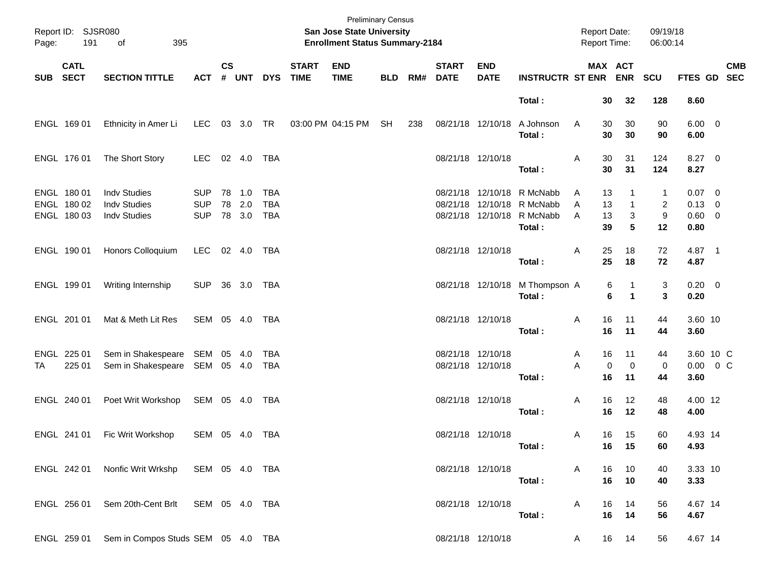Preliminary Census

**San Jose State University**

**Enrollment Status Summary-2184**

Report ID: SJSR080

Report Date: 09/19/18

Report Time: 06:00:14

| SUB | CATL SECT | SECTION TITTLE | ACT | CS # | UNT | DYS | START TIME | END TIME | BLD | RM# | START DATE | END DATE | INSTRUCTR | ST | MAX ENR | ACT ENR | SCU | FTES | GD | CMB SEC |
|---|---|---|---|---|---|---|---|---|---|---|---|---|---|---|---|---|---|---|---|---|
| | | | | | | | | | | | | | **Total :** | | **30** | **32** | **128** | **8.60** | | |
| ENGL | 169 01 | Ethnicity in Amer Li | LEC | 03 | 3.0 | TR | 03:00 PM | 04:15 PM | SH | 238 | 08/21/18 | 12/10/18 | A Johnson | A | 30 | 30 | 90 | 6.00 | 0 | |
| | | | | | | | | | | | | | **Total :** | | **30** | **30** | **90** | **6.00** | | |
| ENGL | 176 01 | The Short Story | LEC | 02 | 4.0 | TBA | | | | | 08/21/18 | 12/10/18 | | A | 30 | 31 | 124 | 8.27 | 0 | |
| | | | | | | | | | | | | | **Total :** | | **30** | **31** | **124** | **8.27** | | |
| ENGL | 180 01 | Indv Studies | SUP | 78 | 1.0 | TBA | | | | | 08/21/18 | 12/10/18 | R McNabb | A | 13 | 1 | 1 | 0.07 | 0 | |
| ENGL | 180 02 | Indv Studies | SUP | 78 | 2.0 | TBA | | | | | 08/21/18 | 12/10/18 | R McNabb | A | 13 | 1 | 2 | 0.13 | 0 | |
| ENGL | 180 03 | Indv Studies | SUP | 78 | 3.0 | TBA | | | | | 08/21/18 | 12/10/18 | R McNabb | A | 13 | 3 | 9 | 0.60 | 0 | |
| | | | | | | | | | | | | | **Total :** | | **39** | **5** | **12** | **0.80** | | |
| ENGL | 190 01 | Honors Colloquium | LEC | 02 | 4.0 | TBA | | | | | 08/21/18 | 12/10/18 | | A | 25 | 18 | 72 | 4.87 | 1 | |
| | | | | | | | | | | | | | **Total :** | | **25** | **18** | **72** | **4.87** | | |
| ENGL | 199 01 | Writing Internship | SUP | 36 | 3.0 | TBA | | | | | 08/21/18 | 12/10/18 | M Thompson | A | 6 | 1 | 3 | 0.20 | 0 | |
| | | | | | | | | | | | | | **Total :** | | **6** | **1** | **3** | **0.20** | | |
| ENGL | 201 01 | Mat & Meth Lit Res | SEM | 05 | 4.0 | TBA | | | | | 08/21/18 | 12/10/18 | | A | 16 | 11 | 44 | 3.60 | 10 | |
| | | | | | | | | | | | | | **Total :** | | **16** | **11** | **44** | **3.60** | | |
| ENGL | 225 01 | Sem in Shakespeare | SEM | 05 | 4.0 | TBA | | | | | 08/21/18 | 12/10/18 | | A | 16 | 11 | 44 | 3.60 | 10 | C |
| TA | 225 01 | Sem in Shakespeare | SEM | 05 | 4.0 | TBA | | | | | 08/21/18 | 12/10/18 | | A | 0 | 0 | 0 | 0.00 | 0 | C |
| | | | | | | | | | | | | | **Total :** | | **16** | **11** | **44** | **3.60** | | |
| ENGL | 240 01 | Poet Writ Workshop | SEM | 05 | 4.0 | TBA | | | | | 08/21/18 | 12/10/18 | | A | 16 | 12 | 48 | 4.00 | 12 | |
| | | | | | | | | | | | | | **Total :** | | **16** | **12** | **48** | **4.00** | | |
| ENGL | 241 01 | Fic Writ Workshop | SEM | 05 | 4.0 | TBA | | | | | 08/21/18 | 12/10/18 | | A | 16 | 15 | 60 | 4.93 | 14 | |
| | | | | | | | | | | | | | **Total :** | | **16** | **15** | **60** | **4.93** | | |
| ENGL | 242 01 | Nonfic Writ Wrkshp | SEM | 05 | 4.0 | TBA | | | | | 08/21/18 | 12/10/18 | | A | 16 | 10 | 40 | 3.33 | 10 | |
| | | | | | | | | | | | | | **Total :** | | **16** | **10** | **40** | **3.33** | | |
| ENGL | 256 01 | Sem 20th-Cent Brlt | SEM | 05 | 4.0 | TBA | | | | | 08/21/18 | 12/10/18 | | A | 16 | 14 | 56 | 4.67 | 14 | |
| | | | | | | | | | | | | | **Total :** | | **16** | **14** | **56** | **4.67** | | |
| ENGL | 259 01 | Sem in Compos Studs | SEM | 05 | 4.0 | TBA | | | | | 08/21/18 | 12/10/18 | | A | 16 | 14 | 56 | 4.67 | 14 | |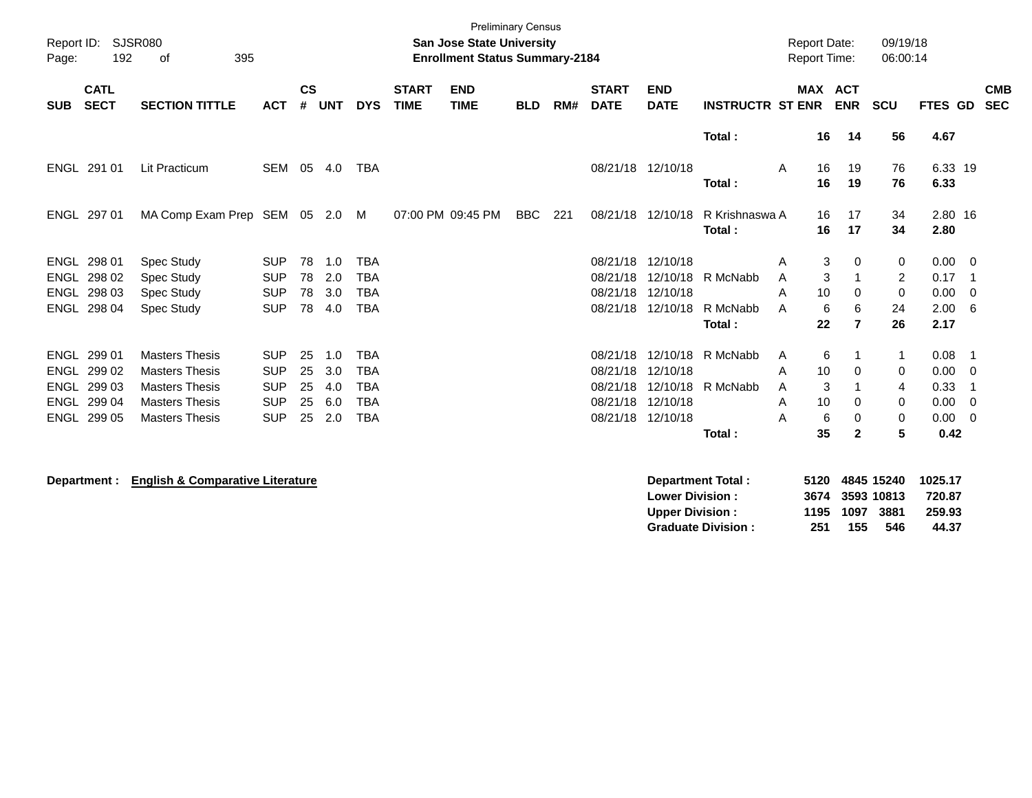Preliminary Census

Report ID: SJSR080

**San Jose State University**

**Enrollment Status Summary-2184**

Report Date: 09/19/18

Report Time: 06:00:14

| SUB | CATL SECT | SECTION TITTLE | ACT | CS # | UNT | DYS | START TIME | END TIME | BLD | RM# | START DATE | END DATE | INSTRUCTR | ST | MAX ENR | ACT ENR | SCU | FTES | GD | CMB SEC |
|---|---|---|---|---|---|---|---|---|---|---|---|---|---|---|---|---|---|---|---|---|
| | | | | | | | | | | | | | **Total :** | | **16** | **14** | **56** | **4.67** | | |
| ENGL | 291 01 | Lit Practicum | SEM | 05 | 4.0 | TBA | | | | | 08/21/18 | 12/10/18 | | A | 16 | 19 | 76 | 6.33 | 19 | |
| | | | | | | | | | | | | | **Total :** | | **16** | **19** | **76** | **6.33** | | |
| ENGL | 297 01 | MA Comp Exam Prep | SEM | 05 | 2.0 | M | 07:00 PM | 09:45 PM | BBC | 221 | 08/21/18 | 12/10/18 | R Krishnaswa | A | 16 | 17 | 34 | 2.80 | 16 | |
| | | | | | | | | | | | | | **Total :** | | **16** | **17** | **34** | **2.80** | | |
| ENGL | 298 01 | Spec Study | SUP | 78 | 1.0 | TBA | | | | | 08/21/18 | 12/10/18 | | A | 3 | 0 | 0 | 0.00 | 0 | |
| ENGL | 298 02 | Spec Study | SUP | 78 | 2.0 | TBA | | | | | 08/21/18 | 12/10/18 | R McNabb | A | 3 | 1 | 2 | 0.17 | 1 | |
| ENGL | 298 03 | Spec Study | SUP | 78 | 3.0 | TBA | | | | | 08/21/18 | 12/10/18 | | A | 10 | 0 | 0 | 0.00 | 0 | |
| ENGL | 298 04 | Spec Study | SUP | 78 | 4.0 | TBA | | | | | 08/21/18 | 12/10/18 | R McNabb | A | 6 | 6 | 24 | 2.00 | 6 | |
| | | | | | | | | | | | | | **Total :** | | **22** | **7** | **26** | **2.17** | | |
| ENGL | 299 01 | Masters Thesis | SUP | 25 | 1.0 | TBA | | | | | 08/21/18 | 12/10/18 | R McNabb | A | 6 | 1 | 1 | 0.08 | 1 | |
| ENGL | 299 02 | Masters Thesis | SUP | 25 | 3.0 | TBA | | | | | 08/21/18 | 12/10/18 | | A | 10 | 0 | 0 | 0.00 | 0 | |
| ENGL | 299 03 | Masters Thesis | SUP | 25 | 4.0 | TBA | | | | | 08/21/18 | 12/10/18 | R McNabb | A | 3 | 1 | 4 | 0.33 | 1 | |
| ENGL | 299 04 | Masters Thesis | SUP | 25 | 6.0 | TBA | | | | | 08/21/18 | 12/10/18 | | A | 10 | 0 | 0 | 0.00 | 0 | |
| ENGL | 299 05 | Masters Thesis | SUP | 25 | 2.0 | TBA | | | | | 08/21/18 | 12/10/18 | | A | 6 | 0 | 0 | 0.00 | 0 | |
| | | | | | | | | | | | | | **Total :** | | **35** | **2** | **5** | **0.42** | | |

**Department :** **English & Comparative Literature**

| | MAX ENR | ACT ENR | SCU | FTES |
|---|---|---|---|---|
| **Department Total :** | **5120** | **4845** | **15240** | **1025.17** |
| **Lower Division :** | **3674** | **3593** | **10813** | **720.87** |
| **Upper Division :** | **1195** | **1097** | **3881** | **259.93** |
| **Graduate Division :** | **251** | **155** | **546** | **44.37** |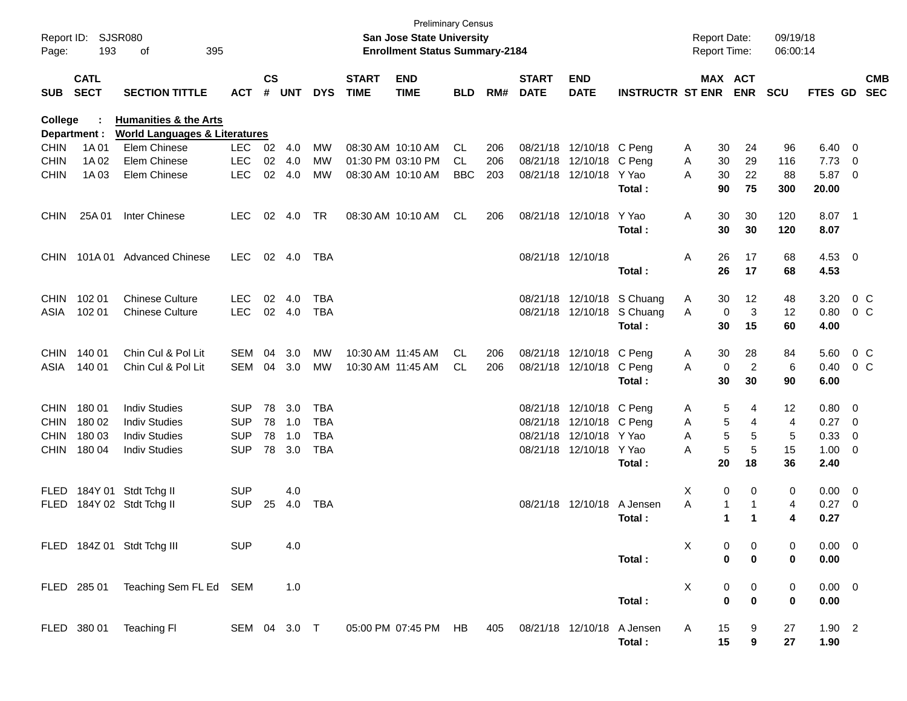Preliminary Census

Report ID: SJSR080
**San Jose State University**
**Enrollment Status Summary-2184**

Report Date: 09/19/18
Report Time: 06:00:14

**College : Humanities & the Arts**
**Department : World Languages & Literatures**

| SUB | CATL SECT | SECTION TITTLE | ACT | CS # | UNT | DYS | START TIME | END TIME | BLD | RM# | START DATE | END DATE | INSTRUCTR | ST | MAX ENR | ACT ENR | SCU | FTES | GD | CMB SEC |
|---|---|---|---|---|---|---|---|---|---|---|---|---|---|---|---|---|---|---|---|---|
| CHIN | 1A 01 | Elem Chinese | LEC | 02 | 4.0 | MW | 08:30 AM | 10:10 AM | CL | 206 | 08/21/18 | 12/10/18 | C Peng | A | 30 | 24 | 96 | 6.40 | 0 | |
| CHIN | 1A 02 | Elem Chinese | LEC | 02 | 4.0 | MW | 01:30 PM | 03:10 PM | CL | 206 | 08/21/18 | 12/10/18 | C Peng | A | 30 | 29 | 116 | 7.73 | 0 | |
| CHIN | 1A 03 | Elem Chinese | LEC | 02 | 4.0 | MW | 08:30 AM | 10:10 AM | BBC | 203 | 08/21/18 | 12/10/18 | Y Yao | A | 30 | 22 | 88 | 5.87 | 0 | |
| | | | | | | | | | | | | | **Total :** | | **90** | **75** | **300** | **20.00** | | |
| CHIN | 25A 01 | Inter Chinese | LEC | 02 | 4.0 | TR | 08:30 AM | 10:10 AM | CL | 206 | 08/21/18 | 12/10/18 | Y Yao | A | 30 | 30 | 120 | 8.07 | 1 | |
| | | | | | | | | | | | | | **Total :** | | **30** | **30** | **120** | **8.07** | | |
| CHIN | 101A 01 | Advanced Chinese | LEC | 02 | 4.0 | TBA | | | | | 08/21/18 | 12/10/18 | | A | 26 | 17 | 68 | 4.53 | 0 | |
| | | | | | | | | | | | | | **Total :** | | **26** | **17** | **68** | **4.53** | | |
| CHIN | 102 01 | Chinese Culture | LEC | 02 | 4.0 | TBA | | | | | 08/21/18 | 12/10/18 | S Chuang | A | 30 | 12 | 48 | 3.20 | 0 | C |
| ASIA | 102 01 | Chinese Culture | LEC | 02 | 4.0 | TBA | | | | | 08/21/18 | 12/10/18 | S Chuang | A | 0 | 3 | 12 | 0.80 | 0 | C |
| | | | | | | | | | | | | | **Total :** | | **30** | **15** | **60** | **4.00** | | |
| CHIN | 140 01 | Chin Cul & Pol Lit | SEM | 04 | 3.0 | MW | 10:30 AM | 11:45 AM | CL | 206 | 08/21/18 | 12/10/18 | C Peng | A | 30 | 28 | 84 | 5.60 | 0 | C |
| ASIA | 140 01 | Chin Cul & Pol Lit | SEM | 04 | 3.0 | MW | 10:30 AM | 11:45 AM | CL | 206 | 08/21/18 | 12/10/18 | C Peng | A | 0 | 2 | 6 | 0.40 | 0 | C |
| | | | | | | | | | | | | | **Total :** | | **30** | **30** | **90** | **6.00** | | |
| CHIN | 180 01 | Indiv Studies | SUP | 78 | 3.0 | TBA | | | | | 08/21/18 | 12/10/18 | C Peng | A | 5 | 4 | 12 | 0.80 | 0 | |
| CHIN | 180 02 | Indiv Studies | SUP | 78 | 1.0 | TBA | | | | | 08/21/18 | 12/10/18 | C Peng | A | 5 | 4 | 4 | 0.27 | 0 | |
| CHIN | 180 03 | Indiv Studies | SUP | 78 | 1.0 | TBA | | | | | 08/21/18 | 12/10/18 | Y Yao | A | 5 | 5 | 5 | 0.33 | 0 | |
| CHIN | 180 04 | Indiv Studies | SUP | 78 | 3.0 | TBA | | | | | 08/21/18 | 12/10/18 | Y Yao | A | 5 | 5 | 15 | 1.00 | 0 | |
| | | | | | | | | | | | | | **Total :** | | **20** | **18** | **36** | **2.40** | | |
| FLED | 184Y 01 | Stdt Tchg II | SUP | | 4.0 | | | | | | | | | X | 0 | 0 | 0 | 0.00 | 0 | |
| FLED | 184Y 02 | Stdt Tchg II | SUP | 25 | 4.0 | TBA | | | | | 08/21/18 | 12/10/18 | A Jensen | A | 1 | 1 | 4 | 0.27 | 0 | |
| | | | | | | | | | | | | | **Total :** | | **1** | **1** | **4** | **0.27** | | |
| FLED | 184Z 01 | Stdt Tchg III | SUP | | 4.0 | | | | | | | | | X | 0 | 0 | 0 | 0.00 | 0 | |
| | | | | | | | | | | | | | **Total :** | | **0** | **0** | **0** | **0.00** | | |
| FLED | 285 01 | Teaching Sem FL Ed | SEM | | 1.0 | | | | | | | | | X | 0 | 0 | 0 | 0.00 | 0 | |
| | | | | | | | | | | | | | **Total :** | | **0** | **0** | **0** | **0.00** | | |
| FLED | 380 01 | Teaching Fl | SEM | 04 | 3.0 | T | 05:00 PM | 07:45 PM | HB | 405 | 08/21/18 | 12/10/18 | A Jensen | A | 15 | 9 | 27 | 1.90 | 2 | |
| | | | | | | | | | | | | | **Total :** | | **15** | **9** | **27** | **1.90** | | |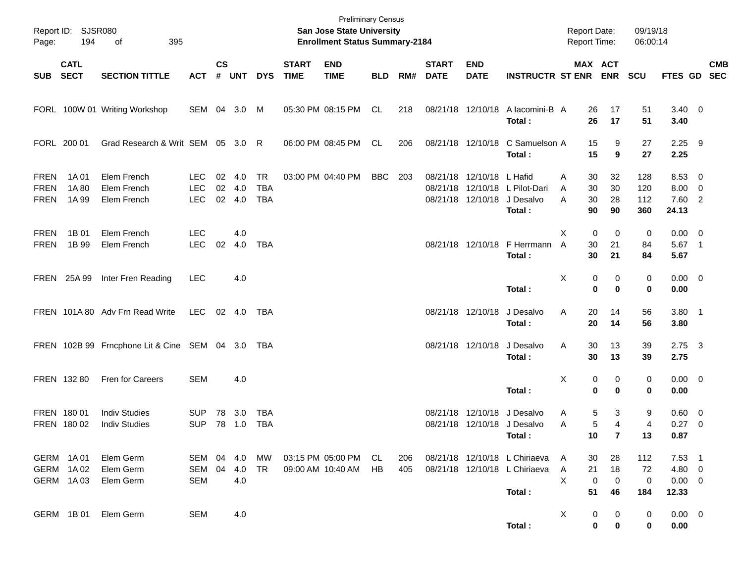Preliminary Census
**San Jose State University**
**Enrollment Status Summary-2184**

Report ID: SJSR080
Report Date: 09/19/18
Report Time: 06:00:14

| SUB | CATL SECT | SECTION TITTLE | ACT | CS # | UNT | DYS | START TIME | END TIME | BLD | RM# | START DATE | END DATE | INSTRUCTR | ST | MAX ENR | ACT ENR | SCU | FTES | GD | CMB SEC |
|---|---|---|---|---|---|---|---|---|---|---|---|---|---|---|---|---|---|---|---|---|
| FORL | 100W 01 | Writing Workshop | SEM | 04 | 3.0 | M | 05:30 PM | 08:15 PM | CL | 218 | 08/21/18 | 12/10/18 | A Iacomini-B | A | 26 | 17 | 51 | 3.40 | 0 | |
| | | | | | | | | | | | | | **Total :** | | **26** | **17** | **51** | **3.40** | | |
| FORL | 200 01 | Grad Research & Writ | SEM | 05 | 3.0 | R | 06:00 PM | 08:45 PM | CL | 206 | 08/21/18 | 12/10/18 | C Samuelson | A | 15 | 9 | 27 | 2.25 | 9 | |
| | | | | | | | | | | | | | **Total :** | | **15** | **9** | **27** | **2.25** | | |
| FREN | 1A 01 | Elem French | LEC | 02 | 4.0 | TR | 03:00 PM | 04:40 PM | BBC | 203 | 08/21/18 | 12/10/18 | L Hafid | A | 30 | 32 | 128 | 8.53 | 0 | |
| FREN | 1A 80 | Elem French | LEC | 02 | 4.0 | TBA | | | | | 08/21/18 | 12/10/18 | L Pilot-Dari | A | 30 | 30 | 120 | 8.00 | 0 | |
| FREN | 1A 99 | Elem French | LEC | 02 | 4.0 | TBA | | | | | 08/21/18 | 12/10/18 | J Desalvo | A | 30 | 28 | 112 | 7.60 | 2 | |
| | | | | | | | | | | | | | **Total :** | | **90** | **90** | **360** | **24.13** | | |
| FREN | 1B 01 | Elem French | LEC | | 4.0 | | | | | | | | | X | 0 | 0 | 0 | 0.00 | 0 | |
| FREN | 1B 99 | Elem French | LEC | 02 | 4.0 | TBA | | | | | 08/21/18 | 12/10/18 | F Herrmann | A | 30 | 21 | 84 | 5.67 | 1 | |
| | | | | | | | | | | | | | **Total :** | | **30** | **21** | **84** | **5.67** | | |
| FREN | 25A 99 | Inter Fren Reading | LEC | | 4.0 | | | | | | | | | X | 0 | 0 | 0 | 0.00 | 0 | |
| | | | | | | | | | | | | | **Total :** | | **0** | **0** | **0** | **0.00** | | |
| FREN | 101A 80 | Adv Frn Read Write | LEC | 02 | 4.0 | TBA | | | | | 08/21/18 | 12/10/18 | J Desalvo | A | 20 | 14 | 56 | 3.80 | 1 | |
| | | | | | | | | | | | | | **Total :** | | **20** | **14** | **56** | **3.80** | | |
| FREN | 102B 99 | Frncphone Lit & Cine | SEM | 04 | 3.0 | TBA | | | | | 08/21/18 | 12/10/18 | J Desalvo | A | 30 | 13 | 39 | 2.75 | 3 | |
| | | | | | | | | | | | | | **Total :** | | **30** | **13** | **39** | **2.75** | | |
| FREN | 132 80 | Fren for Careers | SEM | | 4.0 | | | | | | | | | X | 0 | 0 | 0 | 0.00 | 0 | |
| | | | | | | | | | | | | | **Total :** | | **0** | **0** | **0** | **0.00** | | |
| FREN | 180 01 | Indiv Studies | SUP | 78 | 3.0 | TBA | | | | | 08/21/18 | 12/10/18 | J Desalvo | A | 5 | 3 | 9 | 0.60 | 0 | |
| FREN | 180 02 | Indiv Studies | SUP | 78 | 1.0 | TBA | | | | | 08/21/18 | 12/10/18 | J Desalvo | A | 5 | 4 | 4 | 0.27 | 0 | |
| | | | | | | | | | | | | | **Total :** | | **10** | **7** | **13** | **0.87** | | |
| GERM | 1A 01 | Elem Germ | SEM | 04 | 4.0 | MW | 03:15 PM | 05:00 PM | CL | 206 | 08/21/18 | 12/10/18 | L Chiriaeva | A | 30 | 28 | 112 | 7.53 | 1 | |
| GERM | 1A 02 | Elem Germ | SEM | 04 | 4.0 | TR | 09:00 AM | 10:40 AM | HB | 405 | 08/21/18 | 12/10/18 | L Chiriaeva | A | 21 | 18 | 72 | 4.80 | 0 | |
| GERM | 1A 03 | Elem Germ | SEM | | 4.0 | | | | | | | | | X | 0 | 0 | 0 | 0.00 | 0 | |
| | | | | | | | | | | | | | **Total :** | | **51** | **46** | **184** | **12.33** | | |
| GERM | 1B 01 | Elem Germ | SEM | | 4.0 | | | | | | | | | X | 0 | 0 | 0 | 0.00 | 0 | |
| | | | | | | | | | | | | | **Total :** | | **0** | **0** | **0** | **0.00** | | |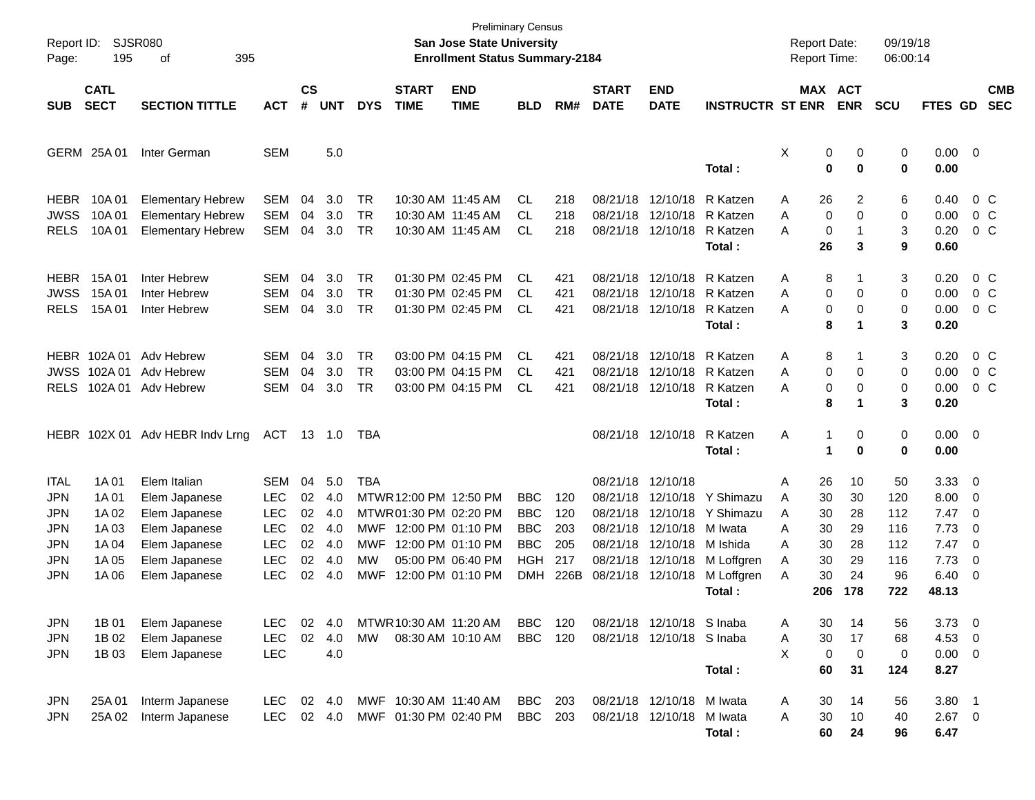Preliminary Census

**San Jose State University**

**Enrollment Status Summary-2184**

Report ID: SJSR080
Report Date: 09/19/18
Report Time: 06:00:14

| SUB | CATL SECT | SECTION TITTLE | ACT | CS # | UNT | DYS | START TIME | END TIME | BLD | RM# | START DATE | END DATE | INSTRUCTR | ST | MAX ENR | ACT ENR | SCU | FTES | GD | CMB SEC |
|---|---|---|---|---|---|---|---|---|---|---|---|---|---|---|---|---|---|---|---|---|
| GERM | 25A 01 | Inter German | SEM | | 5.0 | | | | | | | | | X | 0 | 0 | 0 | 0.00 | 0 | |
| | | | | | | | | | | | | | **Total :** | | **0** | **0** | **0** | **0.00** | | |
| HEBR | 10A 01 | Elementary Hebrew | SEM | 04 | 3.0 | TR | 10:30 AM | 11:45 AM | CL | 218 | 08/21/18 | 12/10/18 | R Katzen | A | 26 | 2 | 6 | 0.40 | 0 | C |
| JWSS | 10A 01 | Elementary Hebrew | SEM | 04 | 3.0 | TR | 10:30 AM | 11:45 AM | CL | 218 | 08/21/18 | 12/10/18 | R Katzen | A | 0 | 0 | 0 | 0.00 | 0 | C |
| RELS | 10A 01 | Elementary Hebrew | SEM | 04 | 3.0 | TR | 10:30 AM | 11:45 AM | CL | 218 | 08/21/18 | 12/10/18 | R Katzen | A | 0 | 1 | 3 | 0.20 | 0 | C |
| | | | | | | | | | | | | | **Total :** | | **26** | **3** | **9** | **0.60** | | |
| HEBR | 15A 01 | Inter Hebrew | SEM | 04 | 3.0 | TR | 01:30 PM | 02:45 PM | CL | 421 | 08/21/18 | 12/10/18 | R Katzen | A | 8 | 1 | 3 | 0.20 | 0 | C |
| JWSS | 15A 01 | Inter Hebrew | SEM | 04 | 3.0 | TR | 01:30 PM | 02:45 PM | CL | 421 | 08/21/18 | 12/10/18 | R Katzen | A | 0 | 0 | 0 | 0.00 | 0 | C |
| RELS | 15A 01 | Inter Hebrew | SEM | 04 | 3.0 | TR | 01:30 PM | 02:45 PM | CL | 421 | 08/21/18 | 12/10/18 | R Katzen | A | 0 | 0 | 0 | 0.00 | 0 | C |
| | | | | | | | | | | | | | **Total :** | | **8** | **1** | **3** | **0.20** | | |
| HEBR | 102A 01 | Adv Hebrew | SEM | 04 | 3.0 | TR | 03:00 PM | 04:15 PM | CL | 421 | 08/21/18 | 12/10/18 | R Katzen | A | 8 | 1 | 3 | 0.20 | 0 | C |
| JWSS | 102A 01 | Adv Hebrew | SEM | 04 | 3.0 | TR | 03:00 PM | 04:15 PM | CL | 421 | 08/21/18 | 12/10/18 | R Katzen | A | 0 | 0 | 0 | 0.00 | 0 | C |
| RELS | 102A 01 | Adv Hebrew | SEM | 04 | 3.0 | TR | 03:00 PM | 04:15 PM | CL | 421 | 08/21/18 | 12/10/18 | R Katzen | A | 0 | 0 | 0 | 0.00 | 0 | C |
| | | | | | | | | | | | | | **Total :** | | **8** | **1** | **3** | **0.20** | | |
| HEBR | 102X 01 | Adv HEBR Indv Lrng | ACT | 13 | 1.0 | TBA | | | | | 08/21/18 | 12/10/18 | R Katzen | A | 1 | 0 | 0 | 0.00 | 0 | |
| | | | | | | | | | | | | | **Total :** | | **1** | **0** | **0** | **0.00** | | |
| ITAL | 1A 01 | Elem Italian | SEM | 04 | 5.0 | TBA | | | | | 08/21/18 | 12/10/18 | | A | 26 | 10 | 50 | 3.33 | 0 | |
| JPN | 1A 01 | Elem Japanese | LEC | 02 | 4.0 | MTWR | 12:00 PM | 12:50 PM | BBC | 120 | 08/21/18 | 12/10/18 | Y Shimazu | A | 30 | 30 | 120 | 8.00 | 0 | |
| JPN | 1A 02 | Elem Japanese | LEC | 02 | 4.0 | MTWR | 01:30 PM | 02:20 PM | BBC | 120 | 08/21/18 | 12/10/18 | Y Shimazu | A | 30 | 28 | 112 | 7.47 | 0 | |
| JPN | 1A 03 | Elem Japanese | LEC | 02 | 4.0 | MWF | 12:00 PM | 01:10 PM | BBC | 203 | 08/21/18 | 12/10/18 | M Iwata | A | 30 | 29 | 116 | 7.73 | 0 | |
| JPN | 1A 04 | Elem Japanese | LEC | 02 | 4.0 | MWF | 12:00 PM | 01:10 PM | BBC | 205 | 08/21/18 | 12/10/18 | M Ishida | A | 30 | 28 | 112 | 7.47 | 0 | |
| JPN | 1A 05 | Elem Japanese | LEC | 02 | 4.0 | MW | 05:00 PM | 06:40 PM | HGH | 217 | 08/21/18 | 12/10/18 | M Loffgren | A | 30 | 29 | 116 | 7.73 | 0 | |
| JPN | 1A 06 | Elem Japanese | LEC | 02 | 4.0 | MWF | 12:00 PM | 01:10 PM | DMH | 226B | 08/21/18 | 12/10/18 | M Loffgren | A | 30 | 24 | 96 | 6.40 | 0 | |
| | | | | | | | | | | | | | **Total :** | | **206** | **178** | **722** | **48.13** | | |
| JPN | 1B 01 | Elem Japanese | LEC | 02 | 4.0 | MTWR | 10:30 AM | 11:20 AM | BBC | 120 | 08/21/18 | 12/10/18 | S Inaba | A | 30 | 14 | 56 | 3.73 | 0 | |
| JPN | 1B 02 | Elem Japanese | LEC | 02 | 4.0 | MW | 08:30 AM | 10:10 AM | BBC | 120 | 08/21/18 | 12/10/18 | S Inaba | A | 30 | 17 | 68 | 4.53 | 0 | |
| JPN | 1B 03 | Elem Japanese | LEC | | 4.0 | | | | | | | | | X | 0 | 0 | 0 | 0.00 | 0 | |
| | | | | | | | | | | | | | **Total :** | | **60** | **31** | **124** | **8.27** | | |
| JPN | 25A 01 | Interm Japanese | LEC | 02 | 4.0 | MWF | 10:30 AM | 11:40 AM | BBC | 203 | 08/21/18 | 12/10/18 | M Iwata | A | 30 | 14 | 56 | 3.80 | 1 | |
| JPN | 25A 02 | Interm Japanese | LEC | 02 | 4.0 | MWF | 01:30 PM | 02:40 PM | BBC | 203 | 08/21/18 | 12/10/18 | M Iwata | A | 30 | 10 | 40 | 2.67 | 0 | |
| | | | | | | | | | | | | | **Total :** | | **60** | **24** | **96** | **6.47** | | |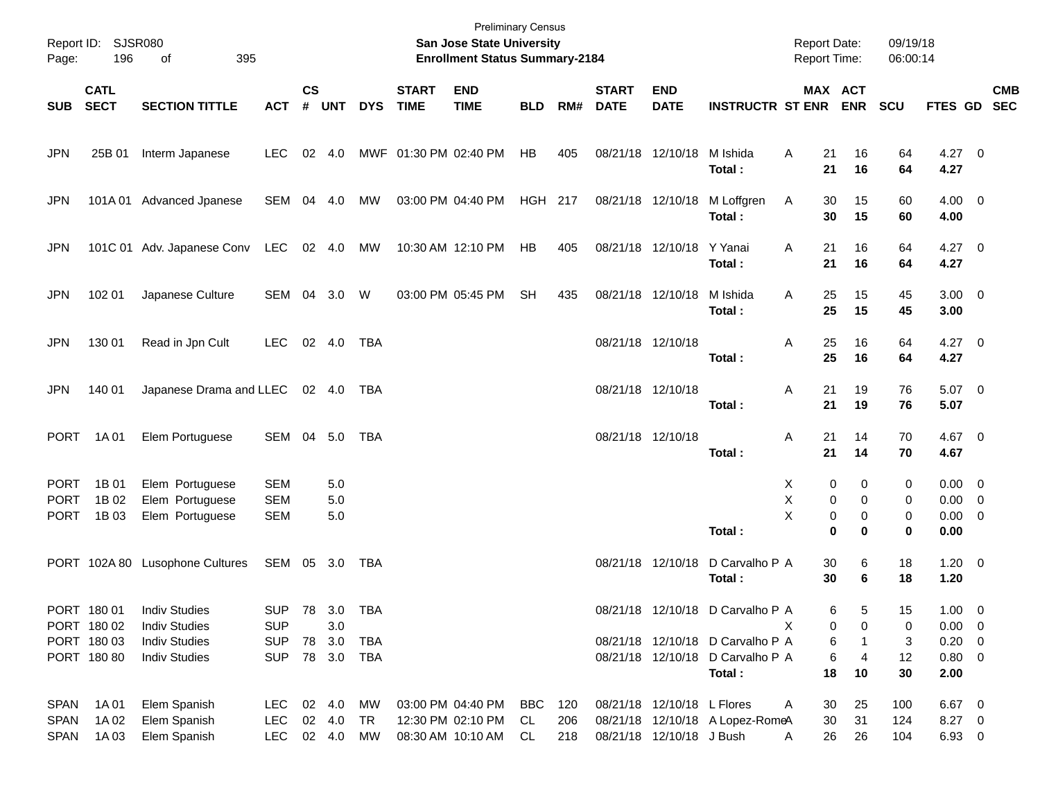Preliminary Census

Report ID: SJSR080

**San Jose State University**

**Enrollment Status Summary-2184**

Report Date: 09/19/18
Report Time: 06:00:14

| SUB | CATL SECT | SECTION TITTLE | ACT | CS # | UNT | DYS | START TIME | END TIME | BLD | RM# | START DATE | END DATE | INSTRUCTR | ST | MAX ENR | ACT ENR | SCU | FTES | GD | CMB SEC |
|---|---|---|---|---|---|---|---|---|---|---|---|---|---|---|---|---|---|---|---|---|
| JPN | 25B 01 | Interm Japanese | LEC | 02 | 4.0 | MWF | 01:30 PM | 02:40 PM | HB | 405 | 08/21/18 | 12/10/18 | M Ishida | A | 21 | 16 | 64 | 4.27 | 0 | |
| | | | | | | | | | | | | | **Total :** | | **21** | **16** | **64** | **4.27** | | |
| JPN | 101A 01 | Advanced Jpanese | SEM | 04 | 4.0 | MW | 03:00 PM | 04:40 PM | HGH | 217 | 08/21/18 | 12/10/18 | M Loffgren | A | 30 | 15 | 60 | 4.00 | 0 | |
| | | | | | | | | | | | | | **Total :** | | **30** | **15** | **60** | **4.00** | | |
| JPN | 101C 01 | Adv. Japanese Conv | LEC | 02 | 4.0 | MW | 10:30 AM | 12:10 PM | HB | 405 | 08/21/18 | 12/10/18 | Y Yanai | A | 21 | 16 | 64 | 4.27 | 0 | |
| | | | | | | | | | | | | | **Total :** | | **21** | **16** | **64** | **4.27** | | |
| JPN | 102 01 | Japanese Culture | SEM | 04 | 3.0 | W | 03:00 PM | 05:45 PM | SH | 435 | 08/21/18 | 12/10/18 | M Ishida | A | 25 | 15 | 45 | 3.00 | 0 | |
| | | | | | | | | | | | | | **Total :** | | **25** | **15** | **45** | **3.00** | | |
| JPN | 130 01 | Read in Jpn Cult | LEC | 02 | 4.0 | TBA | | | | | 08/21/18 | 12/10/18 | | A | 25 | 16 | 64 | 4.27 | 0 | |
| | | | | | | | | | | | | | **Total :** | | **25** | **16** | **64** | **4.27** | | |
| JPN | 140 01 | Japanese Drama and L | LEC | 02 | 4.0 | TBA | | | | | 08/21/18 | 12/10/18 | | A | 21 | 19 | 76 | 5.07 | 0 | |
| | | | | | | | | | | | | | **Total :** | | **21** | **19** | **76** | **5.07** | | |
| PORT | 1A 01 | Elem Portuguese | SEM | 04 | 5.0 | TBA | | | | | 08/21/18 | 12/10/18 | | A | 21 | 14 | 70 | 4.67 | 0 | |
| | | | | | | | | | | | | | **Total :** | | **21** | **14** | **70** | **4.67** | | |
| PORT | 1B 01 | Elem Portuguese | SEM | | 5.0 | | | | | | | | | X | 0 | 0 | 0 | 0.00 | 0 | |
| PORT | 1B 02 | Elem Portuguese | SEM | | 5.0 | | | | | | | | | X | 0 | 0 | 0 | 0.00 | 0 | |
| PORT | 1B 03 | Elem Portuguese | SEM | | 5.0 | | | | | | | | | X | 0 | 0 | 0 | 0.00 | 0 | |
| | | | | | | | | | | | | | **Total :** | | **0** | **0** | **0** | **0.00** | | |
| PORT | 102A 80 | Lusophone Cultures | SEM | 05 | 3.0 | TBA | | | | | 08/21/18 | 12/10/18 | D Carvalho P | A | 30 | 6 | 18 | 1.20 | 0 | |
| | | | | | | | | | | | | | **Total :** | | **30** | **6** | **18** | **1.20** | | |
| PORT | 180 01 | Indiv Studies | SUP | 78 | 3.0 | TBA | | | | | 08/21/18 | 12/10/18 | D Carvalho P | A | 6 | 5 | 15 | 1.00 | 0 | |
| PORT | 180 02 | Indiv Studies | SUP | | 3.0 | | | | | | | | | X | 0 | 0 | 0 | 0.00 | 0 | |
| PORT | 180 03 | Indiv Studies | SUP | 78 | 3.0 | TBA | | | | | 08/21/18 | 12/10/18 | D Carvalho P | A | 6 | 1 | 3 | 0.20 | 0 | |
| PORT | 180 80 | Indiv Studies | SUP | 78 | 3.0 | TBA | | | | | 08/21/18 | 12/10/18 | D Carvalho P | A | 6 | 4 | 12 | 0.80 | 0 | |
| | | | | | | | | | | | | | **Total :** | | **18** | **10** | **30** | **2.00** | | |
| SPAN | 1A 01 | Elem Spanish | LEC | 02 | 4.0 | MW | 03:00 PM | 04:40 PM | BBC | 120 | 08/21/18 | 12/10/18 | L Flores | A | 30 | 25 | 100 | 6.67 | 0 | |
| SPAN | 1A 02 | Elem Spanish | LEC | 02 | 4.0 | TR | 12:30 PM | 02:10 PM | CL | 206 | 08/21/18 | 12/10/18 | A Lopez-Rome | A | 30 | 31 | 124 | 8.27 | 0 | |
| SPAN | 1A 03 | Elem Spanish | LEC | 02 | 4.0 | MW | 08:30 AM | 10:10 AM | CL | 218 | 08/21/18 | 12/10/18 | J Bush | A | 26 | 26 | 104 | 6.93 | 0 | |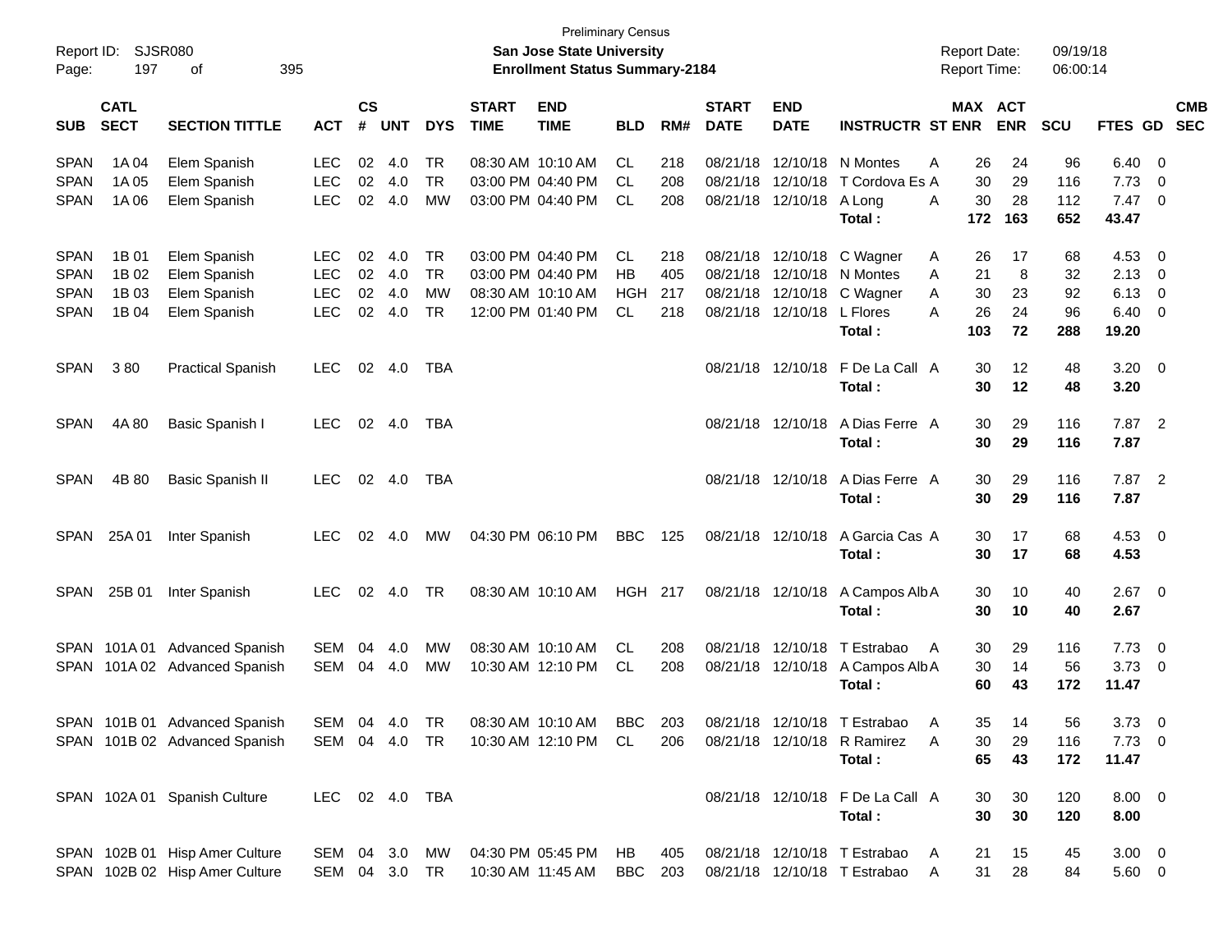Preliminary Census

Report ID: SJSR080 | **San Jose State University** | Report Date: 09/19/18
Page: 197 of 395 | **Enrollment Status Summary-2184** | Report Time: 06:00:14

| SUB | CATL SECT | SECTION TITTLE | ACT | CS # | UNT | DYS | START TIME | END TIME | BLD | RM# | START DATE | END DATE | INSTRUCTR | ST | MAX ENR | ACT ENR | SCU | FTES | GD | CMB SEC |
|---|---|---|---|---|---|---|---|---|---|---|---|---|---|---|---|---|---|---|---|---|
| SPAN | 1A 04 | Elem Spanish | LEC | 02 | 4.0 | TR | 08:30 AM | 10:10 AM | CL | 218 | 08/21/18 | 12/10/18 | N Montes | A | 26 | 24 | 96 | 6.40 | 0 | |
| SPAN | 1A 05 | Elem Spanish | LEC | 02 | 4.0 | TR | 03:00 PM | 04:40 PM | CL | 208 | 08/21/18 | 12/10/18 | T Cordova Es | A | 30 | 29 | 116 | 7.73 | 0 | |
| SPAN | 1A 06 | Elem Spanish | LEC | 02 | 4.0 | MW | 03:00 PM | 04:40 PM | CL | 208 | 08/21/18 | 12/10/18 | A Long | A | 30 | 28 | 112 | 7.47 | 0 | |
| | | | | | | | | | | | | | **Total :** | | **172** | **163** | **652** | **43.47** | | |
| SPAN | 1B 01 | Elem Spanish | LEC | 02 | 4.0 | TR | 03:00 PM | 04:40 PM | CL | 218 | 08/21/18 | 12/10/18 | C Wagner | A | 26 | 17 | 68 | 4.53 | 0 | |
| SPAN | 1B 02 | Elem Spanish | LEC | 02 | 4.0 | TR | 03:00 PM | 04:40 PM | HB | 405 | 08/21/18 | 12/10/18 | N Montes | A | 21 | 8 | 32 | 2.13 | 0 | |
| SPAN | 1B 03 | Elem Spanish | LEC | 02 | 4.0 | MW | 08:30 AM | 10:10 AM | HGH | 217 | 08/21/18 | 12/10/18 | C Wagner | A | 30 | 23 | 92 | 6.13 | 0 | |
| SPAN | 1B 04 | Elem Spanish | LEC | 02 | 4.0 | TR | 12:00 PM | 01:40 PM | CL | 218 | 08/21/18 | 12/10/18 | L Flores | A | 26 | 24 | 96 | 6.40 | 0 | |
| | | | | | | | | | | | | | **Total :** | | **103** | **72** | **288** | **19.20** | | |
| SPAN | 3 80 | Practical Spanish | LEC | 02 | 4.0 | TBA | | | | | 08/21/18 | 12/10/18 | F De La Call | A | 30 | 12 | 48 | 3.20 | 0 | |
| | | | | | | | | | | | | | **Total :** | | **30** | **12** | **48** | **3.20** | | |
| SPAN | 4A 80 | Basic Spanish I | LEC | 02 | 4.0 | TBA | | | | | 08/21/18 | 12/10/18 | A Dias Ferre | A | 30 | 29 | 116 | 7.87 | 2 | |
| | | | | | | | | | | | | | **Total :** | | **30** | **29** | **116** | **7.87** | | |
| SPAN | 4B 80 | Basic Spanish II | LEC | 02 | 4.0 | TBA | | | | | 08/21/18 | 12/10/18 | A Dias Ferre | A | 30 | 29 | 116 | 7.87 | 2 | |
| | | | | | | | | | | | | | **Total :** | | **30** | **29** | **116** | **7.87** | | |
| SPAN | 25A 01 | Inter Spanish | LEC | 02 | 4.0 | MW | 04:30 PM | 06:10 PM | BBC | 125 | 08/21/18 | 12/10/18 | A Garcia Cas | A | 30 | 17 | 68 | 4.53 | 0 | |
| | | | | | | | | | | | | | **Total :** | | **30** | **17** | **68** | **4.53** | | |
| SPAN | 25B 01 | Inter Spanish | LEC | 02 | 4.0 | TR | 08:30 AM | 10:10 AM | HGH | 217 | 08/21/18 | 12/10/18 | A Campos Alb | A | 30 | 10 | 40 | 2.67 | 0 | |
| | | | | | | | | | | | | | **Total :** | | **30** | **10** | **40** | **2.67** | | |
| SPAN | 101A 01 | Advanced Spanish | SEM | 04 | 4.0 | MW | 08:30 AM | 10:10 AM | CL | 208 | 08/21/18 | 12/10/18 | T Estrabao | A | 30 | 29 | 116 | 7.73 | 0 | |
| SPAN | 101A 02 | Advanced Spanish | SEM | 04 | 4.0 | MW | 10:30 AM | 12:10 PM | CL | 208 | 08/21/18 | 12/10/18 | A Campos Alb | A | 30 | 14 | 56 | 3.73 | 0 | |
| | | | | | | | | | | | | | **Total :** | | **60** | **43** | **172** | **11.47** | | |
| SPAN | 101B 01 | Advanced Spanish | SEM | 04 | 4.0 | TR | 08:30 AM | 10:10 AM | BBC | 203 | 08/21/18 | 12/10/18 | T Estrabao | A | 35 | 14 | 56 | 3.73 | 0 | |
| SPAN | 101B 02 | Advanced Spanish | SEM | 04 | 4.0 | TR | 10:30 AM | 12:10 PM | CL | 206 | 08/21/18 | 12/10/18 | R Ramirez | A | 30 | 29 | 116 | 7.73 | 0 | |
| | | | | | | | | | | | | | **Total :** | | **65** | **43** | **172** | **11.47** | | |
| SPAN | 102A 01 | Spanish Culture | LEC | 02 | 4.0 | TBA | | | | | 08/21/18 | 12/10/18 | F De La Call | A | 30 | 30 | 120 | 8.00 | 0 | |
| | | | | | | | | | | | | | **Total :** | | **30** | **30** | **120** | **8.00** | | |
| SPAN | 102B 01 | Hisp Amer Culture | SEM | 04 | 3.0 | MW | 04:30 PM | 05:45 PM | HB | 405 | 08/21/18 | 12/10/18 | T Estrabao | A | 21 | 15 | 45 | 3.00 | 0 | |
| SPAN | 102B 02 | Hisp Amer Culture | SEM | 04 | 3.0 | TR | 10:30 AM | 11:45 AM | BBC | 203 | 08/21/18 | 12/10/18 | T Estrabao | A | 31 | 28 | 84 | 5.60 | 0 | |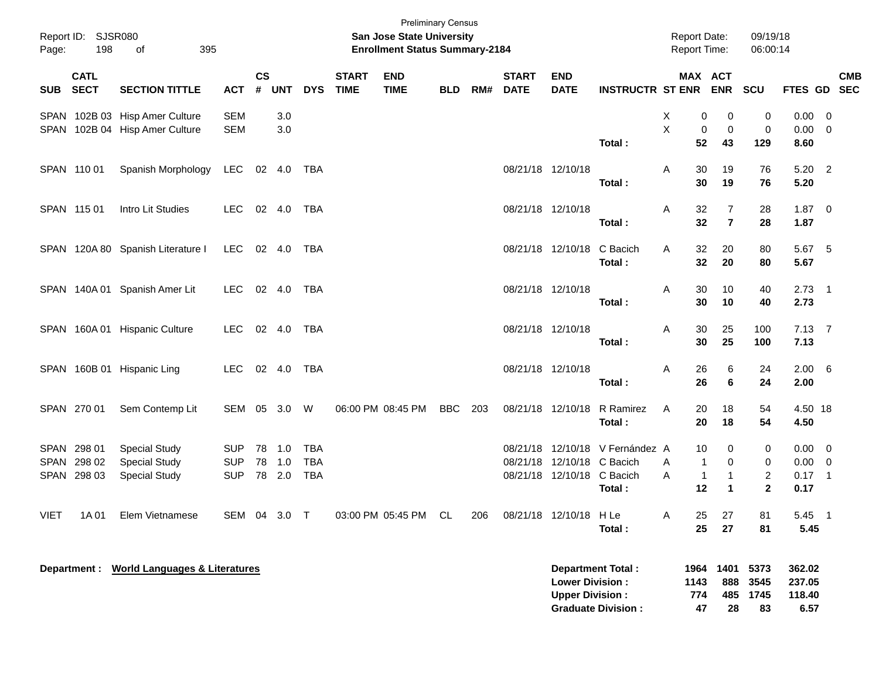Preliminary Census

Report ID: SJSR080
**San Jose State University**
**Enrollment Status Summary-2184**

Report Date: 09/19/18
Report Time: 06:00:14

| SUB | CATL SECT | SECTION TITTLE | ACT | CS # | UNT | DYS | START TIME | END TIME | BLD | RM# | START DATE | END DATE | INSTRUCTR | ST | MAX ENR | ACT ENR | SCU | FTES | GD | CMB SEC |
|---|---|---|---|---|---|---|---|---|---|---|---|---|---|---|---|---|---|---|---|---|
| SPAN | 102B 03 | Hisp Amer Culture | SEM | | 3.0 | | | | | | | | | X | 0 | 0 | 0 | 0.00 | 0 | |
| SPAN | 102B 04 | Hisp Amer Culture | SEM | | 3.0 | | | | | | | | | X | 0 | 0 | 0 | 0.00 | 0 | |
| | | | | | | | | | | | | | **Total :** | | **52** | **43** | **129** | **8.60** | | |
| SPAN | 110 01 | Spanish Morphology | LEC | 02 | 4.0 | TBA | | | | | 08/21/18 | 12/10/18 | | A | 30 | 19 | 76 | 5.20 | 2 | |
| | | | | | | | | | | | | | **Total :** | | **30** | **19** | **76** | **5.20** | | |
| SPAN | 115 01 | Intro Lit Studies | LEC | 02 | 4.0 | TBA | | | | | 08/21/18 | 12/10/18 | | A | 32 | 7 | 28 | 1.87 | 0 | |
| | | | | | | | | | | | | | **Total :** | | **32** | **7** | **28** | **1.87** | | |
| SPAN | 120A 80 | Spanish Literature I | LEC | 02 | 4.0 | TBA | | | | | 08/21/18 | 12/10/18 | C Bacich | A | 32 | 20 | 80 | 5.67 | 5 | |
| | | | | | | | | | | | | | **Total :** | | **32** | **20** | **80** | **5.67** | | |
| SPAN | 140A 01 | Spanish Amer Lit | LEC | 02 | 4.0 | TBA | | | | | 08/21/18 | 12/10/18 | | A | 30 | 10 | 40 | 2.73 | 1 | |
| | | | | | | | | | | | | | **Total :** | | **30** | **10** | **40** | **2.73** | | |
| SPAN | 160A 01 | Hispanic Culture | LEC | 02 | 4.0 | TBA | | | | | 08/21/18 | 12/10/18 | | A | 30 | 25 | 100 | 7.13 | 7 | |
| | | | | | | | | | | | | | **Total :** | | **30** | **25** | **100** | **7.13** | | |
| SPAN | 160B 01 | Hispanic Ling | LEC | 02 | 4.0 | TBA | | | | | 08/21/18 | 12/10/18 | | A | 26 | 6 | 24 | 2.00 | 6 | |
| | | | | | | | | | | | | | **Total :** | | **26** | **6** | **24** | **2.00** | | |
| SPAN | 270 01 | Sem Contemp Lit | SEM | 05 | 3.0 | W | 06:00 PM | 08:45 PM | BBC | 203 | 08/21/18 | 12/10/18 | R Ramirez | A | 20 | 18 | 54 | 4.50 | 18 | |
| | | | | | | | | | | | | | **Total :** | | **20** | **18** | **54** | **4.50** | | |
| SPAN | 298 01 | Special Study | SUP | 78 | 1.0 | TBA | | | | | 08/21/18 | 12/10/18 | V Fernández | A | 10 | 0 | 0 | 0.00 | 0 | |
| SPAN | 298 02 | Special Study | SUP | 78 | 1.0 | TBA | | | | | 08/21/18 | 12/10/18 | C Bacich | A | 1 | 0 | 0 | 0.00 | 0 | |
| SPAN | 298 03 | Special Study | SUP | 78 | 2.0 | TBA | | | | | 08/21/18 | 12/10/18 | C Bacich | A | 1 | 1 | 2 | 0.17 | 1 | |
| | | | | | | | | | | | | | **Total :** | | **12** | **1** | **2** | **0.17** | | |
| VIET | 1A 01 | Elem Vietnamese | SEM | 04 | 3.0 | T | 03:00 PM | 05:45 PM | CL | 206 | 08/21/18 | 12/10/18 | H Le | A | 25 | 27 | 81 | 5.45 | 1 | |
| | | | | | | | | | | | | | **Total :** | | **25** | **27** | **81** | **5.45** | | |

**Department :** **World Languages & Literatures**

| | MAX ENR | ACT ENR | SCU | FTES |
|---|---|---|---|---|
| **Department Total :** | **1964** | **1401** | **5373** | **362.02** |
| **Lower Division :** | **1143** | **888** | **3545** | **237.05** |
| **Upper Division :** | **774** | **485** | **1745** | **118.40** |
| **Graduate Division :** | **47** | **28** | **83** | **6.57** |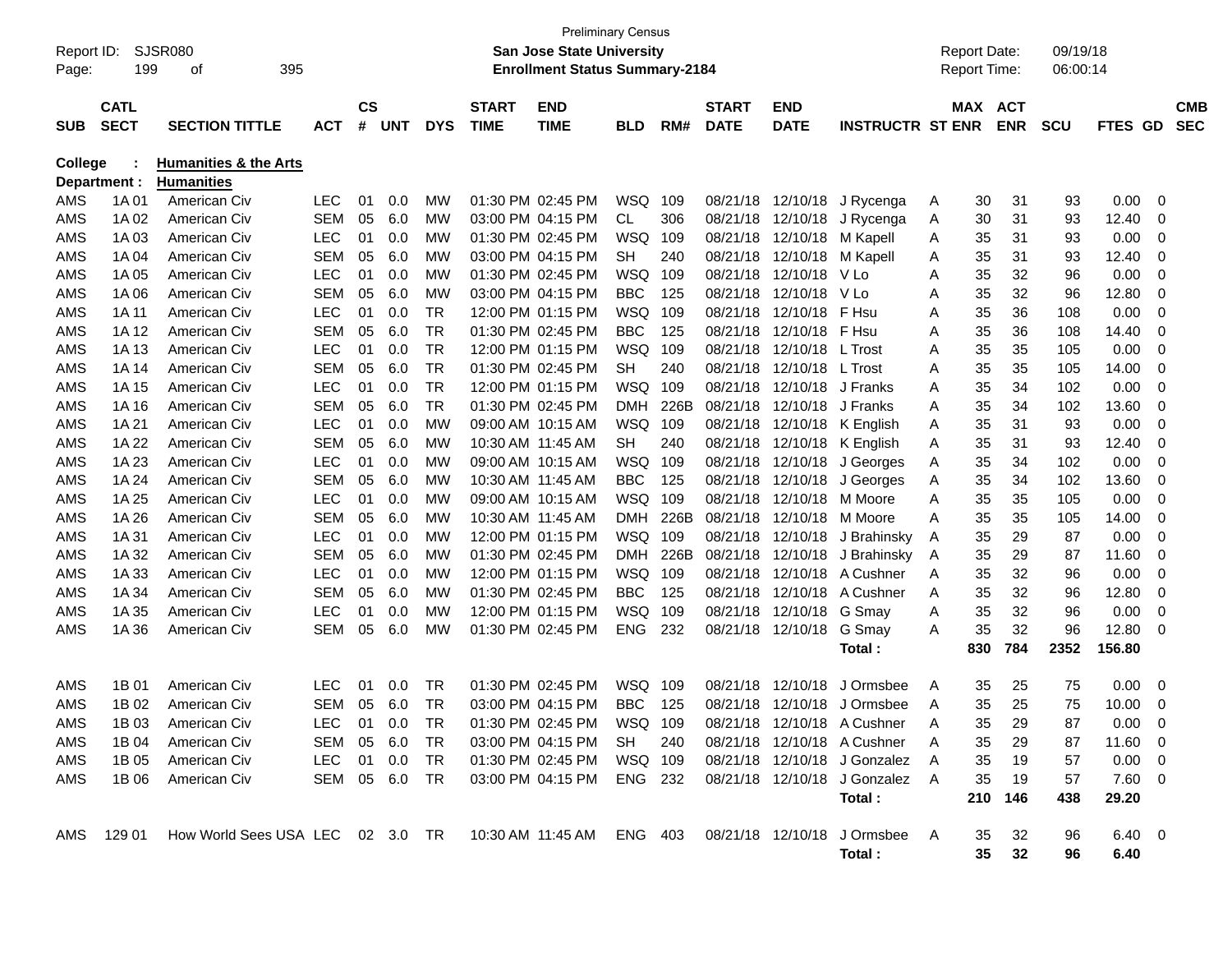Preliminary Census

Report ID: SJSR080 — **San Jose State University**
**Enrollment Status Summary-2184**
Report Date: 09/19/18
Report Time: 06:00:14

**College : Humanities & the Arts**
**Department : Humanities**

| SUB | CATL SECT | SECTION TITTLE | ACT | CS # | UNT | DYS | START TIME | END TIME | BLD | RM# | START DATE | END DATE | INSTRUCTR | ST | MAX ENR | ACT ENR | SCU | FTES | GD | CMB SEC |
|---|---|---|---|---|---|---|---|---|---|---|---|---|---|---|---|---|---|---|---|---|
| AMS | 1A 01 | American Civ | LEC | 01 | 0.0 | MW | 01:30 PM | 02:45 PM | WSQ | 109 | 08/21/18 | 12/10/18 | J Rycenga | A | 30 | 31 | 93 | 0.00 | 0 | |
| AMS | 1A 02 | American Civ | SEM | 05 | 6.0 | MW | 03:00 PM | 04:15 PM | CL | 306 | 08/21/18 | 12/10/18 | J Rycenga | A | 30 | 31 | 93 | 12.40 | 0 | |
| AMS | 1A 03 | American Civ | LEC | 01 | 0.0 | MW | 01:30 PM | 02:45 PM | WSQ | 109 | 08/21/18 | 12/10/18 | M Kapell | A | 35 | 31 | 93 | 0.00 | 0 | |
| AMS | 1A 04 | American Civ | SEM | 05 | 6.0 | MW | 03:00 PM | 04:15 PM | SH | 240 | 08/21/18 | 12/10/18 | M Kapell | A | 35 | 31 | 93 | 12.40 | 0 | |
| AMS | 1A 05 | American Civ | LEC | 01 | 0.0 | MW | 01:30 PM | 02:45 PM | WSQ | 109 | 08/21/18 | 12/10/18 | V Lo | A | 35 | 32 | 96 | 0.00 | 0 | |
| AMS | 1A 06 | American Civ | SEM | 05 | 6.0 | MW | 03:00 PM | 04:15 PM | BBC | 125 | 08/21/18 | 12/10/18 | V Lo | A | 35 | 32 | 96 | 12.80 | 0 | |
| AMS | 1A 11 | American Civ | LEC | 01 | 0.0 | TR | 12:00 PM | 01:15 PM | WSQ | 109 | 08/21/18 | 12/10/18 | F Hsu | A | 35 | 36 | 108 | 0.00 | 0 | |
| AMS | 1A 12 | American Civ | SEM | 05 | 6.0 | TR | 01:30 PM | 02:45 PM | BBC | 125 | 08/21/18 | 12/10/18 | F Hsu | A | 35 | 36 | 108 | 14.40 | 0 | |
| AMS | 1A 13 | American Civ | LEC | 01 | 0.0 | TR | 12:00 PM | 01:15 PM | WSQ | 109 | 08/21/18 | 12/10/18 | L Trost | A | 35 | 35 | 105 | 0.00 | 0 | |
| AMS | 1A 14 | American Civ | SEM | 05 | 6.0 | TR | 01:30 PM | 02:45 PM | SH | 240 | 08/21/18 | 12/10/18 | L Trost | A | 35 | 35 | 105 | 14.00 | 0 | |
| AMS | 1A 15 | American Civ | LEC | 01 | 0.0 | TR | 12:00 PM | 01:15 PM | WSQ | 109 | 08/21/18 | 12/10/18 | J Franks | A | 35 | 34 | 102 | 0.00 | 0 | |
| AMS | 1A 16 | American Civ | SEM | 05 | 6.0 | TR | 01:30 PM | 02:45 PM | DMH | 226B | 08/21/18 | 12/10/18 | J Franks | A | 35 | 34 | 102 | 13.60 | 0 | |
| AMS | 1A 21 | American Civ | LEC | 01 | 0.0 | MW | 09:00 AM | 10:15 AM | WSQ | 109 | 08/21/18 | 12/10/18 | K English | A | 35 | 31 | 93 | 0.00 | 0 | |
| AMS | 1A 22 | American Civ | SEM | 05 | 6.0 | MW | 10:30 AM | 11:45 AM | SH | 240 | 08/21/18 | 12/10/18 | K English | A | 35 | 31 | 93 | 12.40 | 0 | |
| AMS | 1A 23 | American Civ | LEC | 01 | 0.0 | MW | 09:00 AM | 10:15 AM | WSQ | 109 | 08/21/18 | 12/10/18 | J Georges | A | 35 | 34 | 102 | 0.00 | 0 | |
| AMS | 1A 24 | American Civ | SEM | 05 | 6.0 | MW | 10:30 AM | 11:45 AM | BBC | 125 | 08/21/18 | 12/10/18 | J Georges | A | 35 | 34 | 102 | 13.60 | 0 | |
| AMS | 1A 25 | American Civ | LEC | 01 | 0.0 | MW | 09:00 AM | 10:15 AM | WSQ | 109 | 08/21/18 | 12/10/18 | M Moore | A | 35 | 35 | 105 | 0.00 | 0 | |
| AMS | 1A 26 | American Civ | SEM | 05 | 6.0 | MW | 10:30 AM | 11:45 AM | DMH | 226B | 08/21/18 | 12/10/18 | M Moore | A | 35 | 35 | 105 | 14.00 | 0 | |
| AMS | 1A 31 | American Civ | LEC | 01 | 0.0 | MW | 12:00 PM | 01:15 PM | WSQ | 109 | 08/21/18 | 12/10/18 | J Brahinsky | A | 35 | 29 | 87 | 0.00 | 0 | |
| AMS | 1A 32 | American Civ | SEM | 05 | 6.0 | MW | 01:30 PM | 02:45 PM | DMH | 226B | 08/21/18 | 12/10/18 | J Brahinsky | A | 35 | 29 | 87 | 11.60 | 0 | |
| AMS | 1A 33 | American Civ | LEC | 01 | 0.0 | MW | 12:00 PM | 01:15 PM | WSQ | 109 | 08/21/18 | 12/10/18 | A Cushner | A | 35 | 32 | 96 | 0.00 | 0 | |
| AMS | 1A 34 | American Civ | SEM | 05 | 6.0 | MW | 01:30 PM | 02:45 PM | BBC | 125 | 08/21/18 | 12/10/18 | A Cushner | A | 35 | 32 | 96 | 12.80 | 0 | |
| AMS | 1A 35 | American Civ | LEC | 01 | 0.0 | MW | 12:00 PM | 01:15 PM | WSQ | 109 | 08/21/18 | 12/10/18 | G Smay | A | 35 | 32 | 96 | 0.00 | 0 | |
| AMS | 1A 36 | American Civ | SEM | 05 | 6.0 | MW | 01:30 PM | 02:45 PM | ENG | 232 | 08/21/18 | 12/10/18 | G Smay | A | 35 | 32 | 96 | 12.80 | 0 | |
| | | | | | | | | | | | | | **Total :** | | **830** | **784** | **2352** | **156.80** | | |
| AMS | 1B 01 | American Civ | LEC | 01 | 0.0 | TR | 01:30 PM | 02:45 PM | WSQ | 109 | 08/21/18 | 12/10/18 | J Ormsbee | A | 35 | 25 | 75 | 0.00 | 0 | |
| AMS | 1B 02 | American Civ | SEM | 05 | 6.0 | TR | 03:00 PM | 04:15 PM | BBC | 125 | 08/21/18 | 12/10/18 | J Ormsbee | A | 35 | 25 | 75 | 10.00 | 0 | |
| AMS | 1B 03 | American Civ | LEC | 01 | 0.0 | TR | 01:30 PM | 02:45 PM | WSQ | 109 | 08/21/18 | 12/10/18 | A Cushner | A | 35 | 29 | 87 | 0.00 | 0 | |
| AMS | 1B 04 | American Civ | SEM | 05 | 6.0 | TR | 03:00 PM | 04:15 PM | SH | 240 | 08/21/18 | 12/10/18 | A Cushner | A | 35 | 29 | 87 | 11.60 | 0 | |
| AMS | 1B 05 | American Civ | LEC | 01 | 0.0 | TR | 01:30 PM | 02:45 PM | WSQ | 109 | 08/21/18 | 12/10/18 | J Gonzalez | A | 35 | 19 | 57 | 0.00 | 0 | |
| AMS | 1B 06 | American Civ | SEM | 05 | 6.0 | TR | 03:00 PM | 04:15 PM | ENG | 232 | 08/21/18 | 12/10/18 | J Gonzalez | A | 35 | 19 | 57 | 7.60 | 0 | |
| | | | | | | | | | | | | | **Total :** | | **210** | **146** | **438** | **29.20** | | |
| AMS | 129 01 | How World Sees USA | LEC | 02 | 3.0 | TR | 10:30 AM | 11:45 AM | ENG | 403 | 08/21/18 | 12/10/18 | J Ormsbee | A | 35 | 32 | 96 | 6.40 | 0 | |
| | | | | | | | | | | | | | **Total :** | | **35** | **32** | **96** | **6.40** | | |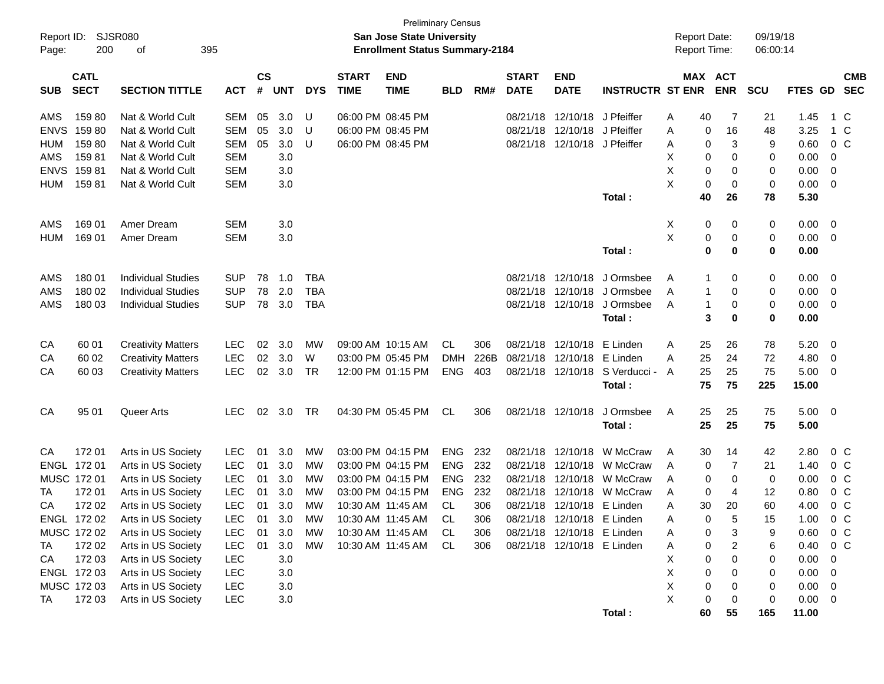Preliminary Census

Report ID: SJSR080

**San Jose State University**

**Enrollment Status Summary-2184**

Report Date: 09/19/18

Report Time: 06:00:14

| SUB | CATL SECT | SECTION TITTLE | ACT | CS # | UNT | DYS | START TIME | END TIME | BLD | RM# | START DATE | END DATE | INSTRUCTR | ST | MAX ENR | ACT ENR | SCU | FTES | GD | CMB SEC |
|---|---|---|---|---|---|---|---|---|---|---|---|---|---|---|---|---|---|---|---|---|
| AMS | 159 80 | Nat & World Cult | SEM | 05 | 3.0 | U | 06:00 PM | 08:45 PM | | | 08/21/18 | 12/10/18 | J Pfeiffer | A | 40 | 7 | 21 | 1.45 | 1 | C |
| ENVS | 159 80 | Nat & World Cult | SEM | 05 | 3.0 | U | 06:00 PM | 08:45 PM | | | 08/21/18 | 12/10/18 | J Pfeiffer | A | 0 | 16 | 48 | 3.25 | 1 | C |
| HUM | 159 80 | Nat & World Cult | SEM | 05 | 3.0 | U | 06:00 PM | 08:45 PM | | | 08/21/18 | 12/10/18 | J Pfeiffer | A | 0 | 3 | 9 | 0.60 | 0 | C |
| AMS | 159 81 | Nat & World Cult | SEM | | 3.0 | | | | | | | | | X | 0 | 0 | 0 | 0.00 | 0 | |
| ENVS | 159 81 | Nat & World Cult | SEM | | 3.0 | | | | | | | | | X | 0 | 0 | 0 | 0.00 | 0 | |
| HUM | 159 81 | Nat & World Cult | SEM | | 3.0 | | | | | | | | | X | 0 | 0 | 0 | 0.00 | 0 | |
| | | | | | | | | | | | | | **Total :** | | **40** | **26** | **78** | **5.30** | | |
| AMS | 169 01 | Amer Dream | SEM | | 3.0 | | | | | | | | | X | 0 | 0 | 0 | 0.00 | 0 | |
| HUM | 169 01 | Amer Dream | SEM | | 3.0 | | | | | | | | | X | 0 | 0 | 0 | 0.00 | 0 | |
| | | | | | | | | | | | | | **Total :** | | **0** | **0** | **0** | **0.00** | | |
| AMS | 180 01 | Individual Studies | SUP | 78 | 1.0 | TBA | | | | | 08/21/18 | 12/10/18 | J Ormsbee | A | 1 | 0 | 0 | 0.00 | 0 | |
| AMS | 180 02 | Individual Studies | SUP | 78 | 2.0 | TBA | | | | | 08/21/18 | 12/10/18 | J Ormsbee | A | 1 | 0 | 0 | 0.00 | 0 | |
| AMS | 180 03 | Individual Studies | SUP | 78 | 3.0 | TBA | | | | | 08/21/18 | 12/10/18 | J Ormsbee | A | 1 | 0 | 0 | 0.00 | 0 | |
| | | | | | | | | | | | | | **Total :** | | **3** | **0** | **0** | **0.00** | | |
| CA | 60 01 | Creativity Matters | LEC | 02 | 3.0 | MW | 09:00 AM | 10:15 AM | CL | 306 | 08/21/18 | 12/10/18 | E Linden | A | 25 | 26 | 78 | 5.20 | 0 | |
| CA | 60 02 | Creativity Matters | LEC | 02 | 3.0 | W | 03:00 PM | 05:45 PM | DMH | 226B | 08/21/18 | 12/10/18 | E Linden | A | 25 | 24 | 72 | 4.80 | 0 | |
| CA | 60 03 | Creativity Matters | LEC | 02 | 3.0 | TR | 12:00 PM | 01:15 PM | ENG | 403 | 08/21/18 | 12/10/18 | S Verducci - | A | 25 | 25 | 75 | 5.00 | 0 | |
| | | | | | | | | | | | | | **Total :** | | **75** | **75** | **225** | **15.00** | | |
| CA | 95 01 | Queer Arts | LEC | 02 | 3.0 | TR | 04:30 PM | 05:45 PM | CL | 306 | 08/21/18 | 12/10/18 | J Ormsbee | A | 25 | 25 | 75 | 5.00 | 0 | |
| | | | | | | | | | | | | | **Total :** | | **25** | **25** | **75** | **5.00** | | |
| CA | 172 01 | Arts in US Society | LEC | 01 | 3.0 | MW | 03:00 PM | 04:15 PM | ENG | 232 | 08/21/18 | 12/10/18 | W McCraw | A | 30 | 14 | 42 | 2.80 | 0 | C |
| ENGL | 172 01 | Arts in US Society | LEC | 01 | 3.0 | MW | 03:00 PM | 04:15 PM | ENG | 232 | 08/21/18 | 12/10/18 | W McCraw | A | 0 | 7 | 21 | 1.40 | 0 | C |
| MUSC | 172 01 | Arts in US Society | LEC | 01 | 3.0 | MW | 03:00 PM | 04:15 PM | ENG | 232 | 08/21/18 | 12/10/18 | W McCraw | A | 0 | 0 | 0 | 0.00 | 0 | C |
| TA | 172 01 | Arts in US Society | LEC | 01 | 3.0 | MW | 03:00 PM | 04:15 PM | ENG | 232 | 08/21/18 | 12/10/18 | W McCraw | A | 0 | 4 | 12 | 0.80 | 0 | C |
| CA | 172 02 | Arts in US Society | LEC | 01 | 3.0 | MW | 10:30 AM | 11:45 AM | CL | 306 | 08/21/18 | 12/10/18 | E Linden | A | 30 | 20 | 60 | 4.00 | 0 | C |
| ENGL | 172 02 | Arts in US Society | LEC | 01 | 3.0 | MW | 10:30 AM | 11:45 AM | CL | 306 | 08/21/18 | 12/10/18 | E Linden | A | 0 | 5 | 15 | 1.00 | 0 | C |
| MUSC | 172 02 | Arts in US Society | LEC | 01 | 3.0 | MW | 10:30 AM | 11:45 AM | CL | 306 | 08/21/18 | 12/10/18 | E Linden | A | 0 | 3 | 9 | 0.60 | 0 | C |
| TA | 172 02 | Arts in US Society | LEC | 01 | 3.0 | MW | 10:30 AM | 11:45 AM | CL | 306 | 08/21/18 | 12/10/18 | E Linden | A | 0 | 2 | 6 | 0.40 | 0 | C |
| CA | 172 03 | Arts in US Society | LEC | | 3.0 | | | | | | | | | X | 0 | 0 | 0 | 0.00 | 0 | |
| ENGL | 172 03 | Arts in US Society | LEC | | 3.0 | | | | | | | | | X | 0 | 0 | 0 | 0.00 | 0 | |
| MUSC | 172 03 | Arts in US Society | LEC | | 3.0 | | | | | | | | | X | 0 | 0 | 0 | 0.00 | 0 | |
| TA | 172 03 | Arts in US Society | LEC | | 3.0 | | | | | | | | | X | 0 | 0 | 0 | 0.00 | 0 | |
| | | | | | | | | | | | | | **Total :** | | **60** | **55** | **165** | **11.00** | | |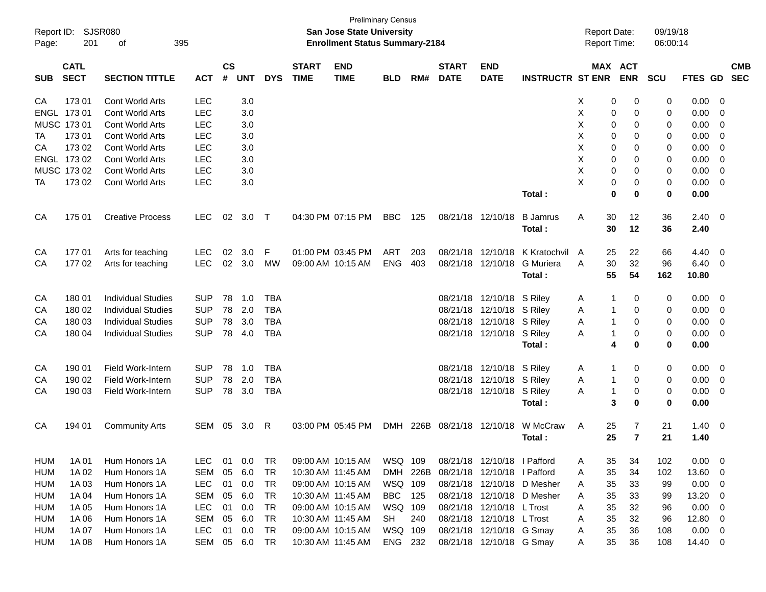Preliminary Census
**San Jose State University**
**Enrollment Status Summary-2184**

Report ID: SJSR080
Report Date: 09/19/18
Report Time: 06:00:14

| SUB | CATL SECT | SECTION TITTLE | ACT | CS # | UNT | DYS | START TIME | END TIME | BLD | RM# | START DATE | END DATE | INSTRUCTR | ST | MAX ENR | ACT ENR | SCU | FTES | GD | CMB SEC |
|---|---|---|---|---|---|---|---|---|---|---|---|---|---|---|---|---|---|---|---|---|
| CA | 173 01 | Cont World Arts | LEC | | 3.0 | | | | | | | | | X | 0 | 0 | 0 | 0.00 | 0 | |
| ENGL | 173 01 | Cont World Arts | LEC | | 3.0 | | | | | | | | | X | 0 | 0 | 0 | 0.00 | 0 | |
| MUSC | 173 01 | Cont World Arts | LEC | | 3.0 | | | | | | | | | X | 0 | 0 | 0 | 0.00 | 0 | |
| TA | 173 01 | Cont World Arts | LEC | | 3.0 | | | | | | | | | X | 0 | 0 | 0 | 0.00 | 0 | |
| CA | 173 02 | Cont World Arts | LEC | | 3.0 | | | | | | | | | X | 0 | 0 | 0 | 0.00 | 0 | |
| ENGL | 173 02 | Cont World Arts | LEC | | 3.0 | | | | | | | | | X | 0 | 0 | 0 | 0.00 | 0 | |
| MUSC | 173 02 | Cont World Arts | LEC | | 3.0 | | | | | | | | | X | 0 | 0 | 0 | 0.00 | 0 | |
| TA | 173 02 | Cont World Arts | LEC | | 3.0 | | | | | | | | | X | 0 | 0 | 0 | 0.00 | 0 | |
| | | | | | | | | | | | | | **Total :** | | **0** | **0** | **0** | **0.00** | | |
| CA | 175 01 | Creative Process | LEC | 02 | 3.0 | T | 04:30 PM | 07:15 PM | BBC | 125 | 08/21/18 | 12/10/18 | B Jamrus | A | 30 | 12 | 36 | 2.40 | 0 | |
| | | | | | | | | | | | | | **Total :** | | **30** | **12** | **36** | **2.40** | | |
| CA | 177 01 | Arts for teaching | LEC | 02 | 3.0 | F | 01:00 PM | 03:45 PM | ART | 203 | 08/21/18 | 12/10/18 | K Kratochvil | A | 25 | 22 | 66 | 4.40 | 0 | |
| CA | 177 02 | Arts for teaching | LEC | 02 | 3.0 | MW | 09:00 AM | 10:15 AM | ENG | 403 | 08/21/18 | 12/10/18 | G Muriera | A | 30 | 32 | 96 | 6.40 | 0 | |
| | | | | | | | | | | | | | **Total :** | | **55** | **54** | **162** | **10.80** | | |
| CA | 180 01 | Individual Studies | SUP | 78 | 1.0 | TBA | | | | | 08/21/18 | 12/10/18 | S Riley | A | 1 | 0 | 0 | 0.00 | 0 | |
| CA | 180 02 | Individual Studies | SUP | 78 | 2.0 | TBA | | | | | 08/21/18 | 12/10/18 | S Riley | A | 1 | 0 | 0 | 0.00 | 0 | |
| CA | 180 03 | Individual Studies | SUP | 78 | 3.0 | TBA | | | | | 08/21/18 | 12/10/18 | S Riley | A | 1 | 0 | 0 | 0.00 | 0 | |
| CA | 180 04 | Individual Studies | SUP | 78 | 4.0 | TBA | | | | | 08/21/18 | 12/10/18 | S Riley | A | 1 | 0 | 0 | 0.00 | 0 | |
| | | | | | | | | | | | | | **Total :** | | **4** | **0** | **0** | **0.00** | | |
| CA | 190 01 | Field Work-Intern | SUP | 78 | 1.0 | TBA | | | | | 08/21/18 | 12/10/18 | S Riley | A | 1 | 0 | 0 | 0.00 | 0 | |
| CA | 190 02 | Field Work-Intern | SUP | 78 | 2.0 | TBA | | | | | 08/21/18 | 12/10/18 | S Riley | A | 1 | 0 | 0 | 0.00 | 0 | |
| CA | 190 03 | Field Work-Intern | SUP | 78 | 3.0 | TBA | | | | | 08/21/18 | 12/10/18 | S Riley | A | 1 | 0 | 0 | 0.00 | 0 | |
| | | | | | | | | | | | | | **Total :** | | **3** | **0** | **0** | **0.00** | | |
| CA | 194 01 | Community Arts | SEM | 05 | 3.0 | R | 03:00 PM | 05:45 PM | DMH | 226B | 08/21/18 | 12/10/18 | W McCraw | A | 25 | 7 | 21 | 1.40 | 0 | |
| | | | | | | | | | | | | | **Total :** | | **25** | **7** | **21** | **1.40** | | |
| HUM | 1A 01 | Hum Honors 1A | LEC | 01 | 0.0 | TR | 09:00 AM | 10:15 AM | WSQ | 109 | 08/21/18 | 12/10/18 | I Pafford | A | 35 | 34 | 102 | 0.00 | 0 | |
| HUM | 1A 02 | Hum Honors 1A | SEM | 05 | 6.0 | TR | 10:30 AM | 11:45 AM | DMH | 226B | 08/21/18 | 12/10/18 | I Pafford | A | 35 | 34 | 102 | 13.60 | 0 | |
| HUM | 1A 03 | Hum Honors 1A | LEC | 01 | 0.0 | TR | 09:00 AM | 10:15 AM | WSQ | 109 | 08/21/18 | 12/10/18 | D Mesher | A | 35 | 33 | 99 | 0.00 | 0 | |
| HUM | 1A 04 | Hum Honors 1A | SEM | 05 | 6.0 | TR | 10:30 AM | 11:45 AM | BBC | 125 | 08/21/18 | 12/10/18 | D Mesher | A | 35 | 33 | 99 | 13.20 | 0 | |
| HUM | 1A 05 | Hum Honors 1A | LEC | 01 | 0.0 | TR | 09:00 AM | 10:15 AM | WSQ | 109 | 08/21/18 | 12/10/18 | L Trost | A | 35 | 32 | 96 | 0.00 | 0 | |
| HUM | 1A 06 | Hum Honors 1A | SEM | 05 | 6.0 | TR | 10:30 AM | 11:45 AM | SH | 240 | 08/21/18 | 12/10/18 | L Trost | A | 35 | 32 | 96 | 12.80 | 0 | |
| HUM | 1A 07 | Hum Honors 1A | LEC | 01 | 0.0 | TR | 09:00 AM | 10:15 AM | WSQ | 109 | 08/21/18 | 12/10/18 | G Smay | A | 35 | 36 | 108 | 0.00 | 0 | |
| HUM | 1A 08 | Hum Honors 1A | SEM | 05 | 6.0 | TR | 10:30 AM | 11:45 AM | ENG | 232 | 08/21/18 | 12/10/18 | G Smay | A | 35 | 36 | 108 | 14.40 | 0 | |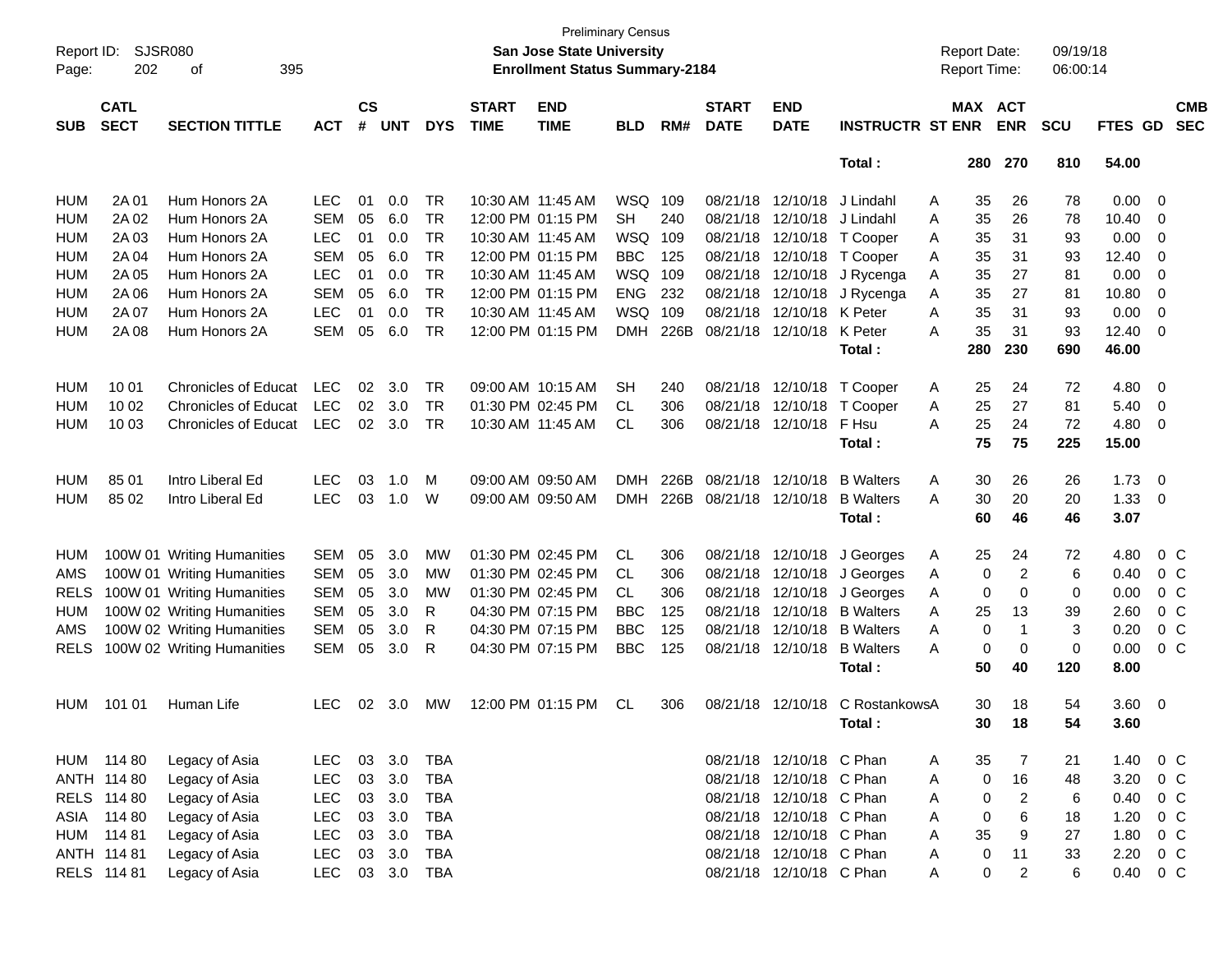Preliminary Census

Report ID: SJSR080 — **San Jose State University** — Report Date: 09/19/18

**Enrollment Status Summary-2184** — Report Time: 06:00:14

| SUB | CATL SECT | SECTION TITTLE | ACT | CS # | UNT | DYS | START TIME | END TIME | BLD | RM# | START DATE | END DATE | INSTRUCTR | ST | MAX ENR | ACT ENR | SCU | FTES | GD | CMB SEC |
|---|---|---|---|---|---|---|---|---|---|---|---|---|---|---|---|---|---|---|---|---|
| | | | | | | | | | | | | | **Total :** | | **280** | **270** | **810** | **54.00** | | |
| HUM | 2A 01 | Hum Honors 2A | LEC | 01 | 0.0 | TR | 10:30 AM | 11:45 AM | WSQ | 109 | 08/21/18 | 12/10/18 | J Lindahl | A | 35 | 26 | 78 | 0.00 | 0 | |
| HUM | 2A 02 | Hum Honors 2A | SEM | 05 | 6.0 | TR | 12:00 PM | 01:15 PM | SH | 240 | 08/21/18 | 12/10/18 | J Lindahl | A | 35 | 26 | 78 | 10.40 | 0 | |
| HUM | 2A 03 | Hum Honors 2A | LEC | 01 | 0.0 | TR | 10:30 AM | 11:45 AM | WSQ | 109 | 08/21/18 | 12/10/18 | T Cooper | A | 35 | 31 | 93 | 0.00 | 0 | |
| HUM | 2A 04 | Hum Honors 2A | SEM | 05 | 6.0 | TR | 12:00 PM | 01:15 PM | BBC | 125 | 08/21/18 | 12/10/18 | T Cooper | A | 35 | 31 | 93 | 12.40 | 0 | |
| HUM | 2A 05 | Hum Honors 2A | LEC | 01 | 0.0 | TR | 10:30 AM | 11:45 AM | WSQ | 109 | 08/21/18 | 12/10/18 | J Rycenga | A | 35 | 27 | 81 | 0.00 | 0 | |
| HUM | 2A 06 | Hum Honors 2A | SEM | 05 | 6.0 | TR | 12:00 PM | 01:15 PM | ENG | 232 | 08/21/18 | 12/10/18 | J Rycenga | A | 35 | 27 | 81 | 10.80 | 0 | |
| HUM | 2A 07 | Hum Honors 2A | LEC | 01 | 0.0 | TR | 10:30 AM | 11:45 AM | WSQ | 109 | 08/21/18 | 12/10/18 | K Peter | A | 35 | 31 | 93 | 0.00 | 0 | |
| HUM | 2A 08 | Hum Honors 2A | SEM | 05 | 6.0 | TR | 12:00 PM | 01:15 PM | DMH | 226B | 08/21/18 | 12/10/18 | K Peter | A | 35 | 31 | 93 | 12.40 | 0 | |
| | | | | | | | | | | | | | **Total :** | | **280** | **230** | **690** | **46.00** | | |
| HUM | 10 01 | Chronicles of Educat | LEC | 02 | 3.0 | TR | 09:00 AM | 10:15 AM | SH | 240 | 08/21/18 | 12/10/18 | T Cooper | A | 25 | 24 | 72 | 4.80 | 0 | |
| HUM | 10 02 | Chronicles of Educat | LEC | 02 | 3.0 | TR | 01:30 PM | 02:45 PM | CL | 306 | 08/21/18 | 12/10/18 | T Cooper | A | 25 | 27 | 81 | 5.40 | 0 | |
| HUM | 10 03 | Chronicles of Educat | LEC | 02 | 3.0 | TR | 10:30 AM | 11:45 AM | CL | 306 | 08/21/18 | 12/10/18 | F Hsu | A | 25 | 24 | 72 | 4.80 | 0 | |
| | | | | | | | | | | | | | **Total :** | | **75** | **75** | **225** | **15.00** | | |
| HUM | 85 01 | Intro Liberal Ed | LEC | 03 | 1.0 | M | 09:00 AM | 09:50 AM | DMH | 226B | 08/21/18 | 12/10/18 | B Walters | A | 30 | 26 | 26 | 1.73 | 0 | |
| HUM | 85 02 | Intro Liberal Ed | LEC | 03 | 1.0 | W | 09:00 AM | 09:50 AM | DMH | 226B | 08/21/18 | 12/10/18 | B Walters | A | 30 | 20 | 20 | 1.33 | 0 | |
| | | | | | | | | | | | | | **Total :** | | **60** | **46** | **46** | **3.07** | | |
| HUM | 100W 01 | Writing Humanities | SEM | 05 | 3.0 | MW | 01:30 PM | 02:45 PM | CL | 306 | 08/21/18 | 12/10/18 | J Georges | A | 25 | 24 | 72 | 4.80 | 0 | C |
| AMS | 100W 01 | Writing Humanities | SEM | 05 | 3.0 | MW | 01:30 PM | 02:45 PM | CL | 306 | 08/21/18 | 12/10/18 | J Georges | A | 0 | 2 | 6 | 0.40 | 0 | C |
| RELS | 100W 01 | Writing Humanities | SEM | 05 | 3.0 | MW | 01:30 PM | 02:45 PM | CL | 306 | 08/21/18 | 12/10/18 | J Georges | A | 0 | 0 | 0 | 0.00 | 0 | C |
| HUM | 100W 02 | Writing Humanities | SEM | 05 | 3.0 | R | 04:30 PM | 07:15 PM | BBC | 125 | 08/21/18 | 12/10/18 | B Walters | A | 25 | 13 | 39 | 2.60 | 0 | C |
| AMS | 100W 02 | Writing Humanities | SEM | 05 | 3.0 | R | 04:30 PM | 07:15 PM | BBC | 125 | 08/21/18 | 12/10/18 | B Walters | A | 0 | 1 | 3 | 0.20 | 0 | C |
| RELS | 100W 02 | Writing Humanities | SEM | 05 | 3.0 | R | 04:30 PM | 07:15 PM | BBC | 125 | 08/21/18 | 12/10/18 | B Walters | A | 0 | 0 | 0 | 0.00 | 0 | C |
| | | | | | | | | | | | | | **Total :** | | **50** | **40** | **120** | **8.00** | | |
| HUM | 101 01 | Human Life | LEC | 02 | 3.0 | MW | 12:00 PM | 01:15 PM | CL | 306 | 08/21/18 | 12/10/18 | C Rostankows | A | 30 | 18 | 54 | 3.60 | 0 | |
| | | | | | | | | | | | | | **Total :** | | **30** | **18** | **54** | **3.60** | | |
| HUM | 114 80 | Legacy of Asia | LEC | 03 | 3.0 | TBA | | | | | 08/21/18 | 12/10/18 | C Phan | A | 35 | 7 | 21 | 1.40 | 0 | C |
| ANTH | 114 80 | Legacy of Asia | LEC | 03 | 3.0 | TBA | | | | | 08/21/18 | 12/10/18 | C Phan | A | 0 | 16 | 48 | 3.20 | 0 | C |
| RELS | 114 80 | Legacy of Asia | LEC | 03 | 3.0 | TBA | | | | | 08/21/18 | 12/10/18 | C Phan | A | 0 | 2 | 6 | 0.40 | 0 | C |
| ASIA | 114 80 | Legacy of Asia | LEC | 03 | 3.0 | TBA | | | | | 08/21/18 | 12/10/18 | C Phan | A | 0 | 6 | 18 | 1.20 | 0 | C |
| HUM | 114 81 | Legacy of Asia | LEC | 03 | 3.0 | TBA | | | | | 08/21/18 | 12/10/18 | C Phan | A | 35 | 9 | 27 | 1.80 | 0 | C |
| ANTH | 114 81 | Legacy of Asia | LEC | 03 | 3.0 | TBA | | | | | 08/21/18 | 12/10/18 | C Phan | A | 0 | 11 | 33 | 2.20 | 0 | C |
| RELS | 114 81 | Legacy of Asia | LEC | 03 | 3.0 | TBA | | | | | 08/21/18 | 12/10/18 | C Phan | A | 0 | 2 | 6 | 0.40 | 0 | C |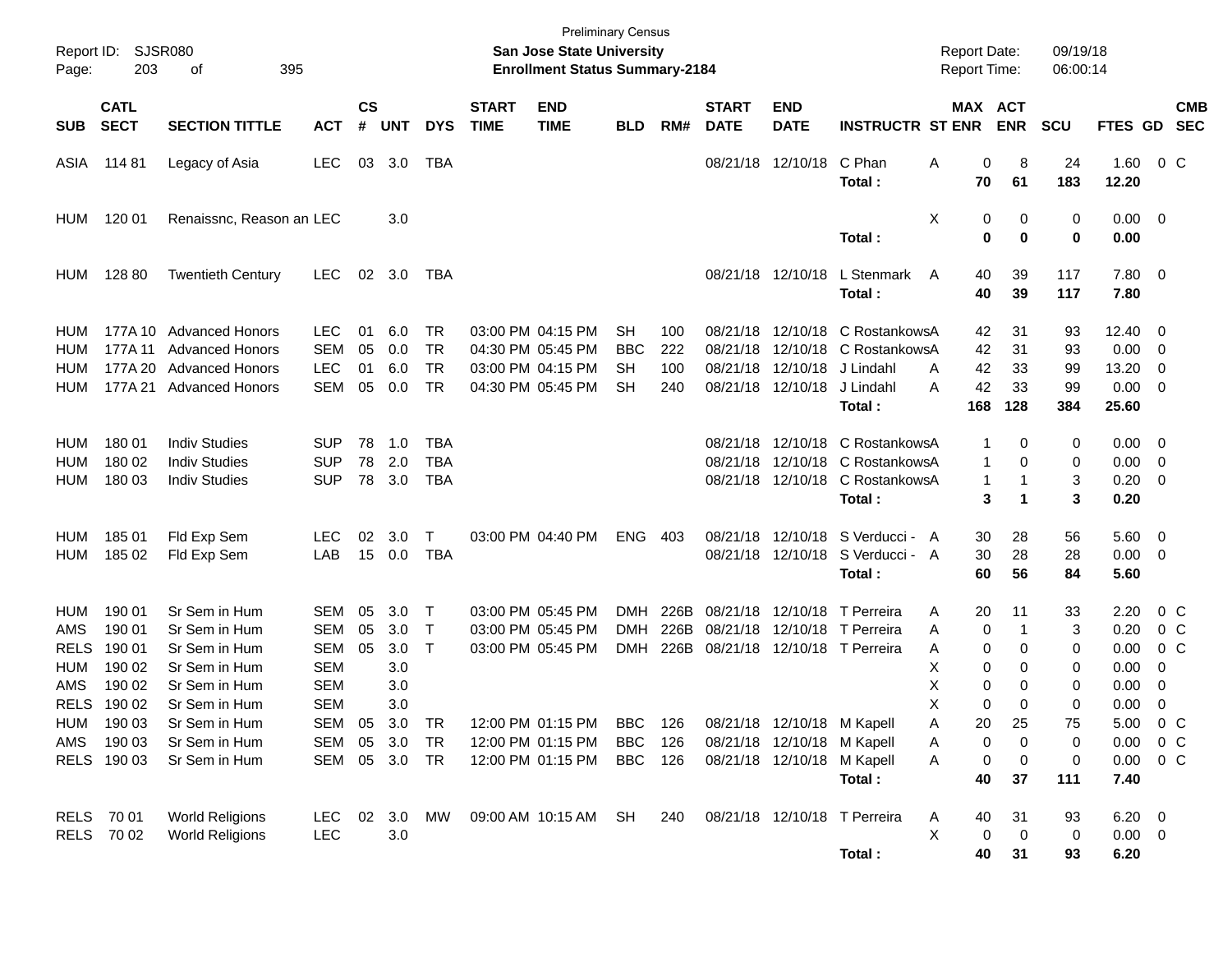Preliminary Census

**San Jose State University**

**Enrollment Status Summary-2184**

Report ID: SJSR080
Report Date: 09/19/18
Report Time: 06:00:14

| SUB | CATL SECT | SECTION TITTLE | ACT | CS # | UNT | DYS | START TIME | END TIME | BLD | RM# | START DATE | END DATE | INSTRUCTR | ST | MAX ENR | ACT ENR | SCU | FTES | GD | CMB SEC |
|---|---|---|---|---|---|---|---|---|---|---|---|---|---|---|---|---|---|---|---|---|
| ASIA | 114 81 | Legacy of Asia | LEC | 03 | 3.0 | TBA | | | | | 08/21/18 | 12/10/18 | C Phan | A | 0 | 8 | 24 | 1.60 | 0 | C |
| | | | | | | | | | | | | | **Total :** | | **70** | **61** | **183** | **12.20** | | |
| HUM | 120 01 | Renaissnc, Reason an | LEC | | 3.0 | | | | | | | | | X | 0 | 0 | 0 | 0.00 | 0 | |
| | | | | | | | | | | | | | **Total :** | | **0** | **0** | **0** | **0.00** | | |
| HUM | 128 80 | Twentieth Century | LEC | 02 | 3.0 | TBA | | | | | 08/21/18 | 12/10/18 | L Stenmark | A | 40 | 39 | 117 | 7.80 | 0 | |
| | | | | | | | | | | | | | **Total :** | | **40** | **39** | **117** | **7.80** | | |
| HUM | 177A 10 | Advanced Honors | LEC | 01 | 6.0 | TR | 03:00 PM | 04:15 PM | SH | 100 | 08/21/18 | 12/10/18 | C Rostankows | A | 42 | 31 | 93 | 12.40 | 0 | |
| HUM | 177A 11 | Advanced Honors | SEM | 05 | 0.0 | TR | 04:30 PM | 05:45 PM | BBC | 222 | 08/21/18 | 12/10/18 | C Rostankows | A | 42 | 31 | 93 | 0.00 | 0 | |
| HUM | 177A 20 | Advanced Honors | LEC | 01 | 6.0 | TR | 03:00 PM | 04:15 PM | SH | 100 | 08/21/18 | 12/10/18 | J Lindahl | A | 42 | 33 | 99 | 13.20 | 0 | |
| HUM | 177A 21 | Advanced Honors | SEM | 05 | 0.0 | TR | 04:30 PM | 05:45 PM | SH | 240 | 08/21/18 | 12/10/18 | J Lindahl | A | 42 | 33 | 99 | 0.00 | 0 | |
| | | | | | | | | | | | | | **Total :** | | **168** | **128** | **384** | **25.60** | | |
| HUM | 180 01 | Indiv Studies | SUP | 78 | 1.0 | TBA | | | | | 08/21/18 | 12/10/18 | C Rostankows | A | 1 | 0 | 0 | 0.00 | 0 | |
| HUM | 180 02 | Indiv Studies | SUP | 78 | 2.0 | TBA | | | | | 08/21/18 | 12/10/18 | C Rostankows | A | 1 | 0 | 0 | 0.00 | 0 | |
| HUM | 180 03 | Indiv Studies | SUP | 78 | 3.0 | TBA | | | | | 08/21/18 | 12/10/18 | C Rostankows | A | 1 | 1 | 3 | 0.20 | 0 | |
| | | | | | | | | | | | | | **Total :** | | **3** | **1** | **3** | **0.20** | | |
| HUM | 185 01 | Fld Exp Sem | LEC | 02 | 3.0 | T | 03:00 PM | 04:40 PM | ENG | 403 | 08/21/18 | 12/10/18 | S Verducci - | A | 30 | 28 | 56 | 5.60 | 0 | |
| HUM | 185 02 | Fld Exp Sem | LAB | 15 | 0.0 | TBA | | | | | 08/21/18 | 12/10/18 | S Verducci - | A | 30 | 28 | 28 | 0.00 | 0 | |
| | | | | | | | | | | | | | **Total :** | | **60** | **56** | **84** | **5.60** | | |
| HUM | 190 01 | Sr Sem in Hum | SEM | 05 | 3.0 | T | 03:00 PM | 05:45 PM | DMH | 226B | 08/21/18 | 12/10/18 | T Perreira | A | 20 | 11 | 33 | 2.20 | 0 | C |
| AMS | 190 01 | Sr Sem in Hum | SEM | 05 | 3.0 | T | 03:00 PM | 05:45 PM | DMH | 226B | 08/21/18 | 12/10/18 | T Perreira | A | 0 | 1 | 3 | 0.20 | 0 | C |
| RELS | 190 01 | Sr Sem in Hum | SEM | 05 | 3.0 | T | 03:00 PM | 05:45 PM | DMH | 226B | 08/21/18 | 12/10/18 | T Perreira | A | 0 | 0 | 0 | 0.00 | 0 | C |
| HUM | 190 02 | Sr Sem in Hum | SEM | | 3.0 | | | | | | | | | X | 0 | 0 | 0 | 0.00 | 0 | |
| AMS | 190 02 | Sr Sem in Hum | SEM | | 3.0 | | | | | | | | | X | 0 | 0 | 0 | 0.00 | 0 | |
| RELS | 190 02 | Sr Sem in Hum | SEM | | 3.0 | | | | | | | | | X | 0 | 0 | 0 | 0.00 | 0 | |
| HUM | 190 03 | Sr Sem in Hum | SEM | 05 | 3.0 | TR | 12:00 PM | 01:15 PM | BBC | 126 | 08/21/18 | 12/10/18 | M Kapell | A | 20 | 25 | 75 | 5.00 | 0 | C |
| AMS | 190 03 | Sr Sem in Hum | SEM | 05 | 3.0 | TR | 12:00 PM | 01:15 PM | BBC | 126 | 08/21/18 | 12/10/18 | M Kapell | A | 0 | 0 | 0 | 0.00 | 0 | C |
| RELS | 190 03 | Sr Sem in Hum | SEM | 05 | 3.0 | TR | 12:00 PM | 01:15 PM | BBC | 126 | 08/21/18 | 12/10/18 | M Kapell | A | 0 | 0 | 0 | 0.00 | 0 | C |
| | | | | | | | | | | | | | **Total :** | | **40** | **37** | **111** | **7.40** | | |
| RELS | 70 01 | World Religions | LEC | 02 | 3.0 | MW | 09:00 AM | 10:15 AM | SH | 240 | 08/21/18 | 12/10/18 | T Perreira | A | 40 | 31 | 93 | 6.20 | 0 | |
| RELS | 70 02 | World Religions | LEC | | 3.0 | | | | | | | | | X | 0 | 0 | 0 | 0.00 | 0 | |
| | | | | | | | | | | | | | **Total :** | | **40** | **31** | **93** | **6.20** | | |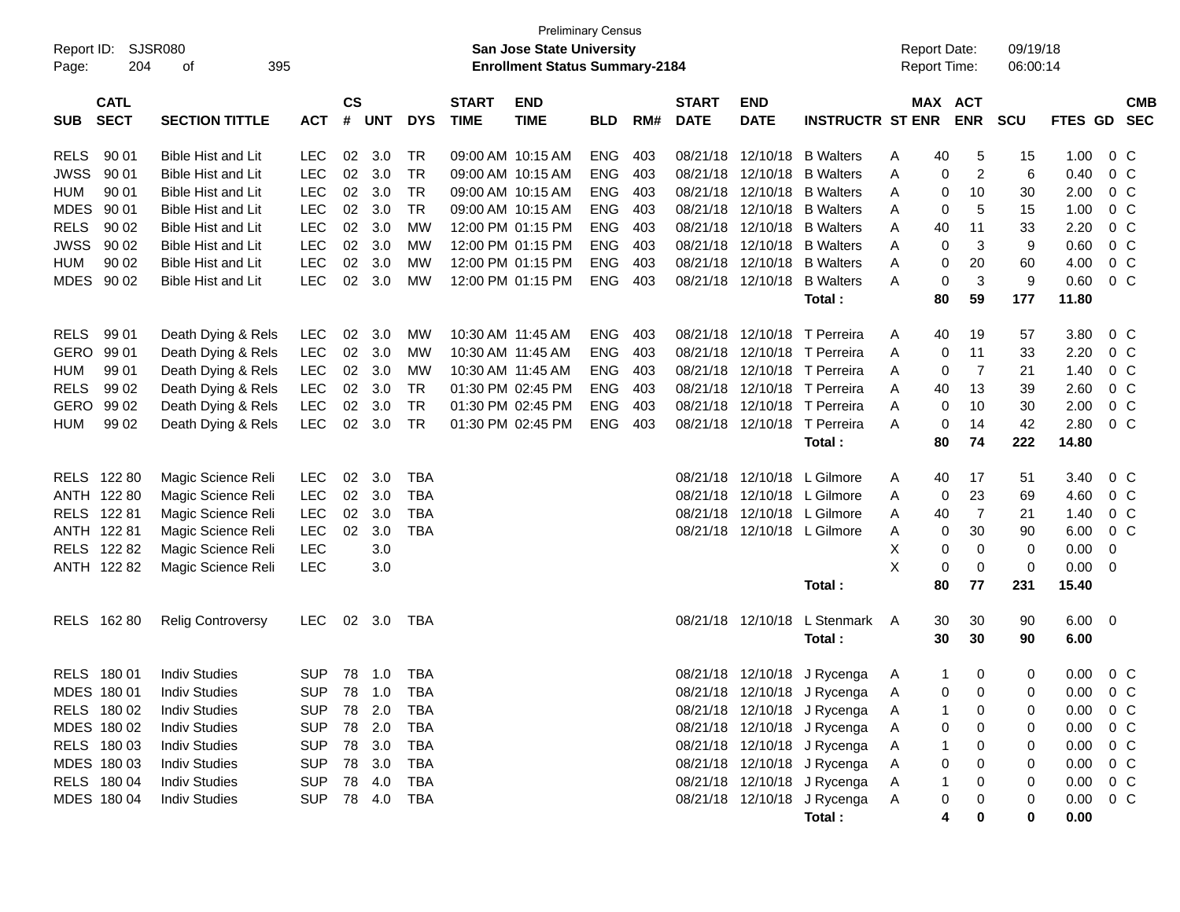Preliminary Census

**San Jose State University**

**Enrollment Status Summary-2184**

Report ID: SJSR080
Report Date: 09/19/18
Report Time: 06:00:14

| SUB | CATL SECT | SECTION TITTLE | ACT | CS # | UNT | DYS | START TIME | END TIME | BLD | RM# | START DATE | END DATE | INSTRUCTR | ST | MAX ENR | ACT ENR | SCU | FTES | GD | CMB SEC |
|---|---|---|---|---|---|---|---|---|---|---|---|---|---|---|---|---|---|---|---|---|
| RELS | 90 01 | Bible Hist and Lit | LEC | 02 | 3.0 | TR | 09:00 AM | 10:15 AM | ENG | 403 | 08/21/18 | 12/10/18 | B Walters | A | 40 | 5 | 15 | 1.00 | 0 | C |
| JWSS | 90 01 | Bible Hist and Lit | LEC | 02 | 3.0 | TR | 09:00 AM | 10:15 AM | ENG | 403 | 08/21/18 | 12/10/18 | B Walters | A | 0 | 2 | 6 | 0.40 | 0 | C |
| HUM | 90 01 | Bible Hist and Lit | LEC | 02 | 3.0 | TR | 09:00 AM | 10:15 AM | ENG | 403 | 08/21/18 | 12/10/18 | B Walters | A | 0 | 10 | 30 | 2.00 | 0 | C |
| MDES | 90 01 | Bible Hist and Lit | LEC | 02 | 3.0 | TR | 09:00 AM | 10:15 AM | ENG | 403 | 08/21/18 | 12/10/18 | B Walters | A | 0 | 5 | 15 | 1.00 | 0 | C |
| RELS | 90 02 | Bible Hist and Lit | LEC | 02 | 3.0 | MW | 12:00 PM | 01:15 PM | ENG | 403 | 08/21/18 | 12/10/18 | B Walters | A | 40 | 11 | 33 | 2.20 | 0 | C |
| JWSS | 90 02 | Bible Hist and Lit | LEC | 02 | 3.0 | MW | 12:00 PM | 01:15 PM | ENG | 403 | 08/21/18 | 12/10/18 | B Walters | A | 0 | 3 | 9 | 0.60 | 0 | C |
| HUM | 90 02 | Bible Hist and Lit | LEC | 02 | 3.0 | MW | 12:00 PM | 01:15 PM | ENG | 403 | 08/21/18 | 12/10/18 | B Walters | A | 0 | 20 | 60 | 4.00 | 0 | C |
| MDES | 90 02 | Bible Hist and Lit | LEC | 02 | 3.0 | MW | 12:00 PM | 01:15 PM | ENG | 403 | 08/21/18 | 12/10/18 | B Walters | A | 0 | 3 | 9 | 0.60 | 0 | C |
| | | | | | | | | | | | | | **Total :** | | **80** | **59** | **177** | **11.80** | | |
| RELS | 99 01 | Death Dying & Rels | LEC | 02 | 3.0 | MW | 10:30 AM | 11:45 AM | ENG | 403 | 08/21/18 | 12/10/18 | T Perreira | A | 40 | 19 | 57 | 3.80 | 0 | C |
| GERO | 99 01 | Death Dying & Rels | LEC | 02 | 3.0 | MW | 10:30 AM | 11:45 AM | ENG | 403 | 08/21/18 | 12/10/18 | T Perreira | A | 0 | 11 | 33 | 2.20 | 0 | C |
| HUM | 99 01 | Death Dying & Rels | LEC | 02 | 3.0 | MW | 10:30 AM | 11:45 AM | ENG | 403 | 08/21/18 | 12/10/18 | T Perreira | A | 0 | 7 | 21 | 1.40 | 0 | C |
| RELS | 99 02 | Death Dying & Rels | LEC | 02 | 3.0 | TR | 01:30 PM | 02:45 PM | ENG | 403 | 08/21/18 | 12/10/18 | T Perreira | A | 40 | 13 | 39 | 2.60 | 0 | C |
| GERO | 99 02 | Death Dying & Rels | LEC | 02 | 3.0 | TR | 01:30 PM | 02:45 PM | ENG | 403 | 08/21/18 | 12/10/18 | T Perreira | A | 0 | 10 | 30 | 2.00 | 0 | C |
| HUM | 99 02 | Death Dying & Rels | LEC | 02 | 3.0 | TR | 01:30 PM | 02:45 PM | ENG | 403 | 08/21/18 | 12/10/18 | T Perreira | A | 0 | 14 | 42 | 2.80 | 0 | C |
| | | | | | | | | | | | | | **Total :** | | **80** | **74** | **222** | **14.80** | | |
| RELS | 122 80 | Magic Science Reli | LEC | 02 | 3.0 | TBA | | | | | 08/21/18 | 12/10/18 | L Gilmore | A | 40 | 17 | 51 | 3.40 | 0 | C |
| ANTH | 122 80 | Magic Science Reli | LEC | 02 | 3.0 | TBA | | | | | 08/21/18 | 12/10/18 | L Gilmore | A | 0 | 23 | 69 | 4.60 | 0 | C |
| RELS | 122 81 | Magic Science Reli | LEC | 02 | 3.0 | TBA | | | | | 08/21/18 | 12/10/18 | L Gilmore | A | 40 | 7 | 21 | 1.40 | 0 | C |
| ANTH | 122 81 | Magic Science Reli | LEC | 02 | 3.0 | TBA | | | | | 08/21/18 | 12/10/18 | L Gilmore | A | 0 | 30 | 90 | 6.00 | 0 | C |
| RELS | 122 82 | Magic Science Reli | LEC | | 3.0 | | | | | | | | | X | 0 | 0 | 0 | 0.00 | 0 | |
| ANTH | 122 82 | Magic Science Reli | LEC | | 3.0 | | | | | | | | | X | 0 | 0 | 0 | 0.00 | 0 | |
| | | | | | | | | | | | | | **Total :** | | **80** | **77** | **231** | **15.40** | | |
| RELS | 162 80 | Relig Controversy | LEC | 02 | 3.0 | TBA | | | | | 08/21/18 | 12/10/18 | L Stenmark | A | 30 | 30 | 90 | 6.00 | 0 | |
| | | | | | | | | | | | | | **Total :** | | **30** | **30** | **90** | **6.00** | | |
| RELS | 180 01 | Indiv Studies | SUP | 78 | 1.0 | TBA | | | | | 08/21/18 | 12/10/18 | J Rycenga | A | 1 | 0 | 0 | 0.00 | 0 | C |
| MDES | 180 01 | Indiv Studies | SUP | 78 | 1.0 | TBA | | | | | 08/21/18 | 12/10/18 | J Rycenga | A | 0 | 0 | 0 | 0.00 | 0 | C |
| RELS | 180 02 | Indiv Studies | SUP | 78 | 2.0 | TBA | | | | | 08/21/18 | 12/10/18 | J Rycenga | A | 1 | 0 | 0 | 0.00 | 0 | C |
| MDES | 180 02 | Indiv Studies | SUP | 78 | 2.0 | TBA | | | | | 08/21/18 | 12/10/18 | J Rycenga | A | 0 | 0 | 0 | 0.00 | 0 | C |
| RELS | 180 03 | Indiv Studies | SUP | 78 | 3.0 | TBA | | | | | 08/21/18 | 12/10/18 | J Rycenga | A | 1 | 0 | 0 | 0.00 | 0 | C |
| MDES | 180 03 | Indiv Studies | SUP | 78 | 3.0 | TBA | | | | | 08/21/18 | 12/10/18 | J Rycenga | A | 0 | 0 | 0 | 0.00 | 0 | C |
| RELS | 180 04 | Indiv Studies | SUP | 78 | 4.0 | TBA | | | | | 08/21/18 | 12/10/18 | J Rycenga | A | 1 | 0 | 0 | 0.00 | 0 | C |
| MDES | 180 04 | Indiv Studies | SUP | 78 | 4.0 | TBA | | | | | 08/21/18 | 12/10/18 | J Rycenga | A | 0 | 0 | 0 | 0.00 | 0 | C |
| | | | | | | | | | | | | | **Total :** | | **4** | **0** | **0** | **0.00** | | |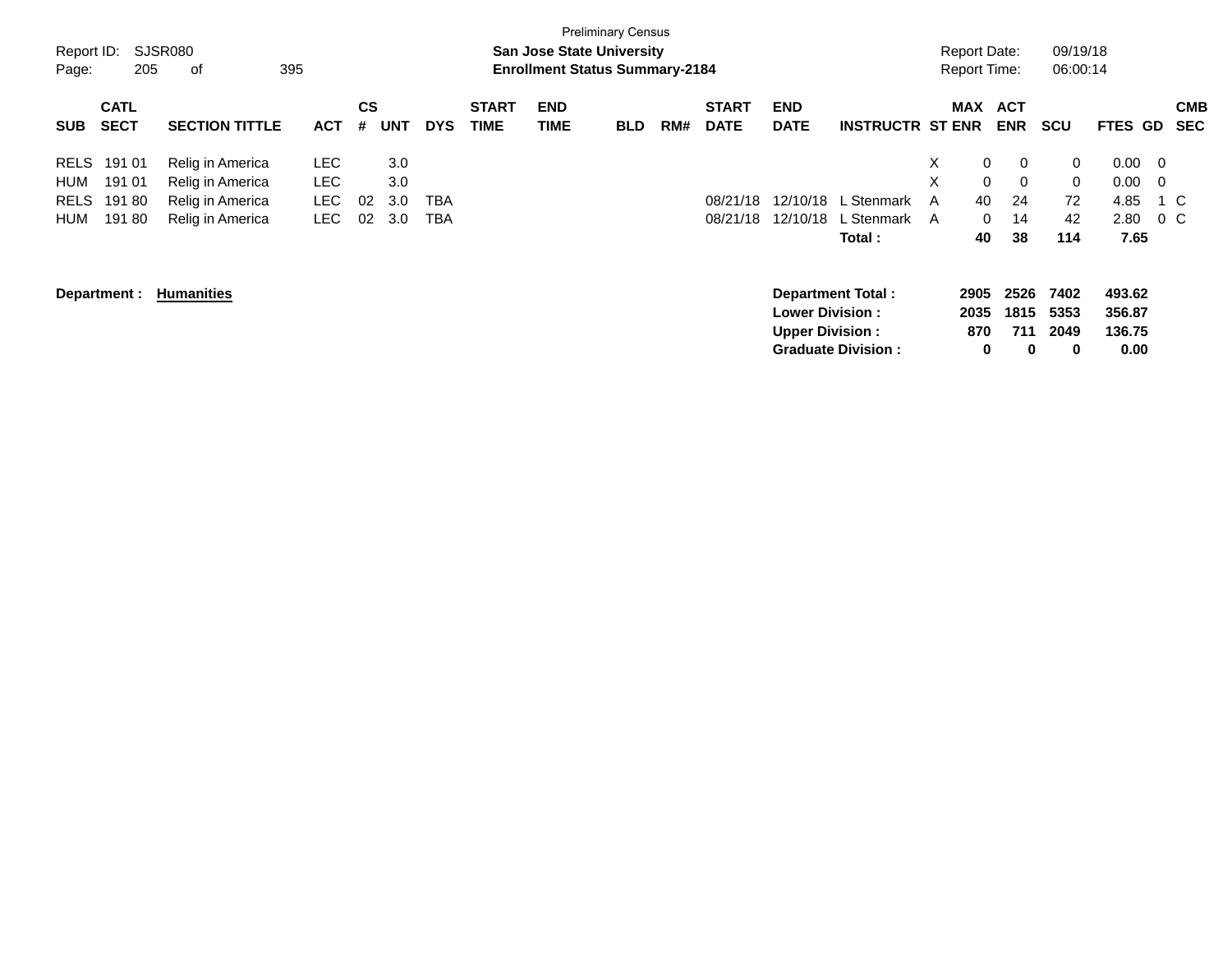Preliminary Census

**San Jose State University**
**Enrollment Status Summary-2184**

Report ID: SJSR080
Report Date: 09/19/18
Report Time: 06:00:14

| SUB | CATL SECT | SECTION TITTLE | ACT | CS # | UNT | DYS | START TIME | END TIME | BLD | RM# | START DATE | END DATE | INSTRUCTR | ST | MAX ENR | ACT ENR | SCU | FTES | GD | CMB SEC |
|---|---|---|---|---|---|---|---|---|---|---|---|---|---|---|---|---|---|---|---|---|
| RELS | 191 01 | Relig in America | LEC | | 3.0 | | | | | | | | | X | 0 | 0 | 0 | 0.00 | 0 | |
| HUM | 191 01 | Relig in America | LEC | | 3.0 | | | | | | | | | X | 0 | 0 | 0 | 0.00 | 0 | |
| RELS | 191 80 | Relig in America | LEC | 02 | 3.0 | TBA | | | | | 08/21/18 | 12/10/18 | L Stenmark | A | 40 | 24 | 72 | 4.85 | 1 | C |
| HUM | 191 80 | Relig in America | LEC | 02 | 3.0 | TBA | | | | | 08/21/18 | 12/10/18 | L Stenmark | A | 0 | 14 | 42 | 2.80 | 0 | C |
| | | | | | | | | | | | | | **Total :** | | **40** | **38** | **114** | **7.65** | | |

**Department : Humanities**

| | MAX ENR | ACT ENR | SCU | FTES |
|---|---|---|---|---|
| **Department Total :** | **2905** | **2526** | **7402** | **493.62** |
| **Lower Division :** | **2035** | **1815** | **5353** | **356.87** |
| **Upper Division :** | **870** | **711** | **2049** | **136.75** |
| **Graduate Division :** | **0** | **0** | **0** | **0.00** |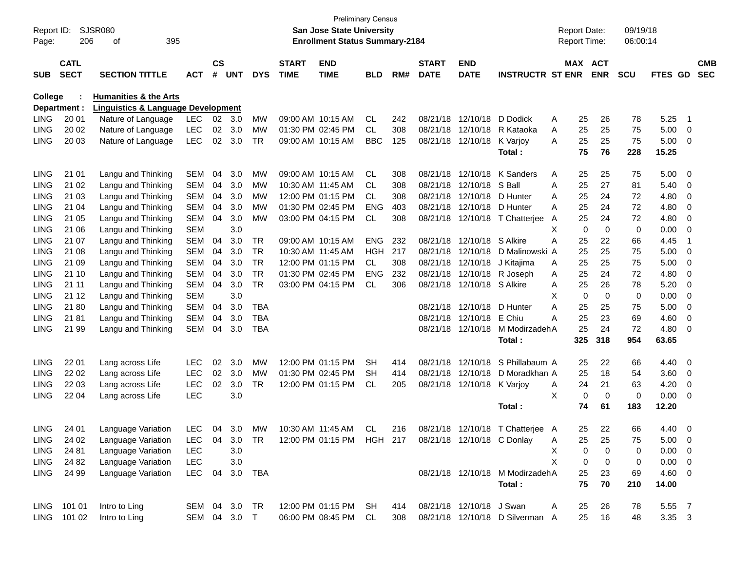Preliminary Census
**San Jose State University**
**Enrollment Status Summary-2184**

Report ID: SJSR080
Report Date: 09/19/18
Report Time: 06:00:14

**College : Humanities & the Arts**
**Department : Linguistics & Language Development**

| SUB | CATL SECT | SECTION TITTLE | ACT | CS # | UNT | DYS | START TIME | END TIME | BLD | RM# | START DATE | END DATE | INSTRUCTR | ST | MAX ENR | ACT ENR | SCU | FTES | GD | CMB SEC |
|---|---|---|---|---|---|---|---|---|---|---|---|---|---|---|---|---|---|---|---|---|
| LING | 20 01 | Nature of Language | LEC | 02 | 3.0 | MW | 09:00 AM | 10:15 AM | CL | 242 | 08/21/18 | 12/10/18 | D Dodick | A | 25 | 26 | 78 | 5.25 | 1 | |
| LING | 20 02 | Nature of Language | LEC | 02 | 3.0 | MW | 01:30 PM | 02:45 PM | CL | 308 | 08/21/18 | 12/10/18 | R Kataoka | A | 25 | 25 | 75 | 5.00 | 0 | |
| LING | 20 03 | Nature of Language | LEC | 02 | 3.0 | TR | 09:00 AM | 10:15 AM | BBC | 125 | 08/21/18 | 12/10/18 | K Varjoy | A | 25 | 25 | 75 | 5.00 | 0 | |
| | | | | | | | | | | | | | **Total :** | | **75** | **76** | **228** | **15.25** | | |
| LING | 21 01 | Langu and Thinking | SEM | 04 | 3.0 | MW | 09:00 AM | 10:15 AM | CL | 308 | 08/21/18 | 12/10/18 | K Sanders | A | 25 | 25 | 75 | 5.00 | 0 | |
| LING | 21 02 | Langu and Thinking | SEM | 04 | 3.0 | MW | 10:30 AM | 11:45 AM | CL | 308 | 08/21/18 | 12/10/18 | S Ball | A | 25 | 27 | 81 | 5.40 | 0 | |
| LING | 21 03 | Langu and Thinking | SEM | 04 | 3.0 | MW | 12:00 PM | 01:15 PM | CL | 308 | 08/21/18 | 12/10/18 | D Hunter | A | 25 | 24 | 72 | 4.80 | 0 | |
| LING | 21 04 | Langu and Thinking | SEM | 04 | 3.0 | MW | 01:30 PM | 02:45 PM | ENG | 403 | 08/21/18 | 12/10/18 | D Hunter | A | 25 | 24 | 72 | 4.80 | 0 | |
| LING | 21 05 | Langu and Thinking | SEM | 04 | 3.0 | MW | 03:00 PM | 04:15 PM | CL | 308 | 08/21/18 | 12/10/18 | T Chatterjee | A | 25 | 24 | 72 | 4.80 | 0 | |
| LING | 21 06 | Langu and Thinking | SEM | | 3.0 | | | | | | | | | X | 0 | 0 | 0 | 0.00 | 0 | |
| LING | 21 07 | Langu and Thinking | SEM | 04 | 3.0 | TR | 09:00 AM | 10:15 AM | ENG | 232 | 08/21/18 | 12/10/18 | S Alkire | A | 25 | 22 | 66 | 4.45 | 1 | |
| LING | 21 08 | Langu and Thinking | SEM | 04 | 3.0 | TR | 10:30 AM | 11:45 AM | HGH | 217 | 08/21/18 | 12/10/18 | D Malinowski | A | 25 | 25 | 75 | 5.00 | 0 | |
| LING | 21 09 | Langu and Thinking | SEM | 04 | 3.0 | TR | 12:00 PM | 01:15 PM | CL | 308 | 08/21/18 | 12/10/18 | J Kitajima | A | 25 | 25 | 75 | 5.00 | 0 | |
| LING | 21 10 | Langu and Thinking | SEM | 04 | 3.0 | TR | 01:30 PM | 02:45 PM | ENG | 232 | 08/21/18 | 12/10/18 | R Joseph | A | 25 | 24 | 72 | 4.80 | 0 | |
| LING | 21 11 | Langu and Thinking | SEM | 04 | 3.0 | TR | 03:00 PM | 04:15 PM | CL | 306 | 08/21/18 | 12/10/18 | S Alkire | A | 25 | 26 | 78 | 5.20 | 0 | |
| LING | 21 12 | Langu and Thinking | SEM | | 3.0 | | | | | | | | | X | 0 | 0 | 0 | 0.00 | 0 | |
| LING | 21 80 | Langu and Thinking | SEM | 04 | 3.0 | TBA | | | | | 08/21/18 | 12/10/18 | D Hunter | A | 25 | 25 | 75 | 5.00 | 0 | |
| LING | 21 81 | Langu and Thinking | SEM | 04 | 3.0 | TBA | | | | | 08/21/18 | 12/10/18 | E Chiu | A | 25 | 23 | 69 | 4.60 | 0 | |
| LING | 21 99 | Langu and Thinking | SEM | 04 | 3.0 | TBA | | | | | 08/21/18 | 12/10/18 | M Modirzadeh | A | 25 | 24 | 72 | 4.80 | 0 | |
| | | | | | | | | | | | | | **Total :** | | **325** | **318** | **954** | **63.65** | | |
| LING | 22 01 | Lang across Life | LEC | 02 | 3.0 | MW | 12:00 PM | 01:15 PM | SH | 414 | 08/21/18 | 12/10/18 | S Phillabaum | A | 25 | 22 | 66 | 4.40 | 0 | |
| LING | 22 02 | Lang across Life | LEC | 02 | 3.0 | MW | 01:30 PM | 02:45 PM | SH | 414 | 08/21/18 | 12/10/18 | D Moradkhan | A | 25 | 18 | 54 | 3.60 | 0 | |
| LING | 22 03 | Lang across Life | LEC | 02 | 3.0 | TR | 12:00 PM | 01:15 PM | CL | 205 | 08/21/18 | 12/10/18 | K Varjoy | A | 24 | 21 | 63 | 4.20 | 0 | |
| LING | 22 04 | Lang across Life | LEC | | 3.0 | | | | | | | | | X | 0 | 0 | 0 | 0.00 | 0 | |
| | | | | | | | | | | | | | **Total :** | | **74** | **61** | **183** | **12.20** | | |
| LING | 24 01 | Language Variation | LEC | 04 | 3.0 | MW | 10:30 AM | 11:45 AM | CL | 216 | 08/21/18 | 12/10/18 | T Chatterjee | A | 25 | 22 | 66 | 4.40 | 0 | |
| LING | 24 02 | Language Variation | LEC | 04 | 3.0 | TR | 12:00 PM | 01:15 PM | HGH | 217 | 08/21/18 | 12/10/18 | C Donlay | A | 25 | 25 | 75 | 5.00 | 0 | |
| LING | 24 81 | Language Variation | LEC | | 3.0 | | | | | | | | | X | 0 | 0 | 0 | 0.00 | 0 | |
| LING | 24 82 | Language Variation | LEC | | 3.0 | | | | | | | | | X | 0 | 0 | 0 | 0.00 | 0 | |
| LING | 24 99 | Language Variation | LEC | 04 | 3.0 | TBA | | | | | 08/21/18 | 12/10/18 | M Modirzadeh | A | 25 | 23 | 69 | 4.60 | 0 | |
| | | | | | | | | | | | | | **Total :** | | **75** | **70** | **210** | **14.00** | | |
| LING | 101 01 | Intro to Ling | SEM | 04 | 3.0 | TR | 12:00 PM | 01:15 PM | SH | 414 | 08/21/18 | 12/10/18 | J Swan | A | 25 | 26 | 78 | 5.55 | 7 | |
| LING | 101 02 | Intro to Ling | SEM | 04 | 3.0 | T | 06:00 PM | 08:45 PM | CL | 308 | 08/21/18 | 12/10/18 | D Silverman | A | 25 | 16 | 48 | 3.35 | 3 | |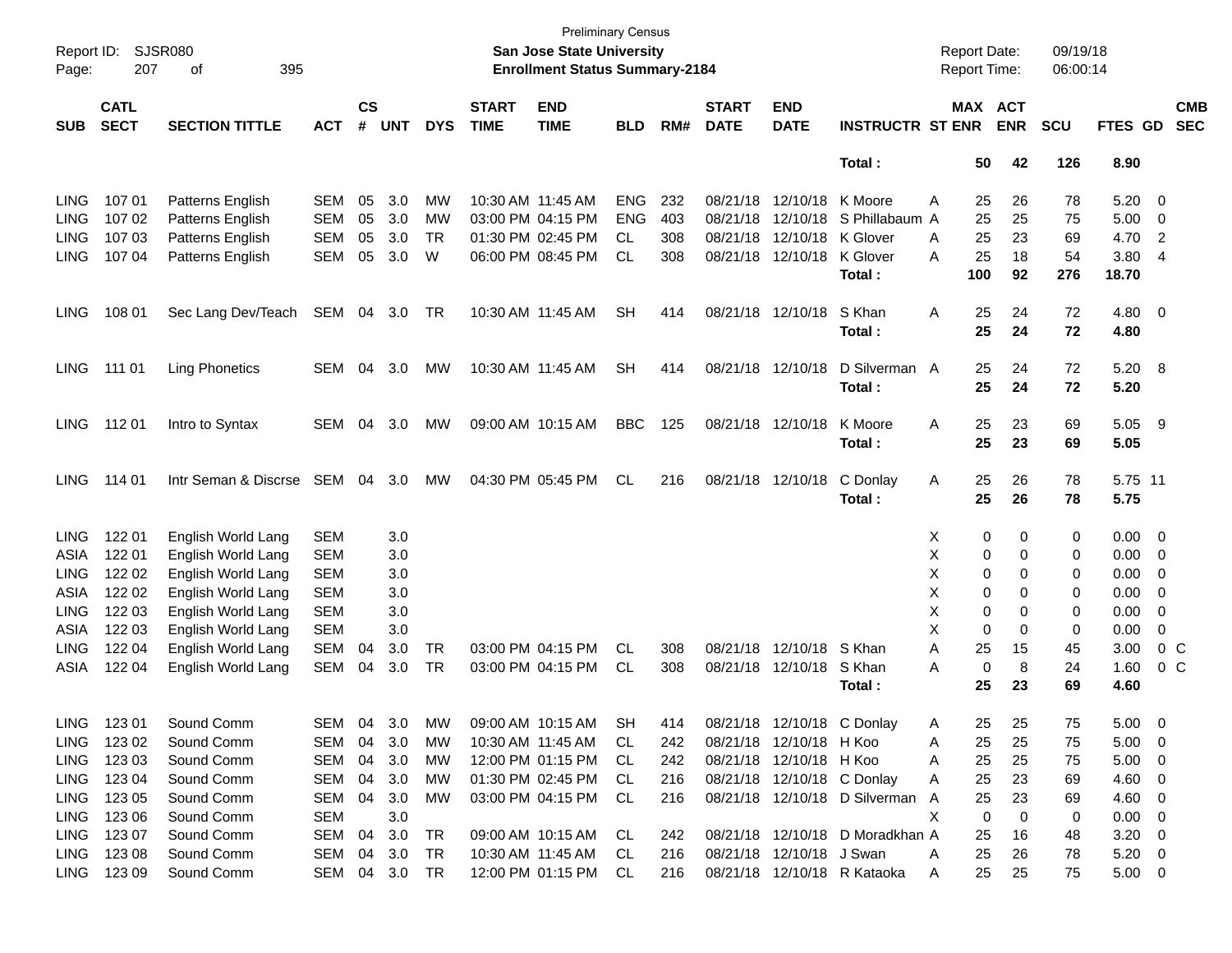Preliminary Census

Report ID: SJSR080 — **San Jose State University** — Report Date: 09/19/18

Page: 207 of 395 — **Enrollment Status Summary-2184** — Report Time: 06:00:14

| SUB | CATL SECT | SECTION TITTLE | ACT | CS # | UNT | DYS | START TIME | END TIME | BLD | RM# | START DATE | END DATE | INSTRUCTR | ST | MAX ENR | ACT ENR | SCU | FTES | GD | CMB SEC |
|---|---|---|---|---|---|---|---|---|---|---|---|---|---|---|---|---|---|---|---|---|
| | | | | | | | | | | | | | **Total :** | | **50** | **42** | **126** | **8.90** | | |
| LING | 107 01 | Patterns English | SEM | 05 | 3.0 | MW | 10:30 AM | 11:45 AM | ENG | 232 | 08/21/18 | 12/10/18 | K Moore | A | 25 | 26 | 78 | 5.20 | 0 | |
| LING | 107 02 | Patterns English | SEM | 05 | 3.0 | MW | 03:00 PM | 04:15 PM | ENG | 403 | 08/21/18 | 12/10/18 | S Phillabaum | A | 25 | 25 | 75 | 5.00 | 0 | |
| LING | 107 03 | Patterns English | SEM | 05 | 3.0 | TR | 01:30 PM | 02:45 PM | CL | 308 | 08/21/18 | 12/10/18 | K Glover | A | 25 | 23 | 69 | 4.70 | 2 | |
| LING | 107 04 | Patterns English | SEM | 05 | 3.0 | W | 06:00 PM | 08:45 PM | CL | 308 | 08/21/18 | 12/10/18 | K Glover | A | 25 | 18 | 54 | 3.80 | 4 | |
| | | | | | | | | | | | | | **Total :** | | **100** | **92** | **276** | **18.70** | | |
| LING | 108 01 | Sec Lang Dev/Teach | SEM | 04 | 3.0 | TR | 10:30 AM | 11:45 AM | SH | 414 | 08/21/18 | 12/10/18 | S Khan | A | 25 | 24 | 72 | 4.80 | 0 | |
| | | | | | | | | | | | | | **Total :** | | **25** | **24** | **72** | **4.80** | | |
| LING | 111 01 | Ling Phonetics | SEM | 04 | 3.0 | MW | 10:30 AM | 11:45 AM | SH | 414 | 08/21/18 | 12/10/18 | D Silverman | A | 25 | 24 | 72 | 5.20 | 8 | |
| | | | | | | | | | | | | | **Total :** | | **25** | **24** | **72** | **5.20** | | |
| LING | 112 01 | Intro to Syntax | SEM | 04 | 3.0 | MW | 09:00 AM | 10:15 AM | BBC | 125 | 08/21/18 | 12/10/18 | K Moore | A | 25 | 23 | 69 | 5.05 | 9 | |
| | | | | | | | | | | | | | **Total :** | | **25** | **23** | **69** | **5.05** | | |
| LING | 114 01 | Intr Seman & Discrse | SEM | 04 | 3.0 | MW | 04:30 PM | 05:45 PM | CL | 216 | 08/21/18 | 12/10/18 | C Donlay | A | 25 | 26 | 78 | 5.75 | 11 | |
| | | | | | | | | | | | | | **Total :** | | **25** | **26** | **78** | **5.75** | | |
| LING | 122 01 | English World Lang | SEM | | 3.0 | | | | | | | | | X | 0 | 0 | 0 | 0.00 | 0 | |
| ASIA | 122 01 | English World Lang | SEM | | 3.0 | | | | | | | | | X | 0 | 0 | 0 | 0.00 | 0 | |
| LING | 122 02 | English World Lang | SEM | | 3.0 | | | | | | | | | X | 0 | 0 | 0 | 0.00 | 0 | |
| ASIA | 122 02 | English World Lang | SEM | | 3.0 | | | | | | | | | X | 0 | 0 | 0 | 0.00 | 0 | |
| LING | 122 03 | English World Lang | SEM | | 3.0 | | | | | | | | | X | 0 | 0 | 0 | 0.00 | 0 | |
| ASIA | 122 03 | English World Lang | SEM | | 3.0 | | | | | | | | | X | 0 | 0 | 0 | 0.00 | 0 | |
| LING | 122 04 | English World Lang | SEM | 04 | 3.0 | TR | 03:00 PM | 04:15 PM | CL | 308 | 08/21/18 | 12/10/18 | S Khan | A | 25 | 15 | 45 | 3.00 | 0 | C |
| ASIA | 122 04 | English World Lang | SEM | 04 | 3.0 | TR | 03:00 PM | 04:15 PM | CL | 308 | 08/21/18 | 12/10/18 | S Khan | A | 0 | 8 | 24 | 1.60 | 0 | C |
| | | | | | | | | | | | | | **Total :** | | **25** | **23** | **69** | **4.60** | | |
| LING | 123 01 | Sound Comm | SEM | 04 | 3.0 | MW | 09:00 AM | 10:15 AM | SH | 414 | 08/21/18 | 12/10/18 | C Donlay | A | 25 | 25 | 75 | 5.00 | 0 | |
| LING | 123 02 | Sound Comm | SEM | 04 | 3.0 | MW | 10:30 AM | 11:45 AM | CL | 242 | 08/21/18 | 12/10/18 | H Koo | A | 25 | 25 | 75 | 5.00 | 0 | |
| LING | 123 03 | Sound Comm | SEM | 04 | 3.0 | MW | 12:00 PM | 01:15 PM | CL | 242 | 08/21/18 | 12/10/18 | H Koo | A | 25 | 25 | 75 | 5.00 | 0 | |
| LING | 123 04 | Sound Comm | SEM | 04 | 3.0 | MW | 01:30 PM | 02:45 PM | CL | 216 | 08/21/18 | 12/10/18 | C Donlay | A | 25 | 23 | 69 | 4.60 | 0 | |
| LING | 123 05 | Sound Comm | SEM | 04 | 3.0 | MW | 03:00 PM | 04:15 PM | CL | 216 | 08/21/18 | 12/10/18 | D Silverman | A | 25 | 23 | 69 | 4.60 | 0 | |
| LING | 123 06 | Sound Comm | SEM | | 3.0 | | | | | | | | | X | 0 | 0 | 0 | 0.00 | 0 | |
| LING | 123 07 | Sound Comm | SEM | 04 | 3.0 | TR | 09:00 AM | 10:15 AM | CL | 242 | 08/21/18 | 12/10/18 | D Moradkhan | A | 25 | 16 | 48 | 3.20 | 0 | |
| LING | 123 08 | Sound Comm | SEM | 04 | 3.0 | TR | 10:30 AM | 11:45 AM | CL | 216 | 08/21/18 | 12/10/18 | J Swan | A | 25 | 26 | 78 | 5.20 | 0 | |
| LING | 123 09 | Sound Comm | SEM | 04 | 3.0 | TR | 12:00 PM | 01:15 PM | CL | 216 | 08/21/18 | 12/10/18 | R Kataoka | A | 25 | 25 | 75 | 5.00 | 0 | |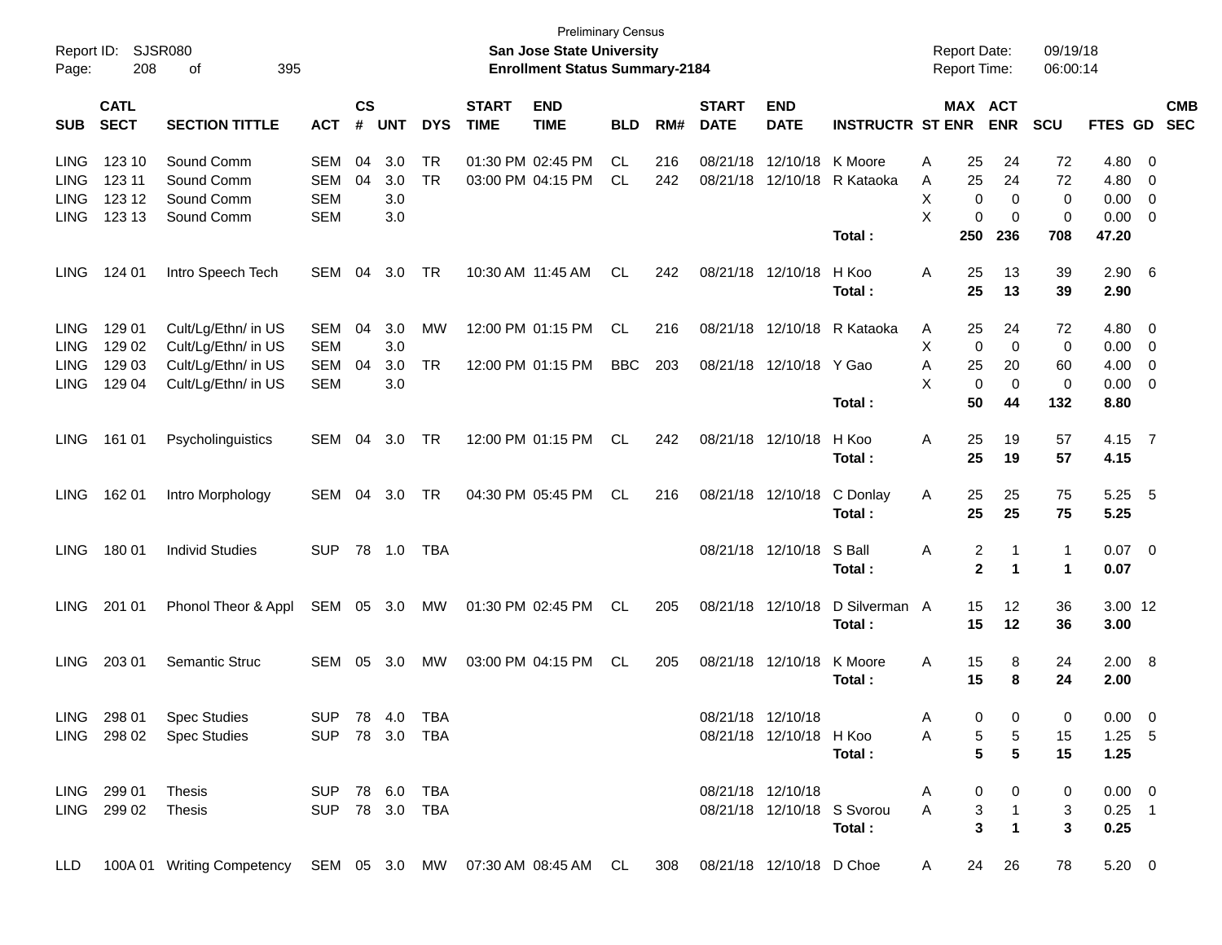Preliminary Census

**San Jose State University**

**Enrollment Status Summary-2184**

Report ID: SJSR080

Report Date: 09/19/18

Report Time: 06:00:14

| SUB | CATL SECT | SECTION TITTLE | ACT | CS # | UNT | DYS | START TIME | END TIME | BLD | RM# | START DATE | END DATE | INSTRUCTR | ST | MAX ENR | ACT ENR | SCU | FTES | GD | CMB SEC |
|---|---|---|---|---|---|---|---|---|---|---|---|---|---|---|---|---|---|---|---|---|
| LING | 123 10 | Sound Comm | SEM | 04 | 3.0 | TR | 01:30 PM | 02:45 PM | CL | 216 | 08/21/18 | 12/10/18 | K Moore | A | 25 | 24 | 72 | 4.80 | 0 | |
| LING | 123 11 | Sound Comm | SEM | 04 | 3.0 | TR | 03:00 PM | 04:15 PM | CL | 242 | 08/21/18 | 12/10/18 | R Kataoka | A | 25 | 24 | 72 | 4.80 | 0 | |
| LING | 123 12 | Sound Comm | SEM | | 3.0 | | | | | | | | | X | 0 | 0 | 0 | 0.00 | 0 | |
| LING | 123 13 | Sound Comm | SEM | | 3.0 | | | | | | | | | X | 0 | 0 | 0 | 0.00 | 0 | |
| | | | | | | | | | | | | | **Total :** | | **250** | **236** | **708** | **47.20** | | |
| LING | 124 01 | Intro Speech Tech | SEM | 04 | 3.0 | TR | 10:30 AM | 11:45 AM | CL | 242 | 08/21/18 | 12/10/18 | H Koo | A | 25 | 13 | 39 | 2.90 | 6 | |
| | | | | | | | | | | | | | **Total :** | | **25** | **13** | **39** | **2.90** | | |
| LING | 129 01 | Cult/Lg/Ethn/ in US | SEM | 04 | 3.0 | MW | 12:00 PM | 01:15 PM | CL | 216 | 08/21/18 | 12/10/18 | R Kataoka | A | 25 | 24 | 72 | 4.80 | 0 | |
| LING | 129 02 | Cult/Lg/Ethn/ in US | SEM | | 3.0 | | | | | | | | | X | 0 | 0 | 0 | 0.00 | 0 | |
| LING | 129 03 | Cult/Lg/Ethn/ in US | SEM | 04 | 3.0 | TR | 12:00 PM | 01:15 PM | BBC | 203 | 08/21/18 | 12/10/18 | Y Gao | A | 25 | 20 | 60 | 4.00 | 0 | |
| LING | 129 04 | Cult/Lg/Ethn/ in US | SEM | | 3.0 | | | | | | | | | X | 0 | 0 | 0 | 0.00 | 0 | |
| | | | | | | | | | | | | | **Total :** | | **50** | **44** | **132** | **8.80** | | |
| LING | 161 01 | Psycholinguistics | SEM | 04 | 3.0 | TR | 12:00 PM | 01:15 PM | CL | 242 | 08/21/18 | 12/10/18 | H Koo | A | 25 | 19 | 57 | 4.15 | 7 | |
| | | | | | | | | | | | | | **Total :** | | **25** | **19** | **57** | **4.15** | | |
| LING | 162 01 | Intro Morphology | SEM | 04 | 3.0 | TR | 04:30 PM | 05:45 PM | CL | 216 | 08/21/18 | 12/10/18 | C Donlay | A | 25 | 25 | 75 | 5.25 | 5 | |
| | | | | | | | | | | | | | **Total :** | | **25** | **25** | **75** | **5.25** | | |
| LING | 180 01 | Individ Studies | SUP | 78 | 1.0 | TBA | | | | | 08/21/18 | 12/10/18 | S Ball | A | 2 | 1 | 1 | 0.07 | 0 | |
| | | | | | | | | | | | | | **Total :** | | **2** | **1** | **1** | **0.07** | | |
| LING | 201 01 | Phonol Theor & Appl | SEM | 05 | 3.0 | MW | 01:30 PM | 02:45 PM | CL | 205 | 08/21/18 | 12/10/18 | D Silverman | A | 15 | 12 | 36 | 3.00 | 12 | |
| | | | | | | | | | | | | | **Total :** | | **15** | **12** | **36** | **3.00** | | |
| LING | 203 01 | Semantic Struc | SEM | 05 | 3.0 | MW | 03:00 PM | 04:15 PM | CL | 205 | 08/21/18 | 12/10/18 | K Moore | A | 15 | 8 | 24 | 2.00 | 8 | |
| | | | | | | | | | | | | | **Total :** | | **15** | **8** | **24** | **2.00** | | |
| LING | 298 01 | Spec Studies | SUP | 78 | 4.0 | TBA | | | | | 08/21/18 | 12/10/18 | | A | 0 | 0 | 0 | 0.00 | 0 | |
| LING | 298 02 | Spec Studies | SUP | 78 | 3.0 | TBA | | | | | 08/21/18 | 12/10/18 | H Koo | A | 5 | 5 | 15 | 1.25 | 5 | |
| | | | | | | | | | | | | | **Total :** | | **5** | **5** | **15** | **1.25** | | |
| LING | 299 01 | Thesis | SUP | 78 | 6.0 | TBA | | | | | 08/21/18 | 12/10/18 | | A | 0 | 0 | 0 | 0.00 | 0 | |
| LING | 299 02 | Thesis | SUP | 78 | 3.0 | TBA | | | | | 08/21/18 | 12/10/18 | S Svorou | A | 3 | 1 | 3 | 0.25 | 1 | |
| | | | | | | | | | | | | | **Total :** | | **3** | **1** | **3** | **0.25** | | |
| LLD | 100A 01 | Writing Competency | SEM | 05 | 3.0 | MW | 07:30 AM | 08:45 AM | CL | 308 | 08/21/18 | 12/10/18 | D Choe | A | 24 | 26 | 78 | 5.20 | 0 | |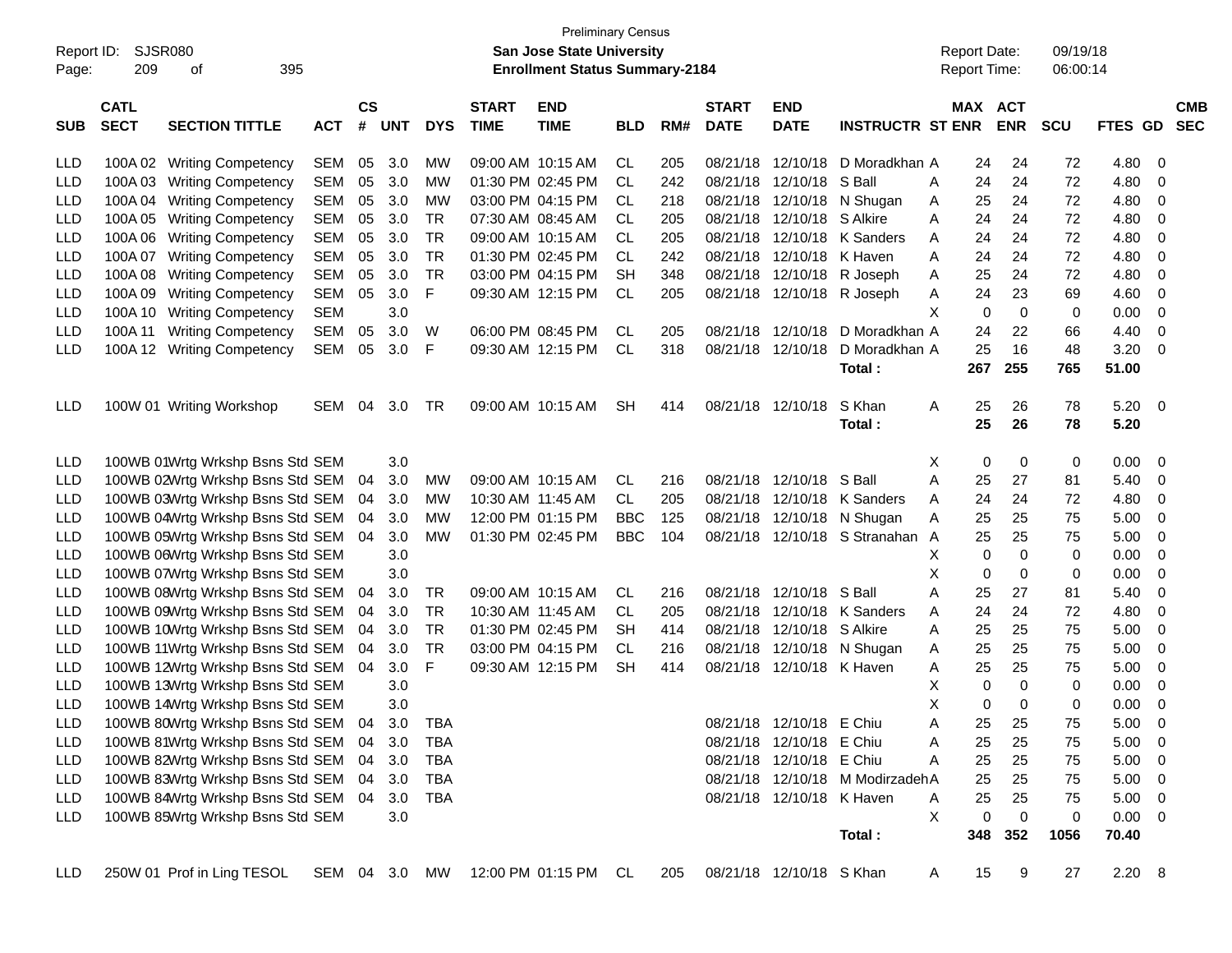Preliminary Census

Report ID: SJSR080

**San Jose State University**

**Enrollment Status Summary-2184**

Report Date: 09/19/18
Report Time: 06:00:14

| SUB | CATL SECT | SECTION TITTLE | ACT | CS # | UNT | DYS | START TIME | END TIME | BLD | RM# | START DATE | END DATE | INSTRUCTR | ST | MAX ENR | ACT ENR | SCU | FTES | GD | CMB SEC |
|---|---|---|---|---|---|---|---|---|---|---|---|---|---|---|---|---|---|---|---|---|
| LLD | 100A 02 | Writing Competency | SEM | 05 | 3.0 | MW | 09:00 AM | 10:15 AM | CL | 205 | 08/21/18 | 12/10/18 | D Moradkhan | A | 24 | 24 | 72 | 4.80 | 0 | |
| LLD | 100A 03 | Writing Competency | SEM | 05 | 3.0 | MW | 01:30 PM | 02:45 PM | CL | 242 | 08/21/18 | 12/10/18 | S Ball | A | 24 | 24 | 72 | 4.80 | 0 | |
| LLD | 100A 04 | Writing Competency | SEM | 05 | 3.0 | MW | 03:00 PM | 04:15 PM | CL | 218 | 08/21/18 | 12/10/18 | N Shugan | A | 25 | 24 | 72 | 4.80 | 0 | |
| LLD | 100A 05 | Writing Competency | SEM | 05 | 3.0 | TR | 07:30 AM | 08:45 AM | CL | 205 | 08/21/18 | 12/10/18 | S Alkire | A | 24 | 24 | 72 | 4.80 | 0 | |
| LLD | 100A 06 | Writing Competency | SEM | 05 | 3.0 | TR | 09:00 AM | 10:15 AM | CL | 205 | 08/21/18 | 12/10/18 | K Sanders | A | 24 | 24 | 72 | 4.80 | 0 | |
| LLD | 100A 07 | Writing Competency | SEM | 05 | 3.0 | TR | 01:30 PM | 02:45 PM | CL | 242 | 08/21/18 | 12/10/18 | K Haven | A | 24 | 24 | 72 | 4.80 | 0 | |
| LLD | 100A 08 | Writing Competency | SEM | 05 | 3.0 | TR | 03:00 PM | 04:15 PM | SH | 348 | 08/21/18 | 12/10/18 | R Joseph | A | 25 | 24 | 72 | 4.80 | 0 | |
| LLD | 100A 09 | Writing Competency | SEM | 05 | 3.0 | F | 09:30 AM | 12:15 PM | CL | 205 | 08/21/18 | 12/10/18 | R Joseph | A | 24 | 23 | 69 | 4.60 | 0 | |
| LLD | 100A 10 | Writing Competency | SEM | | 3.0 | | | | | | | | | X | 0 | 0 | 0 | 0.00 | 0 | |
| LLD | 100A 11 | Writing Competency | SEM | 05 | 3.0 | W | 06:00 PM | 08:45 PM | CL | 205 | 08/21/18 | 12/10/18 | D Moradkhan | A | 24 | 22 | 66 | 4.40 | 0 | |
| LLD | 100A 12 | Writing Competency | SEM | 05 | 3.0 | F | 09:30 AM | 12:15 PM | CL | 318 | 08/21/18 | 12/10/18 | D Moradkhan | A | 25 | 16 | 48 | 3.20 | 0 | |
| | | | | | | | | | | | | | **Total :** | | **267** | **255** | **765** | **51.00** | | |
| LLD | 100W 01 | Writing Workshop | SEM | 04 | 3.0 | TR | 09:00 AM | 10:15 AM | SH | 414 | 08/21/18 | 12/10/18 | S Khan | A | 25 | 26 | 78 | 5.20 | 0 | |
| | | | | | | | | | | | | | **Total :** | | **25** | **26** | **78** | **5.20** | | |
| LLD | 100WB 01 | Wrtg Wrkshp Bsns Std | SEM | | 3.0 | | | | | | | | | X | 0 | 0 | 0 | 0.00 | 0 | |
| LLD | 100WB 02 | Wrtg Wrkshp Bsns Std | SEM | 04 | 3.0 | MW | 09:00 AM | 10:15 AM | CL | 216 | 08/21/18 | 12/10/18 | S Ball | A | 25 | 27 | 81 | 5.40 | 0 | |
| LLD | 100WB 03 | Wrtg Wrkshp Bsns Std | SEM | 04 | 3.0 | MW | 10:30 AM | 11:45 AM | CL | 205 | 08/21/18 | 12/10/18 | K Sanders | A | 24 | 24 | 72 | 4.80 | 0 | |
| LLD | 100WB 04 | Wrtg Wrkshp Bsns Std | SEM | 04 | 3.0 | MW | 12:00 PM | 01:15 PM | BBC | 125 | 08/21/18 | 12/10/18 | N Shugan | A | 25 | 25 | 75 | 5.00 | 0 | |
| LLD | 100WB 05 | Wrtg Wrkshp Bsns Std | SEM | 04 | 3.0 | MW | 01:30 PM | 02:45 PM | BBC | 104 | 08/21/18 | 12/10/18 | S Stranahan | A | 25 | 25 | 75 | 5.00 | 0 | |
| LLD | 100WB 06 | Wrtg Wrkshp Bsns Std | SEM | | 3.0 | | | | | | | | | X | 0 | 0 | 0 | 0.00 | 0 | |
| LLD | 100WB 07 | Wrtg Wrkshp Bsns Std | SEM | | 3.0 | | | | | | | | | X | 0 | 0 | 0 | 0.00 | 0 | |
| LLD | 100WB 08 | Wrtg Wrkshp Bsns Std | SEM | 04 | 3.0 | TR | 09:00 AM | 10:15 AM | CL | 216 | 08/21/18 | 12/10/18 | S Ball | A | 25 | 27 | 81 | 5.40 | 0 | |
| LLD | 100WB 09 | Wrtg Wrkshp Bsns Std | SEM | 04 | 3.0 | TR | 10:30 AM | 11:45 AM | CL | 205 | 08/21/18 | 12/10/18 | K Sanders | A | 24 | 24 | 72 | 4.80 | 0 | |
| LLD | 100WB 10 | Wrtg Wrkshp Bsns Std | SEM | 04 | 3.0 | TR | 01:30 PM | 02:45 PM | SH | 414 | 08/21/18 | 12/10/18 | S Alkire | A | 25 | 25 | 75 | 5.00 | 0 | |
| LLD | 100WB 11 | Wrtg Wrkshp Bsns Std | SEM | 04 | 3.0 | TR | 03:00 PM | 04:15 PM | CL | 216 | 08/21/18 | 12/10/18 | N Shugan | A | 25 | 25 | 75 | 5.00 | 0 | |
| LLD | 100WB 12 | Wrtg Wrkshp Bsns Std | SEM | 04 | 3.0 | F | 09:30 AM | 12:15 PM | SH | 414 | 08/21/18 | 12/10/18 | K Haven | A | 25 | 25 | 75 | 5.00 | 0 | |
| LLD | 100WB 13 | Wrtg Wrkshp Bsns Std | SEM | | 3.0 | | | | | | | | | X | 0 | 0 | 0 | 0.00 | 0 | |
| LLD | 100WB 14 | Wrtg Wrkshp Bsns Std | SEM | | 3.0 | | | | | | | | | X | 0 | 0 | 0 | 0.00 | 0 | |
| LLD | 100WB 80 | Wrtg Wrkshp Bsns Std | SEM | 04 | 3.0 | TBA | | | | | 08/21/18 | 12/10/18 | E Chiu | A | 25 | 25 | 75 | 5.00 | 0 | |
| LLD | 100WB 81 | Wrtg Wrkshp Bsns Std | SEM | 04 | 3.0 | TBA | | | | | 08/21/18 | 12/10/18 | E Chiu | A | 25 | 25 | 75 | 5.00 | 0 | |
| LLD | 100WB 82 | Wrtg Wrkshp Bsns Std | SEM | 04 | 3.0 | TBA | | | | | 08/21/18 | 12/10/18 | E Chiu | A | 25 | 25 | 75 | 5.00 | 0 | |
| LLD | 100WB 83 | Wrtg Wrkshp Bsns Std | SEM | 04 | 3.0 | TBA | | | | | 08/21/18 | 12/10/18 | M Modirzadeh | A | 25 | 25 | 75 | 5.00 | 0 | |
| LLD | 100WB 84 | Wrtg Wrkshp Bsns Std | SEM | 04 | 3.0 | TBA | | | | | 08/21/18 | 12/10/18 | K Haven | A | 25 | 25 | 75 | 5.00 | 0 | |
| LLD | 100WB 85 | Wrtg Wrkshp Bsns Std | SEM | | 3.0 | | | | | | | | | X | 0 | 0 | 0 | 0.00 | 0 | |
| | | | | | | | | | | | | | **Total :** | | **348** | **352** | **1056** | **70.40** | | |
| LLD | 250W 01 | Prof in Ling TESOL | SEM | 04 | 3.0 | MW | 12:00 PM | 01:15 PM | CL | 205 | 08/21/18 | 12/10/18 | S Khan | A | 15 | 9 | 27 | 2.20 | 8 | |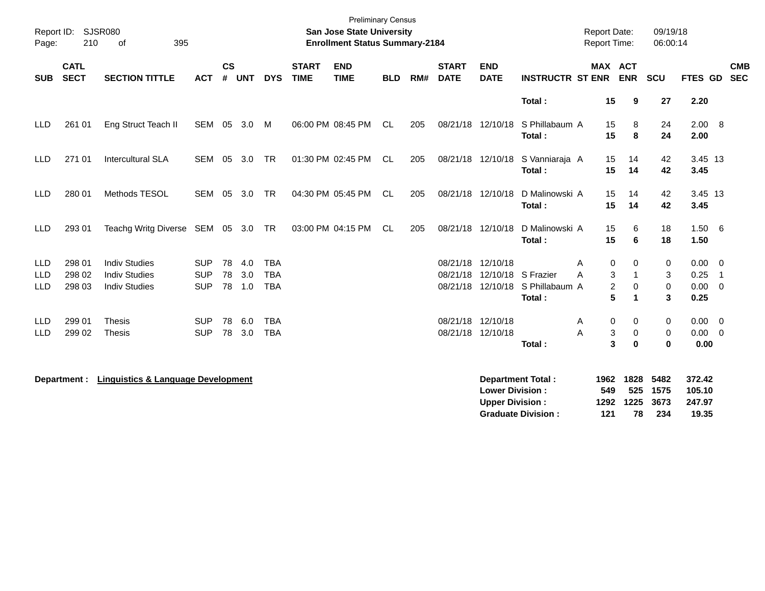Preliminary Census

**San Jose State University**

**Enrollment Status Summary-2184**

Report ID: SJSR080

Report Date: 09/19/18

Report Time: 06:00:14

| SUB | CATL SECT | SECTION TITTLE | ACT | CS # | UNT | DYS | START TIME | END TIME | BLD | RM# | START DATE | END DATE | INSTRUCTR | ST | MAX ENR | ACT ENR | SCU | FTES | GD | CMB SEC |
|---|---|---|---|---|---|---|---|---|---|---|---|---|---|---|---|---|---|---|---|---|
| | | | | | | | | | | | | | **Total :** | | **15** | **9** | **27** | **2.20** | | |
| LLD | 261 01 | Eng Struct Teach II | SEM | 05 | 3.0 | M | 06:00 PM | 08:45 PM | CL | 205 | 08/21/18 | 12/10/18 | S Phillabaum | A | 15 | 8 | 24 | 2.00 | 8 | |
| | | | | | | | | | | | | | **Total :** | | **15** | **8** | **24** | **2.00** | | |
| LLD | 271 01 | Intercultural SLA | SEM | 05 | 3.0 | TR | 01:30 PM | 02:45 PM | CL | 205 | 08/21/18 | 12/10/18 | S Vanniaraja | A | 15 | 14 | 42 | 3.45 | 13 | |
| | | | | | | | | | | | | | **Total :** | | **15** | **14** | **42** | **3.45** | | |
| LLD | 280 01 | Methods TESOL | SEM | 05 | 3.0 | TR | 04:30 PM | 05:45 PM | CL | 205 | 08/21/18 | 12/10/18 | D Malinowski | A | 15 | 14 | 42 | 3.45 | 13 | |
| | | | | | | | | | | | | | **Total :** | | **15** | **14** | **42** | **3.45** | | |
| LLD | 293 01 | Teachg Writg Diverse | SEM | 05 | 3.0 | TR | 03:00 PM | 04:15 PM | CL | 205 | 08/21/18 | 12/10/18 | D Malinowski | A | 15 | 6 | 18 | 1.50 | 6 | |
| | | | | | | | | | | | | | **Total :** | | **15** | **6** | **18** | **1.50** | | |
| LLD | 298 01 | Indiv Studies | SUP | 78 | 4.0 | TBA | | | | | 08/21/18 | 12/10/18 | | A | 0 | 0 | 0 | 0.00 | 0 | |
| LLD | 298 02 | Indiv Studies | SUP | 78 | 3.0 | TBA | | | | | 08/21/18 | 12/10/18 | S Frazier | A | 3 | 1 | 3 | 0.25 | 1 | |
| LLD | 298 03 | Indiv Studies | SUP | 78 | 1.0 | TBA | | | | | 08/21/18 | 12/10/18 | S Phillabaum | A | 2 | 0 | 0 | 0.00 | 0 | |
| | | | | | | | | | | | | | **Total :** | | **5** | **1** | **3** | **0.25** | | |
| LLD | 299 01 | Thesis | SUP | 78 | 6.0 | TBA | | | | | 08/21/18 | 12/10/18 | | A | 0 | 0 | 0 | 0.00 | 0 | |
| LLD | 299 02 | Thesis | SUP | 78 | 3.0 | TBA | | | | | 08/21/18 | 12/10/18 | | A | 3 | 0 | 0 | 0.00 | 0 | |
| | | | | | | | | | | | | | **Total :** | | **3** | **0** | **0** | **0.00** | | |

**Department :** **Linguistics & Language Development**

| | MAX ENR | ACT ENR | SCU | FTES |
|---|---|---|---|---|
| **Department Total :** | **1962** | **1828** | **5482** | **372.42** |
| **Lower Division :** | **549** | **525** | **1575** | **105.10** |
| **Upper Division :** | **1292** | **1225** | **3673** | **247.97** |
| **Graduate Division :** | **121** | **78** | **234** | **19.35** |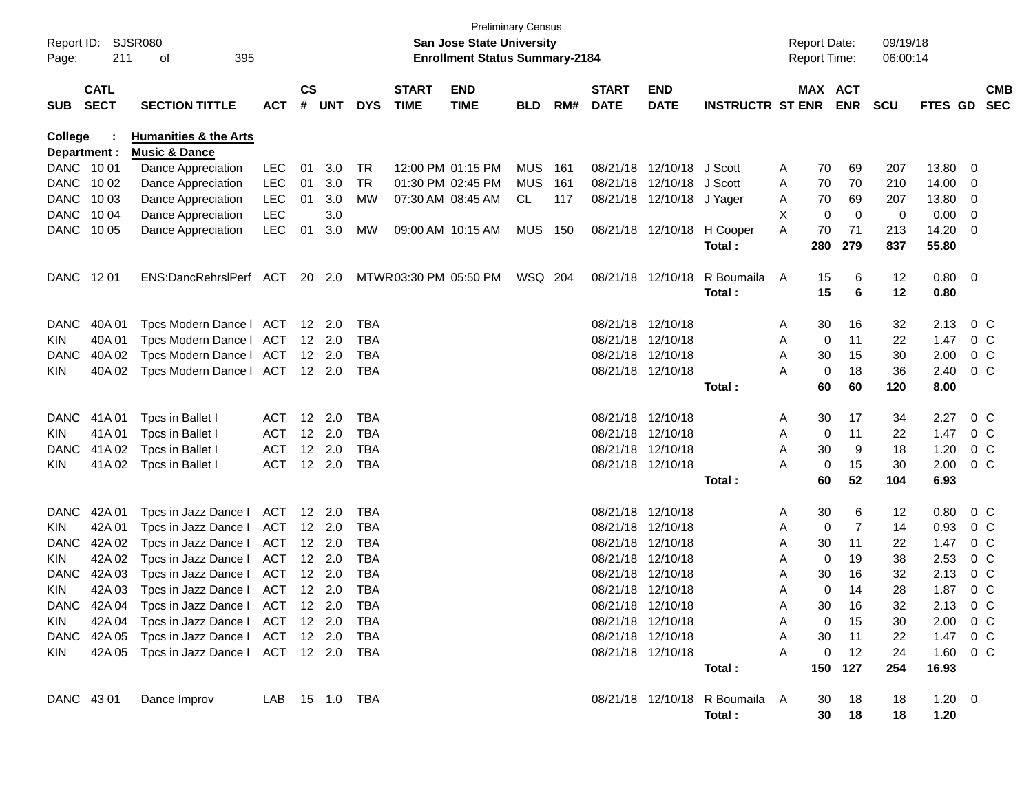Preliminary Census
**San Jose State University**
**Enrollment Status Summary-2184**

Report ID: SJSR080
Report Date: 09/19/18
Report Time: 06:00:14

**College : Humanities & the Arts**
**Department : Music & Dance**

| SUB | CATL SECT | SECTION TITTLE | ACT | CS # | UNT | DYS | START TIME | END TIME | BLD | RM# | START DATE | END DATE | INSTRUCTR | ST | MAX ENR | ACT ENR | SCU | FTES | GD | CMB SEC |
|---|---|---|---|---|---|---|---|---|---|---|---|---|---|---|---|---|---|---|---|---|
| DANC | 10 01 | Dance Appreciation | LEC | 01 | 3.0 | TR | 12:00 PM | 01:15 PM | MUS | 161 | 08/21/18 | 12/10/18 | J Scott | A | 70 | 69 | 207 | 13.80 | 0 | |
| DANC | 10 02 | Dance Appreciation | LEC | 01 | 3.0 | TR | 01:30 PM | 02:45 PM | MUS | 161 | 08/21/18 | 12/10/18 | J Scott | A | 70 | 70 | 210 | 14.00 | 0 | |
| DANC | 10 03 | Dance Appreciation | LEC | 01 | 3.0 | MW | 07:30 AM | 08:45 AM | CL | 117 | 08/21/18 | 12/10/18 | J Yager | A | 70 | 69 | 207 | 13.80 | 0 | |
| DANC | 10 04 | Dance Appreciation | LEC | | 3.0 | | | | | | | | | X | 0 | 0 | 0 | 0.00 | 0 | |
| DANC | 10 05 | Dance Appreciation | LEC | 01 | 3.0 | MW | 09:00 AM | 10:15 AM | MUS | 150 | 08/21/18 | 12/10/18 | H Cooper | A | 70 | 71 | 213 | 14.20 | 0 | |
| | | | | | | | | | | | | | **Total :** | | **280** | **279** | **837** | **55.80** | | |
| DANC | 12 01 | ENS:DancRehrslPerf | ACT | 20 | 2.0 | MTWR | 03:30 PM | 05:50 PM | WSQ | 204 | 08/21/18 | 12/10/18 | R Boumaila | A | 15 | 6 | 12 | 0.80 | 0 | |
| | | | | | | | | | | | | | **Total :** | | **15** | **6** | **12** | **0.80** | | |
| DANC | 40A 01 | Tpcs Modern Dance I | ACT | 12 | 2.0 | TBA | | | | | 08/21/18 | 12/10/18 | | A | 30 | 16 | 32 | 2.13 | 0 | C |
| KIN | 40A 01 | Tpcs Modern Dance I | ACT | 12 | 2.0 | TBA | | | | | 08/21/18 | 12/10/18 | | A | 0 | 11 | 22 | 1.47 | 0 | C |
| DANC | 40A 02 | Tpcs Modern Dance I | ACT | 12 | 2.0 | TBA | | | | | 08/21/18 | 12/10/18 | | A | 30 | 15 | 30 | 2.00 | 0 | C |
| KIN | 40A 02 | Tpcs Modern Dance I | ACT | 12 | 2.0 | TBA | | | | | 08/21/18 | 12/10/18 | | A | 0 | 18 | 36 | 2.40 | 0 | C |
| | | | | | | | | | | | | | **Total :** | | **60** | **60** | **120** | **8.00** | | |
| DANC | 41A 01 | Tpcs in Ballet I | ACT | 12 | 2.0 | TBA | | | | | 08/21/18 | 12/10/18 | | A | 30 | 17 | 34 | 2.27 | 0 | C |
| KIN | 41A 01 | Tpcs in Ballet I | ACT | 12 | 2.0 | TBA | | | | | 08/21/18 | 12/10/18 | | A | 0 | 11 | 22 | 1.47 | 0 | C |
| DANC | 41A 02 | Tpcs in Ballet I | ACT | 12 | 2.0 | TBA | | | | | 08/21/18 | 12/10/18 | | A | 30 | 9 | 18 | 1.20 | 0 | C |
| KIN | 41A 02 | Tpcs in Ballet I | ACT | 12 | 2.0 | TBA | | | | | 08/21/18 | 12/10/18 | | A | 0 | 15 | 30 | 2.00 | 0 | C |
| | | | | | | | | | | | | | **Total :** | | **60** | **52** | **104** | **6.93** | | |
| DANC | 42A 01 | Tpcs in Jazz Dance I | ACT | 12 | 2.0 | TBA | | | | | 08/21/18 | 12/10/18 | | A | 30 | 6 | 12 | 0.80 | 0 | C |
| KIN | 42A 01 | Tpcs in Jazz Dance I | ACT | 12 | 2.0 | TBA | | | | | 08/21/18 | 12/10/18 | | A | 0 | 7 | 14 | 0.93 | 0 | C |
| DANC | 42A 02 | Tpcs in Jazz Dance I | ACT | 12 | 2.0 | TBA | | | | | 08/21/18 | 12/10/18 | | A | 30 | 11 | 22 | 1.47 | 0 | C |
| KIN | 42A 02 | Tpcs in Jazz Dance I | ACT | 12 | 2.0 | TBA | | | | | 08/21/18 | 12/10/18 | | A | 0 | 19 | 38 | 2.53 | 0 | C |
| DANC | 42A 03 | Tpcs in Jazz Dance I | ACT | 12 | 2.0 | TBA | | | | | 08/21/18 | 12/10/18 | | A | 30 | 16 | 32 | 2.13 | 0 | C |
| KIN | 42A 03 | Tpcs in Jazz Dance I | ACT | 12 | 2.0 | TBA | | | | | 08/21/18 | 12/10/18 | | A | 0 | 14 | 28 | 1.87 | 0 | C |
| DANC | 42A 04 | Tpcs in Jazz Dance I | ACT | 12 | 2.0 | TBA | | | | | 08/21/18 | 12/10/18 | | A | 30 | 16 | 32 | 2.13 | 0 | C |
| KIN | 42A 04 | Tpcs in Jazz Dance I | ACT | 12 | 2.0 | TBA | | | | | 08/21/18 | 12/10/18 | | A | 0 | 15 | 30 | 2.00 | 0 | C |
| DANC | 42A 05 | Tpcs in Jazz Dance I | ACT | 12 | 2.0 | TBA | | | | | 08/21/18 | 12/10/18 | | A | 30 | 11 | 22 | 1.47 | 0 | C |
| KIN | 42A 05 | Tpcs in Jazz Dance I | ACT | 12 | 2.0 | TBA | | | | | 08/21/18 | 12/10/18 | | A | 0 | 12 | 24 | 1.60 | 0 | C |
| | | | | | | | | | | | | | **Total :** | | **150** | **127** | **254** | **16.93** | | |
| DANC | 43 01 | Dance Improv | LAB | 15 | 1.0 | TBA | | | | | 08/21/18 | 12/10/18 | R Boumaila | A | 30 | 18 | 18 | 1.20 | 0 | |
| | | | | | | | | | | | | | **Total :** | | **30** | **18** | **18** | **1.20** | | |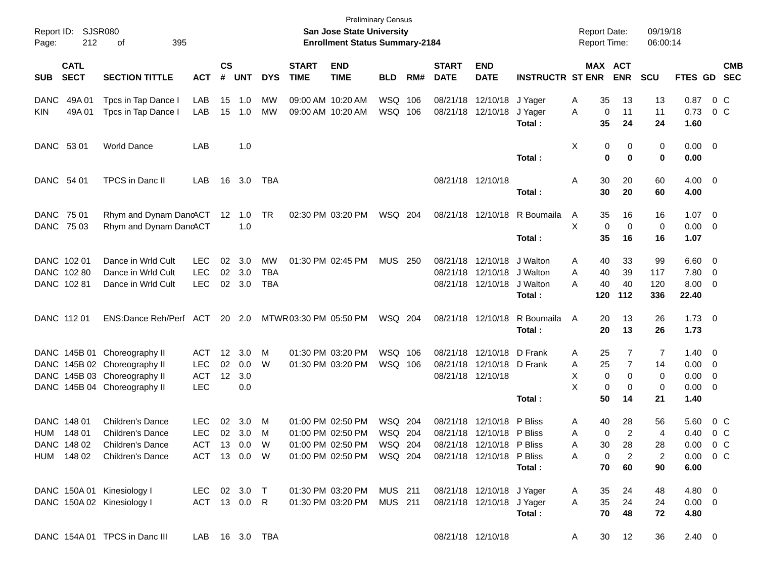Preliminary Census

**San Jose State University**

**Enrollment Status Summary-2184**

Report ID: SJSR080

Report Date: 09/19/18

Report Time: 06:00:14

| SUB | CATL SECT | SECTION TITTLE | ACT | CS # | UNT | DYS | START TIME | END TIME | BLD | RM# | START DATE | END DATE | INSTRUCTR | ST | MAX ENR | ACT ENR | SCU | FTES | GD | CMB SEC |
|---|---|---|---|---|---|---|---|---|---|---|---|---|---|---|---|---|---|---|---|---|
| DANC | 49A 01 | Tpcs in Tap Dance I | LAB | 15 | 1.0 | MW | 09:00 AM | 10:20 AM | WSQ | 106 | 08/21/18 | 12/10/18 | J Yager | A | 35 | 13 | 13 | 0.87 | 0 | C |
| KIN | 49A 01 | Tpcs in Tap Dance I | LAB | 15 | 1.0 | MW | 09:00 AM | 10:20 AM | WSQ | 106 | 08/21/18 | 12/10/18 | J Yager | A | 0 | 11 | 11 | 0.73 | 0 | C |
| | | | | | | | | | | | | | **Total :** | | **35** | **24** | **24** | **1.60** | | |
| DANC | 53 01 | World Dance | LAB | | 1.0 | | | | | | | | | X | 0 | 0 | 0 | 0.00 | 0 | |
| | | | | | | | | | | | | | **Total :** | | **0** | **0** | **0** | **0.00** | | |
| DANC | 54 01 | TPCS in Danc II | LAB | 16 | 3.0 | TBA | | | | | 08/21/18 | 12/10/18 | | A | 30 | 20 | 60 | 4.00 | 0 | |
| | | | | | | | | | | | | | **Total :** | | **30** | **20** | **60** | **4.00** | | |
| DANC | 75 01 | Rhym and Dynam Danc | ACT | 12 | 1.0 | TR | 02:30 PM | 03:20 PM | WSQ | 204 | 08/21/18 | 12/10/18 | R Boumaila | A | 35 | 16 | 16 | 1.07 | 0 | |
| DANC | 75 03 | Rhym and Dynam Danc | ACT | | 1.0 | | | | | | | | | X | 0 | 0 | 0 | 0.00 | 0 | |
| | | | | | | | | | | | | | **Total :** | | **35** | **16** | **16** | **1.07** | | |
| DANC | 102 01 | Dance in Wrld Cult | LEC | 02 | 3.0 | MW | 01:30 PM | 02:45 PM | MUS | 250 | 08/21/18 | 12/10/18 | J Walton | A | 40 | 33 | 99 | 6.60 | 0 | |
| DANC | 102 80 | Dance in Wrld Cult | LEC | 02 | 3.0 | TBA | | | | | 08/21/18 | 12/10/18 | J Walton | A | 40 | 39 | 117 | 7.80 | 0 | |
| DANC | 102 81 | Dance in Wrld Cult | LEC | 02 | 3.0 | TBA | | | | | 08/21/18 | 12/10/18 | J Walton | A | 40 | 40 | 120 | 8.00 | 0 | |
| | | | | | | | | | | | | | **Total :** | | **120** | **112** | **336** | **22.40** | | |
| DANC | 112 01 | ENS:Dance Reh/Perf | ACT | 20 | 2.0 | MTWR | 03:30 PM | 05:50 PM | WSQ | 204 | 08/21/18 | 12/10/18 | R Boumaila | A | 20 | 13 | 26 | 1.73 | 0 | |
| | | | | | | | | | | | | | **Total :** | | **20** | **13** | **26** | **1.73** | | |
| DANC | 145B 01 | Choreography II | ACT | 12 | 3.0 | M | 01:30 PM | 03:20 PM | WSQ | 106 | 08/21/18 | 12/10/18 | D Frank | A | 25 | 7 | 7 | 1.40 | 0 | |
| DANC | 145B 02 | Choreography II | LEC | 02 | 0.0 | W | 01:30 PM | 03:20 PM | WSQ | 106 | 08/21/18 | 12/10/18 | D Frank | A | 25 | 7 | 14 | 0.00 | 0 | |
| DANC | 145B 03 | Choreography II | ACT | 12 | 3.0 | | | | | | 08/21/18 | 12/10/18 | | X | 0 | 0 | 0 | 0.00 | 0 | |
| DANC | 145B 04 | Choreography II | LEC | | 0.0 | | | | | | | | | X | 0 | 0 | 0 | 0.00 | 0 | |
| | | | | | | | | | | | | | **Total :** | | **50** | **14** | **21** | **1.40** | | |
| DANC | 148 01 | Children's Dance | LEC | 02 | 3.0 | M | 01:00 PM | 02:50 PM | WSQ | 204 | 08/21/18 | 12/10/18 | P Bliss | A | 40 | 28 | 56 | 5.60 | 0 | C |
| HUM | 148 01 | Children's Dance | LEC | 02 | 3.0 | M | 01:00 PM | 02:50 PM | WSQ | 204 | 08/21/18 | 12/10/18 | P Bliss | A | 0 | 2 | 4 | 0.40 | 0 | C |
| DANC | 148 02 | Children's Dance | ACT | 13 | 0.0 | W | 01:00 PM | 02:50 PM | WSQ | 204 | 08/21/18 | 12/10/18 | P Bliss | A | 30 | 28 | 28 | 0.00 | 0 | C |
| HUM | 148 02 | Children's Dance | ACT | 13 | 0.0 | W | 01:00 PM | 02:50 PM | WSQ | 204 | 08/21/18 | 12/10/18 | P Bliss | A | 0 | 2 | 2 | 0.00 | 0 | C |
| | | | | | | | | | | | | | **Total :** | | **70** | **60** | **90** | **6.00** | | |
| DANC | 150A 01 | Kinesiology I | LEC | 02 | 3.0 | T | 01:30 PM | 03:20 PM | MUS | 211 | 08/21/18 | 12/10/18 | J Yager | A | 35 | 24 | 48 | 4.80 | 0 | |
| DANC | 150A 02 | Kinesiology I | ACT | 13 | 0.0 | R | 01:30 PM | 03:20 PM | MUS | 211 | 08/21/18 | 12/10/18 | J Yager | A | 35 | 24 | 24 | 0.00 | 0 | |
| | | | | | | | | | | | | | **Total :** | | **70** | **48** | **72** | **4.80** | | |
| DANC | 154A 01 | TPCS in Danc III | LAB | 16 | 3.0 | TBA | | | | | 08/21/18 | 12/10/18 | | A | 30 | 12 | 36 | 2.40 | 0 | |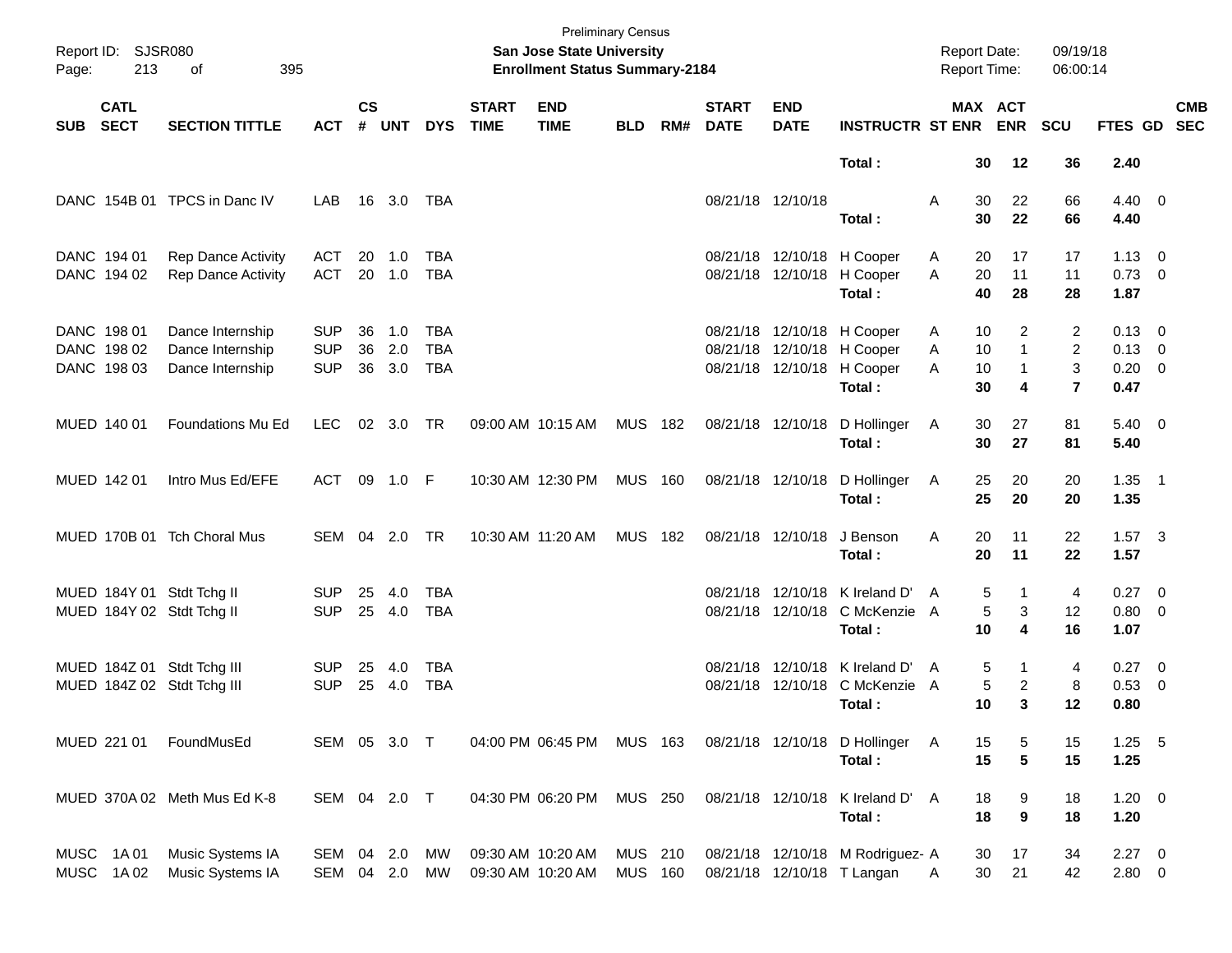| SUB | CATL SECT | SECTION TITTLE | ACT | CS # | UNT | DYS | START TIME | END TIME | BLD | RM# | START DATE | END DATE | INSTRUCTR | ST | MAX ENR | ACT ENR | SCU | FTES | GD | CMB SEC |
|---|---|---|---|---|---|---|---|---|---|---|---|---|---|---|---|---|---|---|---|---|
| | | | | | | | | | | | | | **Total :** | | **30** | **12** | **36** | **2.40** | | |
| DANC | 154B 01 | TPCS in Danc IV | LAB | 16 | 3.0 | TBA | | | | | 08/21/18 | 12/10/18 | | A | 30 | 22 | 66 | 4.40 | 0 | |
| | | | | | | | | | | | | | **Total :** | | **30** | **22** | **66** | **4.40** | | |
| DANC | 194 01 | Rep Dance Activity | ACT | 20 | 1.0 | TBA | | | | | 08/21/18 | 12/10/18 | H Cooper | A | 20 | 17 | 17 | 1.13 | 0 | |
| DANC | 194 02 | Rep Dance Activity | ACT | 20 | 1.0 | TBA | | | | | 08/21/18 | 12/10/18 | H Cooper | A | 20 | 11 | 11 | 0.73 | 0 | |
| | | | | | | | | | | | | | **Total :** | | **40** | **28** | **28** | **1.87** | | |
| DANC | 198 01 | Dance Internship | SUP | 36 | 1.0 | TBA | | | | | 08/21/18 | 12/10/18 | H Cooper | A | 10 | 2 | 2 | 0.13 | 0 | |
| DANC | 198 02 | Dance Internship | SUP | 36 | 2.0 | TBA | | | | | 08/21/18 | 12/10/18 | H Cooper | A | 10 | 1 | 2 | 0.13 | 0 | |
| DANC | 198 03 | Dance Internship | SUP | 36 | 3.0 | TBA | | | | | 08/21/18 | 12/10/18 | H Cooper | A | 10 | 1 | 3 | 0.20 | 0 | |
| | | | | | | | | | | | | | **Total :** | | **30** | **4** | **7** | **0.47** | | |
| MUED | 140 01 | Foundations Mu Ed | LEC | 02 | 3.0 | TR | 09:00 AM | 10:15 AM | MUS | 182 | 08/21/18 | 12/10/18 | D Hollinger | A | 30 | 27 | 81 | 5.40 | 0 | |
| | | | | | | | | | | | | | **Total :** | | **30** | **27** | **81** | **5.40** | | |
| MUED | 142 01 | Intro Mus Ed/EFE | ACT | 09 | 1.0 | F | 10:30 AM | 12:30 PM | MUS | 160 | 08/21/18 | 12/10/18 | D Hollinger | A | 25 | 20 | 20 | 1.35 | 1 | |
| | | | | | | | | | | | | | **Total :** | | **25** | **20** | **20** | **1.35** | | |
| MUED | 170B 01 | Tch Choral Mus | SEM | 04 | 2.0 | TR | 10:30 AM | 11:20 AM | MUS | 182 | 08/21/18 | 12/10/18 | J Benson | A | 20 | 11 | 22 | 1.57 | 3 | |
| | | | | | | | | | | | | | **Total :** | | **20** | **11** | **22** | **1.57** | | |
| MUED | 184Y 01 | Stdt Tchg II | SUP | 25 | 4.0 | TBA | | | | | 08/21/18 | 12/10/18 | K Ireland D' | A | 5 | 1 | 4 | 0.27 | 0 | |
| MUED | 184Y 02 | Stdt Tchg II | SUP | 25 | 4.0 | TBA | | | | | 08/21/18 | 12/10/18 | C McKenzie | A | 5 | 3 | 12 | 0.80 | 0 | |
| | | | | | | | | | | | | | **Total :** | | **10** | **4** | **16** | **1.07** | | |
| MUED | 184Z 01 | Stdt Tchg III | SUP | 25 | 4.0 | TBA | | | | | 08/21/18 | 12/10/18 | K Ireland D' | A | 5 | 1 | 4 | 0.27 | 0 | |
| MUED | 184Z 02 | Stdt Tchg III | SUP | 25 | 4.0 | TBA | | | | | 08/21/18 | 12/10/18 | C McKenzie | A | 5 | 2 | 8 | 0.53 | 0 | |
| | | | | | | | | | | | | | **Total :** | | **10** | **3** | **12** | **0.80** | | |
| MUED | 221 01 | FoundMusEd | SEM | 05 | 3.0 | T | 04:00 PM | 06:45 PM | MUS | 163 | 08/21/18 | 12/10/18 | D Hollinger | A | 15 | 5 | 15 | 1.25 | 5 | |
| | | | | | | | | | | | | | **Total :** | | **15** | **5** | **15** | **1.25** | | |
| MUED | 370A 02 | Meth Mus Ed K-8 | SEM | 04 | 2.0 | T | 04:30 PM | 06:20 PM | MUS | 250 | 08/21/18 | 12/10/18 | K Ireland D' | A | 18 | 9 | 18 | 1.20 | 0 | |
| | | | | | | | | | | | | | **Total :** | | **18** | **9** | **18** | **1.20** | | |
| MUSC | 1A 01 | Music Systems IA | SEM | 04 | 2.0 | MW | 09:30 AM | 10:20 AM | MUS | 210 | 08/21/18 | 12/10/18 | M Rodriguez- | A | 30 | 17 | 34 | 2.27 | 0 | |
| MUSC | 1A 02 | Music Systems IA | SEM | 04 | 2.0 | MW | 09:30 AM | 10:20 AM | MUS | 160 | 08/21/18 | 12/10/18 | T Langan | A | 30 | 21 | 42 | 2.80 | 0 | |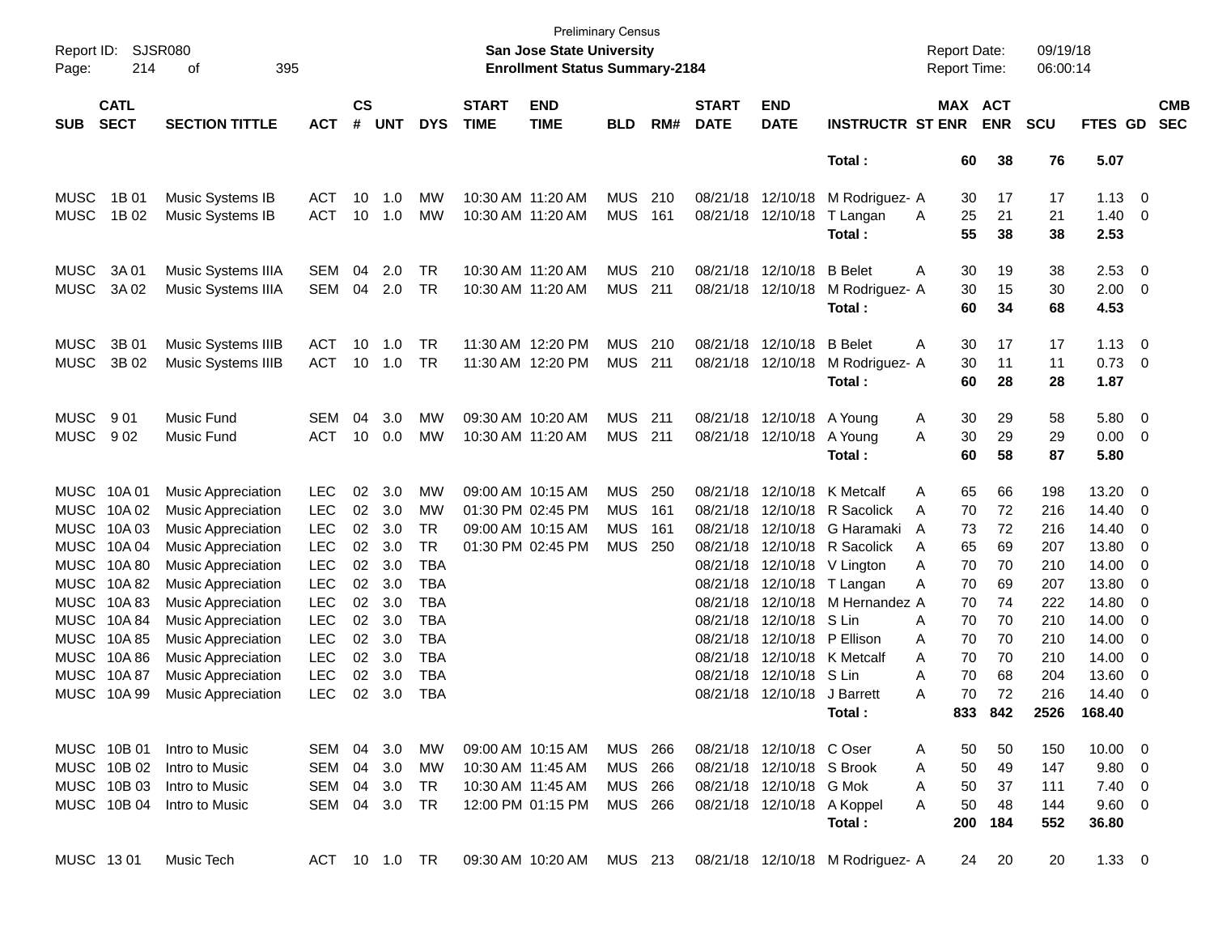Preliminary Census

**San Jose State University**

**Enrollment Status Summary-2184**

Report ID: SJSR080

Report Date: 09/19/18
Report Time: 06:00:14

| SUB | CATL SECT | SECTION TITTLE | ACT | CS # | UNT | DYS | START TIME | END TIME | BLD | RM# | START DATE | END DATE | INSTRUCTR | ST | MAX ENR | ACT ENR | SCU | FTES | GD | CMB SEC |
|---|---|---|---|---|---|---|---|---|---|---|---|---|---|---|---|---|---|---|---|---|
| | | | | | | | | | | | | | **Total :** | | **60** | **38** | **76** | **5.07** | | |
| MUSC | 1B 01 | Music Systems IB | ACT | 10 | 1.0 | MW | 10:30 AM | 11:20 AM | MUS | 210 | 08/21/18 | 12/10/18 | M Rodriguez- | A | 30 | 17 | 17 | 1.13 | 0 | |
| MUSC | 1B 02 | Music Systems IB | ACT | 10 | 1.0 | MW | 10:30 AM | 11:20 AM | MUS | 161 | 08/21/18 | 12/10/18 | T Langan | A | 25 | 21 | 21 | 1.40 | 0 | |
| | | | | | | | | | | | | | **Total :** | | **55** | **38** | **38** | **2.53** | | |
| MUSC | 3A 01 | Music Systems IIIA | SEM | 04 | 2.0 | TR | 10:30 AM | 11:20 AM | MUS | 210 | 08/21/18 | 12/10/18 | B Belet | A | 30 | 19 | 38 | 2.53 | 0 | |
| MUSC | 3A 02 | Music Systems IIIA | SEM | 04 | 2.0 | TR | 10:30 AM | 11:20 AM | MUS | 211 | 08/21/18 | 12/10/18 | M Rodriguez- | A | 30 | 15 | 30 | 2.00 | 0 | |
| | | | | | | | | | | | | | **Total :** | | **60** | **34** | **68** | **4.53** | | |
| MUSC | 3B 01 | Music Systems IIIB | ACT | 10 | 1.0 | TR | 11:30 AM | 12:20 PM | MUS | 210 | 08/21/18 | 12/10/18 | B Belet | A | 30 | 17 | 17 | 1.13 | 0 | |
| MUSC | 3B 02 | Music Systems IIIB | ACT | 10 | 1.0 | TR | 11:30 AM | 12:20 PM | MUS | 211 | 08/21/18 | 12/10/18 | M Rodriguez- | A | 30 | 11 | 11 | 0.73 | 0 | |
| | | | | | | | | | | | | | **Total :** | | **60** | **28** | **28** | **1.87** | | |
| MUSC | 9 01 | Music Fund | SEM | 04 | 3.0 | MW | 09:30 AM | 10:20 AM | MUS | 211 | 08/21/18 | 12/10/18 | A Young | A | 30 | 29 | 58 | 5.80 | 0 | |
| MUSC | 9 02 | Music Fund | ACT | 10 | 0.0 | MW | 10:30 AM | 11:20 AM | MUS | 211 | 08/21/18 | 12/10/18 | A Young | A | 30 | 29 | 29 | 0.00 | 0 | |
| | | | | | | | | | | | | | **Total :** | | **60** | **58** | **87** | **5.80** | | |
| MUSC | 10A 01 | Music Appreciation | LEC | 02 | 3.0 | MW | 09:00 AM | 10:15 AM | MUS | 250 | 08/21/18 | 12/10/18 | K Metcalf | A | 65 | 66 | 198 | 13.20 | 0 | |
| MUSC | 10A 02 | Music Appreciation | LEC | 02 | 3.0 | MW | 01:30 PM | 02:45 PM | MUS | 161 | 08/21/18 | 12/10/18 | R Sacolick | A | 70 | 72 | 216 | 14.40 | 0 | |
| MUSC | 10A 03 | Music Appreciation | LEC | 02 | 3.0 | TR | 09:00 AM | 10:15 AM | MUS | 161 | 08/21/18 | 12/10/18 | G Haramaki | A | 73 | 72 | 216 | 14.40 | 0 | |
| MUSC | 10A 04 | Music Appreciation | LEC | 02 | 3.0 | TR | 01:30 PM | 02:45 PM | MUS | 250 | 08/21/18 | 12/10/18 | R Sacolick | A | 65 | 69 | 207 | 13.80 | 0 | |
| MUSC | 10A 80 | Music Appreciation | LEC | 02 | 3.0 | TBA | | | | | 08/21/18 | 12/10/18 | V Lington | A | 70 | 70 | 210 | 14.00 | 0 | |
| MUSC | 10A 82 | Music Appreciation | LEC | 02 | 3.0 | TBA | | | | | 08/21/18 | 12/10/18 | T Langan | A | 70 | 69 | 207 | 13.80 | 0 | |
| MUSC | 10A 83 | Music Appreciation | LEC | 02 | 3.0 | TBA | | | | | 08/21/18 | 12/10/18 | M Hernandez | A | 70 | 74 | 222 | 14.80 | 0 | |
| MUSC | 10A 84 | Music Appreciation | LEC | 02 | 3.0 | TBA | | | | | 08/21/18 | 12/10/18 | S Lin | A | 70 | 70 | 210 | 14.00 | 0 | |
| MUSC | 10A 85 | Music Appreciation | LEC | 02 | 3.0 | TBA | | | | | 08/21/18 | 12/10/18 | P Ellison | A | 70 | 70 | 210 | 14.00 | 0 | |
| MUSC | 10A 86 | Music Appreciation | LEC | 02 | 3.0 | TBA | | | | | 08/21/18 | 12/10/18 | K Metcalf | A | 70 | 70 | 210 | 14.00 | 0 | |
| MUSC | 10A 87 | Music Appreciation | LEC | 02 | 3.0 | TBA | | | | | 08/21/18 | 12/10/18 | S Lin | A | 70 | 68 | 204 | 13.60 | 0 | |
| MUSC | 10A 99 | Music Appreciation | LEC | 02 | 3.0 | TBA | | | | | 08/21/18 | 12/10/18 | J Barrett | A | 70 | 72 | 216 | 14.40 | 0 | |
| | | | | | | | | | | | | | **Total :** | | **833** | **842** | **2526** | **168.40** | | |
| MUSC | 10B 01 | Intro to Music | SEM | 04 | 3.0 | MW | 09:00 AM | 10:15 AM | MUS | 266 | 08/21/18 | 12/10/18 | C Oser | A | 50 | 50 | 150 | 10.00 | 0 | |
| MUSC | 10B 02 | Intro to Music | SEM | 04 | 3.0 | MW | 10:30 AM | 11:45 AM | MUS | 266 | 08/21/18 | 12/10/18 | S Brook | A | 50 | 49 | 147 | 9.80 | 0 | |
| MUSC | 10B 03 | Intro to Music | SEM | 04 | 3.0 | TR | 10:30 AM | 11:45 AM | MUS | 266 | 08/21/18 | 12/10/18 | G Mok | A | 50 | 37 | 111 | 7.40 | 0 | |
| MUSC | 10B 04 | Intro to Music | SEM | 04 | 3.0 | TR | 12:00 PM | 01:15 PM | MUS | 266 | 08/21/18 | 12/10/18 | A Koppel | A | 50 | 48 | 144 | 9.60 | 0 | |
| | | | | | | | | | | | | | **Total :** | | **200** | **184** | **552** | **36.80** | | |
| MUSC | 13 01 | Music Tech | ACT | 10 | 1.0 | TR | 09:30 AM | 10:20 AM | MUS | 213 | 08/21/18 | 12/10/18 | M Rodriguez- | A | 24 | 20 | 20 | 1.33 | 0 | |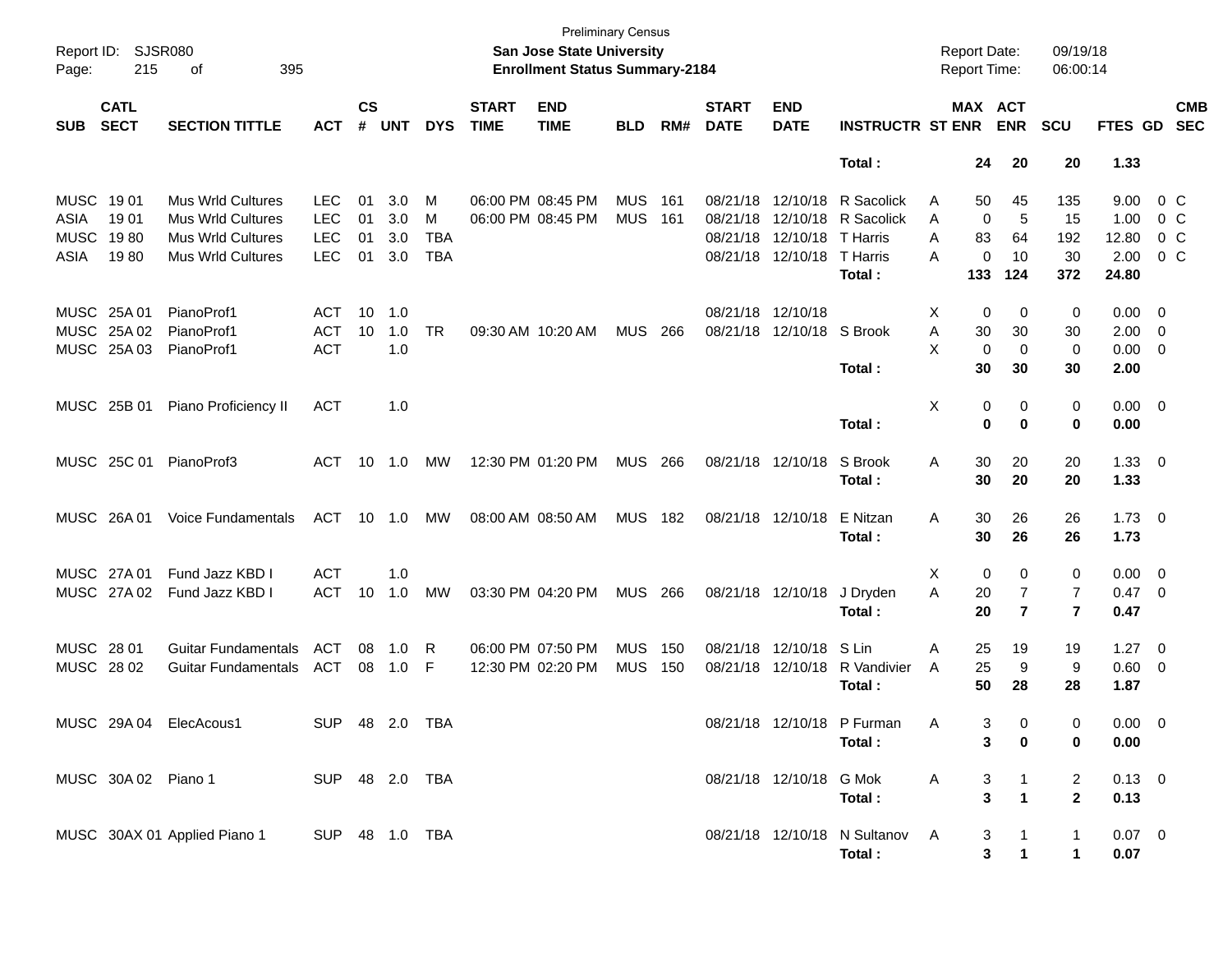Preliminary Census

**San Jose State University**

**Enrollment Status Summary-2184**

Report ID: SJSR080

Report Date: 09/19/18

Report Time: 06:00:14

| SUB | CATL SECT | SECTION TITTLE | ACT | CS # | UNT | DYS | START TIME | END TIME | BLD | RM# | START DATE | END DATE | INSTRUCTR | ST | MAX ENR | ACT ENR | SCU | FTES | GD | CMB SEC |
|---|---|---|---|---|---|---|---|---|---|---|---|---|---|---|---|---|---|---|---|---|
| | | | | | | | | | | | | | **Total :** | | **24** | **20** | **20** | **1.33** | | |
| MUSC | 19 01 | Mus Wrld Cultures | LEC | 01 | 3.0 | M | 06:00 PM | 08:45 PM | MUS | 161 | 08/21/18 | 12/10/18 | R Sacolick | A | 50 | 45 | 135 | 9.00 | 0 | C |
| ASIA | 19 01 | Mus Wrld Cultures | LEC | 01 | 3.0 | M | 06:00 PM | 08:45 PM | MUS | 161 | 08/21/18 | 12/10/18 | R Sacolick | A | 0 | 5 | 15 | 1.00 | 0 | C |
| MUSC | 19 80 | Mus Wrld Cultures | LEC | 01 | 3.0 | TBA | | | | | 08/21/18 | 12/10/18 | T Harris | A | 83 | 64 | 192 | 12.80 | 0 | C |
| ASIA | 19 80 | Mus Wrld Cultures | LEC | 01 | 3.0 | TBA | | | | | 08/21/18 | 12/10/18 | T Harris | A | 0 | 10 | 30 | 2.00 | 0 | C |
| | | | | | | | | | | | | | **Total :** | | **133** | **124** | **372** | **24.80** | | |
| MUSC | 25A 01 | PianoProf1 | ACT | 10 | 1.0 | | | | | | 08/21/18 | 12/10/18 | | X | 0 | 0 | 0 | 0.00 | 0 | |
| MUSC | 25A 02 | PianoProf1 | ACT | 10 | 1.0 | TR | 09:30 AM | 10:20 AM | MUS | 266 | 08/21/18 | 12/10/18 | S Brook | A | 30 | 30 | 30 | 2.00 | 0 | |
| MUSC | 25A 03 | PianoProf1 | ACT | | 1.0 | | | | | | | | | X | 0 | 0 | 0 | 0.00 | 0 | |
| | | | | | | | | | | | | | **Total :** | | **30** | **30** | **30** | **2.00** | | |
| MUSC | 25B 01 | Piano Proficiency II | ACT | | 1.0 | | | | | | | | | X | 0 | 0 | 0 | 0.00 | 0 | |
| | | | | | | | | | | | | | **Total :** | | **0** | **0** | **0** | **0.00** | | |
| MUSC | 25C 01 | PianoProf3 | ACT | 10 | 1.0 | MW | 12:30 PM | 01:20 PM | MUS | 266 | 08/21/18 | 12/10/18 | S Brook | A | 30 | 20 | 20 | 1.33 | 0 | |
| | | | | | | | | | | | | | **Total :** | | **30** | **20** | **20** | **1.33** | | |
| MUSC | 26A 01 | Voice Fundamentals | ACT | 10 | 1.0 | MW | 08:00 AM | 08:50 AM | MUS | 182 | 08/21/18 | 12/10/18 | E Nitzan | A | 30 | 26 | 26 | 1.73 | 0 | |
| | | | | | | | | | | | | | **Total :** | | **30** | **26** | **26** | **1.73** | | |
| MUSC | 27A 01 | Fund Jazz KBD I | ACT | | 1.0 | | | | | | | | | X | 0 | 0 | 0 | 0.00 | 0 | |
| MUSC | 27A 02 | Fund Jazz KBD I | ACT | 10 | 1.0 | MW | 03:30 PM | 04:20 PM | MUS | 266 | 08/21/18 | 12/10/18 | J Dryden | A | 20 | 7 | 7 | 0.47 | 0 | |
| | | | | | | | | | | | | | **Total :** | | **20** | **7** | **7** | **0.47** | | |
| MUSC | 28 01 | Guitar Fundamentals | ACT | 08 | 1.0 | R | 06:00 PM | 07:50 PM | MUS | 150 | 08/21/18 | 12/10/18 | S Lin | A | 25 | 19 | 19 | 1.27 | 0 | |
| MUSC | 28 02 | Guitar Fundamentals | ACT | 08 | 1.0 | F | 12:30 PM | 02:20 PM | MUS | 150 | 08/21/18 | 12/10/18 | R Vandivier | A | 25 | 9 | 9 | 0.60 | 0 | |
| | | | | | | | | | | | | | **Total :** | | **50** | **28** | **28** | **1.87** | | |
| MUSC | 29A 04 | ElecAcous1 | SUP | 48 | 2.0 | TBA | | | | | 08/21/18 | 12/10/18 | P Furman | A | 3 | 0 | 0 | 0.00 | 0 | |
| | | | | | | | | | | | | | **Total :** | | **3** | **0** | **0** | **0.00** | | |
| MUSC | 30A 02 | Piano 1 | SUP | 48 | 2.0 | TBA | | | | | 08/21/18 | 12/10/18 | G Mok | A | 3 | 1 | 2 | 0.13 | 0 | |
| | | | | | | | | | | | | | **Total :** | | **3** | **1** | **2** | **0.13** | | |
| MUSC | 30AX 01 | Applied Piano 1 | SUP | 48 | 1.0 | TBA | | | | | 08/21/18 | 12/10/18 | N Sultanov | A | 3 | 1 | 1 | 0.07 | 0 | |
| | | | | | | | | | | | | | **Total :** | | **3** | **1** | **1** | **0.07** | | |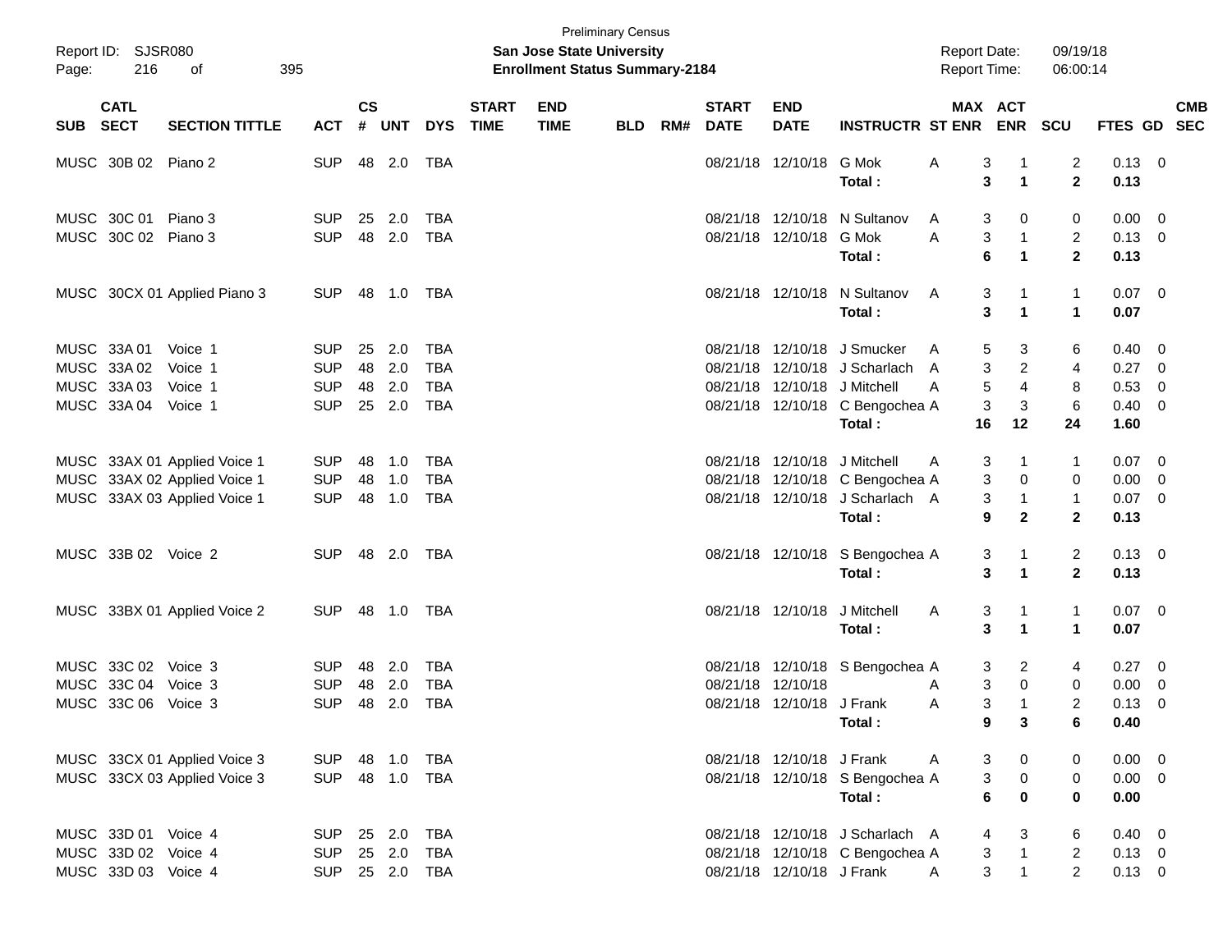Preliminary Census

Report ID: SJSR080

**San Jose State University**

**Enrollment Status Summary-2184**

Report Date: 09/19/18

Report Time: 06:00:14

| SUB | CATL SECT | SECTION TITTLE | ACT | CS # | UNT | DYS | START TIME | END TIME | BLD | RM# | START DATE | END DATE | INSTRUCTR | ST | MAX ENR | ACT ENR | SCU | FTES | GD | CMB SEC |
|---|---|---|---|---|---|---|---|---|---|---|---|---|---|---|---|---|---|---|---|---|
| MUSC | 30B 02 | Piano 2 | SUP | 48 | 2.0 | TBA | | | | | 08/21/18 | 12/10/18 | G Mok | A | 3 | 1 | 2 | 0.13 | 0 | |
| | | | | | | | | | | | | | **Total :** | | **3** | **1** | **2** | **0.13** | | |
| MUSC | 30C 01 | Piano 3 | SUP | 25 | 2.0 | TBA | | | | | 08/21/18 | 12/10/18 | N Sultanov | A | 3 | 0 | 0 | 0.00 | 0 | |
| MUSC | 30C 02 | Piano 3 | SUP | 48 | 2.0 | TBA | | | | | 08/21/18 | 12/10/18 | G Mok | A | 3 | 1 | 2 | 0.13 | 0 | |
| | | | | | | | | | | | | | **Total :** | | **6** | **1** | **2** | **0.13** | | |
| MUSC | 30CX 01 | Applied Piano 3 | SUP | 48 | 1.0 | TBA | | | | | 08/21/18 | 12/10/18 | N Sultanov | A | 3 | 1 | 1 | 0.07 | 0 | |
| | | | | | | | | | | | | | **Total :** | | **3** | **1** | **1** | **0.07** | | |
| MUSC | 33A 01 | Voice 1 | SUP | 25 | 2.0 | TBA | | | | | 08/21/18 | 12/10/18 | J Smucker | A | 5 | 3 | 6 | 0.40 | 0 | |
| MUSC | 33A 02 | Voice 1 | SUP | 48 | 2.0 | TBA | | | | | 08/21/18 | 12/10/18 | J Scharlach | A | 3 | 2 | 4 | 0.27 | 0 | |
| MUSC | 33A 03 | Voice 1 | SUP | 48 | 2.0 | TBA | | | | | 08/21/18 | 12/10/18 | J Mitchell | A | 5 | 4 | 8 | 0.53 | 0 | |
| MUSC | 33A 04 | Voice 1 | SUP | 25 | 2.0 | TBA | | | | | 08/21/18 | 12/10/18 | C Bengochea | A | 3 | 3 | 6 | 0.40 | 0 | |
| | | | | | | | | | | | | | **Total :** | | **16** | **12** | **24** | **1.60** | | |
| MUSC | 33AX 01 | Applied Voice 1 | SUP | 48 | 1.0 | TBA | | | | | 08/21/18 | 12/10/18 | J Mitchell | A | 3 | 1 | 1 | 0.07 | 0 | |
| MUSC | 33AX 02 | Applied Voice 1 | SUP | 48 | 1.0 | TBA | | | | | 08/21/18 | 12/10/18 | C Bengochea | A | 3 | 0 | 0 | 0.00 | 0 | |
| MUSC | 33AX 03 | Applied Voice 1 | SUP | 48 | 1.0 | TBA | | | | | 08/21/18 | 12/10/18 | J Scharlach | A | 3 | 1 | 1 | 0.07 | 0 | |
| | | | | | | | | | | | | | **Total :** | | **9** | **2** | **2** | **0.13** | | |
| MUSC | 33B 02 | Voice 2 | SUP | 48 | 2.0 | TBA | | | | | 08/21/18 | 12/10/18 | S Bengochea | A | 3 | 1 | 2 | 0.13 | 0 | |
| | | | | | | | | | | | | | **Total :** | | **3** | **1** | **2** | **0.13** | | |
| MUSC | 33BX 01 | Applied Voice 2 | SUP | 48 | 1.0 | TBA | | | | | 08/21/18 | 12/10/18 | J Mitchell | A | 3 | 1 | 1 | 0.07 | 0 | |
| | | | | | | | | | | | | | **Total :** | | **3** | **1** | **1** | **0.07** | | |
| MUSC | 33C 02 | Voice 3 | SUP | 48 | 2.0 | TBA | | | | | 08/21/18 | 12/10/18 | S Bengochea | A | 3 | 2 | 4 | 0.27 | 0 | |
| MUSC | 33C 04 | Voice 3 | SUP | 48 | 2.0 | TBA | | | | | 08/21/18 | 12/10/18 | | A | 3 | 0 | 0 | 0.00 | 0 | |
| MUSC | 33C 06 | Voice 3 | SUP | 48 | 2.0 | TBA | | | | | 08/21/18 | 12/10/18 | J Frank | A | 3 | 1 | 2 | 0.13 | 0 | |
| | | | | | | | | | | | | | **Total :** | | **9** | **3** | **6** | **0.40** | | |
| MUSC | 33CX 01 | Applied Voice 3 | SUP | 48 | 1.0 | TBA | | | | | 08/21/18 | 12/10/18 | J Frank | A | 3 | 0 | 0 | 0.00 | 0 | |
| MUSC | 33CX 03 | Applied Voice 3 | SUP | 48 | 1.0 | TBA | | | | | 08/21/18 | 12/10/18 | S Bengochea | A | 3 | 0 | 0 | 0.00 | 0 | |
| | | | | | | | | | | | | | **Total :** | | **6** | **0** | **0** | **0.00** | | |
| MUSC | 33D 01 | Voice 4 | SUP | 25 | 2.0 | TBA | | | | | 08/21/18 | 12/10/18 | J Scharlach | A | 4 | 3 | 6 | 0.40 | 0 | |
| MUSC | 33D 02 | Voice 4 | SUP | 25 | 2.0 | TBA | | | | | 08/21/18 | 12/10/18 | C Bengochea | A | 3 | 1 | 2 | 0.13 | 0 | |
| MUSC | 33D 03 | Voice 4 | SUP | 25 | 2.0 | TBA | | | | | 08/21/18 | 12/10/18 | J Frank | A | 3 | 1 | 2 | 0.13 | 0 | |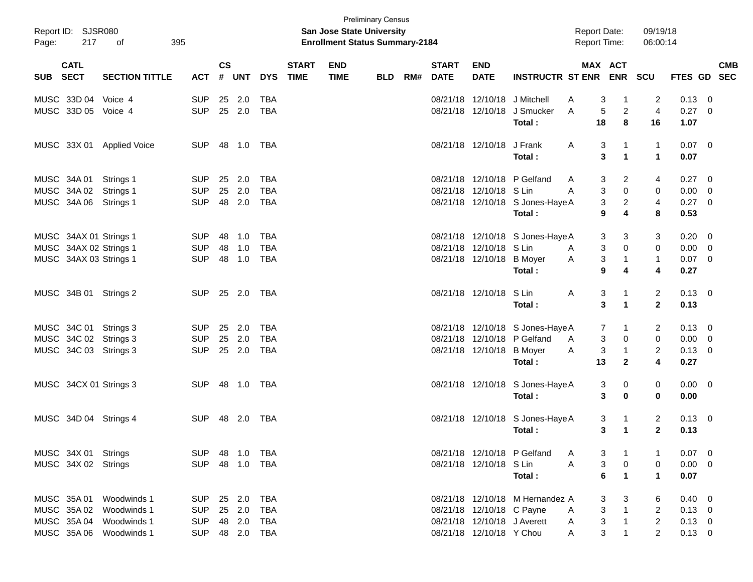Preliminary Census

Report ID: SJSR080 **San Jose State University** Report Date: 09/19/18

Page: 217 of 395 **Enrollment Status Summary-2184** Report Time: 06:00:14

| SUB | CATL SECT | SECTION TITTLE | ACT | CS # | UNT | DYS | START TIME | END TIME | BLD | RM# | START DATE | END DATE | INSTRUCTR | ST | MAX ENR | ACT ENR | SCU | FTES | GD | CMB SEC |
|---|---|---|---|---|---|---|---|---|---|---|---|---|---|---|---|---|---|---|---|---|
| MUSC | 33D 04 | Voice 4 | SUP | 25 | 2.0 | TBA | | | | | 08/21/18 | 12/10/18 | J Mitchell | A | 3 | 1 | 2 | 0.13 | 0 | |
| MUSC | 33D 05 | Voice 4 | SUP | 25 | 2.0 | TBA | | | | | 08/21/18 | 12/10/18 | J Smucker | A | 5 | 2 | 4 | 0.27 | 0 | |
| | | | | | | | | | | | | | **Total :** | | **18** | **8** | **16** | **1.07** | | |
| MUSC | 33X 01 | Applied Voice | SUP | 48 | 1.0 | TBA | | | | | 08/21/18 | 12/10/18 | J Frank | A | 3 | 1 | 1 | 0.07 | 0 | |
| | | | | | | | | | | | | | **Total :** | | **3** | **1** | **1** | **0.07** | | |
| MUSC | 34A 01 | Strings 1 | SUP | 25 | 2.0 | TBA | | | | | 08/21/18 | 12/10/18 | P Gelfand | A | 3 | 2 | 4 | 0.27 | 0 | |
| MUSC | 34A 02 | Strings 1 | SUP | 25 | 2.0 | TBA | | | | | 08/21/18 | 12/10/18 | S Lin | A | 3 | 0 | 0 | 0.00 | 0 | |
| MUSC | 34A 06 | Strings 1 | SUP | 48 | 2.0 | TBA | | | | | 08/21/18 | 12/10/18 | S Jones-Haye | A | 3 | 2 | 4 | 0.27 | 0 | |
| | | | | | | | | | | | | | **Total :** | | **9** | **4** | **8** | **0.53** | | |
| MUSC | 34AX 01 | Strings 1 | SUP | 48 | 1.0 | TBA | | | | | 08/21/18 | 12/10/18 | S Jones-Haye | A | 3 | 3 | 3 | 0.20 | 0 | |
| MUSC | 34AX 02 | Strings 1 | SUP | 48 | 1.0 | TBA | | | | | 08/21/18 | 12/10/18 | S Lin | A | 3 | 0 | 0 | 0.00 | 0 | |
| MUSC | 34AX 03 | Strings 1 | SUP | 48 | 1.0 | TBA | | | | | 08/21/18 | 12/10/18 | B Moyer | A | 3 | 1 | 1 | 0.07 | 0 | |
| | | | | | | | | | | | | | **Total :** | | **9** | **4** | **4** | **0.27** | | |
| MUSC | 34B 01 | Strings 2 | SUP | 25 | 2.0 | TBA | | | | | 08/21/18 | 12/10/18 | S Lin | A | 3 | 1 | 2 | 0.13 | 0 | |
| | | | | | | | | | | | | | **Total :** | | **3** | **1** | **2** | **0.13** | | |
| MUSC | 34C 01 | Strings 3 | SUP | 25 | 2.0 | TBA | | | | | 08/21/18 | 12/10/18 | S Jones-Haye | A | 7 | 1 | 2 | 0.13 | 0 | |
| MUSC | 34C 02 | Strings 3 | SUP | 25 | 2.0 | TBA | | | | | 08/21/18 | 12/10/18 | P Gelfand | A | 3 | 0 | 0 | 0.00 | 0 | |
| MUSC | 34C 03 | Strings 3 | SUP | 25 | 2.0 | TBA | | | | | 08/21/18 | 12/10/18 | B Moyer | A | 3 | 1 | 2 | 0.13 | 0 | |
| | | | | | | | | | | | | | **Total :** | | **13** | **2** | **4** | **0.27** | | |
| MUSC | 34CX 01 | Strings 3 | SUP | 48 | 1.0 | TBA | | | | | 08/21/18 | 12/10/18 | S Jones-Haye | A | 3 | 0 | 0 | 0.00 | 0 | |
| | | | | | | | | | | | | | **Total :** | | **3** | **0** | **0** | **0.00** | | |
| MUSC | 34D 04 | Strings 4 | SUP | 48 | 2.0 | TBA | | | | | 08/21/18 | 12/10/18 | S Jones-Haye | A | 3 | 1 | 2 | 0.13 | 0 | |
| | | | | | | | | | | | | | **Total :** | | **3** | **1** | **2** | **0.13** | | |
| MUSC | 34X 01 | Strings | SUP | 48 | 1.0 | TBA | | | | | 08/21/18 | 12/10/18 | P Gelfand | A | 3 | 1 | 1 | 0.07 | 0 | |
| MUSC | 34X 02 | Strings | SUP | 48 | 1.0 | TBA | | | | | 08/21/18 | 12/10/18 | S Lin | A | 3 | 0 | 0 | 0.00 | 0 | |
| | | | | | | | | | | | | | **Total :** | | **6** | **1** | **1** | **0.07** | | |
| MUSC | 35A 01 | Woodwinds 1 | SUP | 25 | 2.0 | TBA | | | | | 08/21/18 | 12/10/18 | M Hernandez | A | 3 | 3 | 6 | 0.40 | 0 | |
| MUSC | 35A 02 | Woodwinds 1 | SUP | 25 | 2.0 | TBA | | | | | 08/21/18 | 12/10/18 | C Payne | A | 3 | 1 | 2 | 0.13 | 0 | |
| MUSC | 35A 04 | Woodwinds 1 | SUP | 48 | 2.0 | TBA | | | | | 08/21/18 | 12/10/18 | J Averett | A | 3 | 1 | 2 | 0.13 | 0 | |
| MUSC | 35A 06 | Woodwinds 1 | SUP | 48 | 2.0 | TBA | | | | | 08/21/18 | 12/10/18 | Y Chou | A | 3 | 1 | 2 | 0.13 | 0 | |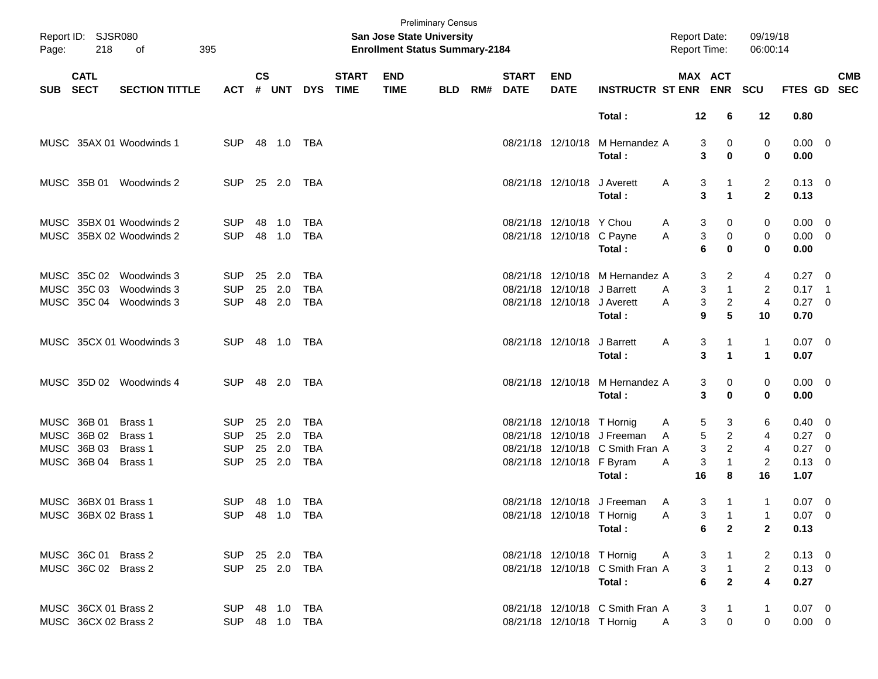Preliminary Census

**San Jose State University**

**Enrollment Status Summary-2184**

Report ID: SJSR080
Page: 218 of 395

Report Date: 09/19/18
Report Time: 06:00:14

| SUB | CATL SECT | SECTION TITTLE | ACT | CS # | UNT | DYS | START TIME | END TIME | BLD | RM# | START DATE | END DATE | INSTRUCTR | ST | MAX ENR | ACT ENR | SCU | FTES | GD | CMB SEC |
|---|---|---|---|---|---|---|---|---|---|---|---|---|---|---|---|---|---|---|---|---|
| | | | | | | | | | | | | | **Total :** | | **12** | **6** | **12** | **0.80** | | |
| MUSC | 35AX 01 | Woodwinds 1 | SUP | 48 | 1.0 | TBA | | | | | 08/21/18 | 12/10/18 | M Hernandez | A | 3 | 0 | 0 | 0.00 | 0 | |
| | | | | | | | | | | | | | **Total :** | | **3** | **0** | **0** | **0.00** | | |
| MUSC | 35B 01 | Woodwinds 2 | SUP | 25 | 2.0 | TBA | | | | | 08/21/18 | 12/10/18 | J Averett | A | 3 | 1 | 2 | 0.13 | 0 | |
| | | | | | | | | | | | | | **Total :** | | **3** | **1** | **2** | **0.13** | | |
| MUSC | 35BX 01 | Woodwinds 2 | SUP | 48 | 1.0 | TBA | | | | | 08/21/18 | 12/10/18 | Y Chou | A | 3 | 0 | 0 | 0.00 | 0 | |
| MUSC | 35BX 02 | Woodwinds 2 | SUP | 48 | 1.0 | TBA | | | | | 08/21/18 | 12/10/18 | C Payne | A | 3 | 0 | 0 | 0.00 | 0 | |
| | | | | | | | | | | | | | **Total :** | | **6** | **0** | **0** | **0.00** | | |
| MUSC | 35C 02 | Woodwinds 3 | SUP | 25 | 2.0 | TBA | | | | | 08/21/18 | 12/10/18 | M Hernandez | A | 3 | 2 | 4 | 0.27 | 0 | |
| MUSC | 35C 03 | Woodwinds 3 | SUP | 25 | 2.0 | TBA | | | | | 08/21/18 | 12/10/18 | J Barrett | A | 3 | 1 | 2 | 0.17 | 1 | |
| MUSC | 35C 04 | Woodwinds 3 | SUP | 48 | 2.0 | TBA | | | | | 08/21/18 | 12/10/18 | J Averett | A | 3 | 2 | 4 | 0.27 | 0 | |
| | | | | | | | | | | | | | **Total :** | | **9** | **5** | **10** | **0.70** | | |
| MUSC | 35CX 01 | Woodwinds 3 | SUP | 48 | 1.0 | TBA | | | | | 08/21/18 | 12/10/18 | J Barrett | A | 3 | 1 | 1 | 0.07 | 0 | |
| | | | | | | | | | | | | | **Total :** | | **3** | **1** | **1** | **0.07** | | |
| MUSC | 35D 02 | Woodwinds 4 | SUP | 48 | 2.0 | TBA | | | | | 08/21/18 | 12/10/18 | M Hernandez | A | 3 | 0 | 0 | 0.00 | 0 | |
| | | | | | | | | | | | | | **Total :** | | **3** | **0** | **0** | **0.00** | | |
| MUSC | 36B 01 | Brass 1 | SUP | 25 | 2.0 | TBA | | | | | 08/21/18 | 12/10/18 | T Hornig | A | 5 | 3 | 6 | 0.40 | 0 | |
| MUSC | 36B 02 | Brass 1 | SUP | 25 | 2.0 | TBA | | | | | 08/21/18 | 12/10/18 | J Freeman | A | 5 | 2 | 4 | 0.27 | 0 | |
| MUSC | 36B 03 | Brass 1 | SUP | 25 | 2.0 | TBA | | | | | 08/21/18 | 12/10/18 | C Smith Fran | A | 3 | 2 | 4 | 0.27 | 0 | |
| MUSC | 36B 04 | Brass 1 | SUP | 25 | 2.0 | TBA | | | | | 08/21/18 | 12/10/18 | F Byram | A | 3 | 1 | 2 | 0.13 | 0 | |
| | | | | | | | | | | | | | **Total :** | | **16** | **8** | **16** | **1.07** | | |
| MUSC | 36BX 01 | Brass 1 | SUP | 48 | 1.0 | TBA | | | | | 08/21/18 | 12/10/18 | J Freeman | A | 3 | 1 | 1 | 0.07 | 0 | |
| MUSC | 36BX 02 | Brass 1 | SUP | 48 | 1.0 | TBA | | | | | 08/21/18 | 12/10/18 | T Hornig | A | 3 | 1 | 1 | 0.07 | 0 | |
| | | | | | | | | | | | | | **Total :** | | **6** | **2** | **2** | **0.13** | | |
| MUSC | 36C 01 | Brass 2 | SUP | 25 | 2.0 | TBA | | | | | 08/21/18 | 12/10/18 | T Hornig | A | 3 | 1 | 2 | 0.13 | 0 | |
| MUSC | 36C 02 | Brass 2 | SUP | 25 | 2.0 | TBA | | | | | 08/21/18 | 12/10/18 | C Smith Fran | A | 3 | 1 | 2 | 0.13 | 0 | |
| | | | | | | | | | | | | | **Total :** | | **6** | **2** | **4** | **0.27** | | |
| MUSC | 36CX 01 | Brass 2 | SUP | 48 | 1.0 | TBA | | | | | 08/21/18 | 12/10/18 | C Smith Fran | A | 3 | 1 | 1 | 0.07 | 0 | |
| MUSC | 36CX 02 | Brass 2 | SUP | 48 | 1.0 | TBA | | | | | 08/21/18 | 12/10/18 | T Hornig | A | 3 | 0 | 0 | 0.00 | 0 | |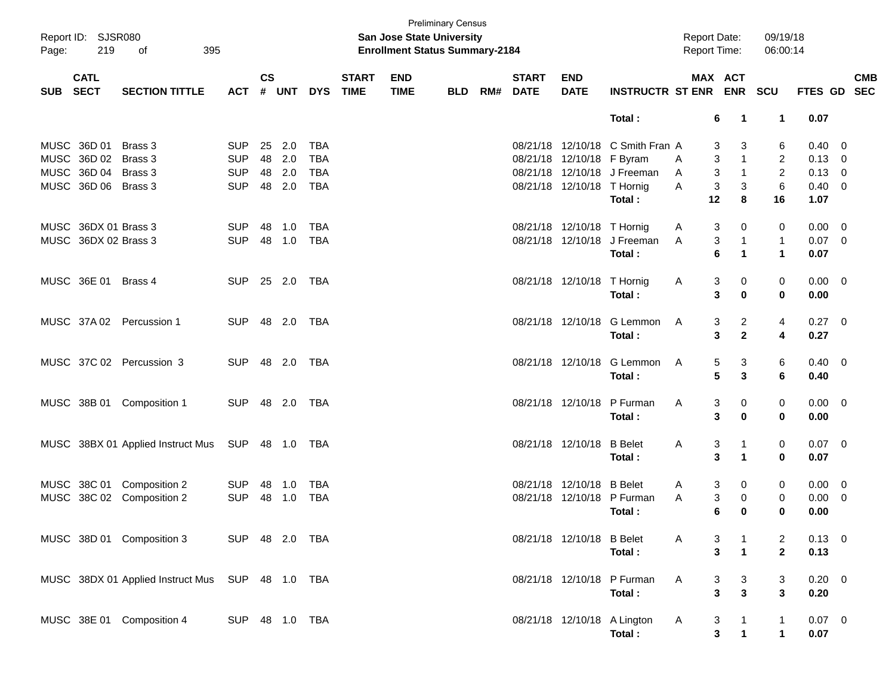Preliminary Census
**San Jose State University**
**Enrollment Status Summary-2184**

Report ID: SJSR080
Report Date: 09/19/18
Report Time: 06:00:14

| SUB | CATL SECT | SECTION TITTLE | ACT | CS # | UNT | DYS | START TIME | END TIME | BLD | RM# | START DATE | END DATE | INSTRUCTR | ST | MAX ENR | ACT ENR | SCU | FTES | GD | CMB SEC |
|---|---|---|---|---|---|---|---|---|---|---|---|---|---|---|---|---|---|---|---|---|
| | | | | | | | | | | | | | **Total :** | | **6** | **1** | **1** | **0.07** | | |
| MUSC | 36D 01 | Brass 3 | SUP | 25 | 2.0 | TBA | | | | | 08/21/18 | 12/10/18 | C Smith Fran | A | 3 | 3 | 6 | 0.40 | 0 | |
| MUSC | 36D 02 | Brass 3 | SUP | 48 | 2.0 | TBA | | | | | 08/21/18 | 12/10/18 | F Byram | A | 3 | 1 | 2 | 0.13 | 0 | |
| MUSC | 36D 04 | Brass 3 | SUP | 48 | 2.0 | TBA | | | | | 08/21/18 | 12/10/18 | J Freeman | A | 3 | 1 | 2 | 0.13 | 0 | |
| MUSC | 36D 06 | Brass 3 | SUP | 48 | 2.0 | TBA | | | | | 08/21/18 | 12/10/18 | T Hornig | A | 3 | 3 | 6 | 0.40 | 0 | |
| | | | | | | | | | | | | | **Total :** | | **12** | **8** | **16** | **1.07** | | |
| MUSC | 36DX 01 | Brass 3 | SUP | 48 | 1.0 | TBA | | | | | 08/21/18 | 12/10/18 | T Hornig | A | 3 | 0 | 0 | 0.00 | 0 | |
| MUSC | 36DX 02 | Brass 3 | SUP | 48 | 1.0 | TBA | | | | | 08/21/18 | 12/10/18 | J Freeman | A | 3 | 1 | 1 | 0.07 | 0 | |
| | | | | | | | | | | | | | **Total :** | | **6** | **1** | **1** | **0.07** | | |
| MUSC | 36E 01 | Brass 4 | SUP | 25 | 2.0 | TBA | | | | | 08/21/18 | 12/10/18 | T Hornig | A | 3 | 0 | 0 | 0.00 | 0 | |
| | | | | | | | | | | | | | **Total :** | | **3** | **0** | **0** | **0.00** | | |
| MUSC | 37A 02 | Percussion 1 | SUP | 48 | 2.0 | TBA | | | | | 08/21/18 | 12/10/18 | G Lemmon | A | 3 | 2 | 4 | 0.27 | 0 | |
| | | | | | | | | | | | | | **Total :** | | **3** | **2** | **4** | **0.27** | | |
| MUSC | 37C 02 | Percussion 3 | SUP | 48 | 2.0 | TBA | | | | | 08/21/18 | 12/10/18 | G Lemmon | A | 5 | 3 | 6 | 0.40 | 0 | |
| | | | | | | | | | | | | | **Total :** | | **5** | **3** | **6** | **0.40** | | |
| MUSC | 38B 01 | Composition 1 | SUP | 48 | 2.0 | TBA | | | | | 08/21/18 | 12/10/18 | P Furman | A | 3 | 0 | 0 | 0.00 | 0 | |
| | | | | | | | | | | | | | **Total :** | | **3** | **0** | **0** | **0.00** | | |
| MUSC | 38BX 01 | Applied Instruct Mus | SUP | 48 | 1.0 | TBA | | | | | 08/21/18 | 12/10/18 | B Belet | A | 3 | 1 | 0 | 0.07 | 0 | |
| | | | | | | | | | | | | | **Total :** | | **3** | **1** | **0** | **0.07** | | |
| MUSC | 38C 01 | Composition 2 | SUP | 48 | 1.0 | TBA | | | | | 08/21/18 | 12/10/18 | B Belet | A | 3 | 0 | 0 | 0.00 | 0 | |
| MUSC | 38C 02 | Composition 2 | SUP | 48 | 1.0 | TBA | | | | | 08/21/18 | 12/10/18 | P Furman | A | 3 | 0 | 0 | 0.00 | 0 | |
| | | | | | | | | | | | | | **Total :** | | **6** | **0** | **0** | **0.00** | | |
| MUSC | 38D 01 | Composition 3 | SUP | 48 | 2.0 | TBA | | | | | 08/21/18 | 12/10/18 | B Belet | A | 3 | 1 | 2 | 0.13 | 0 | |
| | | | | | | | | | | | | | **Total :** | | **3** | **1** | **2** | **0.13** | | |
| MUSC | 38DX 01 | Applied Instruct Mus | SUP | 48 | 1.0 | TBA | | | | | 08/21/18 | 12/10/18 | P Furman | A | 3 | 3 | 3 | 0.20 | 0 | |
| | | | | | | | | | | | | | **Total :** | | **3** | **3** | **3** | **0.20** | | |
| MUSC | 38E 01 | Composition 4 | SUP | 48 | 1.0 | TBA | | | | | 08/21/18 | 12/10/18 | A Lington | A | 3 | 1 | 1 | 0.07 | 0 | |
| | | | | | | | | | | | | | **Total :** | | **3** | **1** | **1** | **0.07** | | |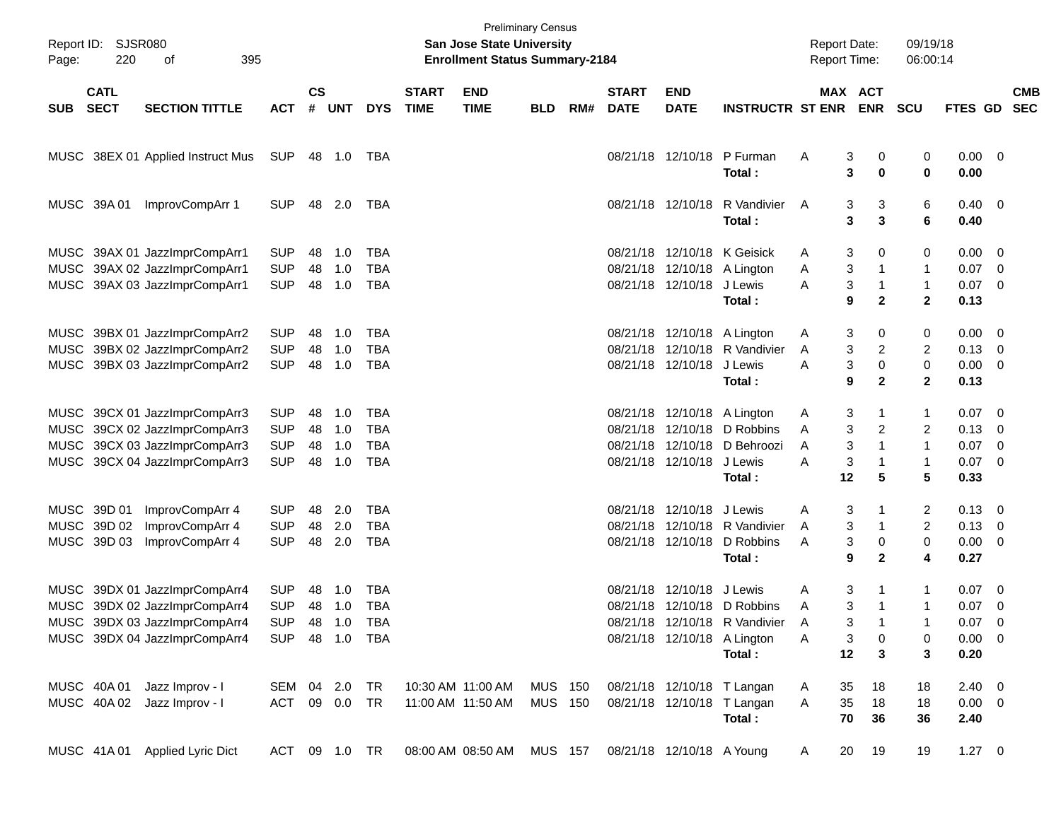Preliminary Census

**San Jose State University**

**Enrollment Status Summary-2184**

Report ID: SJSR080

Report Date: 09/19/18

Report Time: 06:00:14

| SUB | CATL SECT | SECTION TITTLE | ACT | CS # | UNT | DYS | START TIME | END TIME | BLD | RM# | START DATE | END DATE | INSTRUCTR | ST | MAX ENR | ACT ENR | SCU | FTES | GD | CMB SEC |
|---|---|---|---|---|---|---|---|---|---|---|---|---|---|---|---|---|---|---|---|---|
| MUSC | 38EX 01 | Applied Instruct Mus | SUP | 48 | 1.0 | TBA | | | | | 08/21/18 | 12/10/18 | P Furman | A | 3 | 0 | 0 | 0.00 | 0 | |
| | | | | | | | | | | | | | **Total :** | | **3** | **0** | **0** | **0.00** | | |
| MUSC | 39A 01 | ImprovCompArr 1 | SUP | 48 | 2.0 | TBA | | | | | 08/21/18 | 12/10/18 | R Vandivier | A | 3 | 3 | 6 | 0.40 | 0 | |
| | | | | | | | | | | | | | **Total :** | | **3** | **3** | **6** | **0.40** | | |
| MUSC | 39AX 01 | JazzImprCompArr1 | SUP | 48 | 1.0 | TBA | | | | | 08/21/18 | 12/10/18 | K Geisick | A | 3 | 0 | 0 | 0.00 | 0 | |
| MUSC | 39AX 02 | JazzImprCompArr1 | SUP | 48 | 1.0 | TBA | | | | | 08/21/18 | 12/10/18 | A Lington | A | 3 | 1 | 1 | 0.07 | 0 | |
| MUSC | 39AX 03 | JazzImprCompArr1 | SUP | 48 | 1.0 | TBA | | | | | 08/21/18 | 12/10/18 | J Lewis | A | 3 | 1 | 1 | 0.07 | 0 | |
| | | | | | | | | | | | | | **Total :** | | **9** | **2** | **2** | **0.13** | | |
| MUSC | 39BX 01 | JazzImprCompArr2 | SUP | 48 | 1.0 | TBA | | | | | 08/21/18 | 12/10/18 | A Lington | A | 3 | 0 | 0 | 0.00 | 0 | |
| MUSC | 39BX 02 | JazzImprCompArr2 | SUP | 48 | 1.0 | TBA | | | | | 08/21/18 | 12/10/18 | R Vandivier | A | 3 | 2 | 2 | 0.13 | 0 | |
| MUSC | 39BX 03 | JazzImprCompArr2 | SUP | 48 | 1.0 | TBA | | | | | 08/21/18 | 12/10/18 | J Lewis | A | 3 | 0 | 0 | 0.00 | 0 | |
| | | | | | | | | | | | | | **Total :** | | **9** | **2** | **2** | **0.13** | | |
| MUSC | 39CX 01 | JazzImprCompArr3 | SUP | 48 | 1.0 | TBA | | | | | 08/21/18 | 12/10/18 | A Lington | A | 3 | 1 | 1 | 0.07 | 0 | |
| MUSC | 39CX 02 | JazzImprCompArr3 | SUP | 48 | 1.0 | TBA | | | | | 08/21/18 | 12/10/18 | D Robbins | A | 3 | 2 | 2 | 0.13 | 0 | |
| MUSC | 39CX 03 | JazzImprCompArr3 | SUP | 48 | 1.0 | TBA | | | | | 08/21/18 | 12/10/18 | D Behroozi | A | 3 | 1 | 1 | 0.07 | 0 | |
| MUSC | 39CX 04 | JazzImprCompArr3 | SUP | 48 | 1.0 | TBA | | | | | 08/21/18 | 12/10/18 | J Lewis | A | 3 | 1 | 1 | 0.07 | 0 | |
| | | | | | | | | | | | | | **Total :** | | **12** | **5** | **5** | **0.33** | | |
| MUSC | 39D 01 | ImprovCompArr 4 | SUP | 48 | 2.0 | TBA | | | | | 08/21/18 | 12/10/18 | J Lewis | A | 3 | 1 | 2 | 0.13 | 0 | |
| MUSC | 39D 02 | ImprovCompArr 4 | SUP | 48 | 2.0 | TBA | | | | | 08/21/18 | 12/10/18 | R Vandivier | A | 3 | 1 | 2 | 0.13 | 0 | |
| MUSC | 39D 03 | ImprovCompArr 4 | SUP | 48 | 2.0 | TBA | | | | | 08/21/18 | 12/10/18 | D Robbins | A | 3 | 0 | 0 | 0.00 | 0 | |
| | | | | | | | | | | | | | **Total :** | | **9** | **2** | **4** | **0.27** | | |
| MUSC | 39DX 01 | JazzImprCompArr4 | SUP | 48 | 1.0 | TBA | | | | | 08/21/18 | 12/10/18 | J Lewis | A | 3 | 1 | 1 | 0.07 | 0 | |
| MUSC | 39DX 02 | JazzImprCompArr4 | SUP | 48 | 1.0 | TBA | | | | | 08/21/18 | 12/10/18 | D Robbins | A | 3 | 1 | 1 | 0.07 | 0 | |
| MUSC | 39DX 03 | JazzImprCompArr4 | SUP | 48 | 1.0 | TBA | | | | | 08/21/18 | 12/10/18 | R Vandivier | A | 3 | 1 | 1 | 0.07 | 0 | |
| MUSC | 39DX 04 | JazzImprCompArr4 | SUP | 48 | 1.0 | TBA | | | | | 08/21/18 | 12/10/18 | A Lington | A | 3 | 0 | 0 | 0.00 | 0 | |
| | | | | | | | | | | | | | **Total :** | | **12** | **3** | **3** | **0.20** | | |
| MUSC | 40A 01 | Jazz Improv - I | SEM | 04 | 2.0 | TR | 10:30 AM | 11:00 AM | MUS | 150 | 08/21/18 | 12/10/18 | T Langan | A | 35 | 18 | 18 | 2.40 | 0 | |
| MUSC | 40A 02 | Jazz Improv - I | ACT | 09 | 0.0 | TR | 11:00 AM | 11:50 AM | MUS | 150 | 08/21/18 | 12/10/18 | T Langan | A | 35 | 18 | 18 | 0.00 | 0 | |
| | | | | | | | | | | | | | **Total :** | | **70** | **36** | **36** | **2.40** | | |
| MUSC | 41A 01 | Applied Lyric Dict | ACT | 09 | 1.0 | TR | 08:00 AM | 08:50 AM | MUS | 157 | 08/21/18 | 12/10/18 | A Young | A | 20 | 19 | 19 | 1.27 | 0 | |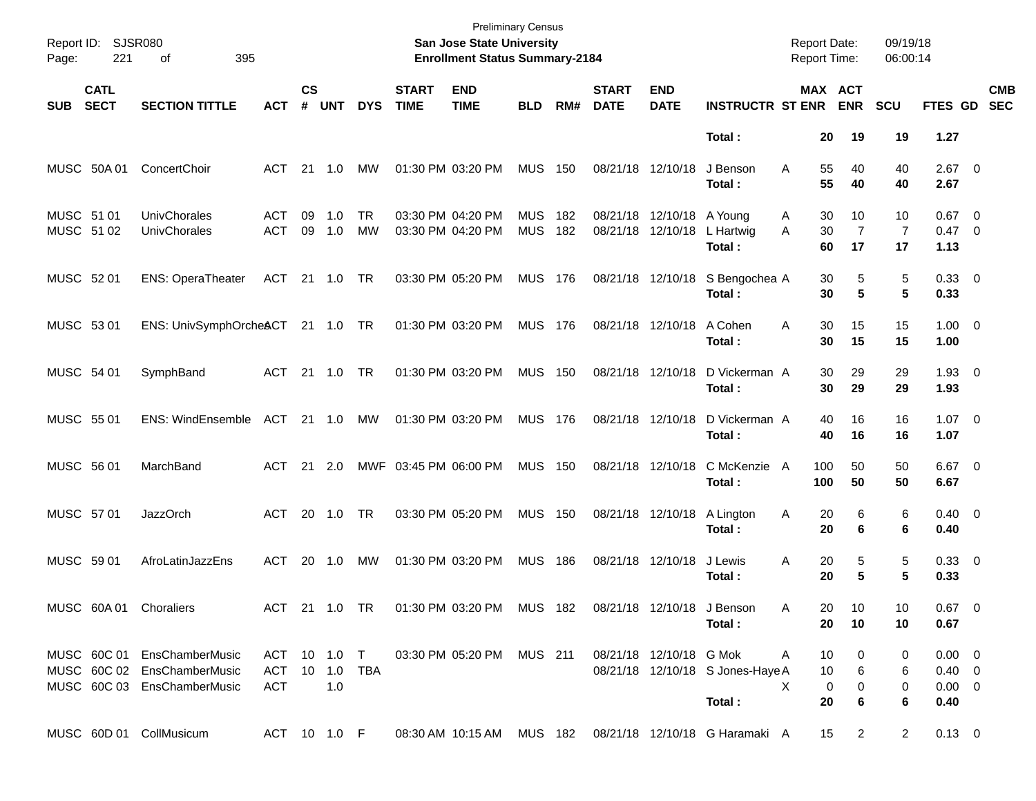Preliminary Census

Report ID: SJSR080 — **San Jose State University** — Report Date: 09/19/18

**Enrollment Status Summary-2184** — Report Time: 06:00:14

| SUB | CATL SECT | SECTION TITTLE | ACT | CS # | UNT | DYS | START TIME | END TIME | BLD | RM# | START DATE | END DATE | INSTRUCTR | ST | MAX ENR | ACT ENR | SCU | FTES | GD | CMB SEC |
|---|---|---|---|---|---|---|---|---|---|---|---|---|---|---|---|---|---|---|---|---|
| | | | | | | | | | | | | | **Total :** | | **20** | **19** | **19** | **1.27** | | |
| MUSC | 50A 01 | ConcertChoir | ACT | 21 | 1.0 | MW | 01:30 PM | 03:20 PM | MUS | 150 | 08/21/18 | 12/10/18 | J Benson | A | 55 | 40 | 40 | 2.67 | 0 | |
| | | | | | | | | | | | | | **Total :** | | **55** | **40** | **40** | **2.67** | | |
| MUSC | 51 01 | UnivChorales | ACT | 09 | 1.0 | TR | 03:30 PM | 04:20 PM | MUS | 182 | 08/21/18 | 12/10/18 | A Young | A | 30 | 10 | 10 | 0.67 | 0 | |
| MUSC | 51 02 | UnivChorales | ACT | 09 | 1.0 | MW | 03:30 PM | 04:20 PM | MUS | 182 | 08/21/18 | 12/10/18 | L Hartwig | A | 30 | 7 | 7 | 0.47 | 0 | |
| | | | | | | | | | | | | | **Total :** | | **60** | **17** | **17** | **1.13** | | |
| MUSC | 52 01 | ENS: OperaTheater | ACT | 21 | 1.0 | TR | 03:30 PM | 05:20 PM | MUS | 176 | 08/21/18 | 12/10/18 | S Bengochea | A | 30 | 5 | 5 | 0.33 | 0 | |
| | | | | | | | | | | | | | **Total :** | | **30** | **5** | **5** | **0.33** | | |
| MUSC | 53 01 | ENS: UnivSymphOrches | ACT | 21 | 1.0 | TR | 01:30 PM | 03:20 PM | MUS | 176 | 08/21/18 | 12/10/18 | A Cohen | A | 30 | 15 | 15 | 1.00 | 0 | |
| | | | | | | | | | | | | | **Total :** | | **30** | **15** | **15** | **1.00** | | |
| MUSC | 54 01 | SymphBand | ACT | 21 | 1.0 | TR | 01:30 PM | 03:20 PM | MUS | 150 | 08/21/18 | 12/10/18 | D Vickerman | A | 30 | 29 | 29 | 1.93 | 0 | |
| | | | | | | | | | | | | | **Total :** | | **30** | **29** | **29** | **1.93** | | |
| MUSC | 55 01 | ENS: WindEnsemble | ACT | 21 | 1.0 | MW | 01:30 PM | 03:20 PM | MUS | 176 | 08/21/18 | 12/10/18 | D Vickerman | A | 40 | 16 | 16 | 1.07 | 0 | |
| | | | | | | | | | | | | | **Total :** | | **40** | **16** | **16** | **1.07** | | |
| MUSC | 56 01 | MarchBand | ACT | 21 | 2.0 | MWF | 03:45 PM | 06:00 PM | MUS | 150 | 08/21/18 | 12/10/18 | C McKenzie | A | 100 | 50 | 50 | 6.67 | 0 | |
| | | | | | | | | | | | | | **Total :** | | **100** | **50** | **50** | **6.67** | | |
| MUSC | 57 01 | JazzOrch | ACT | 20 | 1.0 | TR | 03:30 PM | 05:20 PM | MUS | 150 | 08/21/18 | 12/10/18 | A Lington | A | 20 | 6 | 6 | 0.40 | 0 | |
| | | | | | | | | | | | | | **Total :** | | **20** | **6** | **6** | **0.40** | | |
| MUSC | 59 01 | AfroLatinJazzEns | ACT | 20 | 1.0 | MW | 01:30 PM | 03:20 PM | MUS | 186 | 08/21/18 | 12/10/18 | J Lewis | A | 20 | 5 | 5 | 0.33 | 0 | |
| | | | | | | | | | | | | | **Total :** | | **20** | **5** | **5** | **0.33** | | |
| MUSC | 60A 01 | Choraliers | ACT | 21 | 1.0 | TR | 01:30 PM | 03:20 PM | MUS | 182 | 08/21/18 | 12/10/18 | J Benson | A | 20 | 10 | 10 | 0.67 | 0 | |
| | | | | | | | | | | | | | **Total :** | | **20** | **10** | **10** | **0.67** | | |
| MUSC | 60C 01 | EnsChamberMusic | ACT | 10 | 1.0 | T | 03:30 PM | 05:20 PM | MUS | 211 | 08/21/18 | 12/10/18 | G Mok | A | 10 | 0 | 0 | 0.00 | 0 | |
| MUSC | 60C 02 | EnsChamberMusic | ACT | 10 | 1.0 | TBA | | | | | 08/21/18 | 12/10/18 | S Jones-Haye | A | 10 | 6 | 6 | 0.40 | 0 | |
| MUSC | 60C 03 | EnsChamberMusic | ACT | | 1.0 | | | | | | | | | X | 0 | 0 | 0 | 0.00 | 0 | |
| | | | | | | | | | | | | | **Total :** | | **20** | **6** | **6** | **0.40** | | |
| MUSC | 60D 01 | CollMusicum | ACT | 10 | 1.0 | F | 08:30 AM | 10:15 AM | MUS | 182 | 08/21/18 | 12/10/18 | G Haramaki | A | 15 | 2 | 2 | 0.13 | 0 | |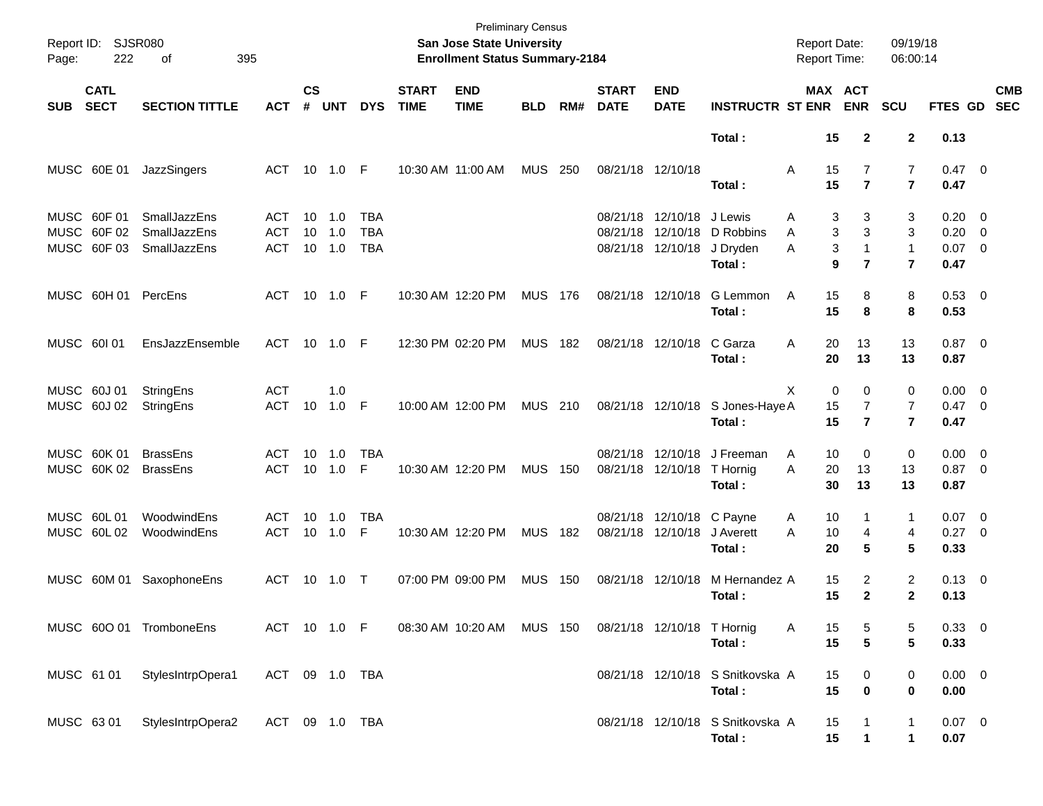Preliminary Census
San Jose State University
Enrollment Status Summary-2184

Report ID: SJSR080
Report Date: 09/19/18
Report Time: 06:00:14

| SUB | CATL SECT | SECTION TITTLE | ACT | CS # | UNT | DYS | START TIME | END TIME | BLD | RM# | START DATE | END DATE | INSTRUCTR | ST | MAX ENR | ACT ENR | SCU | FTES | GD | CMB SEC |
|---|---|---|---|---|---|---|---|---|---|---|---|---|---|---|---|---|---|---|---|---|
| | | | | | | | | | | | | | **Total :** | | **15** | **2** | **2** | **0.13** | | |
| MUSC | 60E 01 | JazzSingers | ACT | 10 | 1.0 | F | 10:30 AM | 11:00 AM | MUS | 250 | 08/21/18 | 12/10/18 | | A | 15 | 7 | 7 | 0.47 | 0 | |
| | | | | | | | | | | | | | **Total :** | | **15** | **7** | **7** | **0.47** | | |
| MUSC | 60F 01 | SmallJazzEns | ACT | 10 | 1.0 | TBA | | | | | 08/21/18 | 12/10/18 | J Lewis | A | 3 | 3 | 3 | 0.20 | 0 | |
| MUSC | 60F 02 | SmallJazzEns | ACT | 10 | 1.0 | TBA | | | | | 08/21/18 | 12/10/18 | D Robbins | A | 3 | 3 | 3 | 0.20 | 0 | |
| MUSC | 60F 03 | SmallJazzEns | ACT | 10 | 1.0 | TBA | | | | | 08/21/18 | 12/10/18 | J Dryden | A | 3 | 1 | 1 | 0.07 | 0 | |
| | | | | | | | | | | | | | **Total :** | | **9** | **7** | **7** | **0.47** | | |
| MUSC | 60H 01 | PercEns | ACT | 10 | 1.0 | F | 10:30 AM | 12:20 PM | MUS | 176 | 08/21/18 | 12/10/18 | G Lemmon | A | 15 | 8 | 8 | 0.53 | 0 | |
| | | | | | | | | | | | | | **Total :** | | **15** | **8** | **8** | **0.53** | | |
| MUSC | 60I 01 | EnsJazzEnsemble | ACT | 10 | 1.0 | F | 12:30 PM | 02:20 PM | MUS | 182 | 08/21/18 | 12/10/18 | C Garza | A | 20 | 13 | 13 | 0.87 | 0 | |
| | | | | | | | | | | | | | **Total :** | | **20** | **13** | **13** | **0.87** | | |
| MUSC | 60J 01 | StringEns | ACT | | 1.0 | | | | | | | | | X | 0 | 0 | 0 | 0.00 | 0 | |
| MUSC | 60J 02 | StringEns | ACT | 10 | 1.0 | F | 10:00 AM | 12:00 PM | MUS | 210 | 08/21/18 | 12/10/18 | S Jones-Haye | A | 15 | 7 | 7 | 0.47 | 0 | |
| | | | | | | | | | | | | | **Total :** | | **15** | **7** | **7** | **0.47** | | |
| MUSC | 60K 01 | BrassEns | ACT | 10 | 1.0 | TBA | | | | | 08/21/18 | 12/10/18 | J Freeman | A | 10 | 0 | 0 | 0.00 | 0 | |
| MUSC | 60K 02 | BrassEns | ACT | 10 | 1.0 | F | 10:30 AM | 12:20 PM | MUS | 150 | 08/21/18 | 12/10/18 | T Hornig | A | 20 | 13 | 13 | 0.87 | 0 | |
| | | | | | | | | | | | | | **Total :** | | **30** | **13** | **13** | **0.87** | | |
| MUSC | 60L 01 | WoodwindEns | ACT | 10 | 1.0 | TBA | | | | | 08/21/18 | 12/10/18 | C Payne | A | 10 | 1 | 1 | 0.07 | 0 | |
| MUSC | 60L 02 | WoodwindEns | ACT | 10 | 1.0 | F | 10:30 AM | 12:20 PM | MUS | 182 | 08/21/18 | 12/10/18 | J Averett | A | 10 | 4 | 4 | 0.27 | 0 | |
| | | | | | | | | | | | | | **Total :** | | **20** | **5** | **5** | **0.33** | | |
| MUSC | 60M 01 | SaxophoneEns | ACT | 10 | 1.0 | T | 07:00 PM | 09:00 PM | MUS | 150 | 08/21/18 | 12/10/18 | M Hernandez | A | 15 | 2 | 2 | 0.13 | 0 | |
| | | | | | | | | | | | | | **Total :** | | **15** | **2** | **2** | **0.13** | | |
| MUSC | 60O 01 | TromboneEns | ACT | 10 | 1.0 | F | 08:30 AM | 10:20 AM | MUS | 150 | 08/21/18 | 12/10/18 | T Hornig | A | 15 | 5 | 5 | 0.33 | 0 | |
| | | | | | | | | | | | | | **Total :** | | **15** | **5** | **5** | **0.33** | | |
| MUSC | 61 01 | StylesIntrpOpera1 | ACT | 09 | 1.0 | TBA | | | | | 08/21/18 | 12/10/18 | S Snitkovska | A | 15 | 0 | 0 | 0.00 | 0 | |
| | | | | | | | | | | | | | **Total :** | | **15** | **0** | **0** | **0.00** | | |
| MUSC | 63 01 | StylesIntrpOpera2 | ACT | 09 | 1.0 | TBA | | | | | 08/21/18 | 12/10/18 | S Snitkovska | A | 15 | 1 | 1 | 0.07 | 0 | |
| | | | | | | | | | | | | | **Total :** | | **15** | **1** | **1** | **0.07** | | |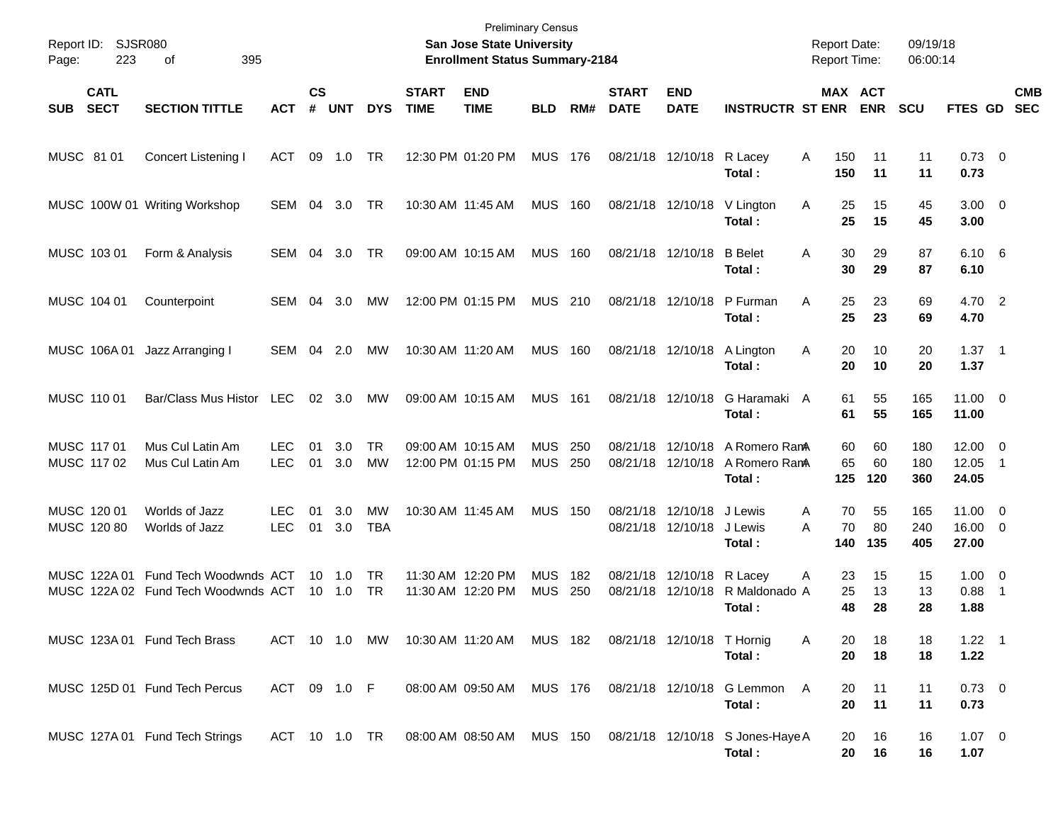Preliminary Census
**San Jose State University**
**Enrollment Status Summary-2184**

Report ID: SJSR080
Report Date: 09/19/18
Report Time: 06:00:14

| SUB | CATL SECT | SECTION TITTLE | ACT | CS # | UNT | DYS | START TIME | END TIME | BLD | RM# | START DATE | END DATE | INSTRUCTR | ST | MAX ENR | ACT ENR | SCU | FTES | GD | CMB SEC |
|---|---|---|---|---|---|---|---|---|---|---|---|---|---|---|---|---|---|---|---|---|
| MUSC | 81 01 | Concert Listening I | ACT | 09 | 1.0 | TR | 12:30 PM | 01:20 PM | MUS | 176 | 08/21/18 | 12/10/18 | R Lacey | A | 150 | 11 | 11 | 0.73 | 0 | |
| | | | | | | | | | | | | | **Total :** | | **150** | **11** | **11** | **0.73** | | |
| MUSC | 100W 01 | Writing Workshop | SEM | 04 | 3.0 | TR | 10:30 AM | 11:45 AM | MUS | 160 | 08/21/18 | 12/10/18 | V Lington | A | 25 | 15 | 45 | 3.00 | 0 | |
| | | | | | | | | | | | | | **Total :** | | **25** | **15** | **45** | **3.00** | | |
| MUSC | 103 01 | Form & Analysis | SEM | 04 | 3.0 | TR | 09:00 AM | 10:15 AM | MUS | 160 | 08/21/18 | 12/10/18 | B Belet | A | 30 | 29 | 87 | 6.10 | 6 | |
| | | | | | | | | | | | | | **Total :** | | **30** | **29** | **87** | **6.10** | | |
| MUSC | 104 01 | Counterpoint | SEM | 04 | 3.0 | MW | 12:00 PM | 01:15 PM | MUS | 210 | 08/21/18 | 12/10/18 | P Furman | A | 25 | 23 | 69 | 4.70 | 2 | |
| | | | | | | | | | | | | | **Total :** | | **25** | **23** | **69** | **4.70** | | |
| MUSC | 106A 01 | Jazz Arranging I | SEM | 04 | 2.0 | MW | 10:30 AM | 11:20 AM | MUS | 160 | 08/21/18 | 12/10/18 | A Lington | A | 20 | 10 | 20 | 1.37 | 1 | |
| | | | | | | | | | | | | | **Total :** | | **20** | **10** | **20** | **1.37** | | |
| MUSC | 110 01 | Bar/Class Mus Histor | LEC | 02 | 3.0 | MW | 09:00 AM | 10:15 AM | MUS | 161 | 08/21/18 | 12/10/18 | G Haramaki | A | 61 | 55 | 165 | 11.00 | 0 | |
| | | | | | | | | | | | | | **Total :** | | **61** | **55** | **165** | **11.00** | | |
| MUSC | 117 01 | Mus Cul Latin Am | LEC | 01 | 3.0 | TR | 09:00 AM | 10:15 AM | MUS | 250 | 08/21/18 | 12/10/18 | A Romero Ram | A | 60 | 60 | 180 | 12.00 | 0 | |
| MUSC | 117 02 | Mus Cul Latin Am | LEC | 01 | 3.0 | MW | 12:00 PM | 01:15 PM | MUS | 250 | 08/21/18 | 12/10/18 | A Romero Ram | A | 65 | 60 | 180 | 12.05 | 1 | |
| | | | | | | | | | | | | | **Total :** | | **125** | **120** | **360** | **24.05** | | |
| MUSC | 120 01 | Worlds of Jazz | LEC | 01 | 3.0 | MW | 10:30 AM | 11:45 AM | MUS | 150 | 08/21/18 | 12/10/18 | J Lewis | A | 70 | 55 | 165 | 11.00 | 0 | |
| MUSC | 120 80 | Worlds of Jazz | LEC | 01 | 3.0 | TBA | | | | | 08/21/18 | 12/10/18 | J Lewis | A | 70 | 80 | 240 | 16.00 | 0 | |
| | | | | | | | | | | | | | **Total :** | | **140** | **135** | **405** | **27.00** | | |
| MUSC | 122A 01 | Fund Tech Woodwnds | ACT | 10 | 1.0 | TR | 11:30 AM | 12:20 PM | MUS | 182 | 08/21/18 | 12/10/18 | R Lacey | A | 23 | 15 | 15 | 1.00 | 0 | |
| MUSC | 122A 02 | Fund Tech Woodwnds | ACT | 10 | 1.0 | TR | 11:30 AM | 12:20 PM | MUS | 250 | 08/21/18 | 12/10/18 | R Maldonado | A | 25 | 13 | 13 | 0.88 | 1 | |
| | | | | | | | | | | | | | **Total :** | | **48** | **28** | **28** | **1.88** | | |
| MUSC | 123A 01 | Fund Tech Brass | ACT | 10 | 1.0 | MW | 10:30 AM | 11:20 AM | MUS | 182 | 08/21/18 | 12/10/18 | T Hornig | A | 20 | 18 | 18 | 1.22 | 1 | |
| | | | | | | | | | | | | | **Total :** | | **20** | **18** | **18** | **1.22** | | |
| MUSC | 125D 01 | Fund Tech Percus | ACT | 09 | 1.0 | F | 08:00 AM | 09:50 AM | MUS | 176 | 08/21/18 | 12/10/18 | G Lemmon | A | 20 | 11 | 11 | 0.73 | 0 | |
| | | | | | | | | | | | | | **Total :** | | **20** | **11** | **11** | **0.73** | | |
| MUSC | 127A 01 | Fund Tech Strings | ACT | 10 | 1.0 | TR | 08:00 AM | 08:50 AM | MUS | 150 | 08/21/18 | 12/10/18 | S Jones-Haye | A | 20 | 16 | 16 | 1.07 | 0 | |
| | | | | | | | | | | | | | **Total :** | | **20** | **16** | **16** | **1.07** | | |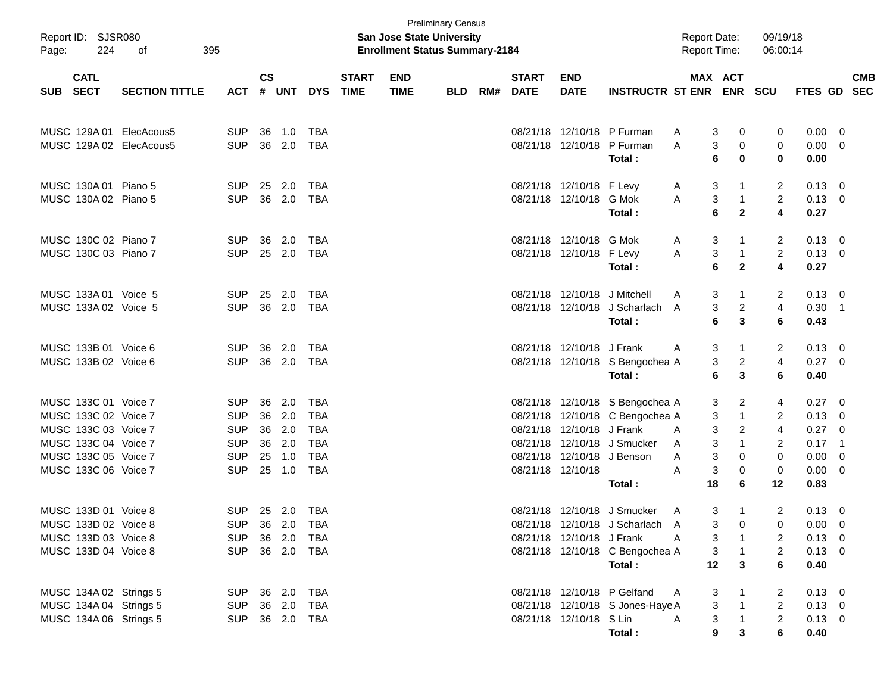Preliminary Census

**San Jose State University**

**Enrollment Status Summary-2184**

Report ID: SJSR080
Report Date: 09/19/18
Report Time: 06:00:14

| SUB | CATL SECT | SECTION TITTLE | ACT | CS # | UNT | DYS | START TIME | END TIME | BLD | RM# | START DATE | END DATE | INSTRUCTR | ST | MAX ENR | ACT ENR | SCU | FTES | GD | CMB SEC |
|---|---|---|---|---|---|---|---|---|---|---|---|---|---|---|---|---|---|---|---|---|
| MUSC | 129A 01 | ElecAcous5 | SUP | 36 | 1.0 | TBA | | | | | 08/21/18 | 12/10/18 | P Furman | A | 3 | 0 | 0 | 0.00 | 0 | |
| MUSC | 129A 02 | ElecAcous5 | SUP | 36 | 2.0 | TBA | | | | | 08/21/18 | 12/10/18 | P Furman | A | 3 | 0 | 0 | 0.00 | 0 | |
| | | | | | | | | | | | | | **Total :** | | **6** | **0** | **0** | **0.00** | | |
| MUSC | 130A 01 | Piano 5 | SUP | 25 | 2.0 | TBA | | | | | 08/21/18 | 12/10/18 | F Levy | A | 3 | 1 | 2 | 0.13 | 0 | |
| MUSC | 130A 02 | Piano 5 | SUP | 36 | 2.0 | TBA | | | | | 08/21/18 | 12/10/18 | G Mok | A | 3 | 1 | 2 | 0.13 | 0 | |
| | | | | | | | | | | | | | **Total :** | | **6** | **2** | **4** | **0.27** | | |
| MUSC | 130C 02 | Piano 7 | SUP | 36 | 2.0 | TBA | | | | | 08/21/18 | 12/10/18 | G Mok | A | 3 | 1 | 2 | 0.13 | 0 | |
| MUSC | 130C 03 | Piano 7 | SUP | 25 | 2.0 | TBA | | | | | 08/21/18 | 12/10/18 | F Levy | A | 3 | 1 | 2 | 0.13 | 0 | |
| | | | | | | | | | | | | | **Total :** | | **6** | **2** | **4** | **0.27** | | |
| MUSC | 133A 01 | Voice 5 | SUP | 25 | 2.0 | TBA | | | | | 08/21/18 | 12/10/18 | J Mitchell | A | 3 | 1 | 2 | 0.13 | 0 | |
| MUSC | 133A 02 | Voice 5 | SUP | 36 | 2.0 | TBA | | | | | 08/21/18 | 12/10/18 | J Scharlach | A | 3 | 2 | 4 | 0.30 | 1 | |
| | | | | | | | | | | | | | **Total :** | | **6** | **3** | **6** | **0.43** | | |
| MUSC | 133B 01 | Voice 6 | SUP | 36 | 2.0 | TBA | | | | | 08/21/18 | 12/10/18 | J Frank | A | 3 | 1 | 2 | 0.13 | 0 | |
| MUSC | 133B 02 | Voice 6 | SUP | 36 | 2.0 | TBA | | | | | 08/21/18 | 12/10/18 | S Bengochea | A | 3 | 2 | 4 | 0.27 | 0 | |
| | | | | | | | | | | | | | **Total :** | | **6** | **3** | **6** | **0.40** | | |
| MUSC | 133C 01 | Voice 7 | SUP | 36 | 2.0 | TBA | | | | | 08/21/18 | 12/10/18 | S Bengochea | A | 3 | 2 | 4 | 0.27 | 0 | |
| MUSC | 133C 02 | Voice 7 | SUP | 36 | 2.0 | TBA | | | | | 08/21/18 | 12/10/18 | C Bengochea | A | 3 | 1 | 2 | 0.13 | 0 | |
| MUSC | 133C 03 | Voice 7 | SUP | 36 | 2.0 | TBA | | | | | 08/21/18 | 12/10/18 | J Frank | A | 3 | 2 | 4 | 0.27 | 0 | |
| MUSC | 133C 04 | Voice 7 | SUP | 36 | 2.0 | TBA | | | | | 08/21/18 | 12/10/18 | J Smucker | A | 3 | 1 | 2 | 0.17 | 1 | |
| MUSC | 133C 05 | Voice 7 | SUP | 25 | 1.0 | TBA | | | | | 08/21/18 | 12/10/18 | J Benson | A | 3 | 0 | 0 | 0.00 | 0 | |
| MUSC | 133C 06 | Voice 7 | SUP | 25 | 1.0 | TBA | | | | | 08/21/18 | 12/10/18 | | A | 3 | 0 | 0 | 0.00 | 0 | |
| | | | | | | | | | | | | | **Total :** | | **18** | **6** | **12** | **0.83** | | |
| MUSC | 133D 01 | Voice 8 | SUP | 25 | 2.0 | TBA | | | | | 08/21/18 | 12/10/18 | J Smucker | A | 3 | 1 | 2 | 0.13 | 0 | |
| MUSC | 133D 02 | Voice 8 | SUP | 36 | 2.0 | TBA | | | | | 08/21/18 | 12/10/18 | J Scharlach | A | 3 | 0 | 0 | 0.00 | 0 | |
| MUSC | 133D 03 | Voice 8 | SUP | 36 | 2.0 | TBA | | | | | 08/21/18 | 12/10/18 | J Frank | A | 3 | 1 | 2 | 0.13 | 0 | |
| MUSC | 133D 04 | Voice 8 | SUP | 36 | 2.0 | TBA | | | | | 08/21/18 | 12/10/18 | C Bengochea | A | 3 | 1 | 2 | 0.13 | 0 | |
| | | | | | | | | | | | | | **Total :** | | **12** | **3** | **6** | **0.40** | | |
| MUSC | 134A 02 | Strings 5 | SUP | 36 | 2.0 | TBA | | | | | 08/21/18 | 12/10/18 | P Gelfand | A | 3 | 1 | 2 | 0.13 | 0 | |
| MUSC | 134A 04 | Strings 5 | SUP | 36 | 2.0 | TBA | | | | | 08/21/18 | 12/10/18 | S Jones-Haye | A | 3 | 1 | 2 | 0.13 | 0 | |
| MUSC | 134A 06 | Strings 5 | SUP | 36 | 2.0 | TBA | | | | | 08/21/18 | 12/10/18 | S Lin | A | 3 | 1 | 2 | 0.13 | 0 | |
| | | | | | | | | | | | | | **Total :** | | **9** | **3** | **6** | **0.40** | | |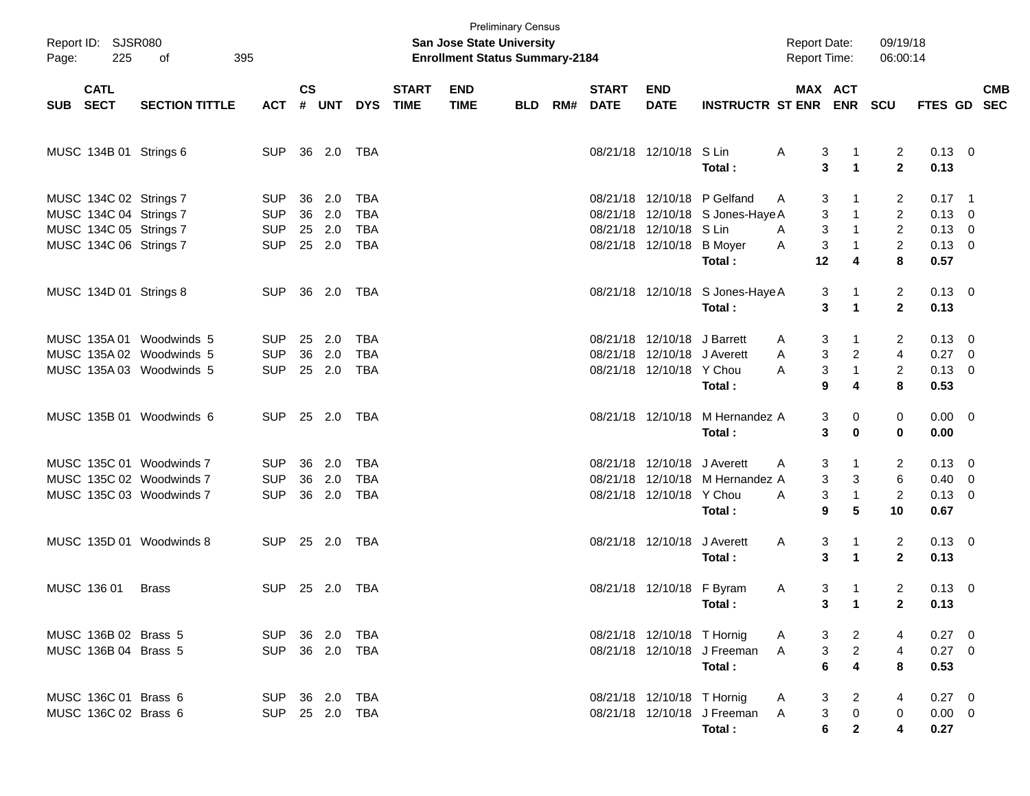Preliminary Census

**San Jose State University**

**Enrollment Status Summary-2184**

Report ID: SJSR080

Report Date: 09/19/18

Report Time: 06:00:14

| SUB | CATL SECT | SECTION TITTLE | ACT | CS # | UNT | DYS | START TIME | END TIME | BLD | RM# | START DATE | END DATE | INSTRUCTR | ST | MAX ENR | ACT ENR | SCU | FTES | GD | CMB SEC |
|---|---|---|---|---|---|---|---|---|---|---|---|---|---|---|---|---|---|---|---|---|
| MUSC | 134B 01 | Strings 6 | SUP | 36 | 2.0 | TBA | | | | | 08/21/18 | 12/10/18 | S Lin | A | 3 | 1 | 2 | 0.13 | 0 | |
| | | | | | | | | | | | | | **Total :** | | **3** | **1** | **2** | **0.13** | | |
| MUSC | 134C 02 | Strings 7 | SUP | 36 | 2.0 | TBA | | | | | 08/21/18 | 12/10/18 | P Gelfand | A | 3 | 1 | 2 | 0.17 | 1 | |
| MUSC | 134C 04 | Strings 7 | SUP | 36 | 2.0 | TBA | | | | | 08/21/18 | 12/10/18 | S Jones-Haye | A | 3 | 1 | 2 | 0.13 | 0 | |
| MUSC | 134C 05 | Strings 7 | SUP | 25 | 2.0 | TBA | | | | | 08/21/18 | 12/10/18 | S Lin | A | 3 | 1 | 2 | 0.13 | 0 | |
| MUSC | 134C 06 | Strings 7 | SUP | 25 | 2.0 | TBA | | | | | 08/21/18 | 12/10/18 | B Moyer | A | 3 | 1 | 2 | 0.13 | 0 | |
| | | | | | | | | | | | | | **Total :** | | **12** | **4** | **8** | **0.57** | | |
| MUSC | 134D 01 | Strings 8 | SUP | 36 | 2.0 | TBA | | | | | 08/21/18 | 12/10/18 | S Jones-Haye | A | 3 | 1 | 2 | 0.13 | 0 | |
| | | | | | | | | | | | | | **Total :** | | **3** | **1** | **2** | **0.13** | | |
| MUSC | 135A 01 | Woodwinds 5 | SUP | 25 | 2.0 | TBA | | | | | 08/21/18 | 12/10/18 | J Barrett | A | 3 | 1 | 2 | 0.13 | 0 | |
| MUSC | 135A 02 | Woodwinds 5 | SUP | 36 | 2.0 | TBA | | | | | 08/21/18 | 12/10/18 | J Averett | A | 3 | 2 | 4 | 0.27 | 0 | |
| MUSC | 135A 03 | Woodwinds 5 | SUP | 25 | 2.0 | TBA | | | | | 08/21/18 | 12/10/18 | Y Chou | A | 3 | 1 | 2 | 0.13 | 0 | |
| | | | | | | | | | | | | | **Total :** | | **9** | **4** | **8** | **0.53** | | |
| MUSC | 135B 01 | Woodwinds 6 | SUP | 25 | 2.0 | TBA | | | | | 08/21/18 | 12/10/18 | M Hernandez | A | 3 | 0 | 0 | 0.00 | 0 | |
| | | | | | | | | | | | | | **Total :** | | **3** | **0** | **0** | **0.00** | | |
| MUSC | 135C 01 | Woodwinds 7 | SUP | 36 | 2.0 | TBA | | | | | 08/21/18 | 12/10/18 | J Averett | A | 3 | 1 | 2 | 0.13 | 0 | |
| MUSC | 135C 02 | Woodwinds 7 | SUP | 36 | 2.0 | TBA | | | | | 08/21/18 | 12/10/18 | M Hernandez | A | 3 | 3 | 6 | 0.40 | 0 | |
| MUSC | 135C 03 | Woodwinds 7 | SUP | 36 | 2.0 | TBA | | | | | 08/21/18 | 12/10/18 | Y Chou | A | 3 | 1 | 2 | 0.13 | 0 | |
| | | | | | | | | | | | | | **Total :** | | **9** | **5** | **10** | **0.67** | | |
| MUSC | 135D 01 | Woodwinds 8 | SUP | 25 | 2.0 | TBA | | | | | 08/21/18 | 12/10/18 | J Averett | A | 3 | 1 | 2 | 0.13 | 0 | |
| | | | | | | | | | | | | | **Total :** | | **3** | **1** | **2** | **0.13** | | |
| MUSC | 136 01 | Brass | SUP | 25 | 2.0 | TBA | | | | | 08/21/18 | 12/10/18 | F Byram | A | 3 | 1 | 2 | 0.13 | 0 | |
| | | | | | | | | | | | | | **Total :** | | **3** | **1** | **2** | **0.13** | | |
| MUSC | 136B 02 | Brass 5 | SUP | 36 | 2.0 | TBA | | | | | 08/21/18 | 12/10/18 | T Hornig | A | 3 | 2 | 4 | 0.27 | 0 | |
| MUSC | 136B 04 | Brass 5 | SUP | 36 | 2.0 | TBA | | | | | 08/21/18 | 12/10/18 | J Freeman | A | 3 | 2 | 4 | 0.27 | 0 | |
| | | | | | | | | | | | | | **Total :** | | **6** | **4** | **8** | **0.53** | | |
| MUSC | 136C 01 | Brass 6 | SUP | 36 | 2.0 | TBA | | | | | 08/21/18 | 12/10/18 | T Hornig | A | 3 | 2 | 4 | 0.27 | 0 | |
| MUSC | 136C 02 | Brass 6 | SUP | 25 | 2.0 | TBA | | | | | 08/21/18 | 12/10/18 | J Freeman | A | 3 | 0 | 0 | 0.00 | 0 | |
| | | | | | | | | | | | | | **Total :** | | **6** | **2** | **4** | **0.27** | | |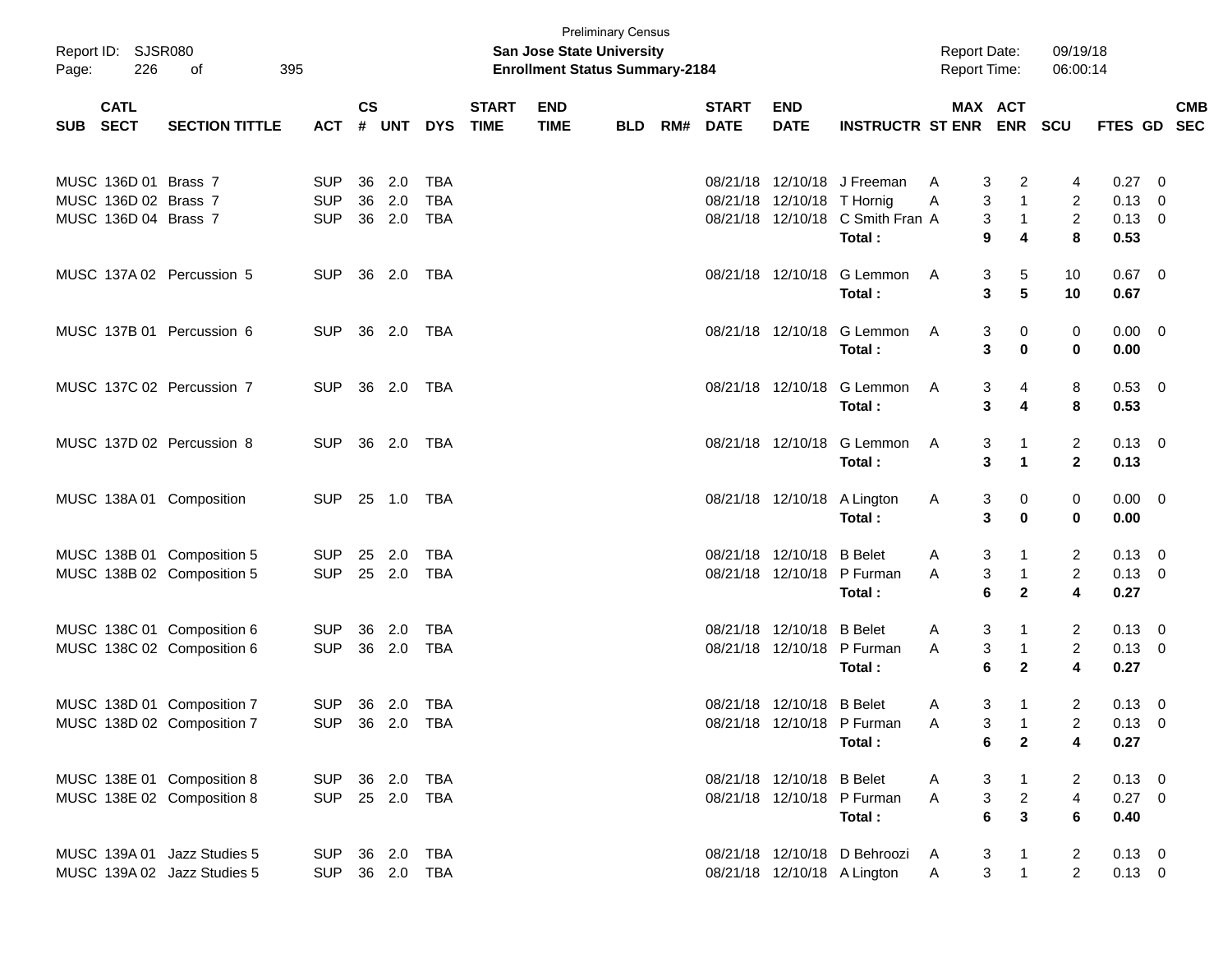Preliminary Census

**San Jose State University**

**Enrollment Status Summary-2184**

Report ID: SJSR080

Report Date: 09/19/18

Report Time: 06:00:14

| SUB | CATL SECT | SECTION TITTLE | ACT | CS # | UNT | DYS | START TIME | END TIME | BLD | RM# | START DATE | END DATE | INSTRUCTR | ST | MAX ENR | ACT ENR | SCU | FTES | GD | CMB SEC |
|---|---|---|---|---|---|---|---|---|---|---|---|---|---|---|---|---|---|---|---|---|
| MUSC | 136D 01 | Brass 7 | SUP | 36 | 2.0 | TBA | | | | | 08/21/18 | 12/10/18 | J Freeman | A | 3 | 2 | 4 | 0.27 | 0 | |
| MUSC | 136D 02 | Brass 7 | SUP | 36 | 2.0 | TBA | | | | | 08/21/18 | 12/10/18 | T Hornig | A | 3 | 1 | 2 | 0.13 | 0 | |
| MUSC | 136D 04 | Brass 7 | SUP | 36 | 2.0 | TBA | | | | | 08/21/18 | 12/10/18 | C Smith Fran | A | 3 | 1 | 2 | 0.13 | 0 | |
| | | | | | | | | | | | | | **Total :** | | **9** | **4** | **8** | **0.53** | | |
| MUSC | 137A 02 | Percussion 5 | SUP | 36 | 2.0 | TBA | | | | | 08/21/18 | 12/10/18 | G Lemmon | A | 3 | 5 | 10 | 0.67 | 0 | |
| | | | | | | | | | | | | | **Total :** | | **3** | **5** | **10** | **0.67** | | |
| MUSC | 137B 01 | Percussion 6 | SUP | 36 | 2.0 | TBA | | | | | 08/21/18 | 12/10/18 | G Lemmon | A | 3 | 0 | 0 | 0.00 | 0 | |
| | | | | | | | | | | | | | **Total :** | | **3** | **0** | **0** | **0.00** | | |
| MUSC | 137C 02 | Percussion 7 | SUP | 36 | 2.0 | TBA | | | | | 08/21/18 | 12/10/18 | G Lemmon | A | 3 | 4 | 8 | 0.53 | 0 | |
| | | | | | | | | | | | | | **Total :** | | **3** | **4** | **8** | **0.53** | | |
| MUSC | 137D 02 | Percussion 8 | SUP | 36 | 2.0 | TBA | | | | | 08/21/18 | 12/10/18 | G Lemmon | A | 3 | 1 | 2 | 0.13 | 0 | |
| | | | | | | | | | | | | | **Total :** | | **3** | **1** | **2** | **0.13** | | |
| MUSC | 138A 01 | Composition | SUP | 25 | 1.0 | TBA | | | | | 08/21/18 | 12/10/18 | A Lington | A | 3 | 0 | 0 | 0.00 | 0 | |
| | | | | | | | | | | | | | **Total :** | | **3** | **0** | **0** | **0.00** | | |
| MUSC | 138B 01 | Composition 5 | SUP | 25 | 2.0 | TBA | | | | | 08/21/18 | 12/10/18 | B Belet | A | 3 | 1 | 2 | 0.13 | 0 | |
| MUSC | 138B 02 | Composition 5 | SUP | 25 | 2.0 | TBA | | | | | 08/21/18 | 12/10/18 | P Furman | A | 3 | 1 | 2 | 0.13 | 0 | |
| | | | | | | | | | | | | | **Total :** | | **6** | **2** | **4** | **0.27** | | |
| MUSC | 138C 01 | Composition 6 | SUP | 36 | 2.0 | TBA | | | | | 08/21/18 | 12/10/18 | B Belet | A | 3 | 1 | 2 | 0.13 | 0 | |
| MUSC | 138C 02 | Composition 6 | SUP | 36 | 2.0 | TBA | | | | | 08/21/18 | 12/10/18 | P Furman | A | 3 | 1 | 2 | 0.13 | 0 | |
| | | | | | | | | | | | | | **Total :** | | **6** | **2** | **4** | **0.27** | | |
| MUSC | 138D 01 | Composition 7 | SUP | 36 | 2.0 | TBA | | | | | 08/21/18 | 12/10/18 | B Belet | A | 3 | 1 | 2 | 0.13 | 0 | |
| MUSC | 138D 02 | Composition 7 | SUP | 36 | 2.0 | TBA | | | | | 08/21/18 | 12/10/18 | P Furman | A | 3 | 1 | 2 | 0.13 | 0 | |
| | | | | | | | | | | | | | **Total :** | | **6** | **2** | **4** | **0.27** | | |
| MUSC | 138E 01 | Composition 8 | SUP | 36 | 2.0 | TBA | | | | | 08/21/18 | 12/10/18 | B Belet | A | 3 | 1 | 2 | 0.13 | 0 | |
| MUSC | 138E 02 | Composition 8 | SUP | 25 | 2.0 | TBA | | | | | 08/21/18 | 12/10/18 | P Furman | A | 3 | 2 | 4 | 0.27 | 0 | |
| | | | | | | | | | | | | | **Total :** | | **6** | **3** | **6** | **0.40** | | |
| MUSC | 139A 01 | Jazz Studies 5 | SUP | 36 | 2.0 | TBA | | | | | 08/21/18 | 12/10/18 | D Behroozi | A | 3 | 1 | 2 | 0.13 | 0 | |
| MUSC | 139A 02 | Jazz Studies 5 | SUP | 36 | 2.0 | TBA | | | | | 08/21/18 | 12/10/18 | A Lington | A | 3 | 1 | 2 | 0.13 | 0 | |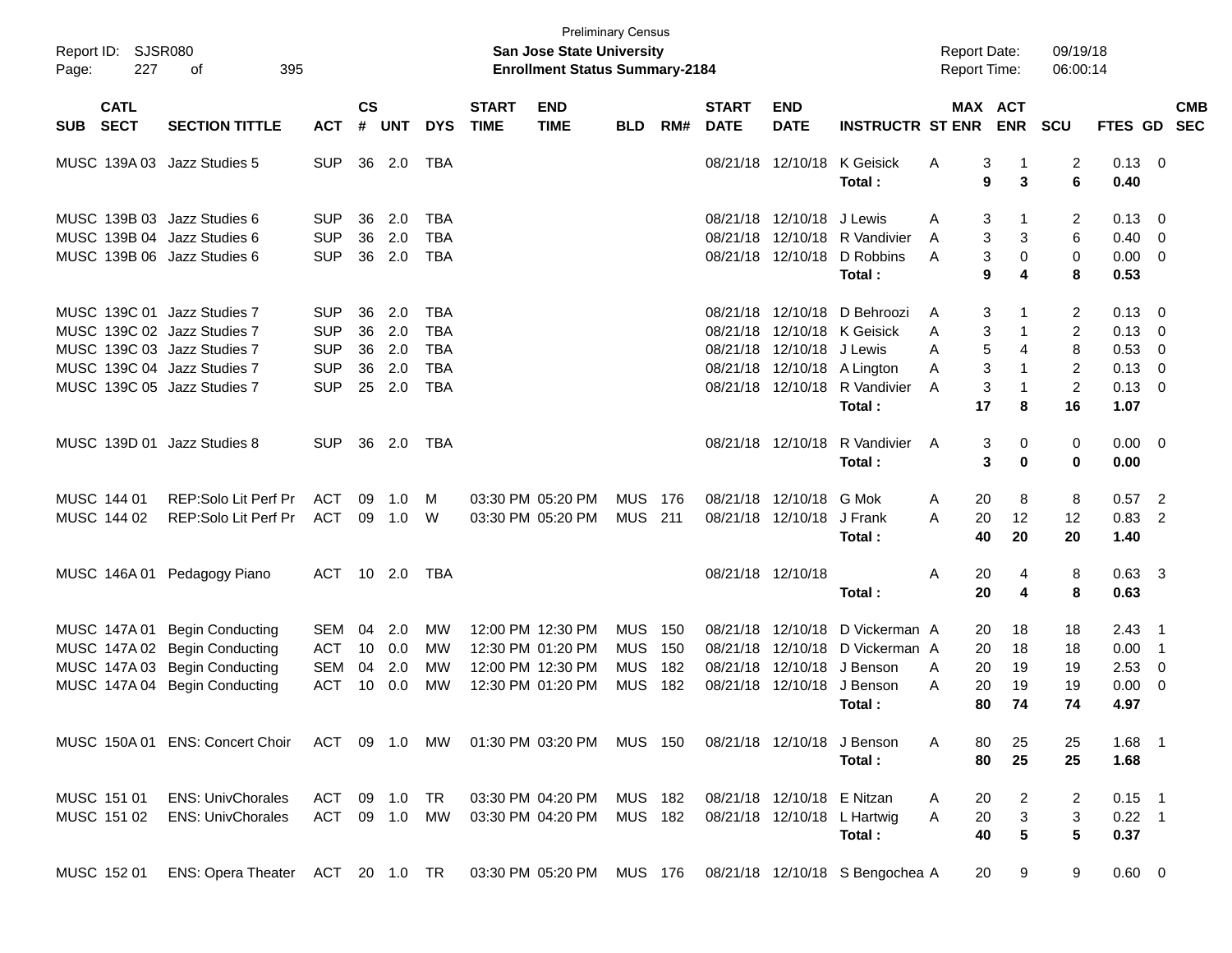Preliminary Census

Report ID: SJSR080

**San Jose State University**

**Enrollment Status Summary-2184**

Report Date: 09/19/18
Report Time: 06:00:14

| SUB | CATL SECT | SECTION TITTLE | ACT | CS # | UNT | DYS | START TIME | END TIME | BLD | RM# | START DATE | END DATE | INSTRUCTR | ST | MAX ENR | ACT ENR | SCU | FTES | GD | CMB SEC |
|---|---|---|---|---|---|---|---|---|---|---|---|---|---|---|---|---|---|---|---|---|
| MUSC | 139A 03 | Jazz Studies 5 | SUP | 36 | 2.0 | TBA | | | | | 08/21/18 | 12/10/18 | K Geisick | A | 3 | 1 | 2 | 0.13 | 0 | |
| | | | | | | | | | | | | | **Total :** | | **9** | **3** | **6** | **0.40** | | |
| MUSC | 139B 03 | Jazz Studies 6 | SUP | 36 | 2.0 | TBA | | | | | 08/21/18 | 12/10/18 | J Lewis | A | 3 | 1 | 2 | 0.13 | 0 | |
| MUSC | 139B 04 | Jazz Studies 6 | SUP | 36 | 2.0 | TBA | | | | | 08/21/18 | 12/10/18 | R Vandivier | A | 3 | 3 | 6 | 0.40 | 0 | |
| MUSC | 139B 06 | Jazz Studies 6 | SUP | 36 | 2.0 | TBA | | | | | 08/21/18 | 12/10/18 | D Robbins | A | 3 | 0 | 0 | 0.00 | 0 | |
| | | | | | | | | | | | | | **Total :** | | **9** | **4** | **8** | **0.53** | | |
| MUSC | 139C 01 | Jazz Studies 7 | SUP | 36 | 2.0 | TBA | | | | | 08/21/18 | 12/10/18 | D Behroozi | A | 3 | 1 | 2 | 0.13 | 0 | |
| MUSC | 139C 02 | Jazz Studies 7 | SUP | 36 | 2.0 | TBA | | | | | 08/21/18 | 12/10/18 | K Geisick | A | 3 | 1 | 2 | 0.13 | 0 | |
| MUSC | 139C 03 | Jazz Studies 7 | SUP | 36 | 2.0 | TBA | | | | | 08/21/18 | 12/10/18 | J Lewis | A | 5 | 4 | 8 | 0.53 | 0 | |
| MUSC | 139C 04 | Jazz Studies 7 | SUP | 36 | 2.0 | TBA | | | | | 08/21/18 | 12/10/18 | A Lington | A | 3 | 1 | 2 | 0.13 | 0 | |
| MUSC | 139C 05 | Jazz Studies 7 | SUP | 25 | 2.0 | TBA | | | | | 08/21/18 | 12/10/18 | R Vandivier | A | 3 | 1 | 2 | 0.13 | 0 | |
| | | | | | | | | | | | | | **Total :** | | **17** | **8** | **16** | **1.07** | | |
| MUSC | 139D 01 | Jazz Studies 8 | SUP | 36 | 2.0 | TBA | | | | | 08/21/18 | 12/10/18 | R Vandivier | A | 3 | 0 | 0 | 0.00 | 0 | |
| | | | | | | | | | | | | | **Total :** | | **3** | **0** | **0** | **0.00** | | |
| MUSC | 144 01 | REP:Solo Lit Perf Pr | ACT | 09 | 1.0 | M | 03:30 PM | 05:20 PM | MUS | 176 | 08/21/18 | 12/10/18 | G Mok | A | 20 | 8 | 8 | 0.57 | 2 | |
| MUSC | 144 02 | REP:Solo Lit Perf Pr | ACT | 09 | 1.0 | W | 03:30 PM | 05:20 PM | MUS | 211 | 08/21/18 | 12/10/18 | J Frank | A | 20 | 12 | 12 | 0.83 | 2 | |
| | | | | | | | | | | | | | **Total :** | | **40** | **20** | **20** | **1.40** | | |
| MUSC | 146A 01 | Pedagogy Piano | ACT | 10 | 2.0 | TBA | | | | | 08/21/18 | 12/10/18 | | A | 20 | 4 | 8 | 0.63 | 3 | |
| | | | | | | | | | | | | | **Total :** | | **20** | **4** | **8** | **0.63** | | |
| MUSC | 147A 01 | Begin Conducting | SEM | 04 | 2.0 | MW | 12:00 PM | 12:30 PM | MUS | 150 | 08/21/18 | 12/10/18 | D Vickerman | A | 20 | 18 | 18 | 2.43 | 1 | |
| MUSC | 147A 02 | Begin Conducting | ACT | 10 | 0.0 | MW | 12:30 PM | 01:20 PM | MUS | 150 | 08/21/18 | 12/10/18 | D Vickerman | A | 20 | 18 | 18 | 0.00 | 1 | |
| MUSC | 147A 03 | Begin Conducting | SEM | 04 | 2.0 | MW | 12:00 PM | 12:30 PM | MUS | 182 | 08/21/18 | 12/10/18 | J Benson | A | 20 | 19 | 19 | 2.53 | 0 | |
| MUSC | 147A 04 | Begin Conducting | ACT | 10 | 0.0 | MW | 12:30 PM | 01:20 PM | MUS | 182 | 08/21/18 | 12/10/18 | J Benson | A | 20 | 19 | 19 | 0.00 | 0 | |
| | | | | | | | | | | | | | **Total :** | | **80** | **74** | **74** | **4.97** | | |
| MUSC | 150A 01 | ENS: Concert Choir | ACT | 09 | 1.0 | MW | 01:30 PM | 03:20 PM | MUS | 150 | 08/21/18 | 12/10/18 | J Benson | A | 80 | 25 | 25 | 1.68 | 1 | |
| | | | | | | | | | | | | | **Total :** | | **80** | **25** | **25** | **1.68** | | |
| MUSC | 151 01 | ENS: UnivChorales | ACT | 09 | 1.0 | TR | 03:30 PM | 04:20 PM | MUS | 182 | 08/21/18 | 12/10/18 | E Nitzan | A | 20 | 2 | 2 | 0.15 | 1 | |
| MUSC | 151 02 | ENS: UnivChorales | ACT | 09 | 1.0 | MW | 03:30 PM | 04:20 PM | MUS | 182 | 08/21/18 | 12/10/18 | L Hartwig | A | 20 | 3 | 3 | 0.22 | 1 | |
| | | | | | | | | | | | | | **Total :** | | **40** | **5** | **5** | **0.37** | | |
| MUSC | 152 01 | ENS: Opera Theater | ACT | 20 | 1.0 | TR | 03:30 PM | 05:20 PM | MUS | 176 | 08/21/18 | 12/10/18 | S Bengochea | A | 20 | 9 | 9 | 0.60 | 0 | |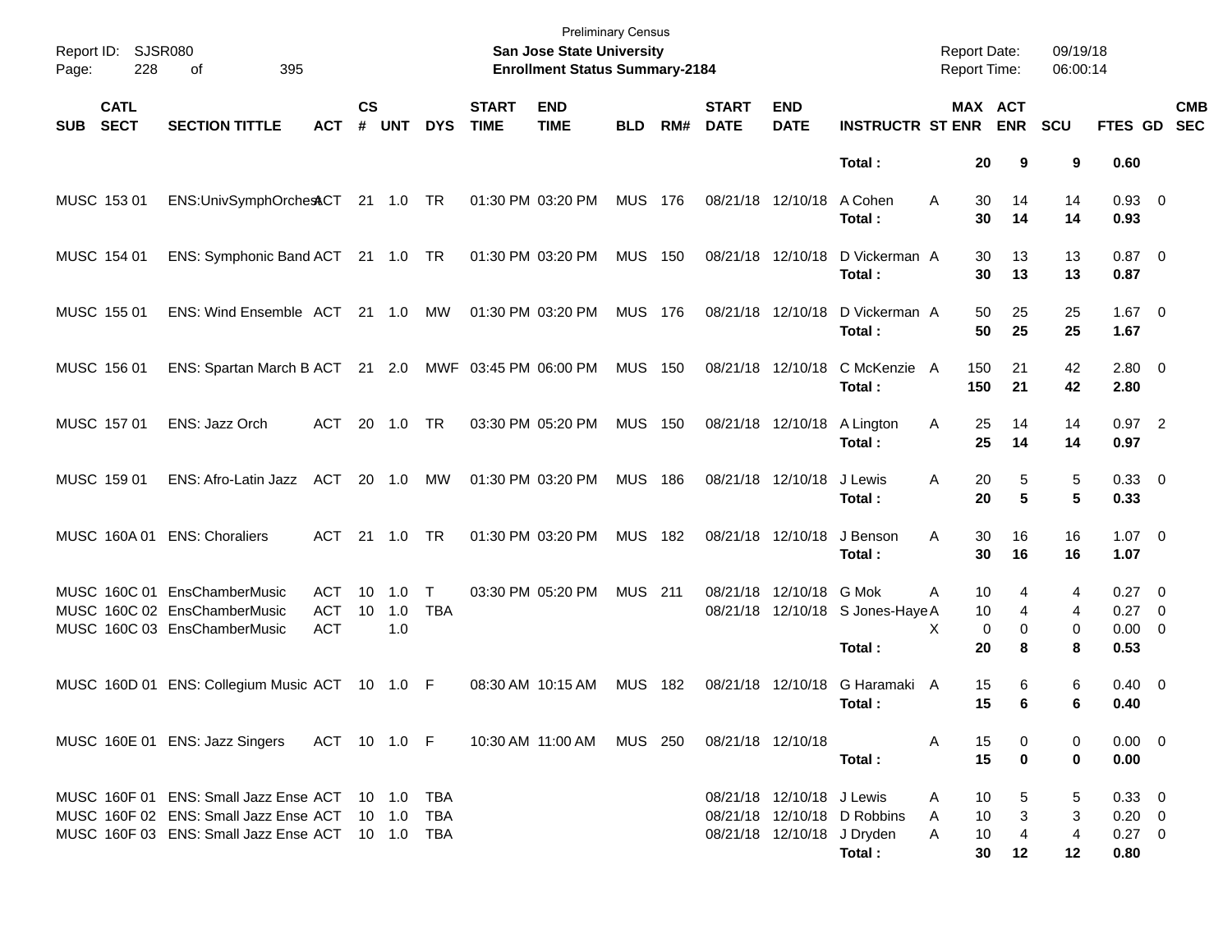Preliminary Census
**San Jose State University**
**Enrollment Status Summary-2184**

Report ID: SJSR080
Report Date: 09/19/18
Report Time: 06:00:14

| SUB | CATL SECT | SECTION TITTLE | ACT | CS # | UNT | DYS | START TIME | END TIME | BLD | RM# | START DATE | END DATE | INSTRUCTR | ST | MAX ENR | ACT ENR | SCU | FTES | GD | CMB SEC |
|---|---|---|---|---|---|---|---|---|---|---|---|---|---|---|---|---|---|---|---|---|
| | | | | | | | | | | | | | **Total :** | | **20** | **9** | **9** | **0.60** | | |
| MUSC | 153 01 | ENS:UnivSymphOrchestACT | | 21 | 1.0 | TR | 01:30 PM | 03:20 PM | MUS | 176 | 08/21/18 | 12/10/18 | A Cohen | A | 30 | 14 | 14 | 0.93 | 0 | |
| | | | | | | | | | | | | | **Total :** | | **30** | **14** | **14** | **0.93** | | |
| MUSC | 154 01 | ENS: Symphonic Band | ACT | 21 | 1.0 | TR | 01:30 PM | 03:20 PM | MUS | 150 | 08/21/18 | 12/10/18 | D Vickerman | A | 30 | 13 | 13 | 0.87 | 0 | |
| | | | | | | | | | | | | | **Total :** | | **30** | **13** | **13** | **0.87** | | |
| MUSC | 155 01 | ENS: Wind Ensemble | ACT | 21 | 1.0 | MW | 01:30 PM | 03:20 PM | MUS | 176 | 08/21/18 | 12/10/18 | D Vickerman | A | 50 | 25 | 25 | 1.67 | 0 | |
| | | | | | | | | | | | | | **Total :** | | **50** | **25** | **25** | **1.67** | | |
| MUSC | 156 01 | ENS: Spartan March B | ACT | 21 | 2.0 | MWF | 03:45 PM | 06:00 PM | MUS | 150 | 08/21/18 | 12/10/18 | C McKenzie | A | 150 | 21 | 42 | 2.80 | 0 | |
| | | | | | | | | | | | | | **Total :** | | **150** | **21** | **42** | **2.80** | | |
| MUSC | 157 01 | ENS: Jazz Orch | ACT | 20 | 1.0 | TR | 03:30 PM | 05:20 PM | MUS | 150 | 08/21/18 | 12/10/18 | A Lington | A | 25 | 14 | 14 | 0.97 | 2 | |
| | | | | | | | | | | | | | **Total :** | | **25** | **14** | **14** | **0.97** | | |
| MUSC | 159 01 | ENS: Afro-Latin Jazz | ACT | 20 | 1.0 | MW | 01:30 PM | 03:20 PM | MUS | 186 | 08/21/18 | 12/10/18 | J Lewis | A | 20 | 5 | 5 | 0.33 | 0 | |
| | | | | | | | | | | | | | **Total :** | | **20** | **5** | **5** | **0.33** | | |
| MUSC | 160A 01 | ENS: Choraliers | ACT | 21 | 1.0 | TR | 01:30 PM | 03:20 PM | MUS | 182 | 08/21/18 | 12/10/18 | J Benson | A | 30 | 16 | 16 | 1.07 | 0 | |
| | | | | | | | | | | | | | **Total :** | | **30** | **16** | **16** | **1.07** | | |
| MUSC | 160C 01 | EnsChamberMusic | ACT | 10 | 1.0 | T | 03:30 PM | 05:20 PM | MUS | 211 | 08/21/18 | 12/10/18 | G Mok | A | 10 | 4 | 4 | 0.27 | 0 | |
| MUSC | 160C 02 | EnsChamberMusic | ACT | 10 | 1.0 | TBA | | | | | 08/21/18 | 12/10/18 | S Jones-Haye | A | 10 | 4 | 4 | 0.27 | 0 | |
| MUSC | 160C 03 | EnsChamberMusic | ACT | | 1.0 | | | | | | | | | X | 0 | 0 | 0 | 0.00 | 0 | |
| | | | | | | | | | | | | | **Total :** | | **20** | **8** | **8** | **0.53** | | |
| MUSC | 160D 01 | ENS: Collegium Music | ACT | 10 | 1.0 | F | 08:30 AM | 10:15 AM | MUS | 182 | 08/21/18 | 12/10/18 | G Haramaki | A | 15 | 6 | 6 | 0.40 | 0 | |
| | | | | | | | | | | | | | **Total :** | | **15** | **6** | **6** | **0.40** | | |
| MUSC | 160E 01 | ENS: Jazz Singers | ACT | 10 | 1.0 | F | 10:30 AM | 11:00 AM | MUS | 250 | 08/21/18 | 12/10/18 | | A | 15 | 0 | 0 | 0.00 | 0 | |
| | | | | | | | | | | | | | **Total :** | | **15** | **0** | **0** | **0.00** | | |
| MUSC | 160F 01 | ENS: Small Jazz Ense | ACT | 10 | 1.0 | TBA | | | | | 08/21/18 | 12/10/18 | J Lewis | A | 10 | 5 | 5 | 0.33 | 0 | |
| MUSC | 160F 02 | ENS: Small Jazz Ense | ACT | 10 | 1.0 | TBA | | | | | 08/21/18 | 12/10/18 | D Robbins | A | 10 | 3 | 3 | 0.20 | 0 | |
| MUSC | 160F 03 | ENS: Small Jazz Ense | ACT | 10 | 1.0 | TBA | | | | | 08/21/18 | 12/10/18 | J Dryden | A | 10 | 4 | 4 | 0.27 | 0 | |
| | | | | | | | | | | | | | **Total :** | | **30** | **12** | **12** | **0.80** | | |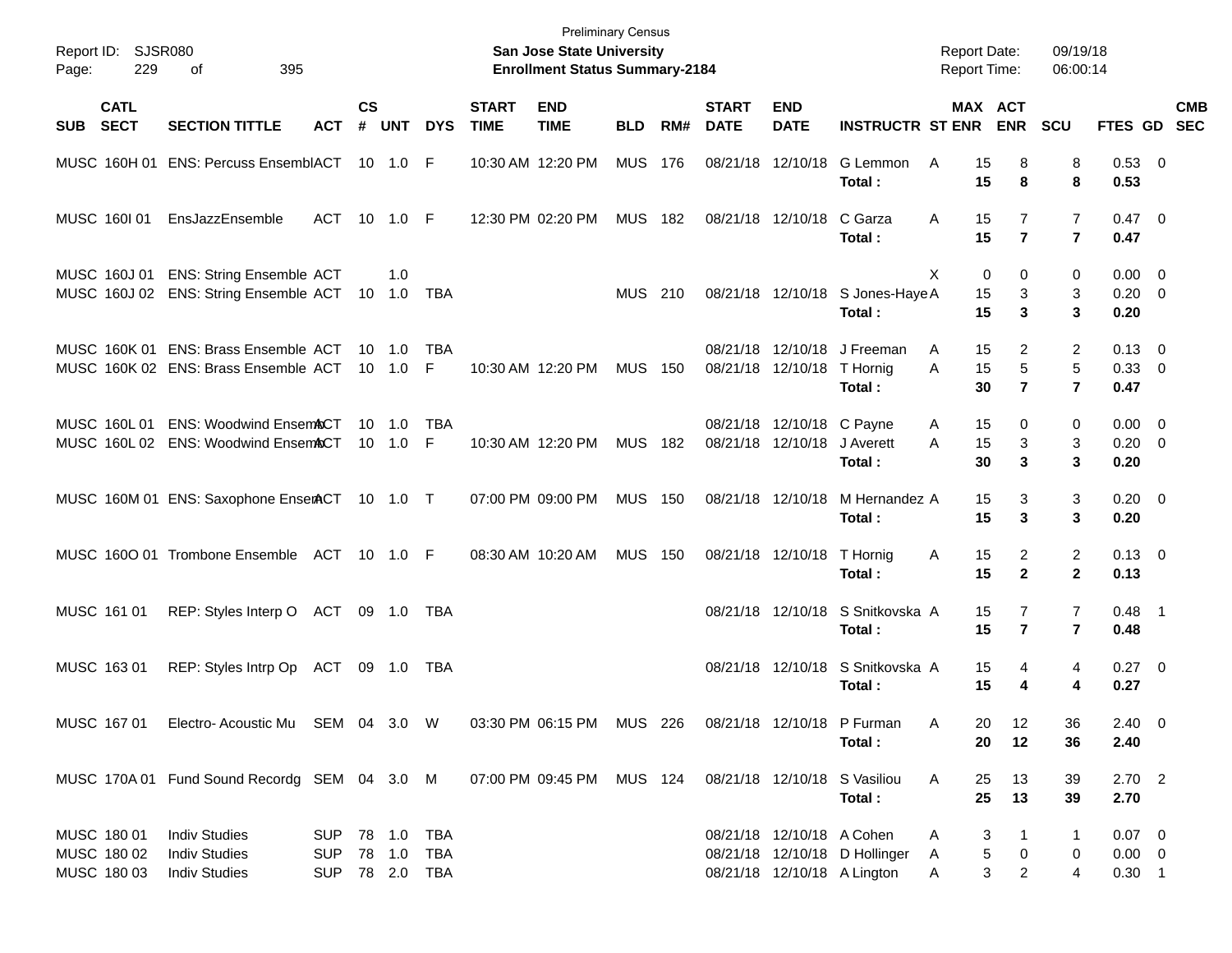Preliminary Census
**San Jose State University**
**Enrollment Status Summary-2184**

Report ID: SJSR080
Report Date: 09/19/18
Report Time: 06:00:14

| SUB | CATL SECT | SECTION TITTLE | ACT | CS # | UNT | DYS | START TIME | END TIME | BLD | RM# | START DATE | END DATE | INSTRUCTR | ST | MAX ENR | ACT ENR | SCU | FTES | GD | CMB SEC |
|---|---|---|---|---|---|---|---|---|---|---|---|---|---|---|---|---|---|---|---|---|
| MUSC | 160H 01 | ENS: Percuss Ensembl | ACT | 10 | 1.0 | F | 10:30 AM | 12:20 PM | MUS | 176 | 08/21/18 | 12/10/18 | G Lemmon | A | 15 | 8 | 8 | 0.53 | 0 | |
| | | | | | | | | | | | | | **Total :** | | **15** | **8** | **8** | **0.53** | | |
| MUSC | 160I 01 | EnsJazzEnsemble | ACT | 10 | 1.0 | F | 12:30 PM | 02:20 PM | MUS | 182 | 08/21/18 | 12/10/18 | C Garza | A | 15 | 7 | 7 | 0.47 | 0 | |
| | | | | | | | | | | | | | **Total :** | | **15** | **7** | **7** | **0.47** | | |
| MUSC | 160J 01 | ENS: String Ensemble | ACT | | 1.0 | | | | | | | | | X | 0 | 0 | 0 | 0.00 | 0 | |
| MUSC | 160J 02 | ENS: String Ensemble | ACT | 10 | 1.0 | TBA | | | MUS | 210 | 08/21/18 | 12/10/18 | S Jones-Haye | A | 15 | 3 | 3 | 0.20 | 0 | |
| | | | | | | | | | | | | | **Total :** | | **15** | **3** | **3** | **0.20** | | |
| MUSC | 160K 01 | ENS: Brass Ensemble | ACT | 10 | 1.0 | TBA | | | | | 08/21/18 | 12/10/18 | J Freeman | A | 15 | 2 | 2 | 0.13 | 0 | |
| MUSC | 160K 02 | ENS: Brass Ensemble | ACT | 10 | 1.0 | F | 10:30 AM | 12:20 PM | MUS | 150 | 08/21/18 | 12/10/18 | T Hornig | A | 15 | 5 | 5 | 0.33 | 0 | |
| | | | | | | | | | | | | | **Total :** | | **30** | **7** | **7** | **0.47** | | |
| MUSC | 160L 01 | ENS: Woodwind Ensem | ACT | 10 | 1.0 | TBA | | | | | 08/21/18 | 12/10/18 | C Payne | A | 15 | 0 | 0 | 0.00 | 0 | |
| MUSC | 160L 02 | ENS: Woodwind Ensem | ACT | 10 | 1.0 | F | 10:30 AM | 12:20 PM | MUS | 182 | 08/21/18 | 12/10/18 | J Averett | A | 15 | 3 | 3 | 0.20 | 0 | |
| | | | | | | | | | | | | | **Total :** | | **30** | **3** | **3** | **0.20** | | |
| MUSC | 160M 01 | ENS: Saxophone Ensem | ACT | 10 | 1.0 | T | 07:00 PM | 09:00 PM | MUS | 150 | 08/21/18 | 12/10/18 | M Hernandez | A | 15 | 3 | 3 | 0.20 | 0 | |
| | | | | | | | | | | | | | **Total :** | | **15** | **3** | **3** | **0.20** | | |
| MUSC | 160O 01 | Trombone Ensemble | ACT | 10 | 1.0 | F | 08:30 AM | 10:20 AM | MUS | 150 | 08/21/18 | 12/10/18 | T Hornig | A | 15 | 2 | 2 | 0.13 | 0 | |
| | | | | | | | | | | | | | **Total :** | | **15** | **2** | **2** | **0.13** | | |
| MUSC | 161 01 | REP: Styles Interp O | ACT | 09 | 1.0 | TBA | | | | | 08/21/18 | 12/10/18 | S Snitkovska | A | 15 | 7 | 7 | 0.48 | 1 | |
| | | | | | | | | | | | | | **Total :** | | **15** | **7** | **7** | **0.48** | | |
| MUSC | 163 01 | REP: Styles Intrp Op | ACT | 09 | 1.0 | TBA | | | | | 08/21/18 | 12/10/18 | S Snitkovska | A | 15 | 4 | 4 | 0.27 | 0 | |
| | | | | | | | | | | | | | **Total :** | | **15** | **4** | **4** | **0.27** | | |
| MUSC | 167 01 | Electro- Acoustic Mu | SEM | 04 | 3.0 | W | 03:30 PM | 06:15 PM | MUS | 226 | 08/21/18 | 12/10/18 | P Furman | A | 20 | 12 | 36 | 2.40 | 0 | |
| | | | | | | | | | | | | | **Total :** | | **20** | **12** | **36** | **2.40** | | |
| MUSC | 170A 01 | Fund Sound Recordg | SEM | 04 | 3.0 | M | 07:00 PM | 09:45 PM | MUS | 124 | 08/21/18 | 12/10/18 | S Vasiliou | A | 25 | 13 | 39 | 2.70 | 2 | |
| | | | | | | | | | | | | | **Total :** | | **25** | **13** | **39** | **2.70** | | |
| MUSC | 180 01 | Indiv Studies | SUP | 78 | 1.0 | TBA | | | | | 08/21/18 | 12/10/18 | A Cohen | A | 3 | 1 | 1 | 0.07 | 0 | |
| MUSC | 180 02 | Indiv Studies | SUP | 78 | 1.0 | TBA | | | | | 08/21/18 | 12/10/18 | D Hollinger | A | 5 | 0 | 0 | 0.00 | 0 | |
| MUSC | 180 03 | Indiv Studies | SUP | 78 | 2.0 | TBA | | | | | 08/21/18 | 12/10/18 | A Lington | A | 3 | 2 | 4 | 0.30 | 1 | |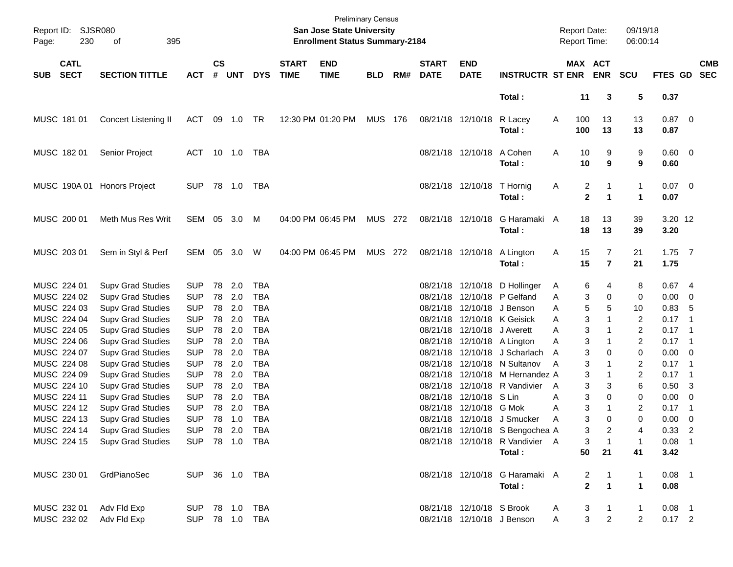Preliminary Census

**San Jose State University**

**Enrollment Status Summary-2184**

Report ID: SJSR080
Report Date: 09/19/18
Report Time: 06:00:14

| SUB | CATL SECT | SECTION TITTLE | ACT | CS # | UNT | DYS | START TIME | END TIME | BLD | RM# | START DATE | END DATE | INSTRUCTR | ST | MAX ENR | ACT ENR | SCU | FTES | GD | CMB SEC |
|---|---|---|---|---|---|---|---|---|---|---|---|---|---|---|---|---|---|---|---|---|
| | | | | | | | | | | | | | **Total :** | | **11** | **3** | **5** | **0.37** | | |
| MUSC | 181 01 | Concert Listening II | ACT | 09 | 1.0 | TR | 12:30 PM | 01:20 PM | MUS | 176 | 08/21/18 | 12/10/18 | R Lacey | A | 100 | 13 | 13 | 0.87 | 0 | |
| | | | | | | | | | | | | | **Total :** | | **100** | **13** | **13** | **0.87** | | |
| MUSC | 182 01 | Senior Project | ACT | 10 | 1.0 | TBA | | | | | 08/21/18 | 12/10/18 | A Cohen | A | 10 | 9 | 9 | 0.60 | 0 | |
| | | | | | | | | | | | | | **Total :** | | **10** | **9** | **9** | **0.60** | | |
| MUSC | 190A 01 | Honors Project | SUP | 78 | 1.0 | TBA | | | | | 08/21/18 | 12/10/18 | T Hornig | A | 2 | 1 | 1 | 0.07 | 0 | |
| | | | | | | | | | | | | | **Total :** | | **2** | **1** | **1** | **0.07** | | |
| MUSC | 200 01 | Meth Mus Res Writ | SEM | 05 | 3.0 | M | 04:00 PM | 06:45 PM | MUS | 272 | 08/21/18 | 12/10/18 | G Haramaki | A | 18 | 13 | 39 | 3.20 | 12 | |
| | | | | | | | | | | | | | **Total :** | | **18** | **13** | **39** | **3.20** | | |
| MUSC | 203 01 | Sem in Styl & Perf | SEM | 05 | 3.0 | W | 04:00 PM | 06:45 PM | MUS | 272 | 08/21/18 | 12/10/18 | A Lington | A | 15 | 7 | 21 | 1.75 | 7 | |
| | | | | | | | | | | | | | **Total :** | | **15** | **7** | **21** | **1.75** | | |
| MUSC | 224 01 | Supv Grad Studies | SUP | 78 | 2.0 | TBA | | | | | 08/21/18 | 12/10/18 | D Hollinger | A | 6 | 4 | 8 | 0.67 | 4 | |
| MUSC | 224 02 | Supv Grad Studies | SUP | 78 | 2.0 | TBA | | | | | 08/21/18 | 12/10/18 | P Gelfand | A | 3 | 0 | 0 | 0.00 | 0 | |
| MUSC | 224 03 | Supv Grad Studies | SUP | 78 | 2.0 | TBA | | | | | 08/21/18 | 12/10/18 | J Benson | A | 5 | 5 | 10 | 0.83 | 5 | |
| MUSC | 224 04 | Supv Grad Studies | SUP | 78 | 2.0 | TBA | | | | | 08/21/18 | 12/10/18 | K Geisick | A | 3 | 1 | 2 | 0.17 | 1 | |
| MUSC | 224 05 | Supv Grad Studies | SUP | 78 | 2.0 | TBA | | | | | 08/21/18 | 12/10/18 | J Averett | A | 3 | 1 | 2 | 0.17 | 1 | |
| MUSC | 224 06 | Supv Grad Studies | SUP | 78 | 2.0 | TBA | | | | | 08/21/18 | 12/10/18 | A Lington | A | 3 | 1 | 2 | 0.17 | 1 | |
| MUSC | 224 07 | Supv Grad Studies | SUP | 78 | 2.0 | TBA | | | | | 08/21/18 | 12/10/18 | J Scharlach | A | 3 | 0 | 0 | 0.00 | 0 | |
| MUSC | 224 08 | Supv Grad Studies | SUP | 78 | 2.0 | TBA | | | | | 08/21/18 | 12/10/18 | N Sultanov | A | 3 | 1 | 2 | 0.17 | 1 | |
| MUSC | 224 09 | Supv Grad Studies | SUP | 78 | 2.0 | TBA | | | | | 08/21/18 | 12/10/18 | M Hernandez | A | 3 | 1 | 2 | 0.17 | 1 | |
| MUSC | 224 10 | Supv Grad Studies | SUP | 78 | 2.0 | TBA | | | | | 08/21/18 | 12/10/18 | R Vandivier | A | 3 | 3 | 6 | 0.50 | 3 | |
| MUSC | 224 11 | Supv Grad Studies | SUP | 78 | 2.0 | TBA | | | | | 08/21/18 | 12/10/18 | S Lin | A | 3 | 0 | 0 | 0.00 | 0 | |
| MUSC | 224 12 | Supv Grad Studies | SUP | 78 | 2.0 | TBA | | | | | 08/21/18 | 12/10/18 | G Mok | A | 3 | 1 | 2 | 0.17 | 1 | |
| MUSC | 224 13 | Supv Grad Studies | SUP | 78 | 1.0 | TBA | | | | | 08/21/18 | 12/10/18 | J Smucker | A | 3 | 0 | 0 | 0.00 | 0 | |
| MUSC | 224 14 | Supv Grad Studies | SUP | 78 | 2.0 | TBA | | | | | 08/21/18 | 12/10/18 | S Bengochea | A | 3 | 2 | 4 | 0.33 | 2 | |
| MUSC | 224 15 | Supv Grad Studies | SUP | 78 | 1.0 | TBA | | | | | 08/21/18 | 12/10/18 | R Vandivier | A | 3 | 1 | 1 | 0.08 | 1 | |
| | | | | | | | | | | | | | **Total :** | | **50** | **21** | **41** | **3.42** | | |
| MUSC | 230 01 | GrdPianoSec | SUP | 36 | 1.0 | TBA | | | | | 08/21/18 | 12/10/18 | G Haramaki | A | 2 | 1 | 1 | 0.08 | 1 | |
| | | | | | | | | | | | | | **Total :** | | **2** | **1** | **1** | **0.08** | | |
| MUSC | 232 01 | Adv Fld Exp | SUP | 78 | 1.0 | TBA | | | | | 08/21/18 | 12/10/18 | S Brook | A | 3 | 1 | 1 | 0.08 | 1 | |
| MUSC | 232 02 | Adv Fld Exp | SUP | 78 | 1.0 | TBA | | | | | 08/21/18 | 12/10/18 | J Benson | A | 3 | 2 | 2 | 0.17 | 2 | |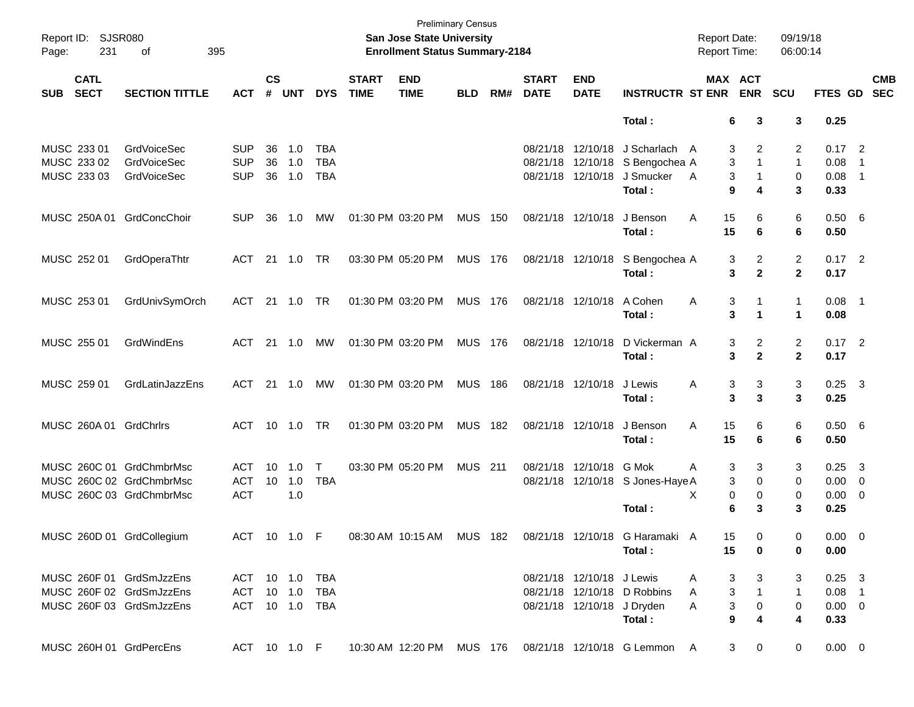Preliminary Census

Report ID: SJSR080 **San Jose State University** Report Date: 09/19/18

**Enrollment Status Summary-2184** Report Time: 06:00:14

| SUB | CATL SECT | SECTION TITTLE | ACT | CS # | UNT | DYS | START TIME | END TIME | BLD | RM# | START DATE | END DATE | INSTRUCTR | ST | MAX ENR | ACT ENR | SCU | FTES | GD | CMB SEC |
|---|---|---|---|---|---|---|---|---|---|---|---|---|---|---|---|---|---|---|---|---|
| | | | | | | | | | | | | | **Total :** | | **6** | **3** | **3** | **0.25** | | |
| MUSC | 233 01 | GrdVoiceSec | SUP | 36 | 1.0 | TBA | | | | | 08/21/18 | 12/10/18 | J Scharlach | A | 3 | 2 | 2 | 0.17 | 2 | |
| MUSC | 233 02 | GrdVoiceSec | SUP | 36 | 1.0 | TBA | | | | | 08/21/18 | 12/10/18 | S Bengochea | A | 3 | 1 | 1 | 0.08 | 1 | |
| MUSC | 233 03 | GrdVoiceSec | SUP | 36 | 1.0 | TBA | | | | | 08/21/18 | 12/10/18 | J Smucker | A | 3 | 1 | 0 | 0.08 | 1 | |
| | | | | | | | | | | | | | **Total :** | | **9** | **4** | **3** | **0.33** | | |
| MUSC | 250A 01 | GrdConcChoir | SUP | 36 | 1.0 | MW | 01:30 PM | 03:20 PM | MUS | 150 | 08/21/18 | 12/10/18 | J Benson | A | 15 | 6 | 6 | 0.50 | 6 | |
| | | | | | | | | | | | | | **Total :** | | **15** | **6** | **6** | **0.50** | | |
| MUSC | 252 01 | GrdOperaThtr | ACT | 21 | 1.0 | TR | 03:30 PM | 05:20 PM | MUS | 176 | 08/21/18 | 12/10/18 | S Bengochea | A | 3 | 2 | 2 | 0.17 | 2 | |
| | | | | | | | | | | | | | **Total :** | | **3** | **2** | **2** | **0.17** | | |
| MUSC | 253 01 | GrdUnivSymOrch | ACT | 21 | 1.0 | TR | 01:30 PM | 03:20 PM | MUS | 176 | 08/21/18 | 12/10/18 | A Cohen | A | 3 | 1 | 1 | 0.08 | 1 | |
| | | | | | | | | | | | | | **Total :** | | **3** | **1** | **1** | **0.08** | | |
| MUSC | 255 01 | GrdWindEns | ACT | 21 | 1.0 | MW | 01:30 PM | 03:20 PM | MUS | 176 | 08/21/18 | 12/10/18 | D Vickerman | A | 3 | 2 | 2 | 0.17 | 2 | |
| | | | | | | | | | | | | | **Total :** | | **3** | **2** | **2** | **0.17** | | |
| MUSC | 259 01 | GrdLatinJazzEns | ACT | 21 | 1.0 | MW | 01:30 PM | 03:20 PM | MUS | 186 | 08/21/18 | 12/10/18 | J Lewis | A | 3 | 3 | 3 | 0.25 | 3 | |
| | | | | | | | | | | | | | **Total :** | | **3** | **3** | **3** | **0.25** | | |
| MUSC | 260A 01 | GrdChrlrs | ACT | 10 | 1.0 | TR | 01:30 PM | 03:20 PM | MUS | 182 | 08/21/18 | 12/10/18 | J Benson | A | 15 | 6 | 6 | 0.50 | 6 | |
| | | | | | | | | | | | | | **Total :** | | **15** | **6** | **6** | **0.50** | | |
| MUSC | 260C 01 | GrdChmbrMsc | ACT | 10 | 1.0 | T | 03:30 PM | 05:20 PM | MUS | 211 | 08/21/18 | 12/10/18 | G Mok | A | 3 | 3 | 3 | 0.25 | 3 | |
| MUSC | 260C 02 | GrdChmbrMsc | ACT | 10 | 1.0 | TBA | | | | | 08/21/18 | 12/10/18 | S Jones-Haye | A | 3 | 0 | 0 | 0.00 | 0 | |
| MUSC | 260C 03 | GrdChmbrMsc | ACT | | 1.0 | | | | | | | | | X | 0 | 0 | 0 | 0.00 | 0 | |
| | | | | | | | | | | | | | **Total :** | | **6** | **3** | **3** | **0.25** | | |
| MUSC | 260D 01 | GrdCollegium | ACT | 10 | 1.0 | F | 08:30 AM | 10:15 AM | MUS | 182 | 08/21/18 | 12/10/18 | G Haramaki | A | 15 | 0 | 0 | 0.00 | 0 | |
| | | | | | | | | | | | | | **Total :** | | **15** | **0** | **0** | **0.00** | | |
| MUSC | 260F 01 | GrdSmJzzEns | ACT | 10 | 1.0 | TBA | | | | | 08/21/18 | 12/10/18 | J Lewis | A | 3 | 3 | 3 | 0.25 | 3 | |
| MUSC | 260F 02 | GrdSmJzzEns | ACT | 10 | 1.0 | TBA | | | | | 08/21/18 | 12/10/18 | D Robbins | A | 3 | 1 | 1 | 0.08 | 1 | |
| MUSC | 260F 03 | GrdSmJzzEns | ACT | 10 | 1.0 | TBA | | | | | 08/21/18 | 12/10/18 | J Dryden | A | 3 | 0 | 0 | 0.00 | 0 | |
| | | | | | | | | | | | | | **Total :** | | **9** | **4** | **4** | **0.33** | | |
| MUSC | 260H 01 | GrdPercEns | ACT | 10 | 1.0 | F | 10:30 AM | 12:20 PM | MUS | 176 | 08/21/18 | 12/10/18 | G Lemmon | A | 3 | 0 | 0 | 0.00 | 0 | |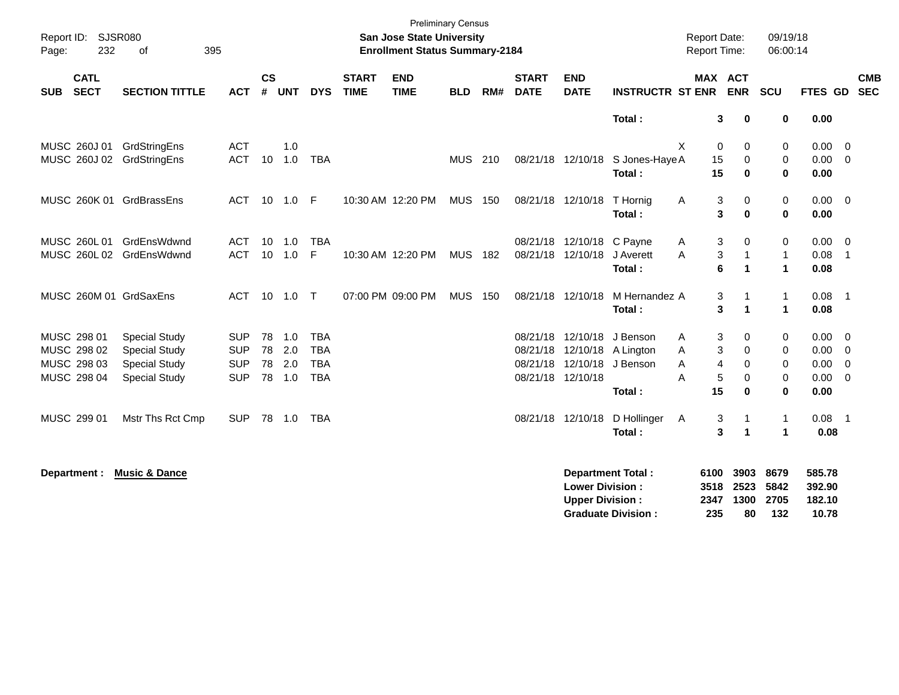Preliminary Census

**San Jose State University**

**Enrollment Status Summary-2184**

| SUB | CATL SECT | SECTION TITTLE | ACT | CS # | UNT | DYS | START TIME | END TIME | BLD | RM# | START DATE | END DATE | INSTRUCTR | ST | MAX ENR | ACT ENR | SCU | FTES | GD | CMB SEC |
|---|---|---|---|---|---|---|---|---|---|---|---|---|---|---|---|---|---|---|---|---|
| | | | | | | | | | | | | | **Total :** | | **3** | **0** | **0** | **0.00** | | |
| MUSC | 260J 01 | GrdStringEns | ACT | | 1.0 | | | | | | | | | X | 0 | 0 | 0 | 0.00 | 0 | |
| MUSC | 260J 02 | GrdStringEns | ACT | 10 | 1.0 | TBA | | | MUS | 210 | 08/21/18 | 12/10/18 | S Jones-Haye | A | 15 | 0 | 0 | 0.00 | 0 | |
| | | | | | | | | | | | | | **Total :** | | **15** | **0** | **0** | **0.00** | | |
| MUSC | 260K 01 | GrdBrassEns | ACT | 10 | 1.0 | F | 10:30 AM | 12:20 PM | MUS | 150 | 08/21/18 | 12/10/18 | T Hornig | A | 3 | 0 | 0 | 0.00 | 0 | |
| | | | | | | | | | | | | | **Total :** | | **3** | **0** | **0** | **0.00** | | |
| MUSC | 260L 01 | GrdEnsWdwnd | ACT | 10 | 1.0 | TBA | | | | | 08/21/18 | 12/10/18 | C Payne | A | 3 | 0 | 0 | 0.00 | 0 | |
| MUSC | 260L 02 | GrdEnsWdwnd | ACT | 10 | 1.0 | F | 10:30 AM | 12:20 PM | MUS | 182 | 08/21/18 | 12/10/18 | J Averett | A | 3 | 1 | 1 | 0.08 | 1 | |
| | | | | | | | | | | | | | **Total :** | | **6** | **1** | **1** | **0.08** | | |
| MUSC | 260M 01 | GrdSaxEns | ACT | 10 | 1.0 | T | 07:00 PM | 09:00 PM | MUS | 150 | 08/21/18 | 12/10/18 | M Hernandez | A | 3 | 1 | 1 | 0.08 | 1 | |
| | | | | | | | | | | | | | **Total :** | | **3** | **1** | **1** | **0.08** | | |
| MUSC | 298 01 | Special Study | SUP | 78 | 1.0 | TBA | | | | | 08/21/18 | 12/10/18 | J Benson | A | 3 | 0 | 0 | 0.00 | 0 | |
| MUSC | 298 02 | Special Study | SUP | 78 | 2.0 | TBA | | | | | 08/21/18 | 12/10/18 | A Lington | A | 3 | 0 | 0 | 0.00 | 0 | |
| MUSC | 298 03 | Special Study | SUP | 78 | 2.0 | TBA | | | | | 08/21/18 | 12/10/18 | J Benson | A | 4 | 0 | 0 | 0.00 | 0 | |
| MUSC | 298 04 | Special Study | SUP | 78 | 1.0 | TBA | | | | | 08/21/18 | 12/10/18 | | A | 5 | 0 | 0 | 0.00 | 0 | |
| | | | | | | | | | | | | | **Total :** | | **15** | **0** | **0** | **0.00** | | |
| MUSC | 299 01 | Mstr Ths Rct Cmp | SUP | 78 | 1.0 | TBA | | | | | 08/21/18 | 12/10/18 | D Hollinger | A | 3 | 1 | 1 | 0.08 | 1 | |
| | | | | | | | | | | | | | **Total :** | | **3** | **1** | **1** | **0.08** | | |

**Department :** **Music & Dance**

| | MAX ENR | ACT ENR | SCU | FTES |
|---|---|---|---|---|
| **Department Total :** | **6100** | **3903** | **8679** | **585.78** |
| **Lower Division :** | **3518** | **2523** | **5842** | **392.90** |
| **Upper Division :** | **2347** | **1300** | **2705** | **182.10** |
| **Graduate Division :** | **235** | **80** | **132** | **10.78** |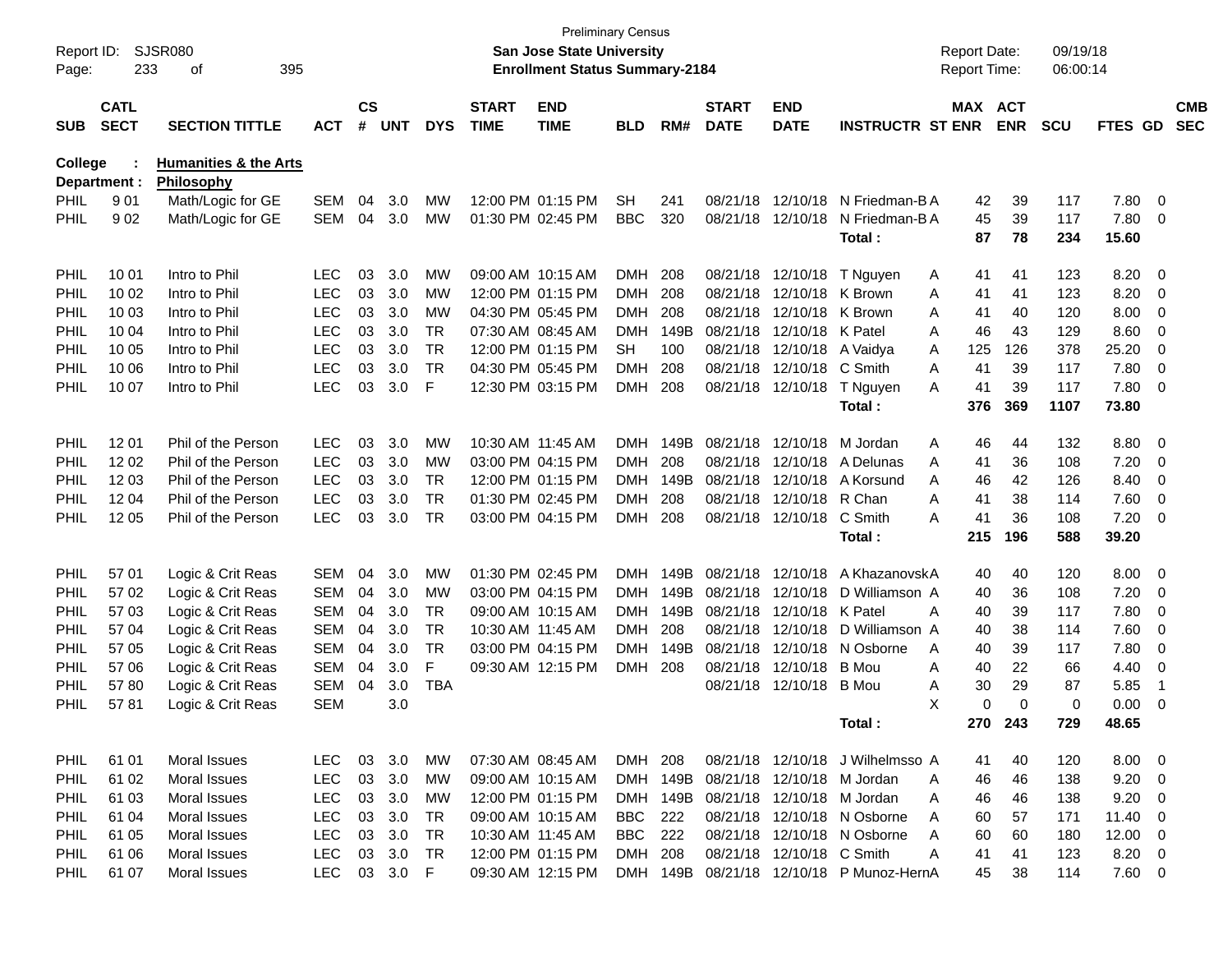Preliminary Census
**San Jose State University**
**Enrollment Status Summary-2184**

Report ID: SJSR080
Report Date: 09/19/18
Report Time: 06:00:14

**College : Humanities & the Arts**
**Department : Philosophy**

| SUB | CATL SECT | SECTION TITTLE | ACT | CS # | UNT | DYS | START TIME | END TIME | BLD | RM# | START DATE | END DATE | INSTRUCTR | ST | MAX ENR | ACT ENR | SCU | FTES | GD | CMB SEC |
|---|---|---|---|---|---|---|---|---|---|---|---|---|---|---|---|---|---|---|---|---|
| PHIL | 9 01 | Math/Logic for GE | SEM | 04 | 3.0 | MW | 12:00 PM | 01:15 PM | SH | 241 | 08/21/18 | 12/10/18 | N Friedman-B | A | 42 | 39 | 117 | 7.80 | 0 | |
| PHIL | 9 02 | Math/Logic for GE | SEM | 04 | 3.0 | MW | 01:30 PM | 02:45 PM | BBC | 320 | 08/21/18 | 12/10/18 | N Friedman-B | A | 45 | 39 | 117 | 7.80 | 0 | |
| | | | | | | | | | | | | | **Total :** | | **87** | **78** | **234** | **15.60** | | |
| PHIL | 10 01 | Intro to Phil | LEC | 03 | 3.0 | MW | 09:00 AM | 10:15 AM | DMH | 208 | 08/21/18 | 12/10/18 | T Nguyen | A | 41 | 41 | 123 | 8.20 | 0 | |
| PHIL | 10 02 | Intro to Phil | LEC | 03 | 3.0 | MW | 12:00 PM | 01:15 PM | DMH | 208 | 08/21/18 | 12/10/18 | K Brown | A | 41 | 41 | 123 | 8.20 | 0 | |
| PHIL | 10 03 | Intro to Phil | LEC | 03 | 3.0 | MW | 04:30 PM | 05:45 PM | DMH | 208 | 08/21/18 | 12/10/18 | K Brown | A | 41 | 40 | 120 | 8.00 | 0 | |
| PHIL | 10 04 | Intro to Phil | LEC | 03 | 3.0 | TR | 07:30 AM | 08:45 AM | DMH | 149B | 08/21/18 | 12/10/18 | K Patel | A | 46 | 43 | 129 | 8.60 | 0 | |
| PHIL | 10 05 | Intro to Phil | LEC | 03 | 3.0 | TR | 12:00 PM | 01:15 PM | SH | 100 | 08/21/18 | 12/10/18 | A Vaidya | A | 125 | 126 | 378 | 25.20 | 0 | |
| PHIL | 10 06 | Intro to Phil | LEC | 03 | 3.0 | TR | 04:30 PM | 05:45 PM | DMH | 208 | 08/21/18 | 12/10/18 | C Smith | A | 41 | 39 | 117 | 7.80 | 0 | |
| PHIL | 10 07 | Intro to Phil | LEC | 03 | 3.0 | F | 12:30 PM | 03:15 PM | DMH | 208 | 08/21/18 | 12/10/18 | T Nguyen | A | 41 | 39 | 117 | 7.80 | 0 | |
| | | | | | | | | | | | | | **Total :** | | **376** | **369** | **1107** | **73.80** | | |
| PHIL | 12 01 | Phil of the Person | LEC | 03 | 3.0 | MW | 10:30 AM | 11:45 AM | DMH | 149B | 08/21/18 | 12/10/18 | M Jordan | A | 46 | 44 | 132 | 8.80 | 0 | |
| PHIL | 12 02 | Phil of the Person | LEC | 03 | 3.0 | MW | 03:00 PM | 04:15 PM | DMH | 208 | 08/21/18 | 12/10/18 | A Delunas | A | 41 | 36 | 108 | 7.20 | 0 | |
| PHIL | 12 03 | Phil of the Person | LEC | 03 | 3.0 | TR | 12:00 PM | 01:15 PM | DMH | 149B | 08/21/18 | 12/10/18 | A Korsund | A | 46 | 42 | 126 | 8.40 | 0 | |
| PHIL | 12 04 | Phil of the Person | LEC | 03 | 3.0 | TR | 01:30 PM | 02:45 PM | DMH | 208 | 08/21/18 | 12/10/18 | R Chan | A | 41 | 38 | 114 | 7.60 | 0 | |
| PHIL | 12 05 | Phil of the Person | LEC | 03 | 3.0 | TR | 03:00 PM | 04:15 PM | DMH | 208 | 08/21/18 | 12/10/18 | C Smith | A | 41 | 36 | 108 | 7.20 | 0 | |
| | | | | | | | | | | | | | **Total :** | | **215** | **196** | **588** | **39.20** | | |
| PHIL | 57 01 | Logic & Crit Reas | SEM | 04 | 3.0 | MW | 01:30 PM | 02:45 PM | DMH | 149B | 08/21/18 | 12/10/18 | A Khazanovsk | A | 40 | 40 | 120 | 8.00 | 0 | |
| PHIL | 57 02 | Logic & Crit Reas | SEM | 04 | 3.0 | MW | 03:00 PM | 04:15 PM | DMH | 149B | 08/21/18 | 12/10/18 | D Williamson | A | 40 | 36 | 108 | 7.20 | 0 | |
| PHIL | 57 03 | Logic & Crit Reas | SEM | 04 | 3.0 | TR | 09:00 AM | 10:15 AM | DMH | 149B | 08/21/18 | 12/10/18 | K Patel | A | 40 | 39 | 117 | 7.80 | 0 | |
| PHIL | 57 04 | Logic & Crit Reas | SEM | 04 | 3.0 | TR | 10:30 AM | 11:45 AM | DMH | 208 | 08/21/18 | 12/10/18 | D Williamson | A | 40 | 38 | 114 | 7.60 | 0 | |
| PHIL | 57 05 | Logic & Crit Reas | SEM | 04 | 3.0 | TR | 03:00 PM | 04:15 PM | DMH | 149B | 08/21/18 | 12/10/18 | N Osborne | A | 40 | 39 | 117 | 7.80 | 0 | |
| PHIL | 57 06 | Logic & Crit Reas | SEM | 04 | 3.0 | F | 09:30 AM | 12:15 PM | DMH | 208 | 08/21/18 | 12/10/18 | B Mou | A | 40 | 22 | 66 | 4.40 | 0 | |
| PHIL | 57 80 | Logic & Crit Reas | SEM | 04 | 3.0 | TBA | | | | | 08/21/18 | 12/10/18 | B Mou | A | 30 | 29 | 87 | 5.85 | 1 | |
| PHIL | 57 81 | Logic & Crit Reas | SEM | | 3.0 | | | | | | | | | X | 0 | 0 | 0 | 0.00 | 0 | |
| | | | | | | | | | | | | | **Total :** | | **270** | **243** | **729** | **48.65** | | |
| PHIL | 61 01 | Moral Issues | LEC | 03 | 3.0 | MW | 07:30 AM | 08:45 AM | DMH | 208 | 08/21/18 | 12/10/18 | J Wilhelmsso | A | 41 | 40 | 120 | 8.00 | 0 | |
| PHIL | 61 02 | Moral Issues | LEC | 03 | 3.0 | MW | 09:00 AM | 10:15 AM | DMH | 149B | 08/21/18 | 12/10/18 | M Jordan | A | 46 | 46 | 138 | 9.20 | 0 | |
| PHIL | 61 03 | Moral Issues | LEC | 03 | 3.0 | MW | 12:00 PM | 01:15 PM | DMH | 149B | 08/21/18 | 12/10/18 | M Jordan | A | 46 | 46 | 138 | 9.20 | 0 | |
| PHIL | 61 04 | Moral Issues | LEC | 03 | 3.0 | TR | 09:00 AM | 10:15 AM | BBC | 222 | 08/21/18 | 12/10/18 | N Osborne | A | 60 | 57 | 171 | 11.40 | 0 | |
| PHIL | 61 05 | Moral Issues | LEC | 03 | 3.0 | TR | 10:30 AM | 11:45 AM | BBC | 222 | 08/21/18 | 12/10/18 | N Osborne | A | 60 | 60 | 180 | 12.00 | 0 | |
| PHIL | 61 06 | Moral Issues | LEC | 03 | 3.0 | TR | 12:00 PM | 01:15 PM | DMH | 208 | 08/21/18 | 12/10/18 | C Smith | A | 41 | 41 | 123 | 8.20 | 0 | |
| PHIL | 61 07 | Moral Issues | LEC | 03 | 3.0 | F | 09:30 AM | 12:15 PM | DMH | 149B | 08/21/18 | 12/10/18 | P Munoz-Hern | A | 45 | 38 | 114 | 7.60 | 0 | |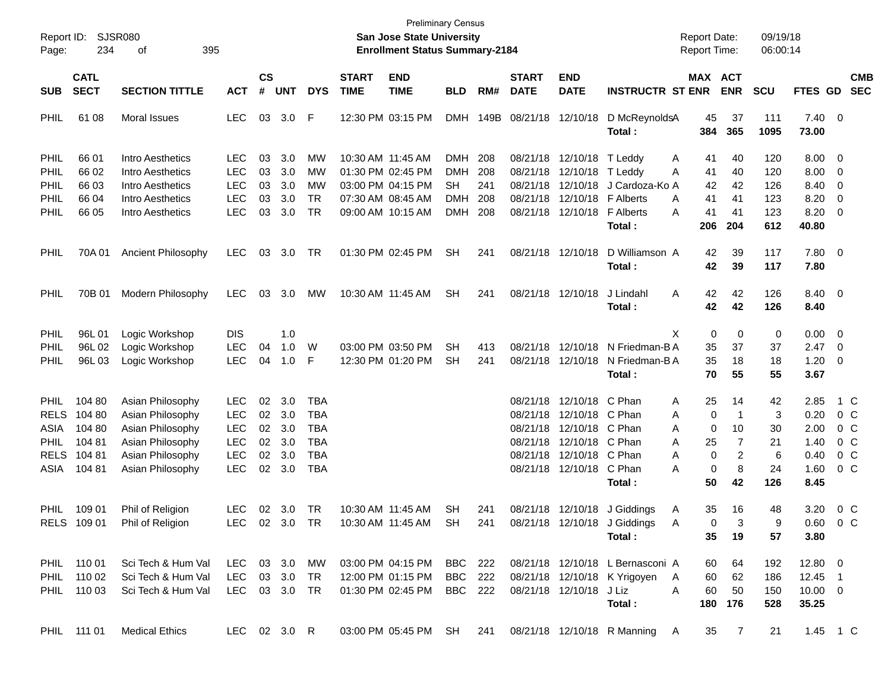Preliminary Census

**San Jose State University**

**Enrollment Status Summary-2184**

Report ID: SJSR080
Report Date: 09/19/18
Report Time: 06:00:14

| SUB | CATL SECT | SECTION TITTLE | ACT | CS # | UNT | DYS | START TIME | END TIME | BLD | RM# | START DATE | END DATE | INSTRUCTR | ST | MAX ENR | ACT ENR | SCU | FTES | GD | CMB SEC |
|---|---|---|---|---|---|---|---|---|---|---|---|---|---|---|---|---|---|---|---|---|
| PHIL | 61 08 | Moral Issues | LEC | 03 | 3.0 | F | 12:30 PM | 03:15 PM | DMH | 149B | 08/21/18 | 12/10/18 | D McReynolds | A | 45 | 37 | 111 | 7.40 | 0 | |
| | | | | | | | | | | | | | **Total :** | | **384** | **365** | **1095** | **73.00** | | |
| PHIL | 66 01 | Intro Aesthetics | LEC | 03 | 3.0 | MW | 10:30 AM | 11:45 AM | DMH | 208 | 08/21/18 | 12/10/18 | T Leddy | A | 41 | 40 | 120 | 8.00 | 0 | |
| PHIL | 66 02 | Intro Aesthetics | LEC | 03 | 3.0 | MW | 01:30 PM | 02:45 PM | DMH | 208 | 08/21/18 | 12/10/18 | T Leddy | A | 41 | 40 | 120 | 8.00 | 0 | |
| PHIL | 66 03 | Intro Aesthetics | LEC | 03 | 3.0 | MW | 03:00 PM | 04:15 PM | SH | 241 | 08/21/18 | 12/10/18 | J Cardoza-Ko | A | 42 | 42 | 126 | 8.40 | 0 | |
| PHIL | 66 04 | Intro Aesthetics | LEC | 03 | 3.0 | TR | 07:30 AM | 08:45 AM | DMH | 208 | 08/21/18 | 12/10/18 | F Alberts | A | 41 | 41 | 123 | 8.20 | 0 | |
| PHIL | 66 05 | Intro Aesthetics | LEC | 03 | 3.0 | TR | 09:00 AM | 10:15 AM | DMH | 208 | 08/21/18 | 12/10/18 | F Alberts | A | 41 | 41 | 123 | 8.20 | 0 | |
| | | | | | | | | | | | | | **Total :** | | **206** | **204** | **612** | **40.80** | | |
| PHIL | 70A 01 | Ancient Philosophy | LEC | 03 | 3.0 | TR | 01:30 PM | 02:45 PM | SH | 241 | 08/21/18 | 12/10/18 | D Williamson | A | 42 | 39 | 117 | 7.80 | 0 | |
| | | | | | | | | | | | | | **Total :** | | **42** | **39** | **117** | **7.80** | | |
| PHIL | 70B 01 | Modern Philosophy | LEC | 03 | 3.0 | MW | 10:30 AM | 11:45 AM | SH | 241 | 08/21/18 | 12/10/18 | J Lindahl | A | 42 | 42 | 126 | 8.40 | 0 | |
| | | | | | | | | | | | | | **Total :** | | **42** | **42** | **126** | **8.40** | | |
| PHIL | 96L 01 | Logic Workshop | DIS | | 1.0 | | | | | | | | | X | 0 | 0 | 0 | 0.00 | 0 | |
| PHIL | 96L 02 | Logic Workshop | LEC | 04 | 1.0 | W | 03:00 PM | 03:50 PM | SH | 413 | 08/21/18 | 12/10/18 | N Friedman-B | A | 35 | 37 | 37 | 2.47 | 0 | |
| PHIL | 96L 03 | Logic Workshop | LEC | 04 | 1.0 | F | 12:30 PM | 01:20 PM | SH | 241 | 08/21/18 | 12/10/18 | N Friedman-B | A | 35 | 18 | 18 | 1.20 | 0 | |
| | | | | | | | | | | | | | **Total :** | | **70** | **55** | **55** | **3.67** | | |
| PHIL | 104 80 | Asian Philosophy | LEC | 02 | 3.0 | TBA | | | | | 08/21/18 | 12/10/18 | C Phan | A | 25 | 14 | 42 | 2.85 | 1 | C |
| RELS | 104 80 | Asian Philosophy | LEC | 02 | 3.0 | TBA | | | | | 08/21/18 | 12/10/18 | C Phan | A | 0 | 1 | 3 | 0.20 | 0 | C |
| ASIA | 104 80 | Asian Philosophy | LEC | 02 | 3.0 | TBA | | | | | 08/21/18 | 12/10/18 | C Phan | A | 0 | 10 | 30 | 2.00 | 0 | C |
| PHIL | 104 81 | Asian Philosophy | LEC | 02 | 3.0 | TBA | | | | | 08/21/18 | 12/10/18 | C Phan | A | 25 | 7 | 21 | 1.40 | 0 | C |
| RELS | 104 81 | Asian Philosophy | LEC | 02 | 3.0 | TBA | | | | | 08/21/18 | 12/10/18 | C Phan | A | 0 | 2 | 6 | 0.40 | 0 | C |
| ASIA | 104 81 | Asian Philosophy | LEC | 02 | 3.0 | TBA | | | | | 08/21/18 | 12/10/18 | C Phan | A | 0 | 8 | 24 | 1.60 | 0 | C |
| | | | | | | | | | | | | | **Total :** | | **50** | **42** | **126** | **8.45** | | |
| PHIL | 109 01 | Phil of Religion | LEC | 02 | 3.0 | TR | 10:30 AM | 11:45 AM | SH | 241 | 08/21/18 | 12/10/18 | J Giddings | A | 35 | 16 | 48 | 3.20 | 0 | C |
| RELS | 109 01 | Phil of Religion | LEC | 02 | 3.0 | TR | 10:30 AM | 11:45 AM | SH | 241 | 08/21/18 | 12/10/18 | J Giddings | A | 0 | 3 | 9 | 0.60 | 0 | C |
| | | | | | | | | | | | | | **Total :** | | **35** | **19** | **57** | **3.80** | | |
| PHIL | 110 01 | Sci Tech & Hum Val | LEC | 03 | 3.0 | MW | 03:00 PM | 04:15 PM | BBC | 222 | 08/21/18 | 12/10/18 | L Bernasconi | A | 60 | 64 | 192 | 12.80 | 0 | |
| PHIL | 110 02 | Sci Tech & Hum Val | LEC | 03 | 3.0 | TR | 12:00 PM | 01:15 PM | BBC | 222 | 08/21/18 | 12/10/18 | K Yrigoyen | A | 60 | 62 | 186 | 12.45 | 1 | |
| PHIL | 110 03 | Sci Tech & Hum Val | LEC | 03 | 3.0 | TR | 01:30 PM | 02:45 PM | BBC | 222 | 08/21/18 | 12/10/18 | J Liz | A | 60 | 50 | 150 | 10.00 | 0 | |
| | | | | | | | | | | | | | **Total :** | | **180** | **176** | **528** | **35.25** | | |
| PHIL | 111 01 | Medical Ethics | LEC | 02 | 3.0 | R | 03:00 PM | 05:45 PM | SH | 241 | 08/21/18 | 12/10/18 | R Manning | A | 35 | 7 | 21 | 1.45 | 1 | C |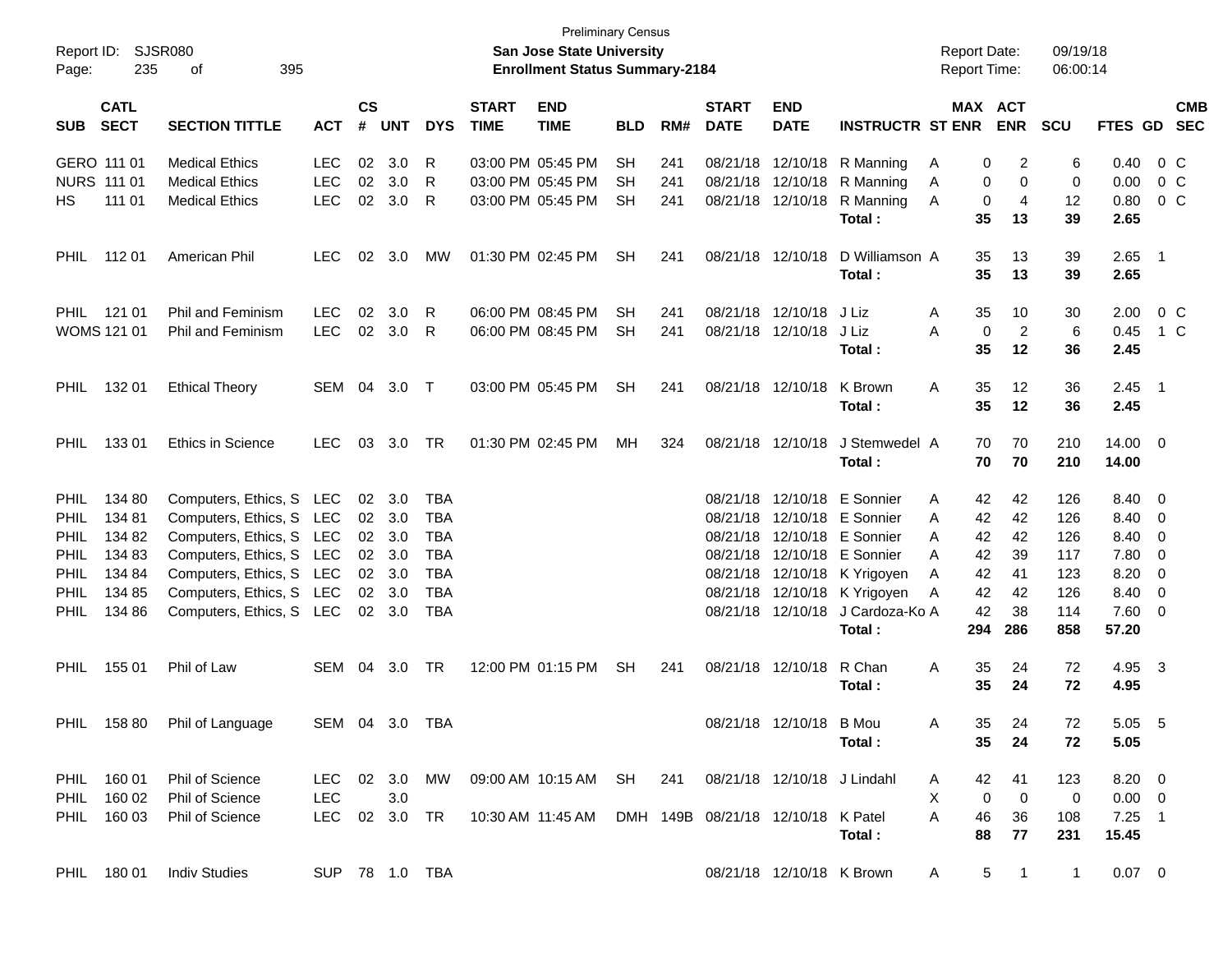Preliminary Census

Report ID: SJSR080 — San Jose State University — Report Date: 09/19/18

Page: 235 of 395 — **Enrollment Status Summary-2184** — Report Time: 06:00:14

| SUB | CATL SECT | SECTION TITTLE | ACT | CS # | UNT | DYS | START TIME | END TIME | BLD | RM# | START DATE | END DATE | INSTRUCTR | ST | MAX ENR | ACT ENR | SCU | FTES | GD | CMB SEC |
|---|---|---|---|---|---|---|---|---|---|---|---|---|---|---|---|---|---|---|---|---|
| GERO | 111 01 | Medical Ethics | LEC | 02 | 3.0 | R | 03:00 PM | 05:45 PM | SH | 241 | 08/21/18 | 12/10/18 | R Manning | A | 0 | 2 | 6 | 0.40 | 0 | C |
| NURS | 111 01 | Medical Ethics | LEC | 02 | 3.0 | R | 03:00 PM | 05:45 PM | SH | 241 | 08/21/18 | 12/10/18 | R Manning | A | 0 | 0 | 0 | 0.00 | 0 | C |
| HS | 111 01 | Medical Ethics | LEC | 02 | 3.0 | R | 03:00 PM | 05:45 PM | SH | 241 | 08/21/18 | 12/10/18 | R Manning | A | 0 | 4 | 12 | 0.80 | 0 | C |
| | | | | | | | | | | | | | **Total :** | | **35** | **13** | **39** | **2.65** | | |
| PHIL | 112 01 | American Phil | LEC | 02 | 3.0 | MW | 01:30 PM | 02:45 PM | SH | 241 | 08/21/18 | 12/10/18 | D Williamson | A | 35 | 13 | 39 | 2.65 | 1 | |
| | | | | | | | | | | | | | **Total :** | | **35** | **13** | **39** | **2.65** | | |
| PHIL | 121 01 | Phil and Feminism | LEC | 02 | 3.0 | R | 06:00 PM | 08:45 PM | SH | 241 | 08/21/18 | 12/10/18 | J Liz | A | 35 | 10 | 30 | 2.00 | 0 | C |
| WOMS | 121 01 | Phil and Feminism | LEC | 02 | 3.0 | R | 06:00 PM | 08:45 PM | SH | 241 | 08/21/18 | 12/10/18 | J Liz | A | 0 | 2 | 6 | 0.45 | 1 | C |
| | | | | | | | | | | | | | **Total :** | | **35** | **12** | **36** | **2.45** | | |
| PHIL | 132 01 | Ethical Theory | SEM | 04 | 3.0 | T | 03:00 PM | 05:45 PM | SH | 241 | 08/21/18 | 12/10/18 | K Brown | A | 35 | 12 | 36 | 2.45 | 1 | |
| | | | | | | | | | | | | | **Total :** | | **35** | **12** | **36** | **2.45** | | |
| PHIL | 133 01 | Ethics in Science | LEC | 03 | 3.0 | TR | 01:30 PM | 02:45 PM | MH | 324 | 08/21/18 | 12/10/18 | J Stemwedel | A | 70 | 70 | 210 | 14.00 | 0 | |
| | | | | | | | | | | | | | **Total :** | | **70** | **70** | **210** | **14.00** | | |
| PHIL | 134 80 | Computers, Ethics, S | LEC | 02 | 3.0 | TBA | | | | | 08/21/18 | 12/10/18 | E Sonnier | A | 42 | 42 | 126 | 8.40 | 0 | |
| PHIL | 134 81 | Computers, Ethics, S | LEC | 02 | 3.0 | TBA | | | | | 08/21/18 | 12/10/18 | E Sonnier | A | 42 | 42 | 126 | 8.40 | 0 | |
| PHIL | 134 82 | Computers, Ethics, S | LEC | 02 | 3.0 | TBA | | | | | 08/21/18 | 12/10/18 | E Sonnier | A | 42 | 42 | 126 | 8.40 | 0 | |
| PHIL | 134 83 | Computers, Ethics, S | LEC | 02 | 3.0 | TBA | | | | | 08/21/18 | 12/10/18 | E Sonnier | A | 42 | 39 | 117 | 7.80 | 0 | |
| PHIL | 134 84 | Computers, Ethics, S | LEC | 02 | 3.0 | TBA | | | | | 08/21/18 | 12/10/18 | K Yrigoyen | A | 42 | 41 | 123 | 8.20 | 0 | |
| PHIL | 134 85 | Computers, Ethics, S | LEC | 02 | 3.0 | TBA | | | | | 08/21/18 | 12/10/18 | K Yrigoyen | A | 42 | 42 | 126 | 8.40 | 0 | |
| PHIL | 134 86 | Computers, Ethics, S | LEC | 02 | 3.0 | TBA | | | | | 08/21/18 | 12/10/18 | J Cardoza-Ko | A | 42 | 38 | 114 | 7.60 | 0 | |
| | | | | | | | | | | | | | **Total :** | | **294** | **286** | **858** | **57.20** | | |
| PHIL | 155 01 | Phil of Law | SEM | 04 | 3.0 | TR | 12:00 PM | 01:15 PM | SH | 241 | 08/21/18 | 12/10/18 | R Chan | A | 35 | 24 | 72 | 4.95 | 3 | |
| | | | | | | | | | | | | | **Total :** | | **35** | **24** | **72** | **4.95** | | |
| PHIL | 158 80 | Phil of Language | SEM | 04 | 3.0 | TBA | | | | | 08/21/18 | 12/10/18 | B Mou | A | 35 | 24 | 72 | 5.05 | 5 | |
| | | | | | | | | | | | | | **Total :** | | **35** | **24** | **72** | **5.05** | | |
| PHIL | 160 01 | Phil of Science | LEC | 02 | 3.0 | MW | 09:00 AM | 10:15 AM | SH | 241 | 08/21/18 | 12/10/18 | J Lindahl | A | 42 | 41 | 123 | 8.20 | 0 | |
| PHIL | 160 02 | Phil of Science | LEC | | 3.0 | | | | | | | | | X | 0 | 0 | 0 | 0.00 | 0 | |
| PHIL | 160 03 | Phil of Science | LEC | 02 | 3.0 | TR | 10:30 AM | 11:45 AM | DMH | 149B | 08/21/18 | 12/10/18 | K Patel | A | 46 | 36 | 108 | 7.25 | 1 | |
| | | | | | | | | | | | | | **Total :** | | **88** | **77** | **231** | **15.45** | | |
| PHIL | 180 01 | Indiv Studies | SUP | 78 | 1.0 | TBA | | | | | 08/21/18 | 12/10/18 | K Brown | A | 5 | 1 | 1 | 0.07 | 0 | |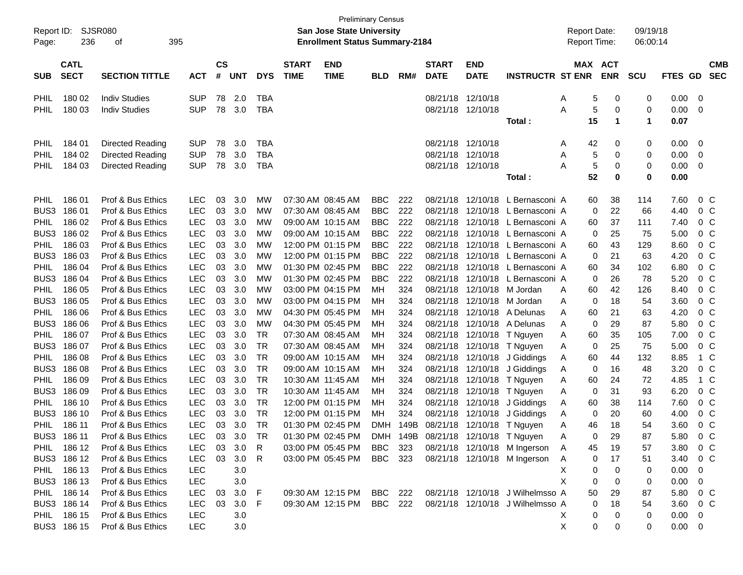Preliminary Census

Report ID: SJSR080

**San Jose State University**

**Enrollment Status Summary-2184**

Report Date: 09/19/18

Report Time: 06:00:14

| SUB | CATL SECT | SECTION TITTLE | ACT | CS # | UNT | DYS | START TIME | END TIME | BLD | RM# | START DATE | END DATE | INSTRUCTR | ST | MAX ENR | ACT ENR | SCU | FTES | GD | CMB SEC |
|---|---|---|---|---|---|---|---|---|---|---|---|---|---|---|---|---|---|---|---|---|
| PHIL | 180 02 | Indiv Studies | SUP | 78 | 2.0 | TBA | | | | | 08/21/18 | 12/10/18 | | A | 5 | 0 | 0 | 0.00 | 0 | |
| PHIL | 180 03 | Indiv Studies | SUP | 78 | 3.0 | TBA | | | | | 08/21/18 | 12/10/18 | | A | 5 | 0 | 0 | 0.00 | 0 | |
| | | | | | | | | | | | | | **Total :** | | **15** | **1** | **1** | **0.07** | | |
| PHIL | 184 01 | Directed Reading | SUP | 78 | 3.0 | TBA | | | | | 08/21/18 | 12/10/18 | | A | 42 | 0 | 0 | 0.00 | 0 | |
| PHIL | 184 02 | Directed Reading | SUP | 78 | 3.0 | TBA | | | | | 08/21/18 | 12/10/18 | | A | 5 | 0 | 0 | 0.00 | 0 | |
| PHIL | 184 03 | Directed Reading | SUP | 78 | 3.0 | TBA | | | | | 08/21/18 | 12/10/18 | | A | 5 | 0 | 0 | 0.00 | 0 | |
| | | | | | | | | | | | | | **Total :** | | **52** | **0** | **0** | **0.00** | | |
| PHIL | 186 01 | Prof & Bus Ethics | LEC | 03 | 3.0 | MW | 07:30 AM | 08:45 AM | BBC | 222 | 08/21/18 | 12/10/18 | L Bernasconi | A | 60 | 38 | 114 | 7.60 | 0 | C |
| BUS3 | 186 01 | Prof & Bus Ethics | LEC | 03 | 3.0 | MW | 07:30 AM | 08:45 AM | BBC | 222 | 08/21/18 | 12/10/18 | L Bernasconi | A | 0 | 22 | 66 | 4.40 | 0 | C |
| PHIL | 186 02 | Prof & Bus Ethics | LEC | 03 | 3.0 | MW | 09:00 AM | 10:15 AM | BBC | 222 | 08/21/18 | 12/10/18 | L Bernasconi | A | 60 | 37 | 111 | 7.40 | 0 | C |
| BUS3 | 186 02 | Prof & Bus Ethics | LEC | 03 | 3.0 | MW | 09:00 AM | 10:15 AM | BBC | 222 | 08/21/18 | 12/10/18 | L Bernasconi | A | 0 | 25 | 75 | 5.00 | 0 | C |
| PHIL | 186 03 | Prof & Bus Ethics | LEC | 03 | 3.0 | MW | 12:00 PM | 01:15 PM | BBC | 222 | 08/21/18 | 12/10/18 | L Bernasconi | A | 60 | 43 | 129 | 8.60 | 0 | C |
| BUS3 | 186 03 | Prof & Bus Ethics | LEC | 03 | 3.0 | MW | 12:00 PM | 01:15 PM | BBC | 222 | 08/21/18 | 12/10/18 | L Bernasconi | A | 0 | 21 | 63 | 4.20 | 0 | C |
| PHIL | 186 04 | Prof & Bus Ethics | LEC | 03 | 3.0 | MW | 01:30 PM | 02:45 PM | BBC | 222 | 08/21/18 | 12/10/18 | L Bernasconi | A | 60 | 34 | 102 | 6.80 | 0 | C |
| BUS3 | 186 04 | Prof & Bus Ethics | LEC | 03 | 3.0 | MW | 01:30 PM | 02:45 PM | BBC | 222 | 08/21/18 | 12/10/18 | L Bernasconi | A | 0 | 26 | 78 | 5.20 | 0 | C |
| PHIL | 186 05 | Prof & Bus Ethics | LEC | 03 | 3.0 | MW | 03:00 PM | 04:15 PM | MH | 324 | 08/21/18 | 12/10/18 | M Jordan | A | 60 | 42 | 126 | 8.40 | 0 | C |
| BUS3 | 186 05 | Prof & Bus Ethics | LEC | 03 | 3.0 | MW | 03:00 PM | 04:15 PM | MH | 324 | 08/21/18 | 12/10/18 | M Jordan | A | 0 | 18 | 54 | 3.60 | 0 | C |
| PHIL | 186 06 | Prof & Bus Ethics | LEC | 03 | 3.0 | MW | 04:30 PM | 05:45 PM | MH | 324 | 08/21/18 | 12/10/18 | A Delunas | A | 60 | 21 | 63 | 4.20 | 0 | C |
| BUS3 | 186 06 | Prof & Bus Ethics | LEC | 03 | 3.0 | MW | 04:30 PM | 05:45 PM | MH | 324 | 08/21/18 | 12/10/18 | A Delunas | A | 0 | 29 | 87 | 5.80 | 0 | C |
| PHIL | 186 07 | Prof & Bus Ethics | LEC | 03 | 3.0 | TR | 07:30 AM | 08:45 AM | MH | 324 | 08/21/18 | 12/10/18 | T Nguyen | A | 60 | 35 | 105 | 7.00 | 0 | C |
| BUS3 | 186 07 | Prof & Bus Ethics | LEC | 03 | 3.0 | TR | 07:30 AM | 08:45 AM | MH | 324 | 08/21/18 | 12/10/18 | T Nguyen | A | 0 | 25 | 75 | 5.00 | 0 | C |
| PHIL | 186 08 | Prof & Bus Ethics | LEC | 03 | 3.0 | TR | 09:00 AM | 10:15 AM | MH | 324 | 08/21/18 | 12/10/18 | J Giddings | A | 60 | 44 | 132 | 8.85 | 1 | C |
| BUS3 | 186 08 | Prof & Bus Ethics | LEC | 03 | 3.0 | TR | 09:00 AM | 10:15 AM | MH | 324 | 08/21/18 | 12/10/18 | J Giddings | A | 0 | 16 | 48 | 3.20 | 0 | C |
| PHIL | 186 09 | Prof & Bus Ethics | LEC | 03 | 3.0 | TR | 10:30 AM | 11:45 AM | MH | 324 | 08/21/18 | 12/10/18 | T Nguyen | A | 60 | 24 | 72 | 4.85 | 1 | C |
| BUS3 | 186 09 | Prof & Bus Ethics | LEC | 03 | 3.0 | TR | 10:30 AM | 11:45 AM | MH | 324 | 08/21/18 | 12/10/18 | T Nguyen | A | 0 | 31 | 93 | 6.20 | 0 | C |
| PHIL | 186 10 | Prof & Bus Ethics | LEC | 03 | 3.0 | TR | 12:00 PM | 01:15 PM | MH | 324 | 08/21/18 | 12/10/18 | J Giddings | A | 60 | 38 | 114 | 7.60 | 0 | C |
| BUS3 | 186 10 | Prof & Bus Ethics | LEC | 03 | 3.0 | TR | 12:00 PM | 01:15 PM | MH | 324 | 08/21/18 | 12/10/18 | J Giddings | A | 0 | 20 | 60 | 4.00 | 0 | C |
| PHIL | 186 11 | Prof & Bus Ethics | LEC | 03 | 3.0 | TR | 01:30 PM | 02:45 PM | DMH | 149B | 08/21/18 | 12/10/18 | T Nguyen | A | 46 | 18 | 54 | 3.60 | 0 | C |
| BUS3 | 186 11 | Prof & Bus Ethics | LEC | 03 | 3.0 | TR | 01:30 PM | 02:45 PM | DMH | 149B | 08/21/18 | 12/10/18 | T Nguyen | A | 0 | 29 | 87 | 5.80 | 0 | C |
| PHIL | 186 12 | Prof & Bus Ethics | LEC | 03 | 3.0 | R | 03:00 PM | 05:45 PM | BBC | 323 | 08/21/18 | 12/10/18 | M Ingerson | A | 45 | 19 | 57 | 3.80 | 0 | C |
| BUS3 | 186 12 | Prof & Bus Ethics | LEC | 03 | 3.0 | R | 03:00 PM | 05:45 PM | BBC | 323 | 08/21/18 | 12/10/18 | M Ingerson | A | 0 | 17 | 51 | 3.40 | 0 | C |
| PHIL | 186 13 | Prof & Bus Ethics | LEC | | 3.0 | | | | | | | | | X | 0 | 0 | 0 | 0.00 | 0 | |
| BUS3 | 186 13 | Prof & Bus Ethics | LEC | | 3.0 | | | | | | | | | X | 0 | 0 | 0 | 0.00 | 0 | |
| PHIL | 186 14 | Prof & Bus Ethics | LEC | 03 | 3.0 | F | 09:30 AM | 12:15 PM | BBC | 222 | 08/21/18 | 12/10/18 | J Wilhelmsso | A | 50 | 29 | 87 | 5.80 | 0 | C |
| BUS3 | 186 14 | Prof & Bus Ethics | LEC | 03 | 3.0 | F | 09:30 AM | 12:15 PM | BBC | 222 | 08/21/18 | 12/10/18 | J Wilhelmsso | A | 0 | 18 | 54 | 3.60 | 0 | C |
| PHIL | 186 15 | Prof & Bus Ethics | LEC | | 3.0 | | | | | | | | | X | 0 | 0 | 0 | 0.00 | 0 | |
| BUS3 | 186 15 | Prof & Bus Ethics | LEC | | 3.0 | | | | | | | | | X | 0 | 0 | 0 | 0.00 | 0 | |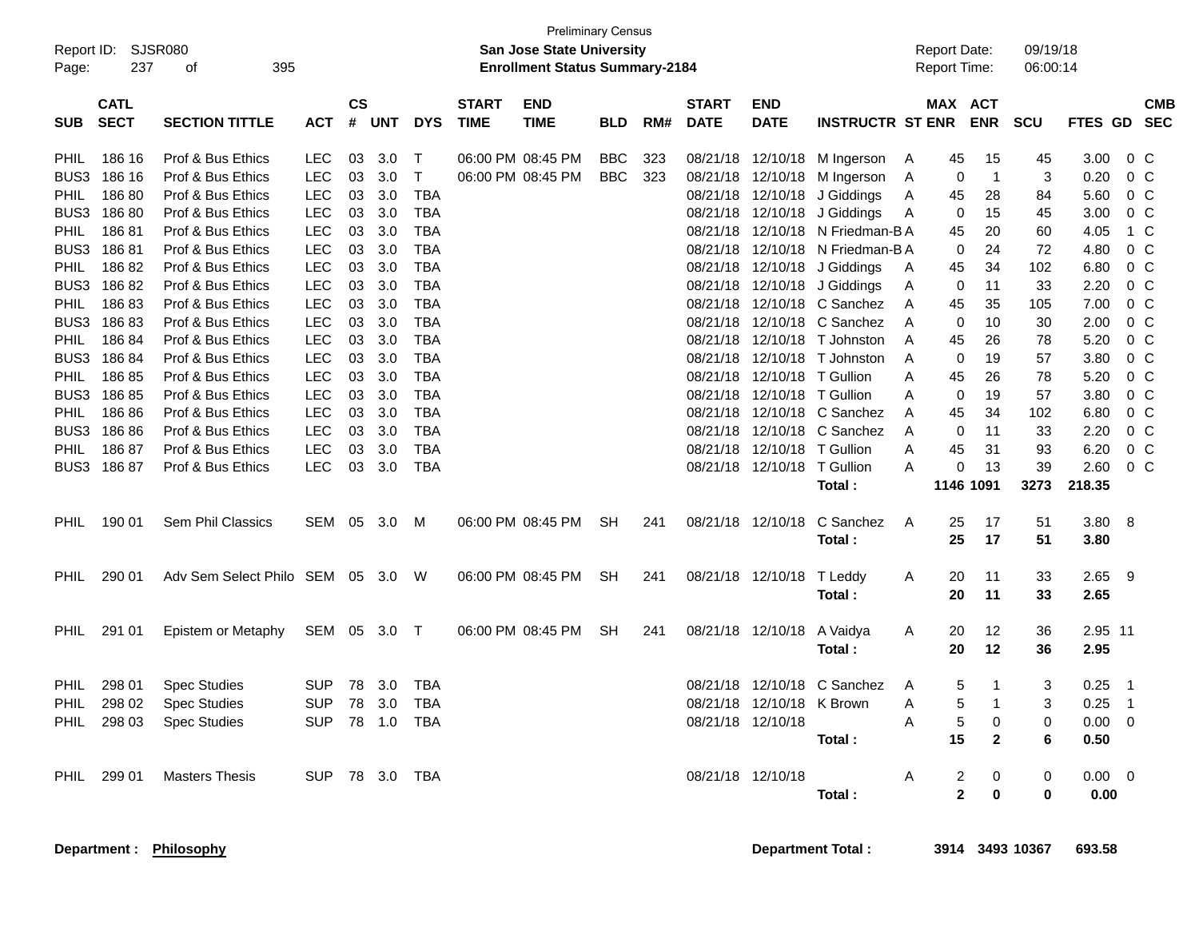Preliminary Census

**San Jose State University**

**Enrollment Status Summary-2184**

| SUB | CATL SECT | SECTION TITTLE | ACT | CS # | UNT | DYS | START TIME | END TIME | BLD | RM# | START DATE | END DATE | INSTRUCTR | ST | MAX ENR | ACT ENR | SCU | FTES | GD | CMB SEC |
|---|---|---|---|---|---|---|---|---|---|---|---|---|---|---|---|---|---|---|---|---|
| PHIL | 186 16 | Prof & Bus Ethics | LEC | 03 | 3.0 | T | 06:00 PM | 08:45 PM | BBC | 323 | 08/21/18 | 12/10/18 | M Ingerson | A | 45 | 15 | 45 | 3.00 | 0 | C |
| BUS3 | 186 16 | Prof & Bus Ethics | LEC | 03 | 3.0 | T | 06:00 PM | 08:45 PM | BBC | 323 | 08/21/18 | 12/10/18 | M Ingerson | A | 0 | 1 | 3 | 0.20 | 0 | C |
| PHIL | 186 80 | Prof & Bus Ethics | LEC | 03 | 3.0 | TBA | | | | | 08/21/18 | 12/10/18 | J Giddings | A | 45 | 28 | 84 | 5.60 | 0 | C |
| BUS3 | 186 80 | Prof & Bus Ethics | LEC | 03 | 3.0 | TBA | | | | | 08/21/18 | 12/10/18 | J Giddings | A | 0 | 15 | 45 | 3.00 | 0 | C |
| PHIL | 186 81 | Prof & Bus Ethics | LEC | 03 | 3.0 | TBA | | | | | 08/21/18 | 12/10/18 | N Friedman-B | A | 45 | 20 | 60 | 4.05 | 1 | C |
| BUS3 | 186 81 | Prof & Bus Ethics | LEC | 03 | 3.0 | TBA | | | | | 08/21/18 | 12/10/18 | N Friedman-B | A | 0 | 24 | 72 | 4.80 | 0 | C |
| PHIL | 186 82 | Prof & Bus Ethics | LEC | 03 | 3.0 | TBA | | | | | 08/21/18 | 12/10/18 | J Giddings | A | 45 | 34 | 102 | 6.80 | 0 | C |
| BUS3 | 186 82 | Prof & Bus Ethics | LEC | 03 | 3.0 | TBA | | | | | 08/21/18 | 12/10/18 | J Giddings | A | 0 | 11 | 33 | 2.20 | 0 | C |
| PHIL | 186 83 | Prof & Bus Ethics | LEC | 03 | 3.0 | TBA | | | | | 08/21/18 | 12/10/18 | C Sanchez | A | 45 | 35 | 105 | 7.00 | 0 | C |
| BUS3 | 186 83 | Prof & Bus Ethics | LEC | 03 | 3.0 | TBA | | | | | 08/21/18 | 12/10/18 | C Sanchez | A | 0 | 10 | 30 | 2.00 | 0 | C |
| PHIL | 186 84 | Prof & Bus Ethics | LEC | 03 | 3.0 | TBA | | | | | 08/21/18 | 12/10/18 | T Johnston | A | 45 | 26 | 78 | 5.20 | 0 | C |
| BUS3 | 186 84 | Prof & Bus Ethics | LEC | 03 | 3.0 | TBA | | | | | 08/21/18 | 12/10/18 | T Johnston | A | 0 | 19 | 57 | 3.80 | 0 | C |
| PHIL | 186 85 | Prof & Bus Ethics | LEC | 03 | 3.0 | TBA | | | | | 08/21/18 | 12/10/18 | T Gullion | A | 45 | 26 | 78 | 5.20 | 0 | C |
| BUS3 | 186 85 | Prof & Bus Ethics | LEC | 03 | 3.0 | TBA | | | | | 08/21/18 | 12/10/18 | T Gullion | A | 0 | 19 | 57 | 3.80 | 0 | C |
| PHIL | 186 86 | Prof & Bus Ethics | LEC | 03 | 3.0 | TBA | | | | | 08/21/18 | 12/10/18 | C Sanchez | A | 45 | 34 | 102 | 6.80 | 0 | C |
| BUS3 | 186 86 | Prof & Bus Ethics | LEC | 03 | 3.0 | TBA | | | | | 08/21/18 | 12/10/18 | C Sanchez | A | 0 | 11 | 33 | 2.20 | 0 | C |
| PHIL | 186 87 | Prof & Bus Ethics | LEC | 03 | 3.0 | TBA | | | | | 08/21/18 | 12/10/18 | T Gullion | A | 45 | 31 | 93 | 6.20 | 0 | C |
| BUS3 | 186 87 | Prof & Bus Ethics | LEC | 03 | 3.0 | TBA | | | | | 08/21/18 | 12/10/18 | T Gullion | A | 0 | 13 | 39 | 2.60 | 0 | C |
| | | | | | | | | | | | | | **Total :** | | **1146** | **1091** | **3273** | **218.35** | | |
| PHIL | 190 01 | Sem Phil Classics | SEM | 05 | 3.0 | M | 06:00 PM | 08:45 PM | SH | 241 | 08/21/18 | 12/10/18 | C Sanchez | A | 25 | 17 | 51 | 3.80 | 8 | |
| | | | | | | | | | | | | | **Total :** | | **25** | **17** | **51** | **3.80** | | |
| PHIL | 290 01 | Adv Sem Select Philo | SEM | 05 | 3.0 | W | 06:00 PM | 08:45 PM | SH | 241 | 08/21/18 | 12/10/18 | T Leddy | A | 20 | 11 | 33 | 2.65 | 9 | |
| | | | | | | | | | | | | | **Total :** | | **20** | **11** | **33** | **2.65** | | |
| PHIL | 291 01 | Epistem or Metaphy | SEM | 05 | 3.0 | T | 06:00 PM | 08:45 PM | SH | 241 | 08/21/18 | 12/10/18 | A Vaidya | A | 20 | 12 | 36 | 2.95 | 11 | |
| | | | | | | | | | | | | | **Total :** | | **20** | **12** | **36** | **2.95** | | |
| PHIL | 298 01 | Spec Studies | SUP | 78 | 3.0 | TBA | | | | | 08/21/18 | 12/10/18 | C Sanchez | A | 5 | 1 | 3 | 0.25 | 1 | |
| PHIL | 298 02 | Spec Studies | SUP | 78 | 3.0 | TBA | | | | | 08/21/18 | 12/10/18 | K Brown | A | 5 | 1 | 3 | 0.25 | 1 | |
| PHIL | 298 03 | Spec Studies | SUP | 78 | 1.0 | TBA | | | | | 08/21/18 | 12/10/18 | | A | 5 | 0 | 0 | 0.00 | 0 | |
| | | | | | | | | | | | | | **Total :** | | **15** | **2** | **6** | **0.50** | | |
| PHIL | 299 01 | Masters Thesis | SUP | 78 | 3.0 | TBA | | | | | 08/21/18 | 12/10/18 | | A | 2 | 0 | 0 | 0.00 | 0 | |
| | | | | | | | | | | | | | **Total :** | | **2** | **0** | **0** | **0.00** | | |

**Department :** **Philosophy** **Department Total :** **3914** **3493** **10367** **693.58**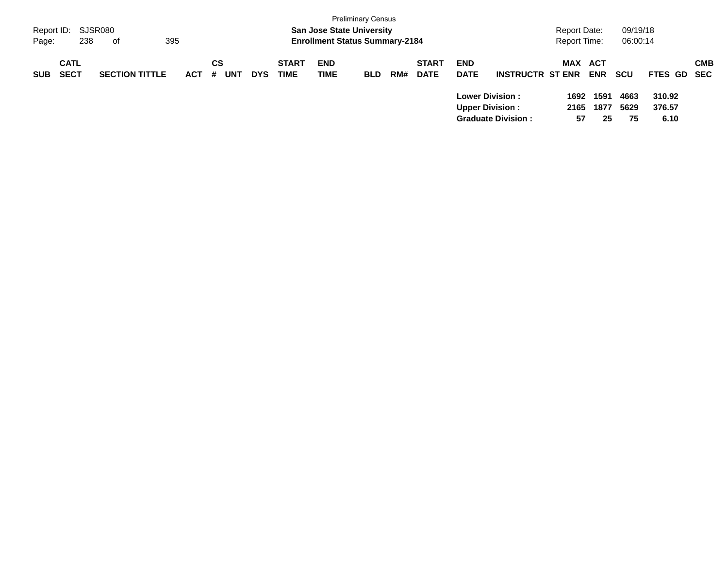Preliminary Census

**San Jose State University**

**Enrollment Status Summary-2184**

Report ID: SJSR080

Report Date: 09/19/18

Report Time: 06:00:14

| SUB | CATL SECT | SECTION TITTLE | ACT | CS # | UNT | DYS | START TIME | END TIME | BLD | RM# | START DATE | END DATE | INSTRUCTR | ST | MAX ENR | ACT ENR | SCU | FTES | GD | CMB SEC |
|---|---|---|---|---|---|---|---|---|---|---|---|---|---|---|---|---|---|---|---|---|
| | | | | | | | | | | | | **Lower Division :** | | | **1692** | **1591** | **4663** | **310.92** | | |
| | | | | | | | | | | | | **Upper Division :** | | | **2165** | **1877** | **5629** | **376.57** | | |
| | | | | | | | | | | | | **Graduate Division :** | | | **57** | **25** | **75** | **6.10** | | |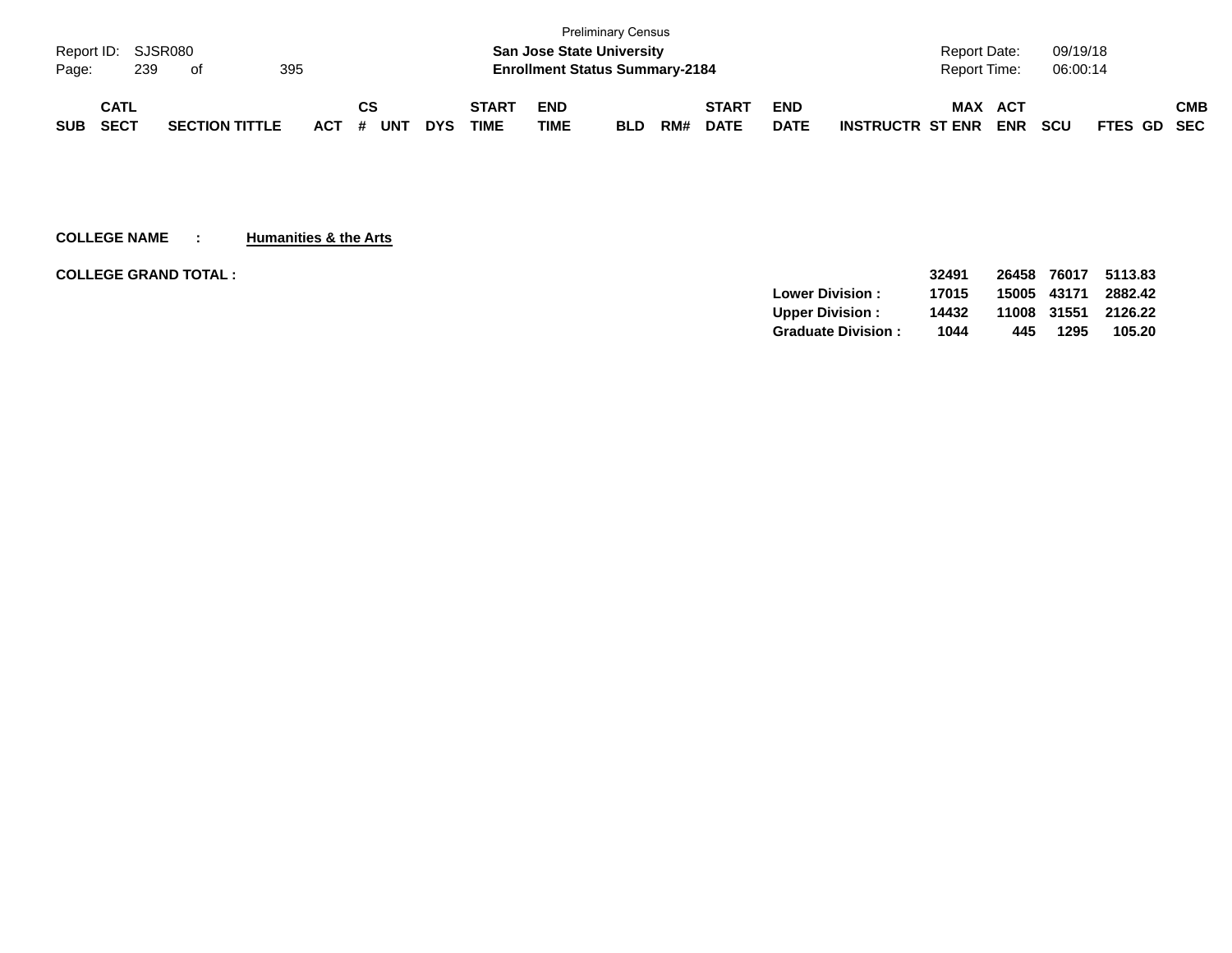Preliminary Census

Report ID: SJSR080

**San Jose State University**

**Enrollment Status Summary-2184**

Report Date: 09/19/18

Report Time: 06:00:14

| SUB | CATL SECT | SECTION TITTLE | ACT | CS # | UNT | DYS | START TIME | END TIME | BLD | RM# | START DATE | END DATE | INSTRUCTR | MAX ST ENR | ACT ENR | SCU | FTES | GD | CMB SEC |
|---|---|---|---|---|---|---|---|---|---|---|---|---|---|---|---|---|---|---|---|

**COLLEGE NAME : Humanities & the Arts**

**COLLEGE GRAND TOTAL :**

| | MAX ST ENR | ACT ENR | SCU | FTES |
|---|---|---|---|---|
| | **32491** | **26458** | **76017** | **5113.83** |
| **Lower Division :** | **17015** | **15005** | **43171** | **2882.42** |
| **Upper Division :** | **14432** | **11008** | **31551** | **2126.22** |
| **Graduate Division :** | **1044** | **445** | **1295** | **105.20** |